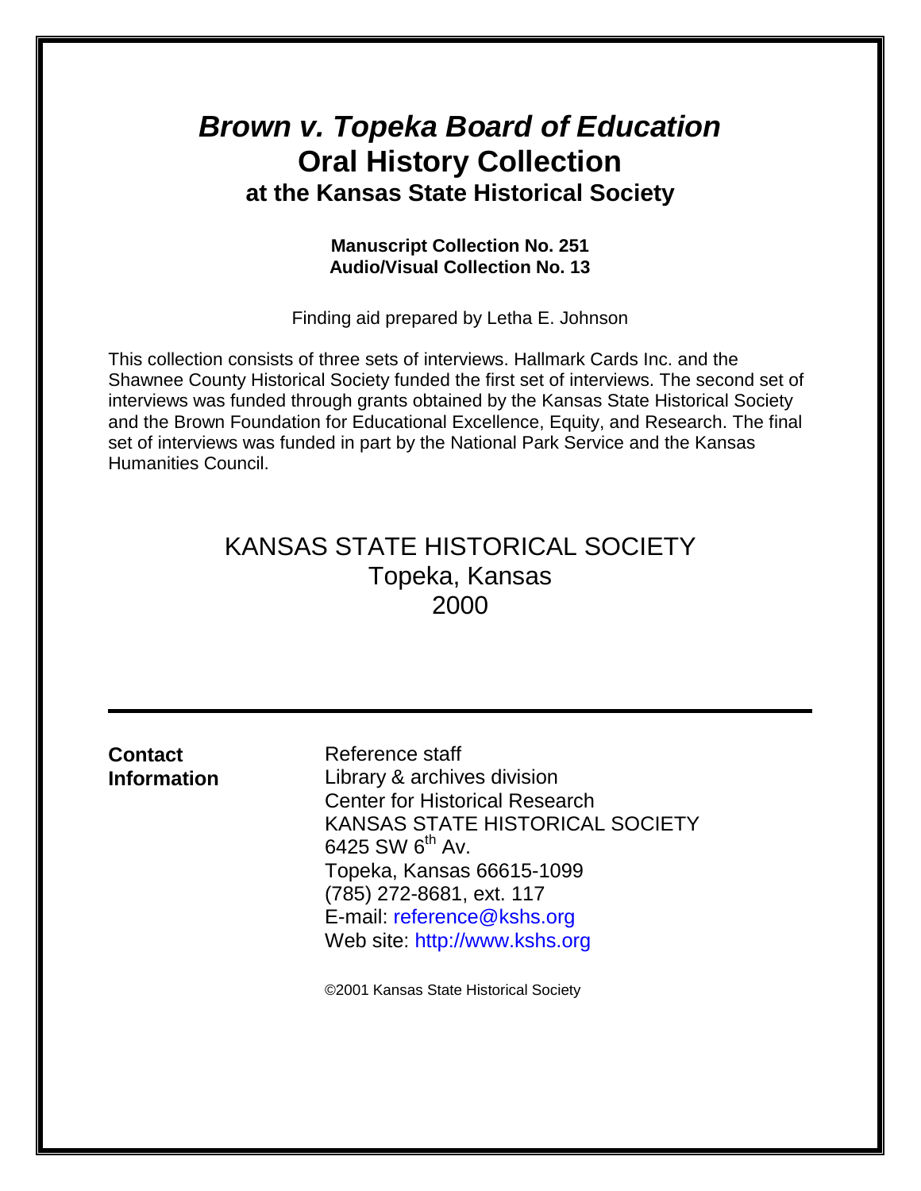# *Brown v. Topeka Board of Education*
# Oral History Collection
## at the Kansas State Historical Society

**Manuscript Collection No. 251**
**Audio/Visual Collection No. 13**

Finding aid prepared by Letha E. Johnson

This collection consists of three sets of interviews. Hallmark Cards Inc. and the Shawnee County Historical Society funded the first set of interviews. The second set of interviews was funded through grants obtained by the Kansas State Historical Society and the Brown Foundation for Educational Excellence, Equity, and Research. The final set of interviews was funded in part by the National Park Service and the Kansas Humanities Council.

KANSAS STATE HISTORICAL SOCIETY
Topeka, Kansas
2000

---

**Contact Information**

Reference staff
Library & archives division
Center for Historical Research
KANSAS STATE HISTORICAL SOCIETY
6425 SW 6th Av.
Topeka, Kansas 66615-1099
(785) 272-8681, ext. 117
E-mail: reference@kshs.org
Web site: http://www.kshs.org

©2001 Kansas State Historical Society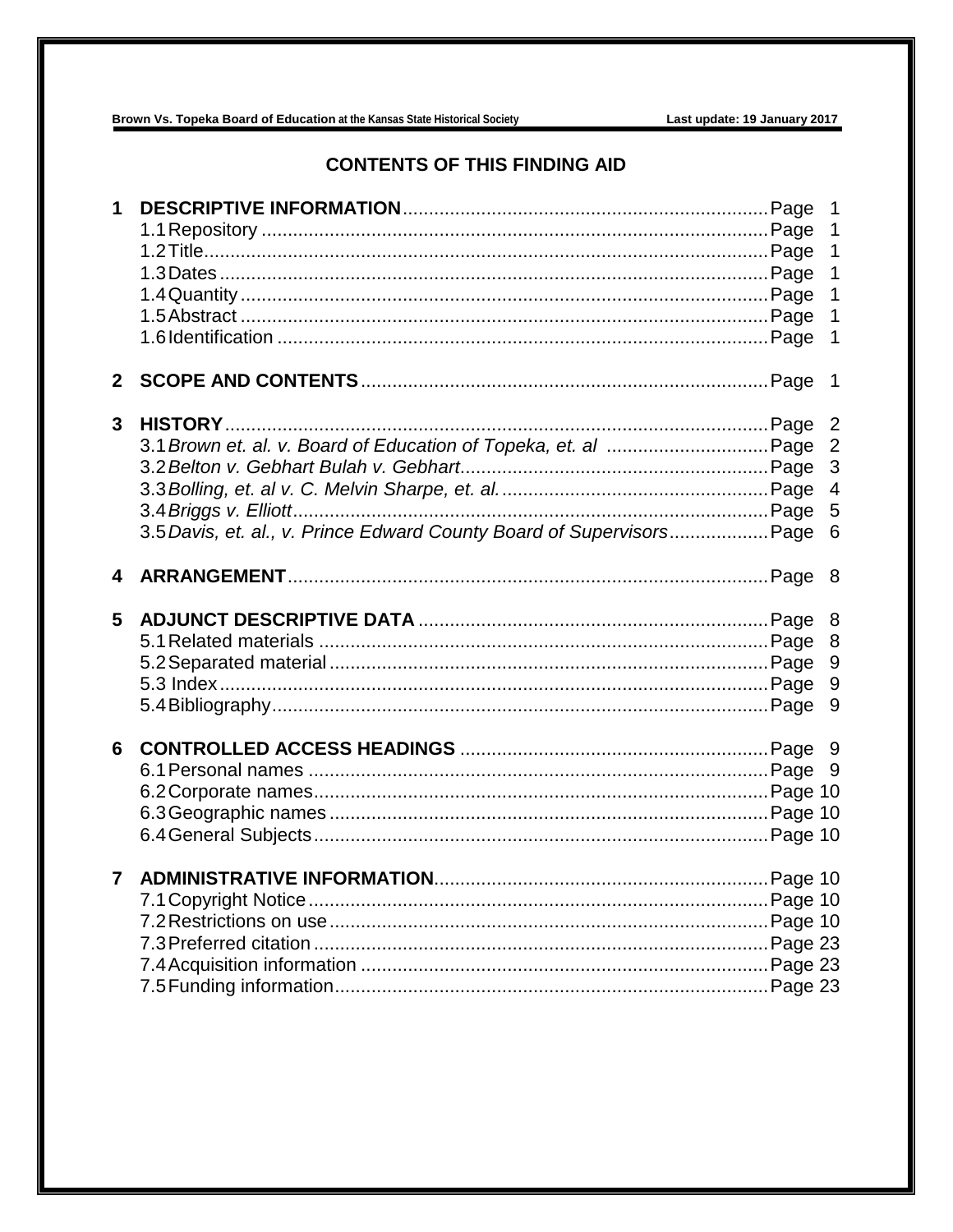## CONTENTS OF THIS FINDING AID

**1 DESCRIPTIVE INFORMATION** .......... Page 1
- 1.1 Repository .......... Page 1
- 1.2 Title .......... Page 1
- 1.3 Dates .......... Page 1
- 1.4 Quantity .......... Page 1
- 1.5 Abstract .......... Page 1
- 1.6 Identification .......... Page 1

**2 SCOPE AND CONTENTS** .......... Page 1

**3 HISTORY** .......... Page 2
- 3.1 *Brown et. al. v. Board of Education of Topeka, et. al* .......... Page 2
- 3.2 *Belton v. Gebhart Bulah v. Gebhart* .......... Page 3
- 3.3 *Bolling, et. al v. C. Melvin Sharpe, et. al.* .......... Page 4
- 3.4 *Briggs v. Elliott* .......... Page 5
- 3.5 *Davis, et. al., v. Prince Edward County Board of Supervisors* .......... Page 6

**4 ARRANGEMENT** .......... Page 8

**5 ADJUNCT DESCRIPTIVE DATA** .......... Page 8
- 5.1 Related materials .......... Page 8
- 5.2 Separated material .......... Page 9
- 5.3 Index .......... Page 9
- 5.4 Bibliography .......... Page 9

**6 CONTROLLED ACCESS HEADINGS** .......... Page 9
- 6.1 Personal names .......... Page 9
- 6.2 Corporate names .......... Page 10
- 6.3 Geographic names .......... Page 10
- 6.4 General Subjects .......... Page 10

**7 ADMINISTRATIVE INFORMATION** .......... Page 10
- 7.1 Copyright Notice .......... Page 10
- 7.2 Restrictions on use .......... Page 10
- 7.3 Preferred citation .......... Page 23
- 7.4 Acquisition information .......... Page 23
- 7.5 Funding information .......... Page 23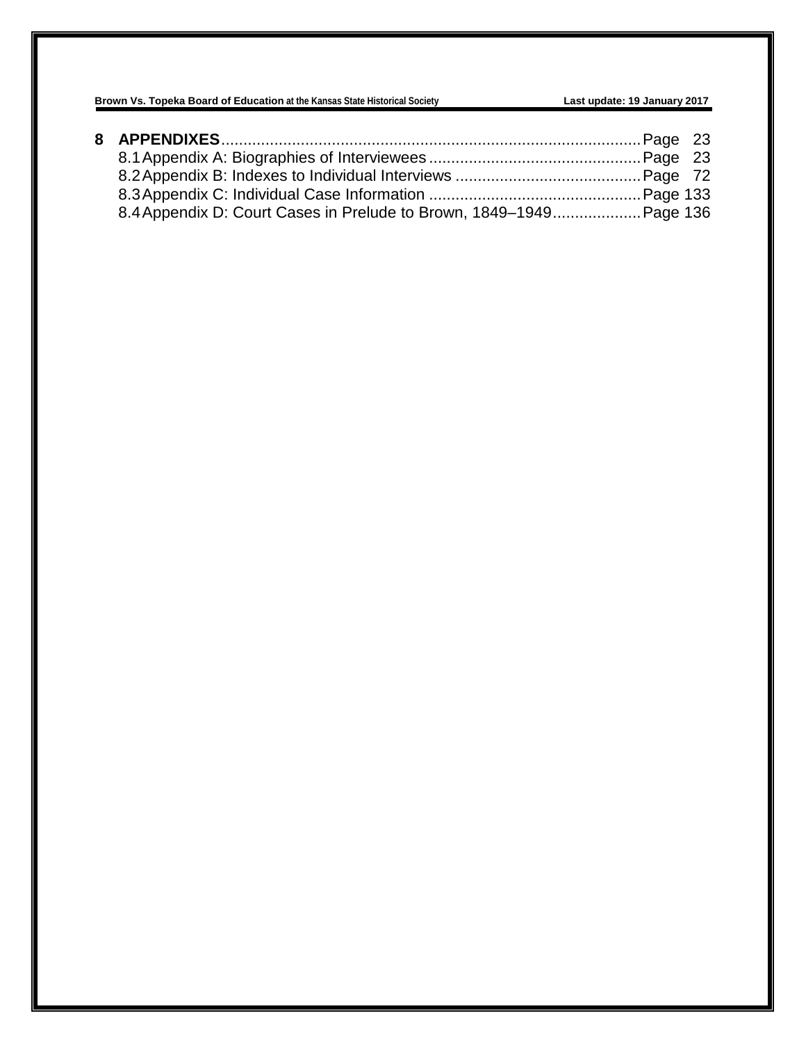**8 APPENDIXES** ............................................................................................. Page 23

8.1 Appendix A: Biographies of Interviewees ............................................... Page 23

8.2 Appendix B: Indexes to Individual Interviews ......................................... Page 72

8.3 Appendix C: Individual Case Information ............................................... Page 133

8.4 Appendix D: Court Cases in Prelude to Brown, 1849–1949 .................... Page 136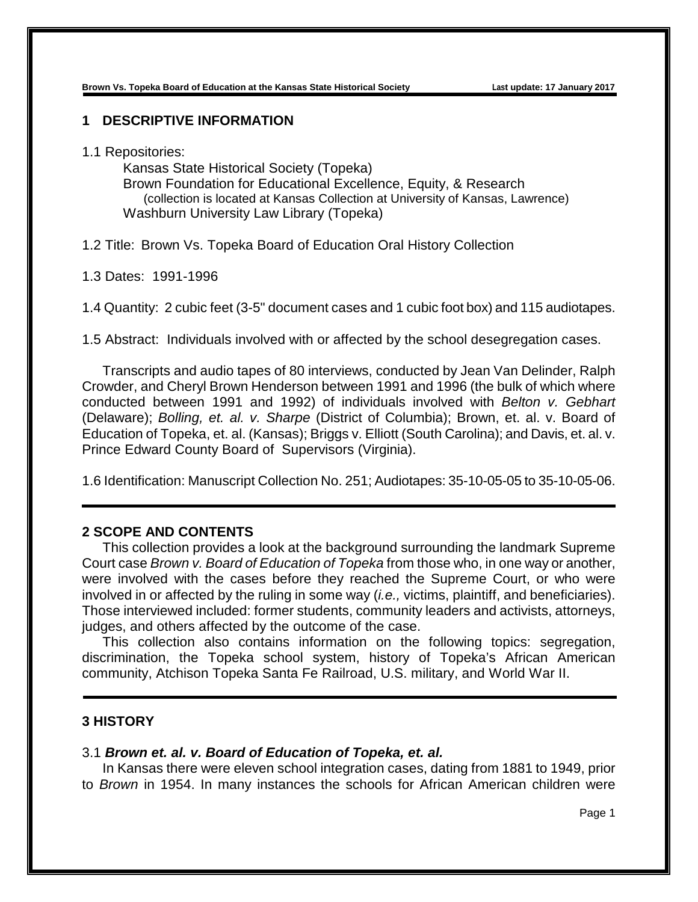## 1 DESCRIPTIVE INFORMATION

1.1 Repositories:

Kansas State Historical Society (Topeka)
Brown Foundation for Educational Excellence, Equity, & Research
(collection is located at Kansas Collection at University of Kansas, Lawrence)
Washburn University Law Library (Topeka)

1.2 Title: Brown Vs. Topeka Board of Education Oral History Collection

1.3 Dates: 1991-1996

1.4 Quantity: 2 cubic feet (3-5" document cases and 1 cubic foot box) and 115 audiotapes.

1.5 Abstract: Individuals involved with or affected by the school desegregation cases.

Transcripts and audio tapes of 80 interviews, conducted by Jean Van Delinder, Ralph Crowder, and Cheryl Brown Henderson between 1991 and 1996 (the bulk of which where conducted between 1991 and 1992) of individuals involved with *Belton v. Gebhart* (Delaware); *Bolling, et. al. v. Sharpe* (District of Columbia); Brown, et. al. v. Board of Education of Topeka, et. al. (Kansas); Briggs v. Elliott (South Carolina); and Davis, et. al. v. Prince Edward County Board of Supervisors (Virginia).

1.6 Identification: Manuscript Collection No. 251; Audiotapes: 35-10-05-05 to 35-10-05-06.

## 2 SCOPE AND CONTENTS

This collection provides a look at the background surrounding the landmark Supreme Court case *Brown v. Board of Education of Topeka* from those who, in one way or another, were involved with the cases before they reached the Supreme Court, or who were involved in or affected by the ruling in some way (*i.e.,* victims, plaintiff, and beneficiaries). Those interviewed included: former students, community leaders and activists, attorneys, judges, and others affected by the outcome of the case.

This collection also contains information on the following topics: segregation, discrimination, the Topeka school system, history of Topeka's African American community, Atchison Topeka Santa Fe Railroad, U.S. military, and World War II.

## 3 HISTORY

### 3.1 *Brown et. al. v. Board of Education of Topeka, et. al.*

In Kansas there were eleven school integration cases, dating from 1881 to 1949, prior to *Brown* in 1954. In many instances the schools for African American children were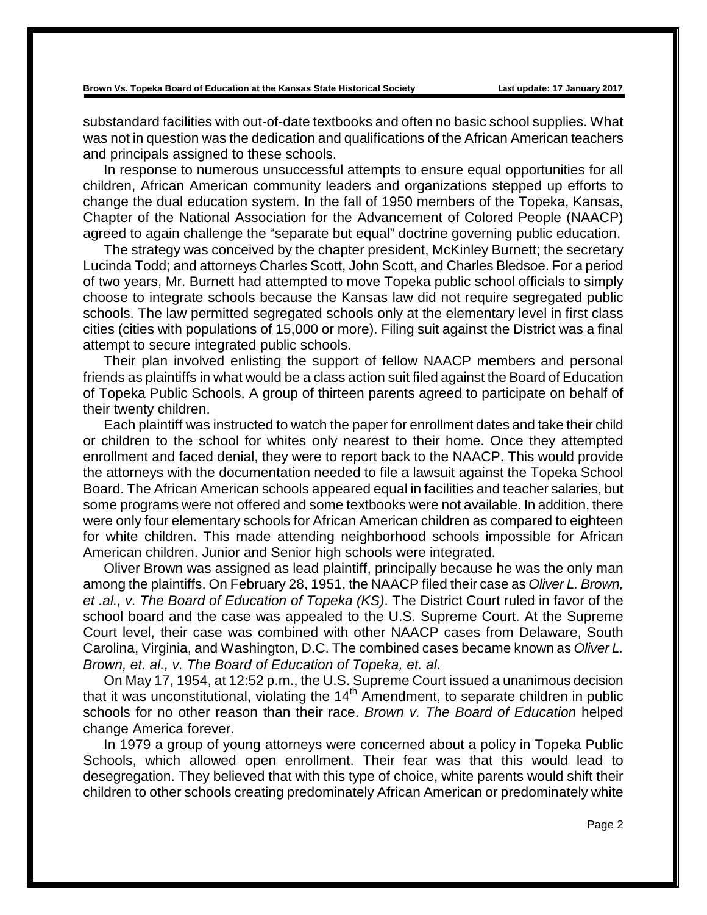substandard facilities with out-of-date textbooks and often no basic school supplies. What was not in question was the dedication and qualifications of the African American teachers and principals assigned to these schools.

In response to numerous unsuccessful attempts to ensure equal opportunities for all children, African American community leaders and organizations stepped up efforts to change the dual education system. In the fall of 1950 members of the Topeka, Kansas, Chapter of the National Association for the Advancement of Colored People (NAACP) agreed to again challenge the "separate but equal" doctrine governing public education.

The strategy was conceived by the chapter president, McKinley Burnett; the secretary Lucinda Todd; and attorneys Charles Scott, John Scott, and Charles Bledsoe. For a period of two years, Mr. Burnett had attempted to move Topeka public school officials to simply choose to integrate schools because the Kansas law did not require segregated public schools. The law permitted segregated schools only at the elementary level in first class cities (cities with populations of 15,000 or more). Filing suit against the District was a final attempt to secure integrated public schools.

Their plan involved enlisting the support of fellow NAACP members and personal friends as plaintiffs in what would be a class action suit filed against the Board of Education of Topeka Public Schools. A group of thirteen parents agreed to participate on behalf of their twenty children.

Each plaintiff was instructed to watch the paper for enrollment dates and take their child or children to the school for whites only nearest to their home. Once they attempted enrollment and faced denial, they were to report back to the NAACP. This would provide the attorneys with the documentation needed to file a lawsuit against the Topeka School Board. The African American schools appeared equal in facilities and teacher salaries, but some programs were not offered and some textbooks were not available. In addition, there were only four elementary schools for African American children as compared to eighteen for white children. This made attending neighborhood schools impossible for African American children. Junior and Senior high schools were integrated.

Oliver Brown was assigned as lead plaintiff, principally because he was the only man among the plaintiffs. On February 28, 1951, the NAACP filed their case as *Oliver L. Brown, et .al., v. The Board of Education of Topeka (KS)*. The District Court ruled in favor of the school board and the case was appealed to the U.S. Supreme Court. At the Supreme Court level, their case was combined with other NAACP cases from Delaware, South Carolina, Virginia, and Washington, D.C. The combined cases became known as *Oliver L. Brown, et. al., v. The Board of Education of Topeka, et. al*.

On May 17, 1954, at 12:52 p.m., the U.S. Supreme Court issued a unanimous decision that it was unconstitutional, violating the 14th Amendment, to separate children in public schools for no other reason than their race. *Brown v. The Board of Education* helped change America forever.

In 1979 a group of young attorneys were concerned about a policy in Topeka Public Schools, which allowed open enrollment. Their fear was that this would lead to desegregation. They believed that with this type of choice, white parents would shift their children to other schools creating predominately African American or predominately white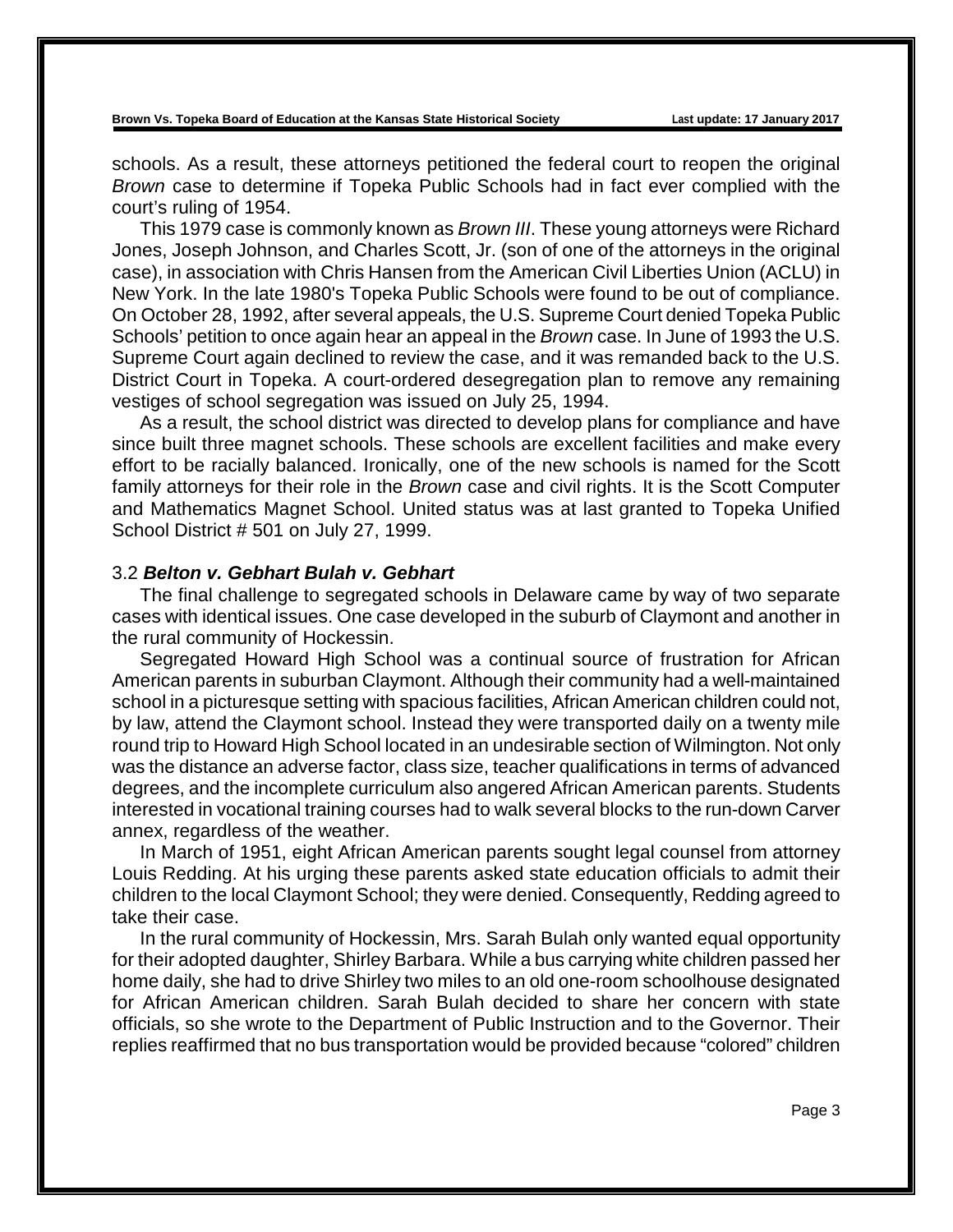schools. As a result, these attorneys petitioned the federal court to reopen the original *Brown* case to determine if Topeka Public Schools had in fact ever complied with the court's ruling of 1954.

This 1979 case is commonly known as *Brown III*. These young attorneys were Richard Jones, Joseph Johnson, and Charles Scott, Jr. (son of one of the attorneys in the original case), in association with Chris Hansen from the American Civil Liberties Union (ACLU) in New York. In the late 1980's Topeka Public Schools were found to be out of compliance. On October 28, 1992, after several appeals, the U.S. Supreme Court denied Topeka Public Schools' petition to once again hear an appeal in the *Brown* case. In June of 1993 the U.S. Supreme Court again declined to review the case, and it was remanded back to the U.S. District Court in Topeka. A court-ordered desegregation plan to remove any remaining vestiges of school segregation was issued on July 25, 1994.

As a result, the school district was directed to develop plans for compliance and have since built three magnet schools. These schools are excellent facilities and make every effort to be racially balanced. Ironically, one of the new schools is named for the Scott family attorneys for their role in the *Brown* case and civil rights. It is the Scott Computer and Mathematics Magnet School. United status was at last granted to Topeka Unified School District # 501 on July 27, 1999.

### 3.2 *Belton v. Gebhart Bulah v. Gebhart*

The final challenge to segregated schools in Delaware came by way of two separate cases with identical issues. One case developed in the suburb of Claymont and another in the rural community of Hockessin.

Segregated Howard High School was a continual source of frustration for African American parents in suburban Claymont. Although their community had a well-maintained school in a picturesque setting with spacious facilities, African American children could not, by law, attend the Claymont school. Instead they were transported daily on a twenty mile round trip to Howard High School located in an undesirable section of Wilmington. Not only was the distance an adverse factor, class size, teacher qualifications in terms of advanced degrees, and the incomplete curriculum also angered African American parents. Students interested in vocational training courses had to walk several blocks to the run-down Carver annex, regardless of the weather.

In March of 1951, eight African American parents sought legal counsel from attorney Louis Redding. At his urging these parents asked state education officials to admit their children to the local Claymont School; they were denied. Consequently, Redding agreed to take their case.

In the rural community of Hockessin, Mrs. Sarah Bulah only wanted equal opportunity for their adopted daughter, Shirley Barbara. While a bus carrying white children passed her home daily, she had to drive Shirley two miles to an old one-room schoolhouse designated for African American children. Sarah Bulah decided to share her concern with state officials, so she wrote to the Department of Public Instruction and to the Governor. Their replies reaffirmed that no bus transportation would be provided because "colored" children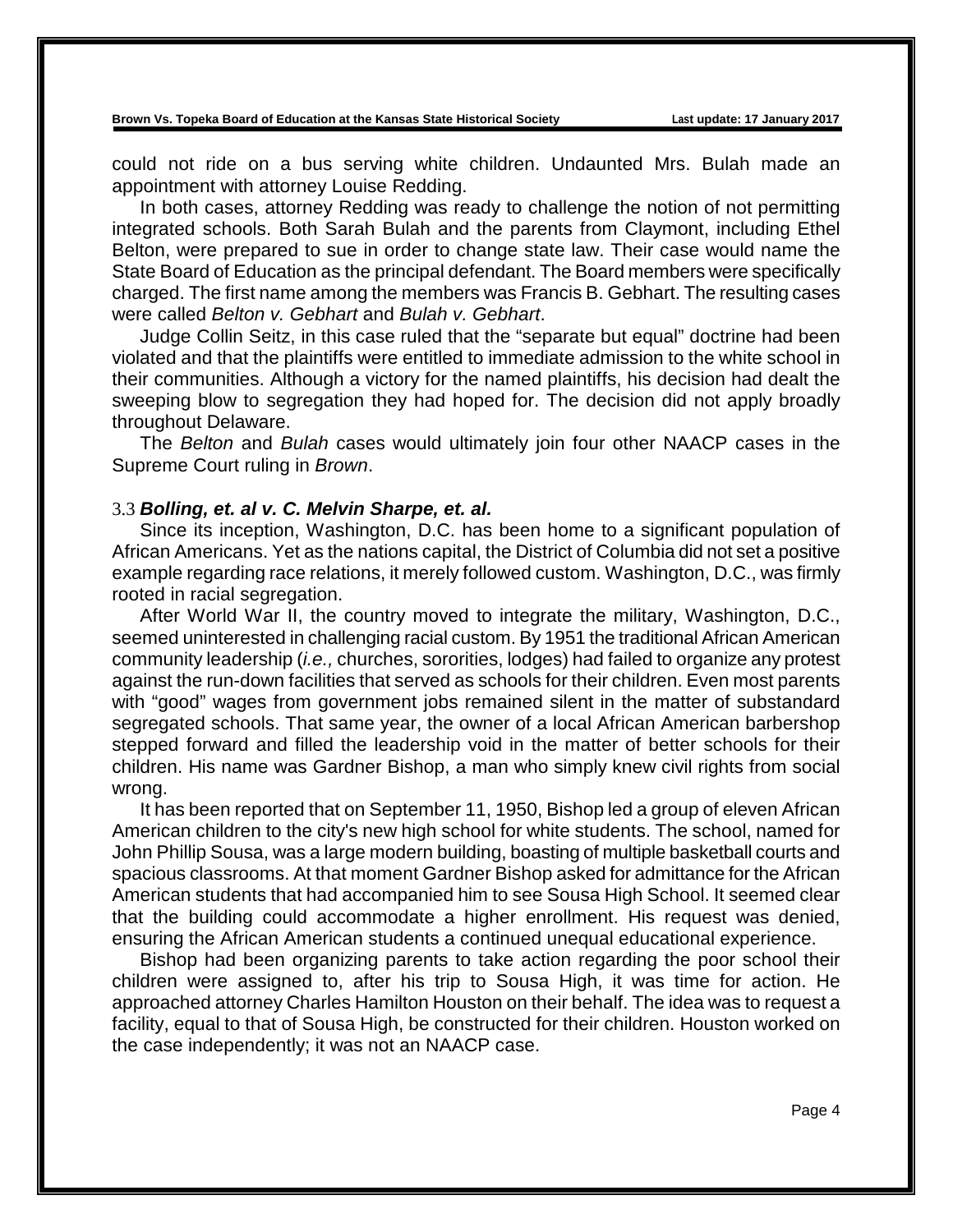could not ride on a bus serving white children. Undaunted Mrs. Bulah made an appointment with attorney Louise Redding.

In both cases, attorney Redding was ready to challenge the notion of not permitting integrated schools. Both Sarah Bulah and the parents from Claymont, including Ethel Belton, were prepared to sue in order to change state law. Their case would name the State Board of Education as the principal defendant. The Board members were specifically charged. The first name among the members was Francis B. Gebhart. The resulting cases were called *Belton v. Gebhart* and *Bulah v. Gebhart*.

Judge Collin Seitz, in this case ruled that the "separate but equal" doctrine had been violated and that the plaintiffs were entitled to immediate admission to the white school in their communities. Although a victory for the named plaintiffs, his decision had dealt the sweeping blow to segregation they had hoped for. The decision did not apply broadly throughout Delaware.

The *Belton* and *Bulah* cases would ultimately join four other NAACP cases in the Supreme Court ruling in *Brown*.

### 3.3 *Bolling, et. al v. C. Melvin Sharpe, et. al.*

Since its inception, Washington, D.C. has been home to a significant population of African Americans. Yet as the nations capital, the District of Columbia did not set a positive example regarding race relations, it merely followed custom. Washington, D.C., was firmly rooted in racial segregation.

After World War II, the country moved to integrate the military, Washington, D.C., seemed uninterested in challenging racial custom. By 1951 the traditional African American community leadership (*i.e.,* churches, sororities, lodges) had failed to organize any protest against the run-down facilities that served as schools for their children. Even most parents with "good" wages from government jobs remained silent in the matter of substandard segregated schools. That same year, the owner of a local African American barbershop stepped forward and filled the leadership void in the matter of better schools for their children. His name was Gardner Bishop, a man who simply knew civil rights from social wrong.

It has been reported that on September 11, 1950, Bishop led a group of eleven African American children to the city's new high school for white students. The school, named for John Phillip Sousa, was a large modern building, boasting of multiple basketball courts and spacious classrooms. At that moment Gardner Bishop asked for admittance for the African American students that had accompanied him to see Sousa High School. It seemed clear that the building could accommodate a higher enrollment. His request was denied, ensuring the African American students a continued unequal educational experience.

Bishop had been organizing parents to take action regarding the poor school their children were assigned to, after his trip to Sousa High, it was time for action. He approached attorney Charles Hamilton Houston on their behalf. The idea was to request a facility, equal to that of Sousa High, be constructed for their children. Houston worked on the case independently; it was not an NAACP case.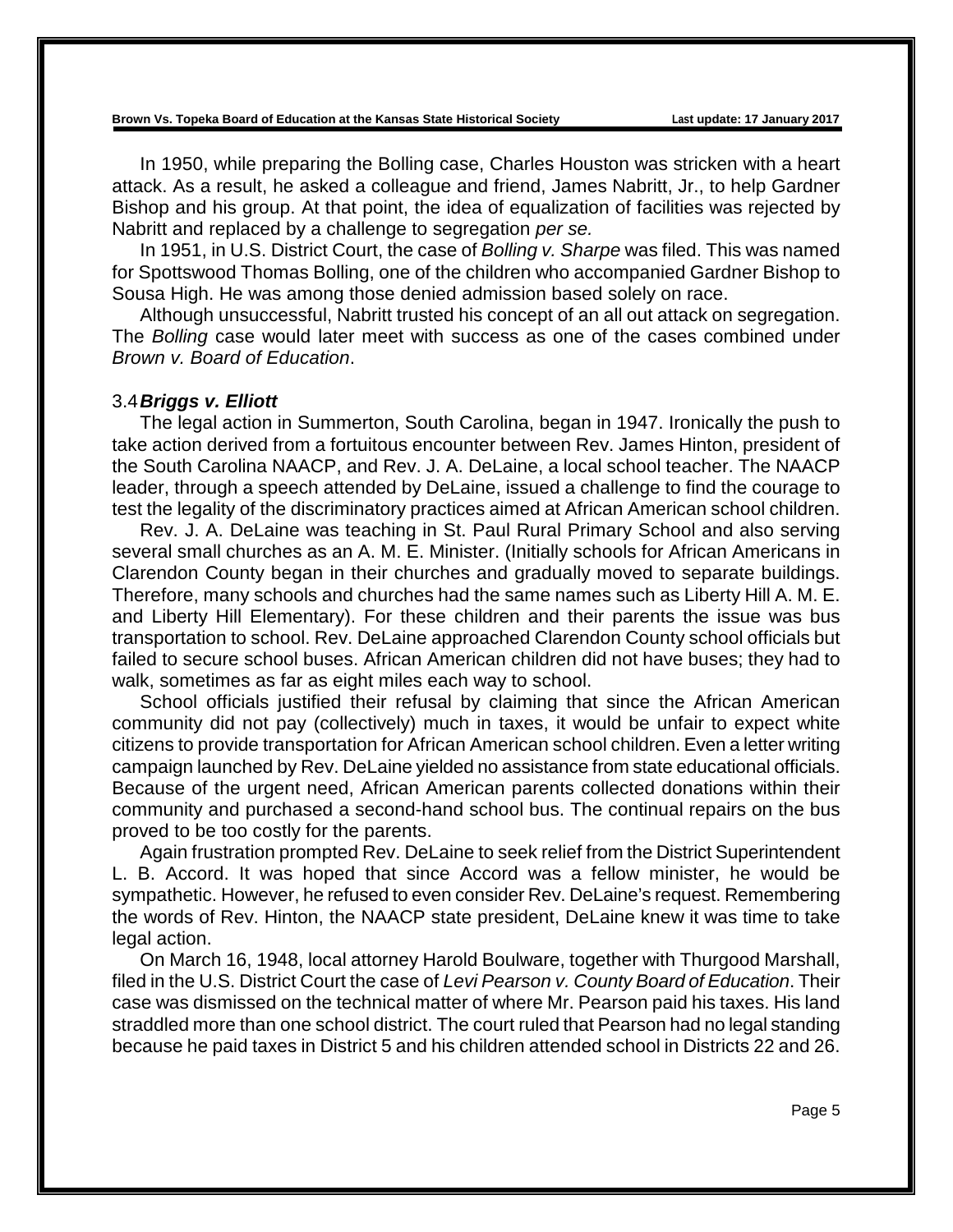In 1950, while preparing the Bolling case, Charles Houston was stricken with a heart attack. As a result, he asked a colleague and friend, James Nabritt, Jr., to help Gardner Bishop and his group. At that point, the idea of equalization of facilities was rejected by Nabritt and replaced by a challenge to segregation *per se.*

In 1951, in U.S. District Court, the case of *Bolling v. Sharpe* was filed. This was named for Spottswood Thomas Bolling, one of the children who accompanied Gardner Bishop to Sousa High. He was among those denied admission based solely on race.

Although unsuccessful, Nabritt trusted his concept of an all out attack on segregation. The *Bolling* case would later meet with success as one of the cases combined under *Brown v. Board of Education*.

### 3.4 *Briggs v. Elliott*

The legal action in Summerton, South Carolina, began in 1947. Ironically the push to take action derived from a fortuitous encounter between Rev. James Hinton, president of the South Carolina NAACP, and Rev. J. A. DeLaine, a local school teacher. The NAACP leader, through a speech attended by DeLaine, issued a challenge to find the courage to test the legality of the discriminatory practices aimed at African American school children.

Rev. J. A. DeLaine was teaching in St. Paul Rural Primary School and also serving several small churches as an A. M. E. Minister. (Initially schools for African Americans in Clarendon County began in their churches and gradually moved to separate buildings. Therefore, many schools and churches had the same names such as Liberty Hill A. M. E. and Liberty Hill Elementary). For these children and their parents the issue was bus transportation to school. Rev. DeLaine approached Clarendon County school officials but failed to secure school buses. African American children did not have buses; they had to walk, sometimes as far as eight miles each way to school.

School officials justified their refusal by claiming that since the African American community did not pay (collectively) much in taxes, it would be unfair to expect white citizens to provide transportation for African American school children. Even a letter writing campaign launched by Rev. DeLaine yielded no assistance from state educational officials. Because of the urgent need, African American parents collected donations within their community and purchased a second-hand school bus. The continual repairs on the bus proved to be too costly for the parents.

Again frustration prompted Rev. DeLaine to seek relief from the District Superintendent L. B. Accord. It was hoped that since Accord was a fellow minister, he would be sympathetic. However, he refused to even consider Rev. DeLaine's request. Remembering the words of Rev. Hinton, the NAACP state president, DeLaine knew it was time to take legal action.

On March 16, 1948, local attorney Harold Boulware, together with Thurgood Marshall, filed in the U.S. District Court the case of *Levi Pearson v. County Board of Education*. Their case was dismissed on the technical matter of where Mr. Pearson paid his taxes. His land straddled more than one school district. The court ruled that Pearson had no legal standing because he paid taxes in District 5 and his children attended school in Districts 22 and 26.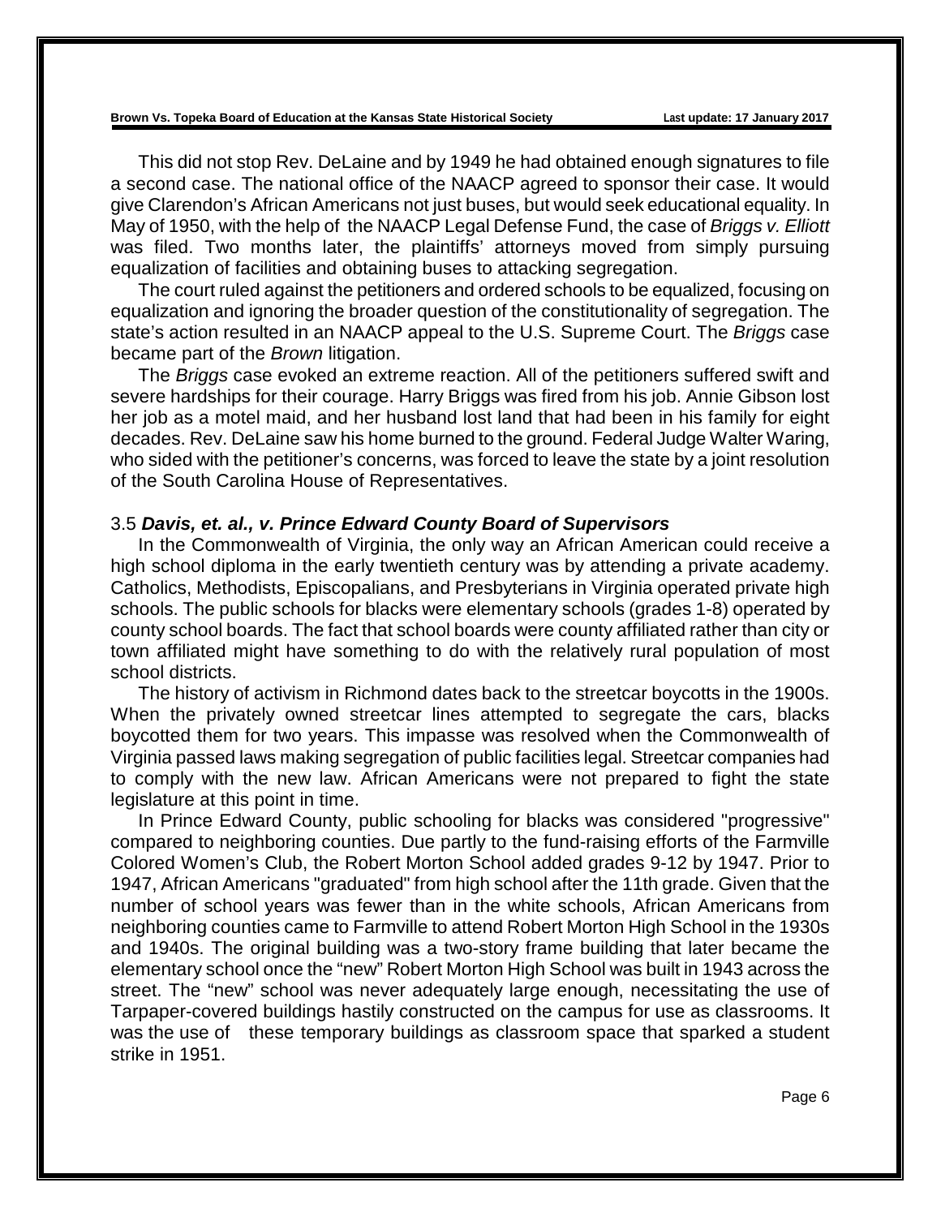This did not stop Rev. DeLaine and by 1949 he had obtained enough signatures to file a second case. The national office of the NAACP agreed to sponsor their case. It would give Clarendon's African Americans not just buses, but would seek educational equality. In May of 1950, with the help of the NAACP Legal Defense Fund, the case of *Briggs v. Elliott* was filed. Two months later, the plaintiffs' attorneys moved from simply pursuing equalization of facilities and obtaining buses to attacking segregation.

The court ruled against the petitioners and ordered schools to be equalized, focusing on equalization and ignoring the broader question of the constitutionality of segregation. The state's action resulted in an NAACP appeal to the U.S. Supreme Court. The *Briggs* case became part of the *Brown* litigation.

The *Briggs* case evoked an extreme reaction. All of the petitioners suffered swift and severe hardships for their courage. Harry Briggs was fired from his job. Annie Gibson lost her job as a motel maid, and her husband lost land that had been in his family for eight decades. Rev. DeLaine saw his home burned to the ground. Federal Judge Walter Waring, who sided with the petitioner's concerns, was forced to leave the state by a joint resolution of the South Carolina House of Representatives.

### 3.5 *Davis, et. al., v. Prince Edward County Board of Supervisors*

In the Commonwealth of Virginia, the only way an African American could receive a high school diploma in the early twentieth century was by attending a private academy. Catholics, Methodists, Episcopalians, and Presbyterians in Virginia operated private high schools. The public schools for blacks were elementary schools (grades 1-8) operated by county school boards. The fact that school boards were county affiliated rather than city or town affiliated might have something to do with the relatively rural population of most school districts.

The history of activism in Richmond dates back to the streetcar boycotts in the 1900s. When the privately owned streetcar lines attempted to segregate the cars, blacks boycotted them for two years. This impasse was resolved when the Commonwealth of Virginia passed laws making segregation of public facilities legal. Streetcar companies had to comply with the new law. African Americans were not prepared to fight the state legislature at this point in time.

In Prince Edward County, public schooling for blacks was considered "progressive" compared to neighboring counties. Due partly to the fund-raising efforts of the Farmville Colored Women's Club, the Robert Morton School added grades 9-12 by 1947. Prior to 1947, African Americans "graduated" from high school after the 11th grade. Given that the number of school years was fewer than in the white schools, African Americans from neighboring counties came to Farmville to attend Robert Morton High School in the 1930s and 1940s. The original building was a two-story frame building that later became the elementary school once the "new" Robert Morton High School was built in 1943 across the street. The "new" school was never adequately large enough, necessitating the use of Tarpaper-covered buildings hastily constructed on the campus for use as classrooms. It was the use of these temporary buildings as classroom space that sparked a student strike in 1951.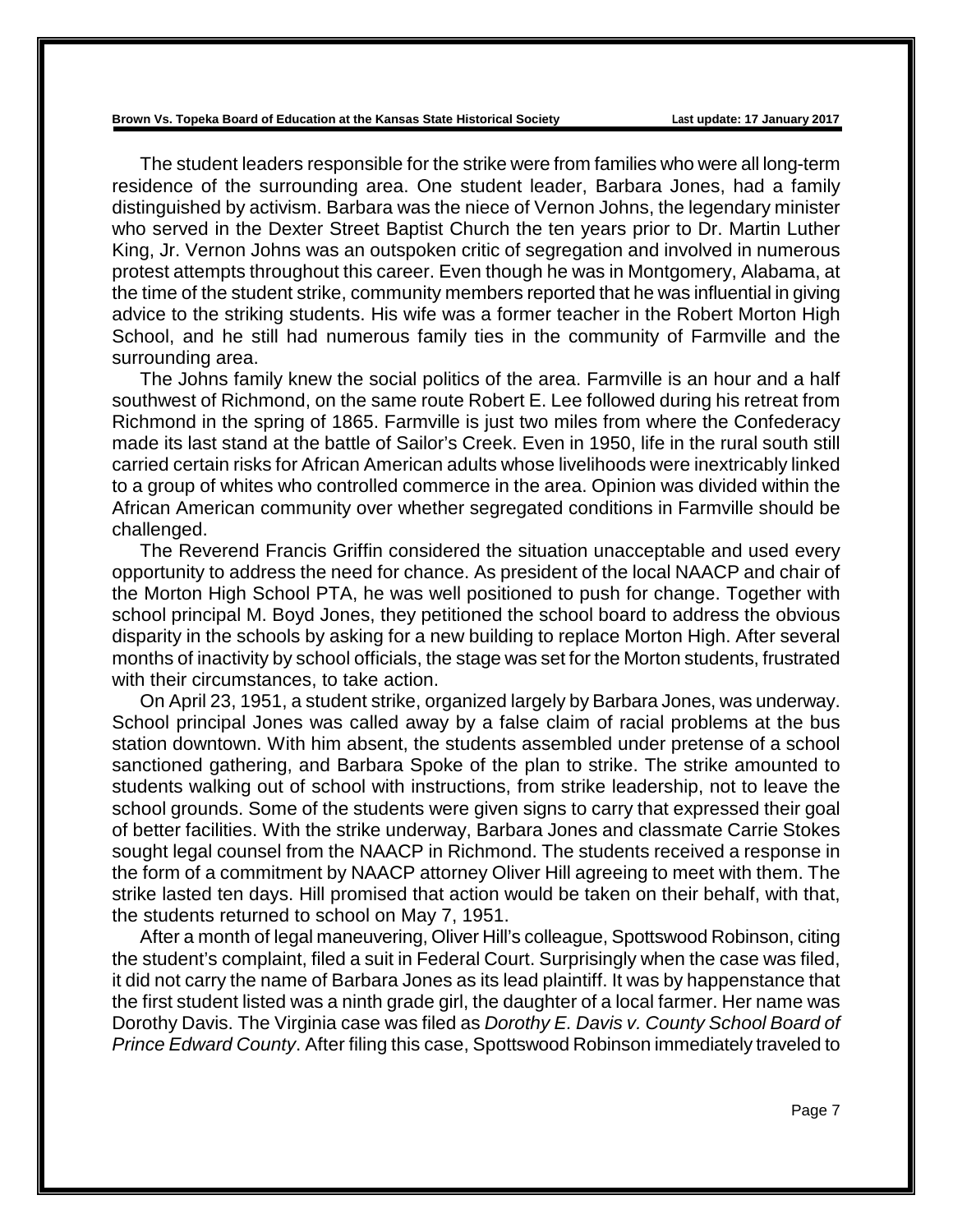The student leaders responsible for the strike were from families who were all long-term residence of the surrounding area. One student leader, Barbara Jones, had a family distinguished by activism. Barbara was the niece of Vernon Johns, the legendary minister who served in the Dexter Street Baptist Church the ten years prior to Dr. Martin Luther King, Jr. Vernon Johns was an outspoken critic of segregation and involved in numerous protest attempts throughout this career. Even though he was in Montgomery, Alabama, at the time of the student strike, community members reported that he was influential in giving advice to the striking students. His wife was a former teacher in the Robert Morton High School, and he still had numerous family ties in the community of Farmville and the surrounding area.

The Johns family knew the social politics of the area. Farmville is an hour and a half southwest of Richmond, on the same route Robert E. Lee followed during his retreat from Richmond in the spring of 1865. Farmville is just two miles from where the Confederacy made its last stand at the battle of Sailor's Creek. Even in 1950, life in the rural south still carried certain risks for African American adults whose livelihoods were inextricably linked to a group of whites who controlled commerce in the area. Opinion was divided within the African American community over whether segregated conditions in Farmville should be challenged.

The Reverend Francis Griffin considered the situation unacceptable and used every opportunity to address the need for chance. As president of the local NAACP and chair of the Morton High School PTA, he was well positioned to push for change. Together with school principal M. Boyd Jones, they petitioned the school board to address the obvious disparity in the schools by asking for a new building to replace Morton High. After several months of inactivity by school officials, the stage was set for the Morton students, frustrated with their circumstances, to take action.

On April 23, 1951, a student strike, organized largely by Barbara Jones, was underway. School principal Jones was called away by a false claim of racial problems at the bus station downtown. With him absent, the students assembled under pretense of a school sanctioned gathering, and Barbara Spoke of the plan to strike. The strike amounted to students walking out of school with instructions, from strike leadership, not to leave the school grounds. Some of the students were given signs to carry that expressed their goal of better facilities. With the strike underway, Barbara Jones and classmate Carrie Stokes sought legal counsel from the NAACP in Richmond. The students received a response in the form of a commitment by NAACP attorney Oliver Hill agreeing to meet with them. The strike lasted ten days. Hill promised that action would be taken on their behalf, with that, the students returned to school on May 7, 1951.

After a month of legal maneuvering, Oliver Hill's colleague, Spottswood Robinson, citing the student's complaint, filed a suit in Federal Court. Surprisingly when the case was filed, it did not carry the name of Barbara Jones as its lead plaintiff. It was by happenstance that the first student listed was a ninth grade girl, the daughter of a local farmer. Her name was Dorothy Davis. The Virginia case was filed as *Dorothy E. Davis v. County School Board of Prince Edward County*. After filing this case, Spottswood Robinson immediately traveled to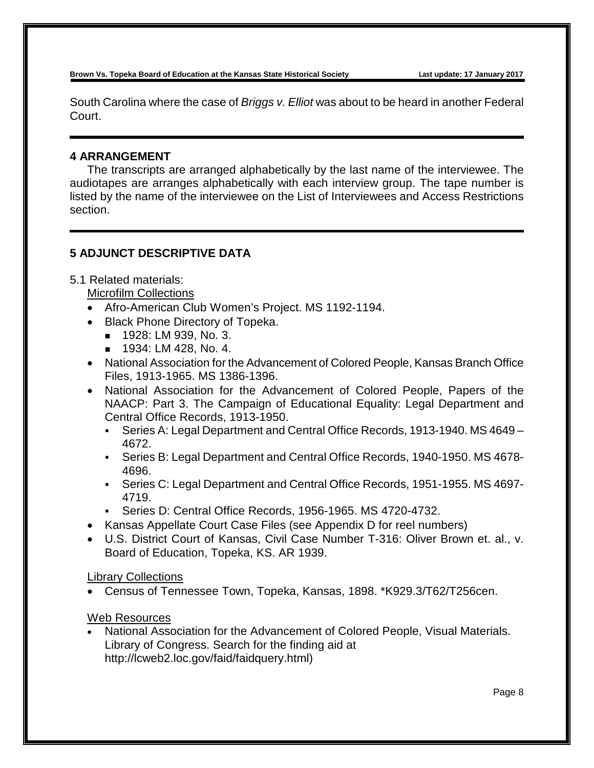South Carolina where the case of *Briggs v. Elliot* was about to be heard in another Federal Court.

## 4 ARRANGEMENT

The transcripts are arranged alphabetically by the last name of the interviewee. The audiotapes are arranges alphabetically with each interview group. The tape number is listed by the name of the interviewee on the List of Interviewees and Access Restrictions section.

## 5 ADJUNCT DESCRIPTIVE DATA

5.1 Related materials:

Microfilm Collections

- Afro-American Club Women's Project. MS 1192-1194.
- Black Phone Directory of Topeka.
  - 1928: LM 939, No. 3.
  - 1934: LM 428, No. 4.
- National Association for the Advancement of Colored People, Kansas Branch Office Files, 1913-1965. MS 1386-1396.
- National Association for the Advancement of Colored People, Papers of the NAACP: Part 3. The Campaign of Educational Equality: Legal Department and Central Office Records, 1913-1950.
  - Series A: Legal Department and Central Office Records, 1913-1940. MS 4649 – 4672.
  - Series B: Legal Department and Central Office Records, 1940-1950. MS 4678-4696.
  - Series C: Legal Department and Central Office Records, 1951-1955. MS 4697-4719.
  - Series D: Central Office Records, 1956-1965. MS 4720-4732.
- Kansas Appellate Court Case Files (see Appendix D for reel numbers)
- U.S. District Court of Kansas, Civil Case Number T-316: Oliver Brown et. al., v. Board of Education, Topeka, KS. AR 1939.

Library Collections

- Census of Tennessee Town, Topeka, Kansas, 1898. *K929.3/T62/T256cen.

Web Resources

- National Association for the Advancement of Colored People, Visual Materials. Library of Congress. Search for the finding aid at http://lcweb2.loc.gov/faid/faidquery.html)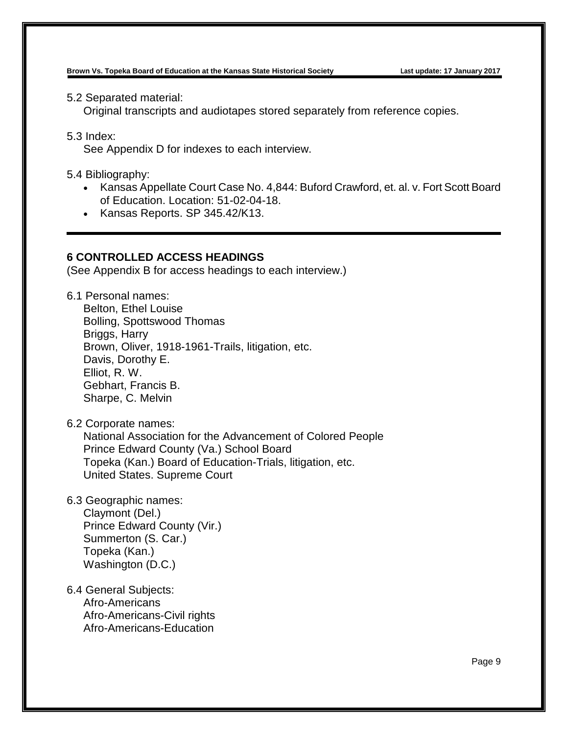5.2 Separated material:

Original transcripts and audiotapes stored separately from reference copies.

5.3 Index:

See Appendix D for indexes to each interview.

5.4 Bibliography:

- Kansas Appellate Court Case No. 4,844: Buford Crawford, et. al. v. Fort Scott Board of Education. Location: 51-02-04-18.
- Kansas Reports. SP 345.42/K13.

## 6 CONTROLLED ACCESS HEADINGS

(See Appendix B for access headings to each interview.)

6.1 Personal names:

Belton, Ethel Louise
Bolling, Spottswood Thomas
Briggs, Harry
Brown, Oliver, 1918-1961-Trails, litigation, etc.
Davis, Dorothy E.
Elliot, R. W.
Gebhart, Francis B.
Sharpe, C. Melvin

6.2 Corporate names:

National Association for the Advancement of Colored People
Prince Edward County (Va.) School Board
Topeka (Kan.) Board of Education-Trials, litigation, etc.
United States. Supreme Court

6.3 Geographic names:

Claymont (Del.)
Prince Edward County (Vir.)
Summerton (S. Car.)
Topeka (Kan.)
Washington (D.C.)

6.4 General Subjects:

Afro-Americans
Afro-Americans-Civil rights
Afro-Americans-Education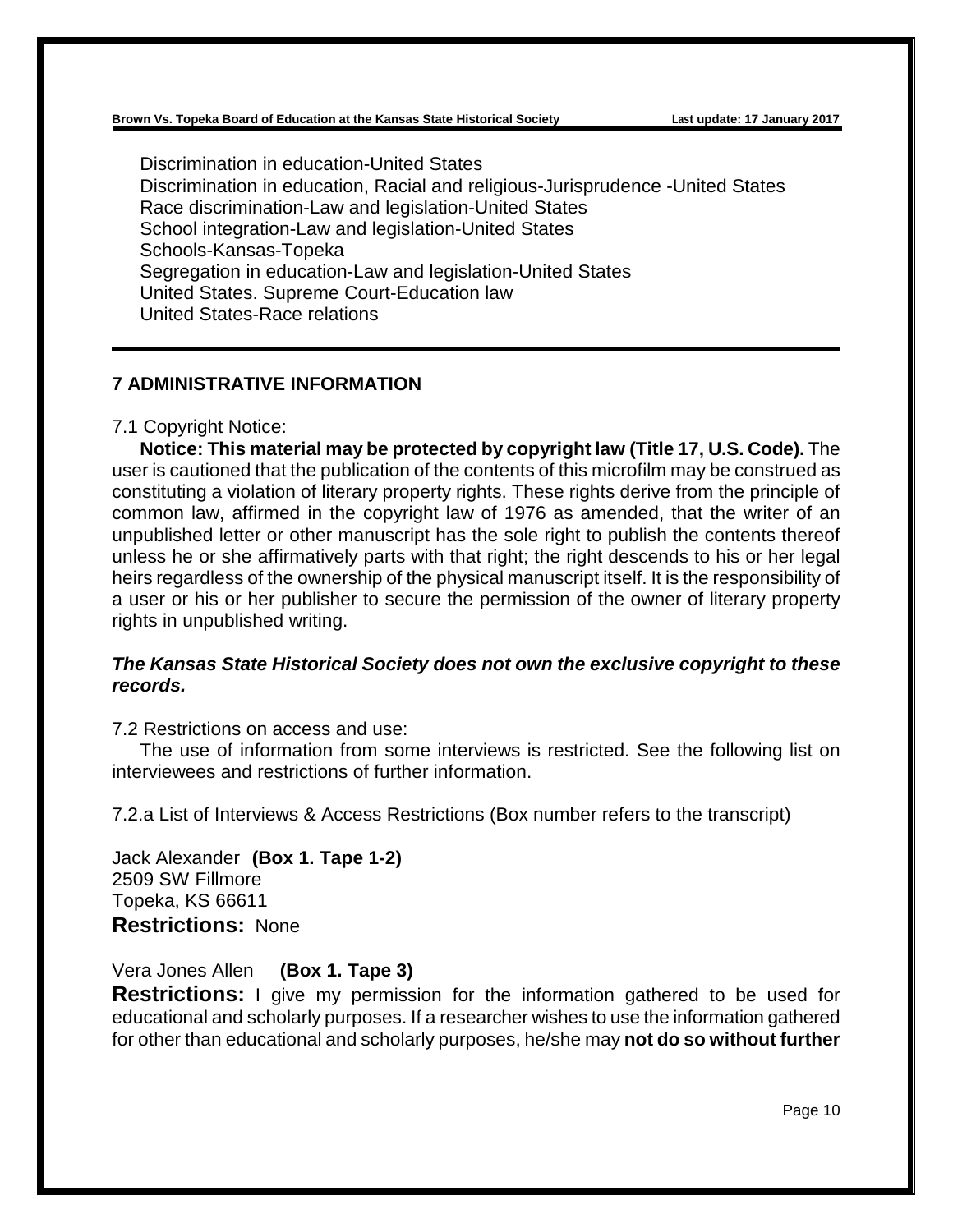Discrimination in education-United States
Discrimination in education, Racial and religious-Jurisprudence -United States
Race discrimination-Law and legislation-United States
School integration-Law and legislation-United States
Schools-Kansas-Topeka
Segregation in education-Law and legislation-United States
United States. Supreme Court-Education law
United States-Race relations

## 7 ADMINISTRATIVE INFORMATION

7.1 Copyright Notice:

**Notice: This material may be protected by copyright law (Title 17, U.S. Code).** The user is cautioned that the publication of the contents of this microfilm may be construed as constituting a violation of literary property rights. These rights derive from the principle of common law, affirmed in the copyright law of 1976 as amended, that the writer of an unpublished letter or other manuscript has the sole right to publish the contents thereof unless he or she affirmatively parts with that right; the right descends to his or her legal heirs regardless of the ownership of the physical manuscript itself. It is the responsibility of a user or his or her publisher to secure the permission of the owner of literary property rights in unpublished writing.

***The Kansas State Historical Society does not own the exclusive copyright to these records.***

7.2 Restrictions on access and use:

The use of information from some interviews is restricted. See the following list on interviewees and restrictions of further information.

7.2.a List of Interviews & Access Restrictions (Box number refers to the transcript)

Jack Alexander **(Box 1. Tape 1-2)**
2509 SW Fillmore
Topeka, KS 66611
**Restrictions:** None

Vera Jones Allen **(Box 1. Tape 3)**
**Restrictions:** I give my permission for the information gathered to be used for educational and scholarly purposes. If a researcher wishes to use the information gathered for other than educational and scholarly purposes, he/she may **not do so without further**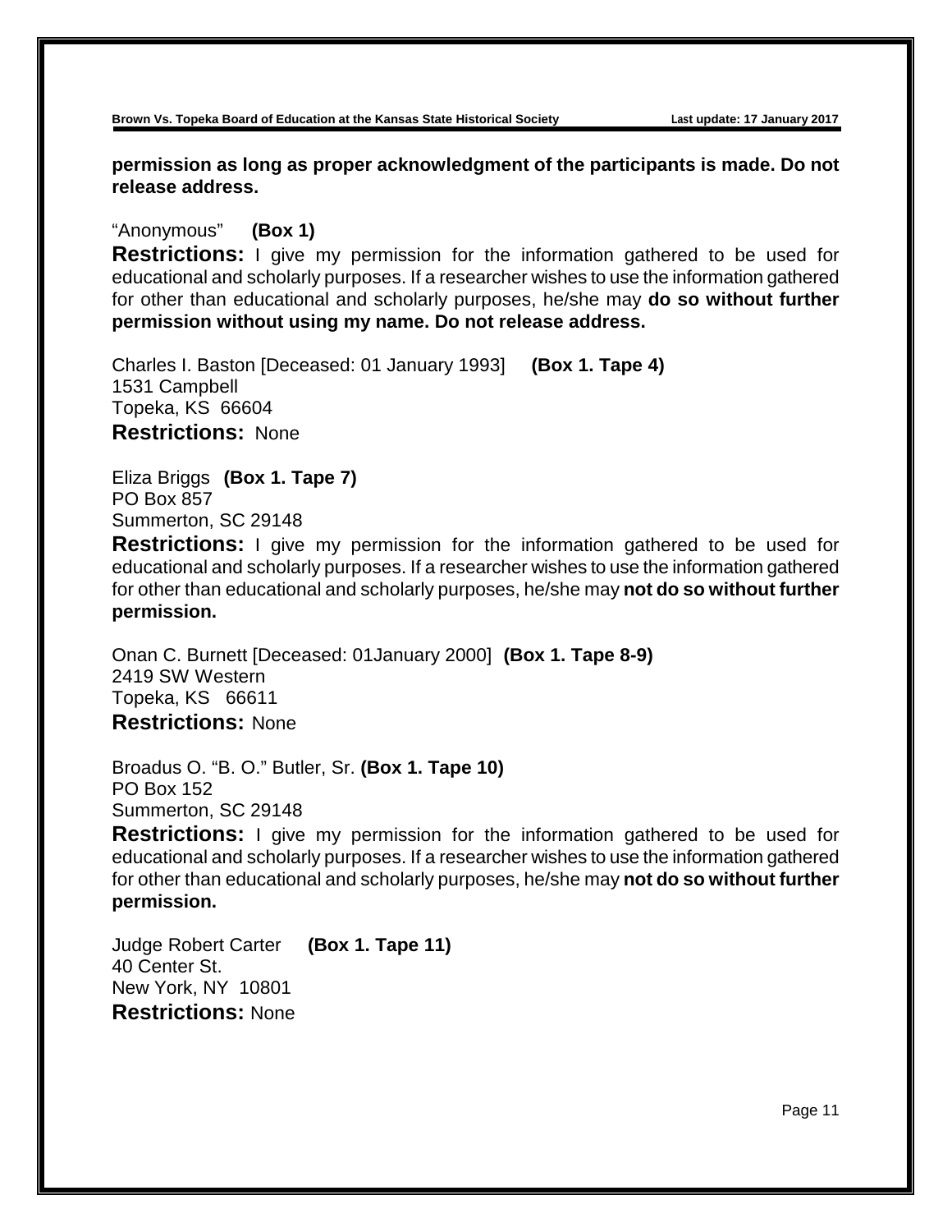**permission as long as proper acknowledgment of the participants is made. Do not release address.**

"Anonymous" **(Box 1)**

**Restrictions:** I give my permission for the information gathered to be used for educational and scholarly purposes. If a researcher wishes to use the information gathered for other than educational and scholarly purposes, he/she may **do so without further permission without using my name. Do not release address.**

Charles I. Baston [Deceased: 01 January 1993] **(Box 1. Tape 4)**
1531 Campbell
Topeka, KS 66604
**Restrictions:** None

Eliza Briggs **(Box 1. Tape 7)**
PO Box 857
Summerton, SC 29148
**Restrictions:** I give my permission for the information gathered to be used for educational and scholarly purposes. If a researcher wishes to use the information gathered for other than educational and scholarly purposes, he/she may **not do so without further permission.**

Onan C. Burnett [Deceased: 01January 2000] **(Box 1. Tape 8-9)**
2419 SW Western
Topeka, KS 66611
**Restrictions:** None

Broadus O. "B. O." Butler, Sr. **(Box 1. Tape 10)**
PO Box 152
Summerton, SC 29148
**Restrictions:** I give my permission for the information gathered to be used for educational and scholarly purposes. If a researcher wishes to use the information gathered for other than educational and scholarly purposes, he/she may **not do so without further permission.**

Judge Robert Carter **(Box 1. Tape 11)**
40 Center St.
New York, NY 10801
**Restrictions:** None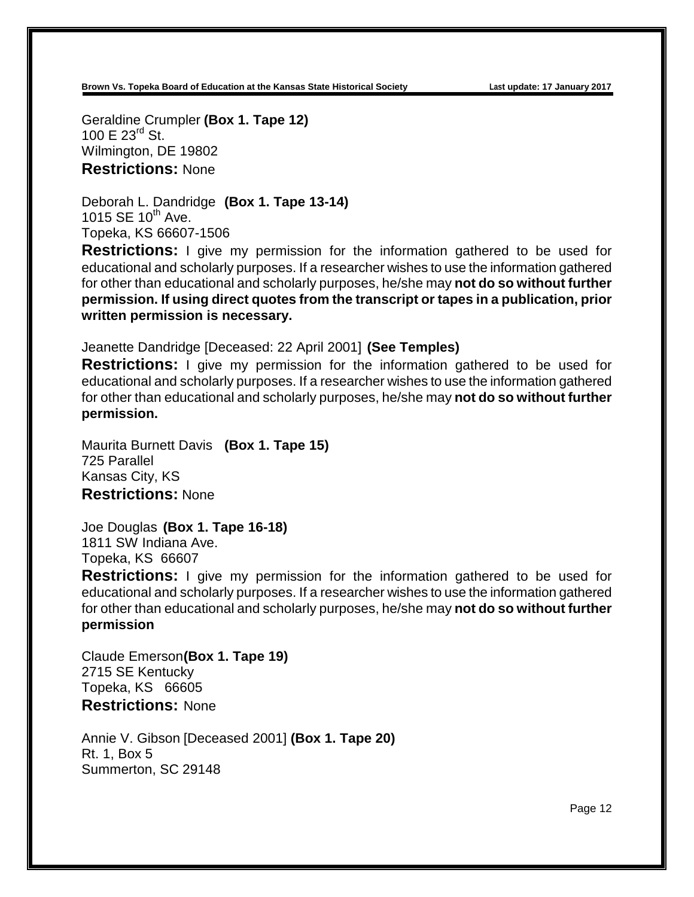Geraldine Crumpler **(Box 1. Tape 12)**
100 E 23rd St.
Wilmington, DE 19802
**Restrictions:** None

Deborah L. Dandridge **(Box 1. Tape 13-14)**
1015 SE 10th Ave.
Topeka, KS 66607-1506
**Restrictions:** I give my permission for the information gathered to be used for educational and scholarly purposes. If a researcher wishes to use the information gathered for other than educational and scholarly purposes, he/she may **not do so without further permission. If using direct quotes from the transcript or tapes in a publication, prior written permission is necessary.**

Jeanette Dandridge [Deceased: 22 April 2001] **(See Temples)**
**Restrictions:** I give my permission for the information gathered to be used for educational and scholarly purposes. If a researcher wishes to use the information gathered for other than educational and scholarly purposes, he/she may **not do so without further permission.**

Maurita Burnett Davis **(Box 1. Tape 15)**
725 Parallel
Kansas City, KS
**Restrictions:** None

Joe Douglas **(Box 1. Tape 16-18)**
1811 SW Indiana Ave.
Topeka, KS 66607
**Restrictions:** I give my permission for the information gathered to be used for educational and scholarly purposes. If a researcher wishes to use the information gathered for other than educational and scholarly purposes, he/she may **not do so without further permission**

Claude Emerson **(Box 1. Tape 19)**
2715 SE Kentucky
Topeka, KS 66605
**Restrictions:** None

Annie V. Gibson [Deceased 2001] **(Box 1. Tape 20)**
Rt. 1, Box 5
Summerton, SC 29148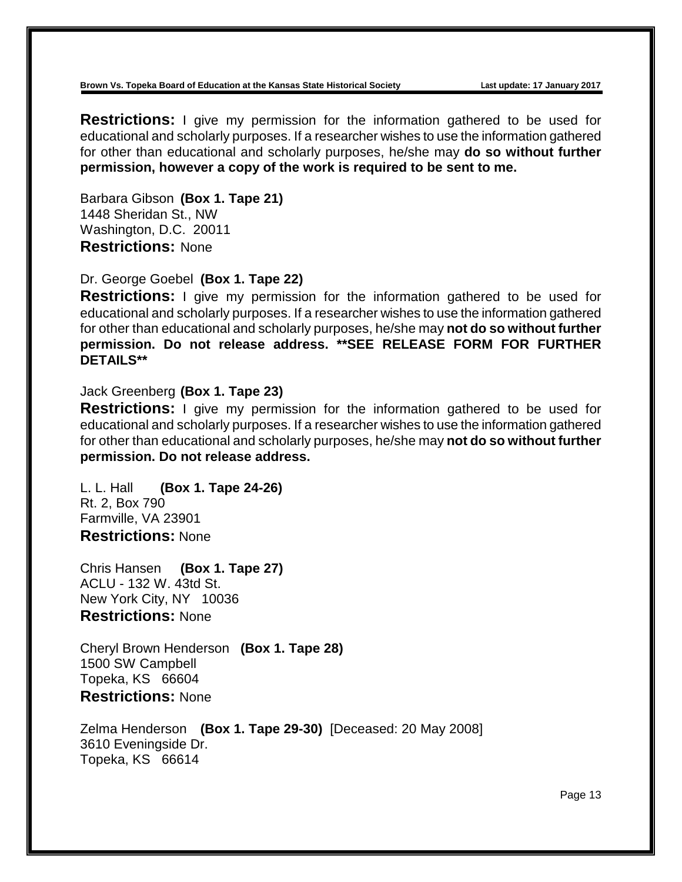**Restrictions:** I give my permission for the information gathered to be used for educational and scholarly purposes. If a researcher wishes to use the information gathered for other than educational and scholarly purposes, he/she may **do so without further permission, however a copy of the work is required to be sent to me.**

Barbara Gibson **(Box 1. Tape 21)**
1448 Sheridan St., NW
Washington, D.C. 20011
**Restrictions:** None

Dr. George Goebel **(Box 1. Tape 22)**
**Restrictions:** I give my permission for the information gathered to be used for educational and scholarly purposes. If a researcher wishes to use the information gathered for other than educational and scholarly purposes, he/she may **not do so without further permission. Do not release address. **SEE RELEASE FORM FOR FURTHER DETAILS****

Jack Greenberg **(Box 1. Tape 23)**
**Restrictions:** I give my permission for the information gathered to be used for educational and scholarly purposes. If a researcher wishes to use the information gathered for other than educational and scholarly purposes, he/she may **not do so without further permission. Do not release address.**

L. L. Hall **(Box 1. Tape 24-26)**
Rt. 2, Box 790
Farmville, VA 23901
**Restrictions:** None

Chris Hansen **(Box 1. Tape 27)**
ACLU - 132 W. 43td St.
New York City, NY 10036
**Restrictions:** None

Cheryl Brown Henderson **(Box 1. Tape 28)**
1500 SW Campbell
Topeka, KS 66604
**Restrictions:** None

Zelma Henderson **(Box 1. Tape 29-30)** [Deceased: 20 May 2008]
3610 Eveningside Dr.
Topeka, KS 66614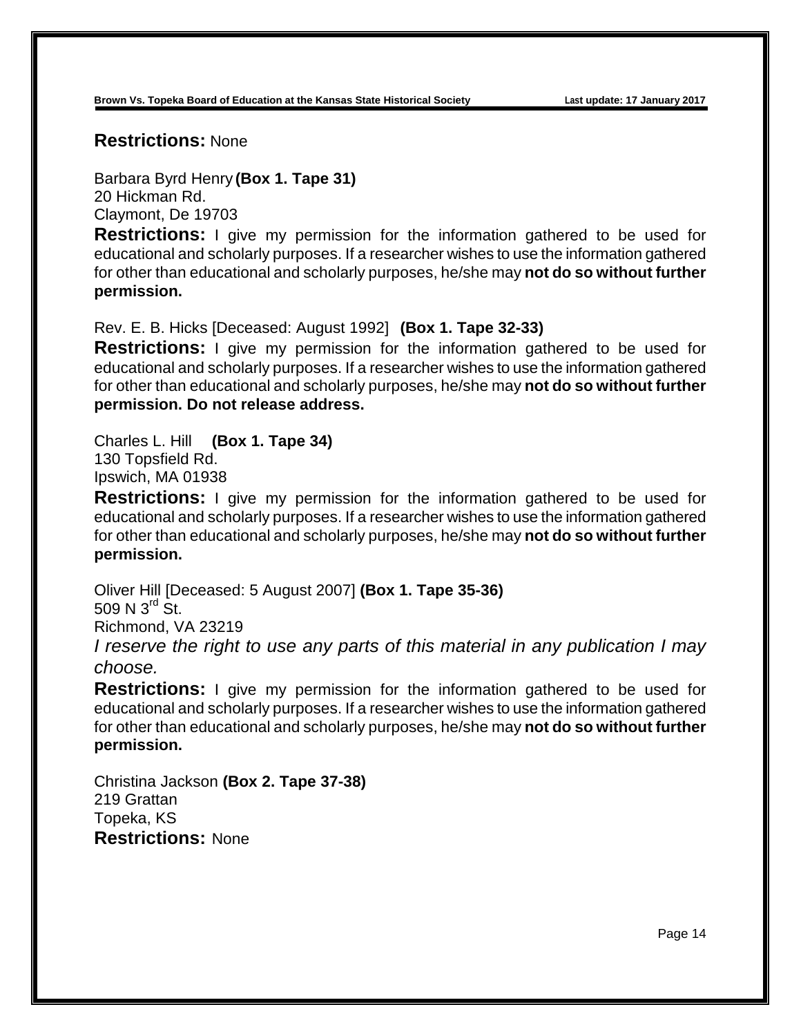**Restrictions:** None

Barbara Byrd Henry **(Box 1. Tape 31)**
20 Hickman Rd.
Claymont, De 19703

**Restrictions:** I give my permission for the information gathered to be used for educational and scholarly purposes. If a researcher wishes to use the information gathered for other than educational and scholarly purposes, he/she may **not do so without further permission.**

Rev. E. B. Hicks [Deceased: August 1992] **(Box 1. Tape 32-33)**

**Restrictions:** I give my permission for the information gathered to be used for educational and scholarly purposes. If a researcher wishes to use the information gathered for other than educational and scholarly purposes, he/she may **not do so without further permission. Do not release address.**

Charles L. Hill **(Box 1. Tape 34)**
130 Topsfield Rd.
Ipswich, MA 01938

**Restrictions:** I give my permission for the information gathered to be used for educational and scholarly purposes. If a researcher wishes to use the information gathered for other than educational and scholarly purposes, he/she may **not do so without further permission.**

Oliver Hill [Deceased: 5 August 2007] **(Box 1. Tape 35-36)**
509 N 3rd St.
Richmond, VA 23219

*I reserve the right to use any parts of this material in any publication I may choose.*

**Restrictions:** I give my permission for the information gathered to be used for educational and scholarly purposes. If a researcher wishes to use the information gathered for other than educational and scholarly purposes, he/she may **not do so without further permission.**

Christina Jackson **(Box 2. Tape 37-38)**
219 Grattan
Topeka, KS

**Restrictions:** None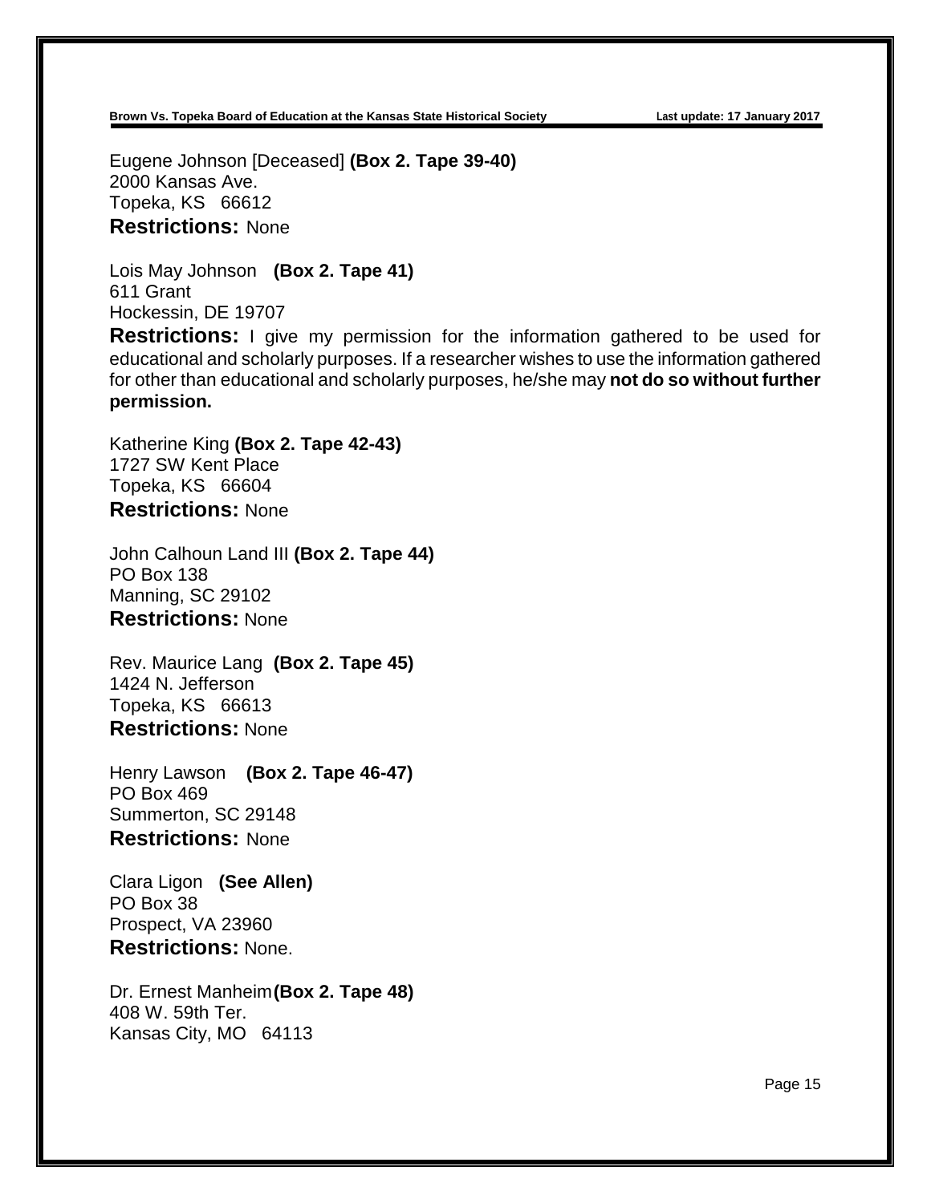Eugene Johnson [Deceased] **(Box 2. Tape 39-40)**
2000 Kansas Ave.
Topeka, KS 66612
**Restrictions:** None

Lois May Johnson **(Box 2. Tape 41)**
611 Grant
Hockessin, DE 19707
**Restrictions:** I give my permission for the information gathered to be used for educational and scholarly purposes. If a researcher wishes to use the information gathered for other than educational and scholarly purposes, he/she may **not do so without further permission.**

Katherine King **(Box 2. Tape 42-43)**
1727 SW Kent Place
Topeka, KS 66604
**Restrictions:** None

John Calhoun Land III **(Box 2. Tape 44)**
PO Box 138
Manning, SC 29102
**Restrictions:** None

Rev. Maurice Lang **(Box 2. Tape 45)**
1424 N. Jefferson
Topeka, KS 66613
**Restrictions:** None

Henry Lawson **(Box 2. Tape 46-47)**
PO Box 469
Summerton, SC 29148
**Restrictions:** None

Clara Ligon **(See Allen)**
PO Box 38
Prospect, VA 23960
**Restrictions:** None.

Dr. Ernest Manheim **(Box 2. Tape 48)**
408 W. 59th Ter.
Kansas City, MO 64113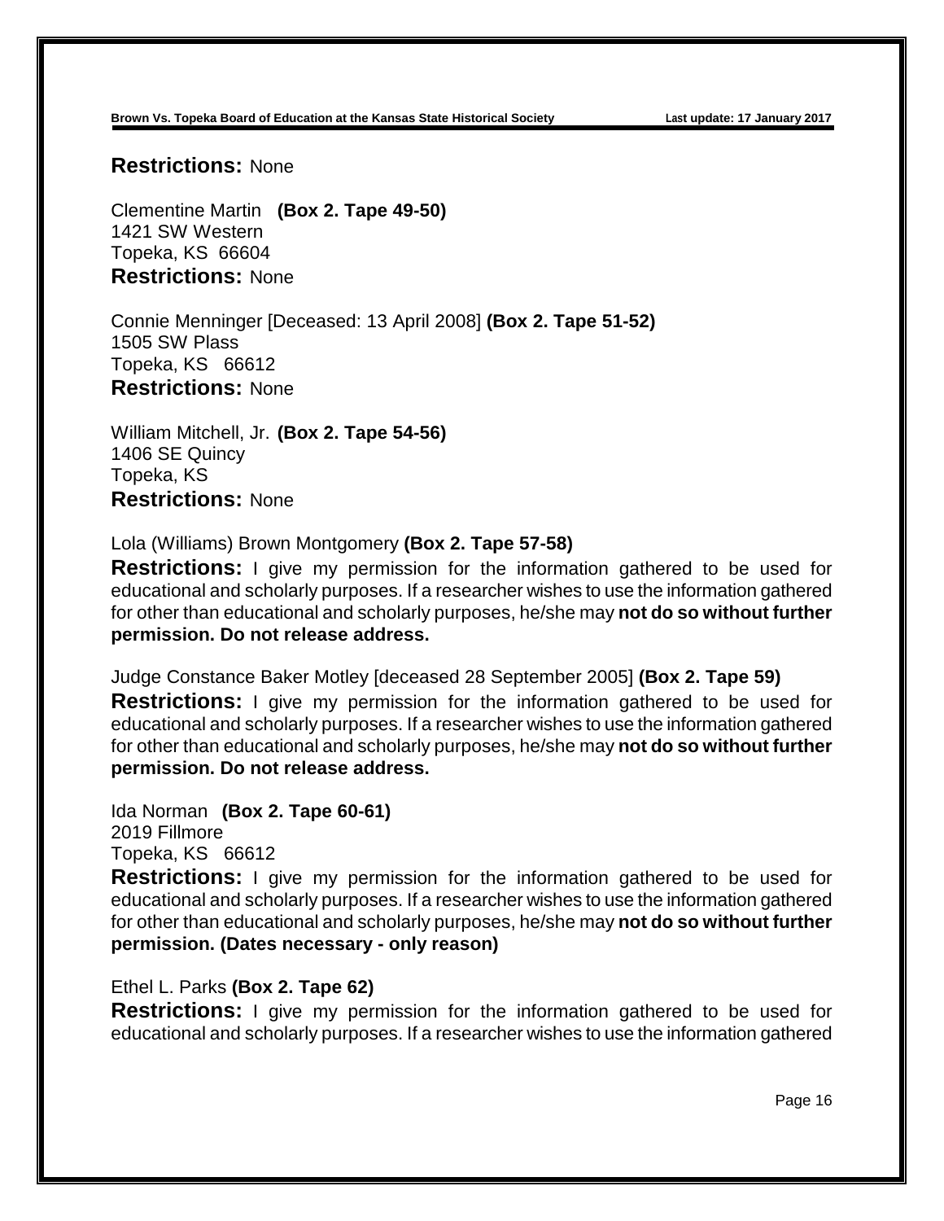**Restrictions:** None

Clementine Martin **(Box 2. Tape 49-50)**
1421 SW Western
Topeka, KS 66604
**Restrictions:** None

Connie Menninger [Deceased: 13 April 2008] **(Box 2. Tape 51-52)**
1505 SW Plass
Topeka, KS 66612
**Restrictions:** None

William Mitchell, Jr. **(Box 2. Tape 54-56)**
1406 SE Quincy
Topeka, KS
**Restrictions:** None

Lola (Williams) Brown Montgomery **(Box 2. Tape 57-58)**
**Restrictions:** I give my permission for the information gathered to be used for educational and scholarly purposes. If a researcher wishes to use the information gathered for other than educational and scholarly purposes, he/she may **not do so without further permission. Do not release address.**

Judge Constance Baker Motley [deceased 28 September 2005] **(Box 2. Tape 59)**
**Restrictions:** I give my permission for the information gathered to be used for educational and scholarly purposes. If a researcher wishes to use the information gathered for other than educational and scholarly purposes, he/she may **not do so without further permission. Do not release address.**

Ida Norman **(Box 2. Tape 60-61)**
2019 Fillmore
Topeka, KS 66612
**Restrictions:** I give my permission for the information gathered to be used for educational and scholarly purposes. If a researcher wishes to use the information gathered for other than educational and scholarly purposes, he/she may **not do so without further permission. (Dates necessary - only reason)**

Ethel L. Parks **(Box 2. Tape 62)**
**Restrictions:** I give my permission for the information gathered to be used for educational and scholarly purposes. If a researcher wishes to use the information gathered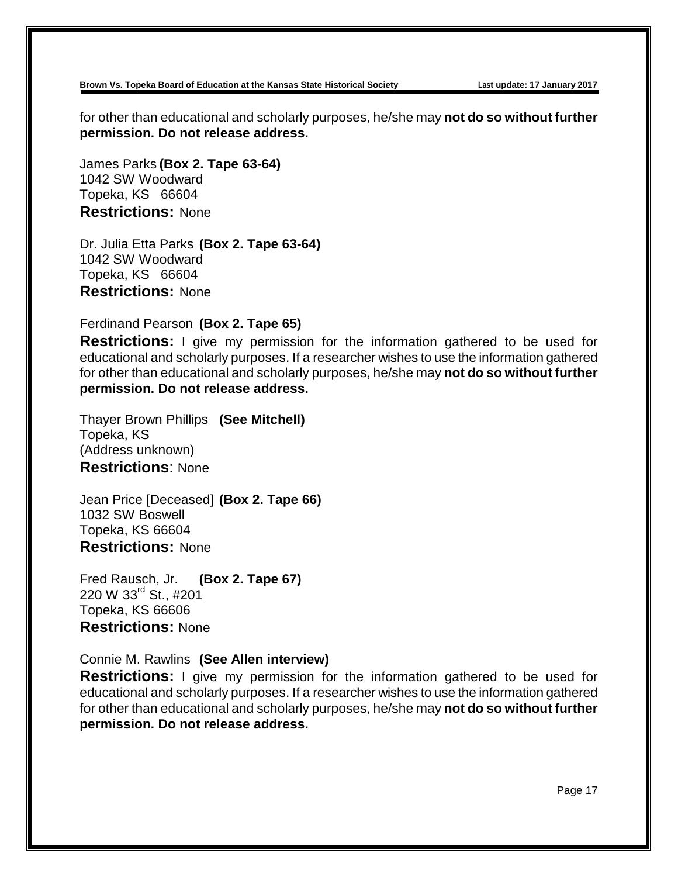for other than educational and scholarly purposes, he/she may **not do so without further permission. Do not release address.**

James Parks **(Box 2. Tape 63-64)**
1042 SW Woodward
Topeka, KS 66604
**Restrictions:** None

Dr. Julia Etta Parks **(Box 2. Tape 63-64)**
1042 SW Woodward
Topeka, KS 66604
**Restrictions:** None

Ferdinand Pearson **(Box 2. Tape 65)**
**Restrictions:** I give my permission for the information gathered to be used for educational and scholarly purposes. If a researcher wishes to use the information gathered for other than educational and scholarly purposes, he/she may **not do so without further permission. Do not release address.**

Thayer Brown Phillips **(See Mitchell)**
Topeka, KS
(Address unknown)
**Restrictions**: None

Jean Price [Deceased] **(Box 2. Tape 66)**
1032 SW Boswell
Topeka, KS 66604
**Restrictions:** None

Fred Rausch, Jr. **(Box 2. Tape 67)**
220 W 33rd St., #201
Topeka, KS 66606
**Restrictions:** None

Connie M. Rawlins **(See Allen interview)**
**Restrictions:** I give my permission for the information gathered to be used for educational and scholarly purposes. If a researcher wishes to use the information gathered for other than educational and scholarly purposes, he/she may **not do so without further permission. Do not release address.**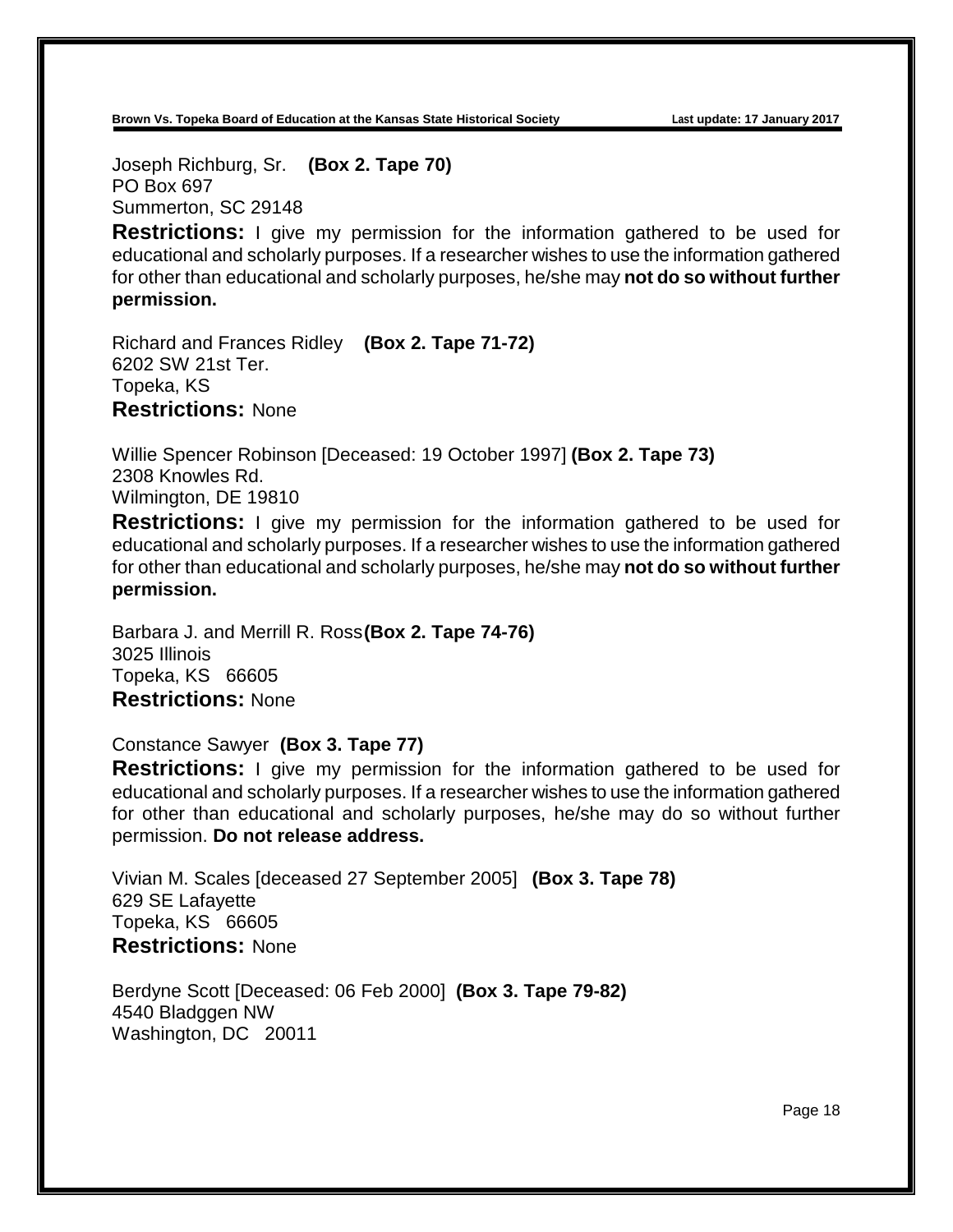Joseph Richburg, Sr. **(Box 2. Tape 70)**
PO Box 697
Summerton, SC 29148

**Restrictions:** I give my permission for the information gathered to be used for educational and scholarly purposes. If a researcher wishes to use the information gathered for other than educational and scholarly purposes, he/she may **not do so without further permission.**

Richard and Frances Ridley **(Box 2. Tape 71-72)**
6202 SW 21st Ter.
Topeka, KS

**Restrictions:** None

Willie Spencer Robinson [Deceased: 19 October 1997] **(Box 2. Tape 73)**
2308 Knowles Rd.
Wilmington, DE 19810

**Restrictions:** I give my permission for the information gathered to be used for educational and scholarly purposes. If a researcher wishes to use the information gathered for other than educational and scholarly purposes, he/she may **not do so without further permission.**

Barbara J. and Merrill R. Ross **(Box 2. Tape 74-76)**
3025 Illinois
Topeka, KS 66605

**Restrictions:** None

Constance Sawyer **(Box 3. Tape 77)**

**Restrictions:** I give my permission for the information gathered to be used for educational and scholarly purposes. If a researcher wishes to use the information gathered for other than educational and scholarly purposes, he/she may do so without further permission. **Do not release address.**

Vivian M. Scales [deceased 27 September 2005] **(Box 3. Tape 78)**
629 SE Lafayette
Topeka, KS 66605

**Restrictions:** None

Berdyne Scott [Deceased: 06 Feb 2000] **(Box 3. Tape 79-82)**
4540 Bladggen NW
Washington, DC 20011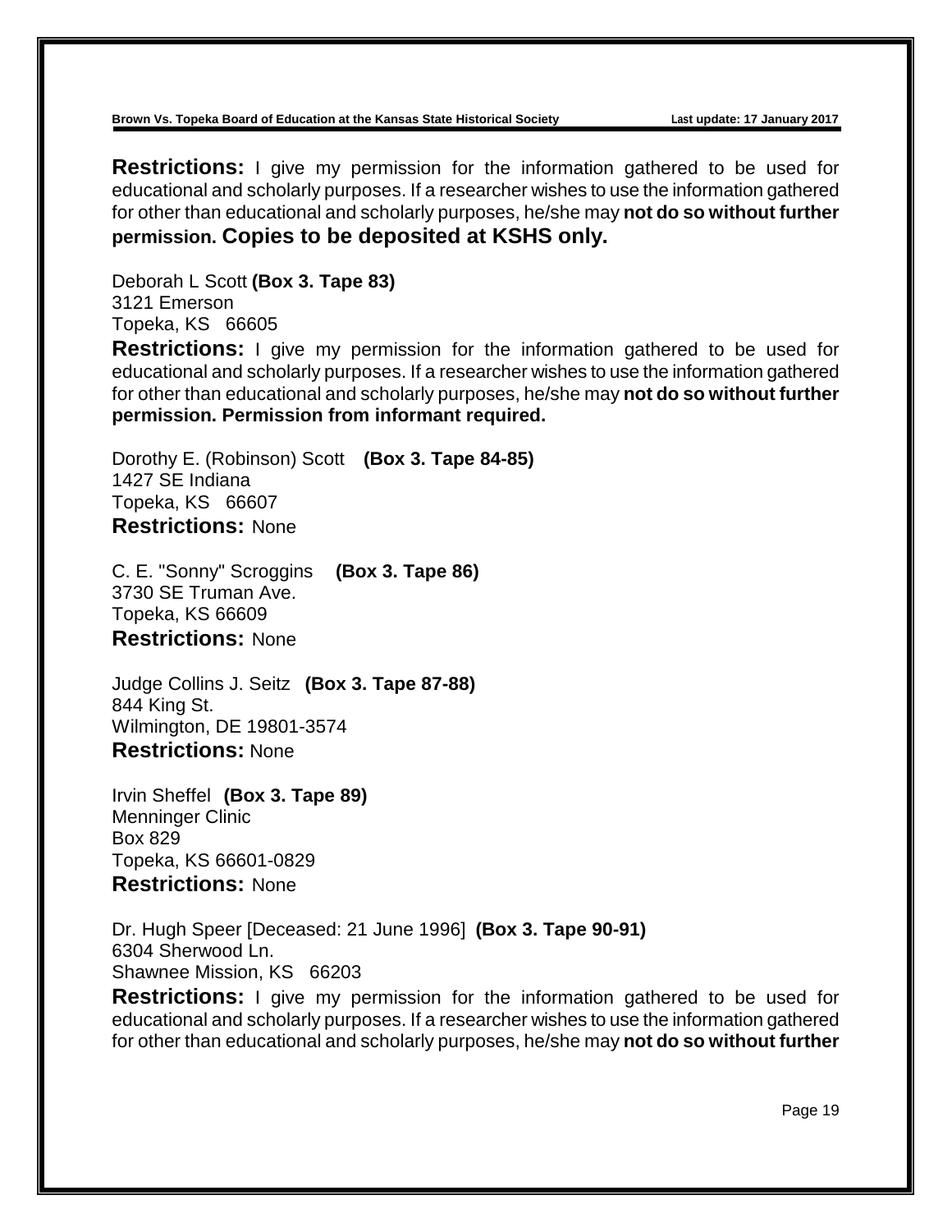**Restrictions:** I give my permission for the information gathered to be used for educational and scholarly purposes. If a researcher wishes to use the information gathered for other than educational and scholarly purposes, he/she may **not do so without further permission. Copies to be deposited at KSHS only.**

Deborah L Scott **(Box 3. Tape 83)**
3121 Emerson
Topeka, KS 66605

**Restrictions:** I give my permission for the information gathered to be used for educational and scholarly purposes. If a researcher wishes to use the information gathered for other than educational and scholarly purposes, he/she may **not do so without further permission. Permission from informant required.**

Dorothy E. (Robinson) Scott **(Box 3. Tape 84-85)**
1427 SE Indiana
Topeka, KS 66607
**Restrictions:** None

C. E. "Sonny" Scroggins **(Box 3. Tape 86)**
3730 SE Truman Ave.
Topeka, KS 66609
**Restrictions:** None

Judge Collins J. Seitz **(Box 3. Tape 87-88)**
844 King St.
Wilmington, DE 19801-3574
**Restrictions:** None

Irvin Sheffel **(Box 3. Tape 89)**
Menninger Clinic
Box 829
Topeka, KS 66601-0829
**Restrictions:** None

Dr. Hugh Speer [Deceased: 21 June 1996] **(Box 3. Tape 90-91)**
6304 Sherwood Ln.
Shawnee Mission, KS 66203

**Restrictions:** I give my permission for the information gathered to be used for educational and scholarly purposes. If a researcher wishes to use the information gathered for other than educational and scholarly purposes, he/she may **not do so without further**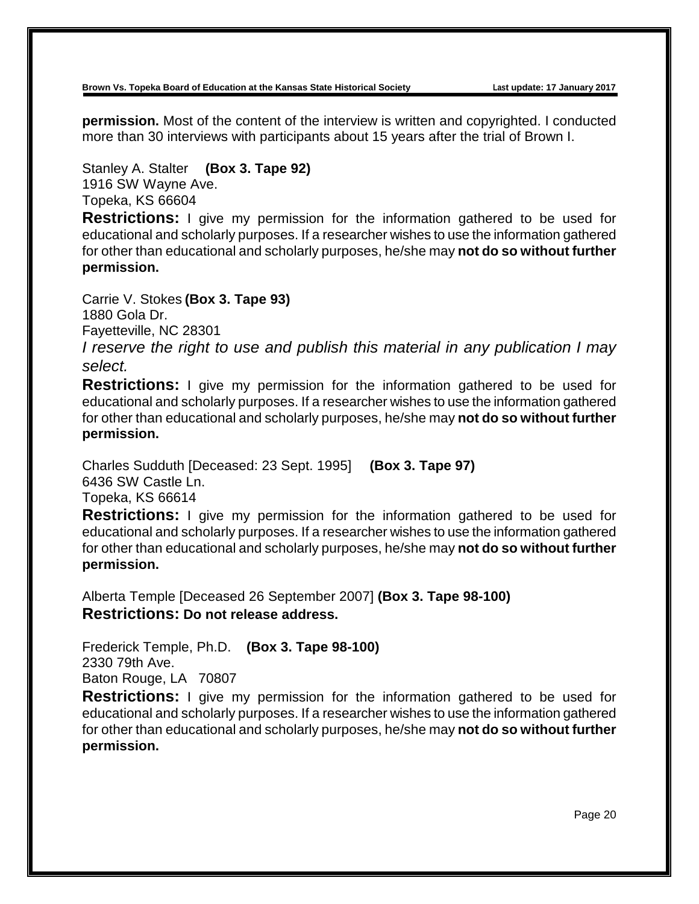**permission.** Most of the content of the interview is written and copyrighted. I conducted more than 30 interviews with participants about 15 years after the trial of Brown I.

Stanley A. Stalter **(Box 3. Tape 92)**
1916 SW Wayne Ave.
Topeka, KS 66604

**Restrictions:** I give my permission for the information gathered to be used for educational and scholarly purposes. If a researcher wishes to use the information gathered for other than educational and scholarly purposes, he/she may **not do so without further permission.**

Carrie V. Stokes **(Box 3. Tape 93)**
1880 Gola Dr.
Fayetteville, NC 28301

*I reserve the right to use and publish this material in any publication I may select.*

**Restrictions:** I give my permission for the information gathered to be used for educational and scholarly purposes. If a researcher wishes to use the information gathered for other than educational and scholarly purposes, he/she may **not do so without further permission.**

Charles Sudduth [Deceased: 23 Sept. 1995] **(Box 3. Tape 97)**
6436 SW Castle Ln.
Topeka, KS 66614

**Restrictions:** I give my permission for the information gathered to be used for educational and scholarly purposes. If a researcher wishes to use the information gathered for other than educational and scholarly purposes, he/she may **not do so without further permission.**

Alberta Temple [Deceased 26 September 2007] **(Box 3. Tape 98-100)**

**Restrictions: Do not release address.**

Frederick Temple, Ph.D. **(Box 3. Tape 98-100)**
2330 79th Ave.
Baton Rouge, LA 70807

**Restrictions:** I give my permission for the information gathered to be used for educational and scholarly purposes. If a researcher wishes to use the information gathered for other than educational and scholarly purposes, he/she may **not do so without further permission.**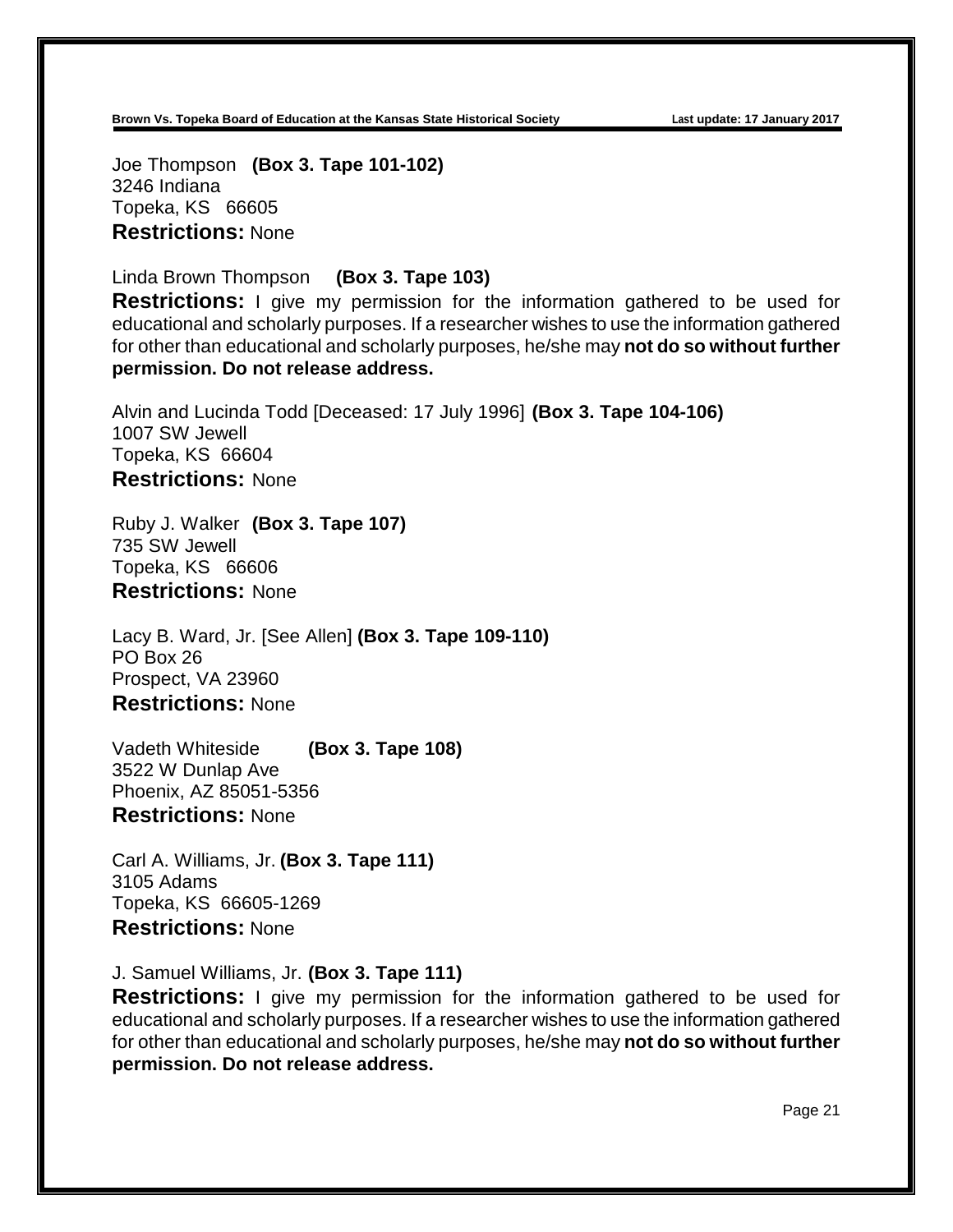Joe Thompson **(Box 3. Tape 101-102)**
3246 Indiana
Topeka, KS 66605
**Restrictions:** None

Linda Brown Thompson **(Box 3. Tape 103)**
**Restrictions:** I give my permission for the information gathered to be used for educational and scholarly purposes. If a researcher wishes to use the information gathered for other than educational and scholarly purposes, he/she may **not do so without further permission. Do not release address.**

Alvin and Lucinda Todd [Deceased: 17 July 1996] **(Box 3. Tape 104-106)**
1007 SW Jewell
Topeka, KS 66604
**Restrictions:** None

Ruby J. Walker **(Box 3. Tape 107)**
735 SW Jewell
Topeka, KS 66606
**Restrictions:** None

Lacy B. Ward, Jr. [See Allen] **(Box 3. Tape 109-110)**
PO Box 26
Prospect, VA 23960
**Restrictions:** None

Vadeth Whiteside **(Box 3. Tape 108)**
3522 W Dunlap Ave
Phoenix, AZ 85051-5356
**Restrictions:** None

Carl A. Williams, Jr. **(Box 3. Tape 111)**
3105 Adams
Topeka, KS 66605-1269
**Restrictions:** None

J. Samuel Williams, Jr. **(Box 3. Tape 111)**
**Restrictions:** I give my permission for the information gathered to be used for educational and scholarly purposes. If a researcher wishes to use the information gathered for other than educational and scholarly purposes, he/she may **not do so without further permission. Do not release address.**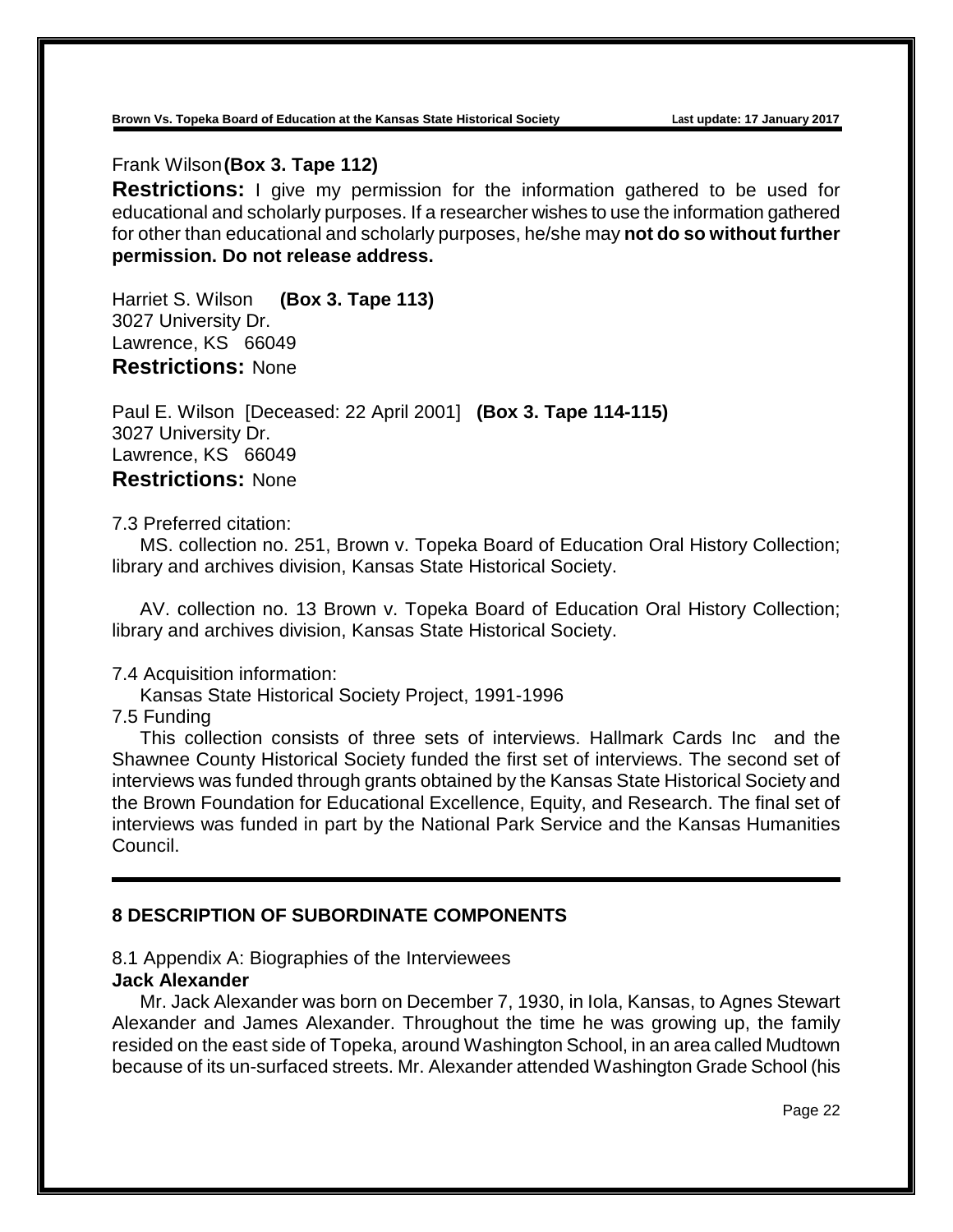Frank Wilson **(Box 3. Tape 112)**

**Restrictions:** I give my permission for the information gathered to be used for educational and scholarly purposes. If a researcher wishes to use the information gathered for other than educational and scholarly purposes, he/she may **not do so without further permission. Do not release address.**

Harriet S. Wilson **(Box 3. Tape 113)**
3027 University Dr.
Lawrence, KS 66049
**Restrictions:** None

Paul E. Wilson [Deceased: 22 April 2001] **(Box 3. Tape 114-115)**
3027 University Dr.
Lawrence, KS 66049
**Restrictions:** None

7.3 Preferred citation:

MS. collection no. 251, Brown v. Topeka Board of Education Oral History Collection; library and archives division, Kansas State Historical Society.

AV. collection no. 13 Brown v. Topeka Board of Education Oral History Collection; library and archives division, Kansas State Historical Society.

7.4 Acquisition information:

Kansas State Historical Society Project, 1991-1996

7.5 Funding

This collection consists of three sets of interviews. Hallmark Cards Inc and the Shawnee County Historical Society funded the first set of interviews. The second set of interviews was funded through grants obtained by the Kansas State Historical Society and the Brown Foundation for Educational Excellence, Equity, and Research. The final set of interviews was funded in part by the National Park Service and the Kansas Humanities Council.

---

## 8 DESCRIPTION OF SUBORDINATE COMPONENTS

8.1 Appendix A: Biographies of the Interviewees

**Jack Alexander**

Mr. Jack Alexander was born on December 7, 1930, in Iola, Kansas, to Agnes Stewart Alexander and James Alexander. Throughout the time he was growing up, the family resided on the east side of Topeka, around Washington School, in an area called Mudtown because of its un-surfaced streets. Mr. Alexander attended Washington Grade School (his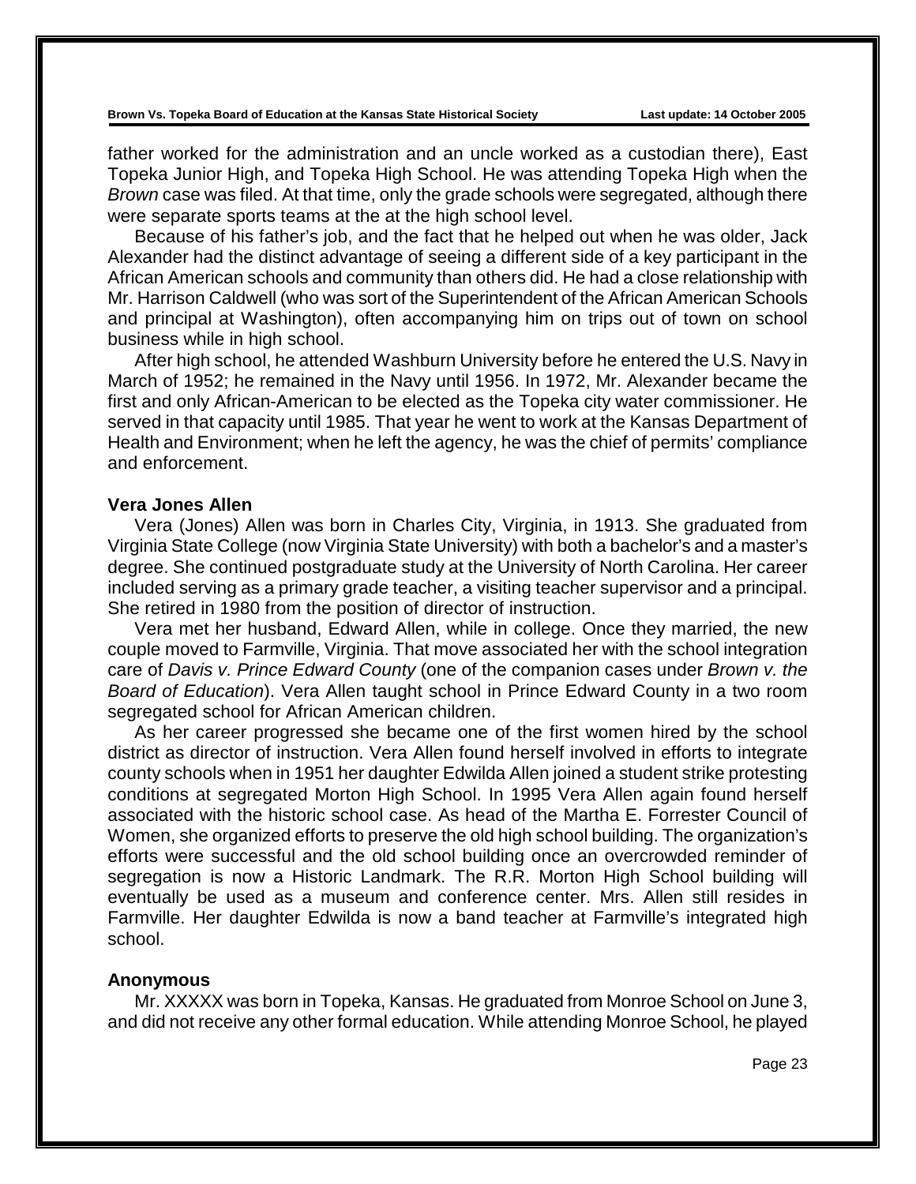father worked for the administration and an uncle worked as a custodian there), East Topeka Junior High, and Topeka High School. He was attending Topeka High when the *Brown* case was filed. At that time, only the grade schools were segregated, although there were separate sports teams at the at the high school level.

Because of his father's job, and the fact that he helped out when he was older, Jack Alexander had the distinct advantage of seeing a different side of a key participant in the African American schools and community than others did. He had a close relationship with Mr. Harrison Caldwell (who was sort of the Superintendent of the African American Schools and principal at Washington), often accompanying him on trips out of town on school business while in high school.

After high school, he attended Washburn University before he entered the U.S. Navy in March of 1952; he remained in the Navy until 1956. In 1972, Mr. Alexander became the first and only African-American to be elected as the Topeka city water commissioner. He served in that capacity until 1985. That year he went to work at the Kansas Department of Health and Environment; when he left the agency, he was the chief of permits' compliance and enforcement.

**Vera Jones Allen**

Vera (Jones) Allen was born in Charles City, Virginia, in 1913. She graduated from Virginia State College (now Virginia State University) with both a bachelor's and a master's degree. She continued postgraduate study at the University of North Carolina. Her career included serving as a primary grade teacher, a visiting teacher supervisor and a principal. She retired in 1980 from the position of director of instruction.

Vera met her husband, Edward Allen, while in college. Once they married, the new couple moved to Farmville, Virginia. That move associated her with the school integration care of *Davis v. Prince Edward County* (one of the companion cases under *Brown v. the Board of Education*). Vera Allen taught school in Prince Edward County in a two room segregated school for African American children.

As her career progressed she became one of the first women hired by the school district as director of instruction. Vera Allen found herself involved in efforts to integrate county schools when in 1951 her daughter Edwilda Allen joined a student strike protesting conditions at segregated Morton High School. In 1995 Vera Allen again found herself associated with the historic school case. As head of the Martha E. Forrester Council of Women, she organized efforts to preserve the old high school building. The organization's efforts were successful and the old school building once an overcrowded reminder of segregation is now a Historic Landmark. The R.R. Morton High School building will eventually be used as a museum and conference center. Mrs. Allen still resides in Farmville. Her daughter Edwilda is now a band teacher at Farmville's integrated high school.

**Anonymous**

Mr. XXXXX was born in Topeka, Kansas. He graduated from Monroe School on June 3, and did not receive any other formal education. While attending Monroe School, he played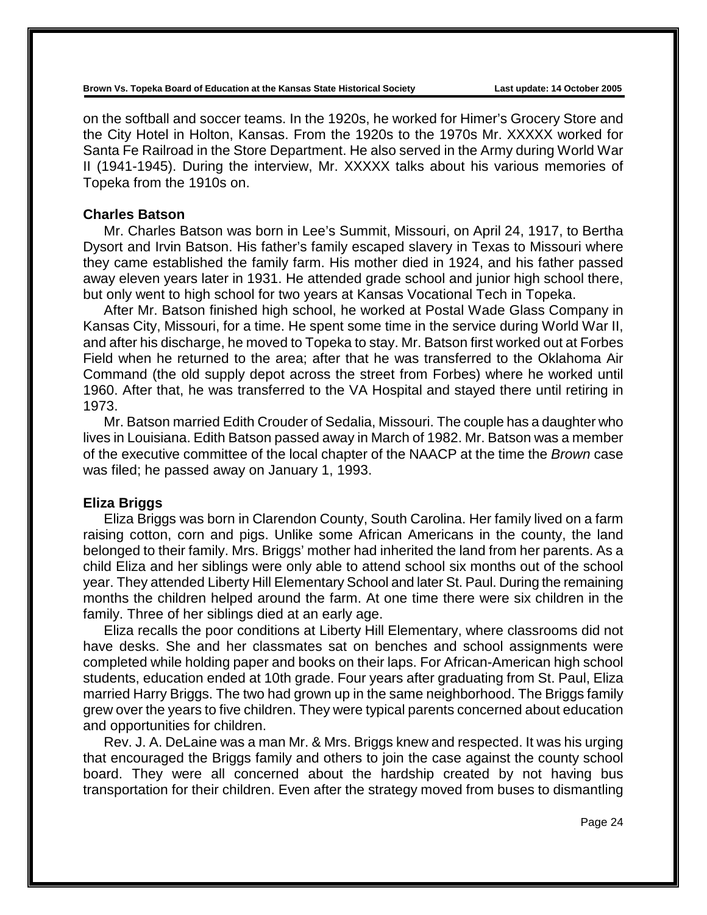on the softball and soccer teams. In the 1920s, he worked for Himer's Grocery Store and the City Hotel in Holton, Kansas. From the 1920s to the 1970s Mr. XXXXX worked for Santa Fe Railroad in the Store Department. He also served in the Army during World War II (1941-1945). During the interview, Mr. XXXXX talks about his various memories of Topeka from the 1910s on.

### Charles Batson

Mr. Charles Batson was born in Lee's Summit, Missouri, on April 24, 1917, to Bertha Dysort and Irvin Batson. His father's family escaped slavery in Texas to Missouri where they came established the family farm. His mother died in 1924, and his father passed away eleven years later in 1931. He attended grade school and junior high school there, but only went to high school for two years at Kansas Vocational Tech in Topeka.

After Mr. Batson finished high school, he worked at Postal Wade Glass Company in Kansas City, Missouri, for a time. He spent some time in the service during World War II, and after his discharge, he moved to Topeka to stay. Mr. Batson first worked out at Forbes Field when he returned to the area; after that he was transferred to the Oklahoma Air Command (the old supply depot across the street from Forbes) where he worked until 1960. After that, he was transferred to the VA Hospital and stayed there until retiring in 1973.

Mr. Batson married Edith Crouder of Sedalia, Missouri. The couple has a daughter who lives in Louisiana. Edith Batson passed away in March of 1982. Mr. Batson was a member of the executive committee of the local chapter of the NAACP at the time the *Brown* case was filed; he passed away on January 1, 1993.

### Eliza Briggs

Eliza Briggs was born in Clarendon County, South Carolina. Her family lived on a farm raising cotton, corn and pigs. Unlike some African Americans in the county, the land belonged to their family. Mrs. Briggs' mother had inherited the land from her parents. As a child Eliza and her siblings were only able to attend school six months out of the school year. They attended Liberty Hill Elementary School and later St. Paul. During the remaining months the children helped around the farm. At one time there were six children in the family. Three of her siblings died at an early age.

Eliza recalls the poor conditions at Liberty Hill Elementary, where classrooms did not have desks. She and her classmates sat on benches and school assignments were completed while holding paper and books on their laps. For African-American high school students, education ended at 10th grade. Four years after graduating from St. Paul, Eliza married Harry Briggs. The two had grown up in the same neighborhood. The Briggs family grew over the years to five children. They were typical parents concerned about education and opportunities for children.

Rev. J. A. DeLaine was a man Mr. & Mrs. Briggs knew and respected. It was his urging that encouraged the Briggs family and others to join the case against the county school board. They were all concerned about the hardship created by not having bus transportation for their children. Even after the strategy moved from buses to dismantling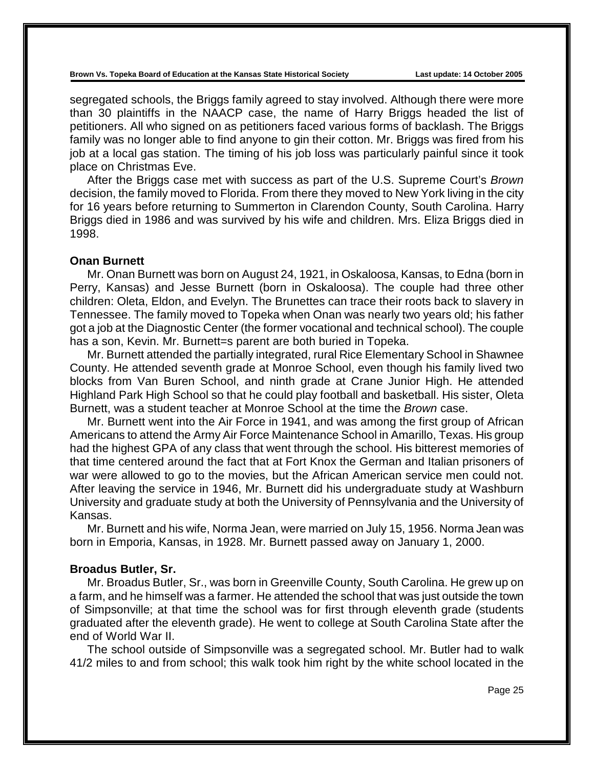segregated schools, the Briggs family agreed to stay involved. Although there were more than 30 plaintiffs in the NAACP case, the name of Harry Briggs headed the list of petitioners. All who signed on as petitioners faced various forms of backlash. The Briggs family was no longer able to find anyone to gin their cotton. Mr. Briggs was fired from his job at a local gas station. The timing of his job loss was particularly painful since it took place on Christmas Eve.

After the Briggs case met with success as part of the U.S. Supreme Court's *Brown* decision, the family moved to Florida. From there they moved to New York living in the city for 16 years before returning to Summerton in Clarendon County, South Carolina. Harry Briggs died in 1986 and was survived by his wife and children. Mrs. Eliza Briggs died in 1998.

**Onan Burnett**

Mr. Onan Burnett was born on August 24, 1921, in Oskaloosa, Kansas, to Edna (born in Perry, Kansas) and Jesse Burnett (born in Oskaloosa). The couple had three other children: Oleta, Eldon, and Evelyn. The Brunettes can trace their roots back to slavery in Tennessee. The family moved to Topeka when Onan was nearly two years old; his father got a job at the Diagnostic Center (the former vocational and technical school). The couple has a son, Kevin. Mr. Burnett=s parent are both buried in Topeka.

Mr. Burnett attended the partially integrated, rural Rice Elementary School in Shawnee County. He attended seventh grade at Monroe School, even though his family lived two blocks from Van Buren School, and ninth grade at Crane Junior High. He attended Highland Park High School so that he could play football and basketball. His sister, Oleta Burnett, was a student teacher at Monroe School at the time the *Brown* case.

Mr. Burnett went into the Air Force in 1941, and was among the first group of African Americans to attend the Army Air Force Maintenance School in Amarillo, Texas. His group had the highest GPA of any class that went through the school. His bitterest memories of that time centered around the fact that at Fort Knox the German and Italian prisoners of war were allowed to go to the movies, but the African American service men could not. After leaving the service in 1946, Mr. Burnett did his undergraduate study at Washburn University and graduate study at both the University of Pennsylvania and the University of Kansas.

Mr. Burnett and his wife, Norma Jean, were married on July 15, 1956. Norma Jean was born in Emporia, Kansas, in 1928. Mr. Burnett passed away on January 1, 2000.

**Broadus Butler, Sr.**

Mr. Broadus Butler, Sr., was born in Greenville County, South Carolina. He grew up on a farm, and he himself was a farmer. He attended the school that was just outside the town of Simpsonville; at that time the school was for first through eleventh grade (students graduated after the eleventh grade). He went to college at South Carolina State after the end of World War II.

The school outside of Simpsonville was a segregated school. Mr. Butler had to walk 41/2 miles to and from school; this walk took him right by the white school located in the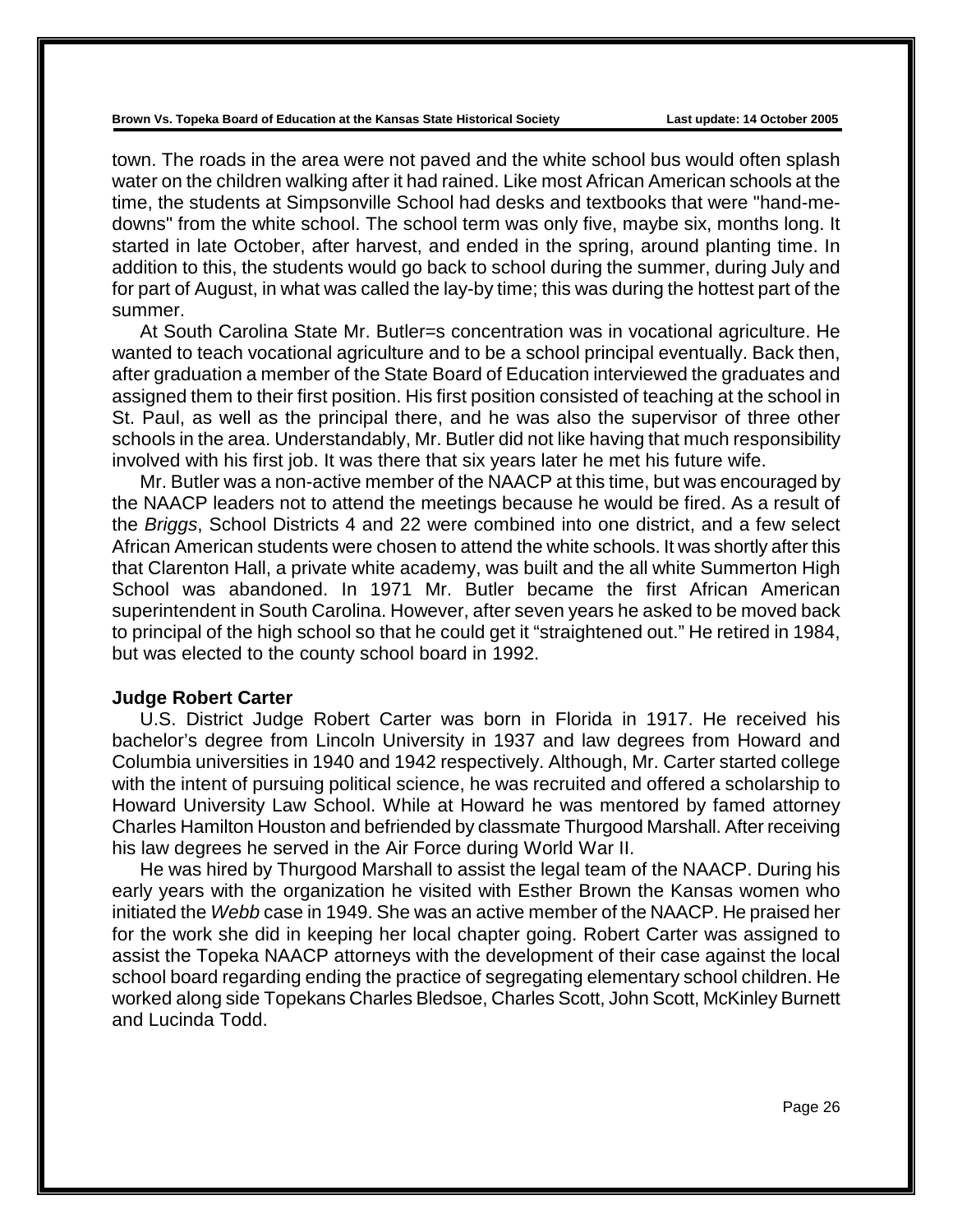town. The roads in the area were not paved and the white school bus would often splash water on the children walking after it had rained. Like most African American schools at the time, the students at Simpsonville School had desks and textbooks that were "hand-me-downs" from the white school. The school term was only five, maybe six, months long. It started in late October, after harvest, and ended in the spring, around planting time. In addition to this, the students would go back to school during the summer, during July and for part of August, in what was called the lay-by time; this was during the hottest part of the summer.

At South Carolina State Mr. Butler=s concentration was in vocational agriculture. He wanted to teach vocational agriculture and to be a school principal eventually. Back then, after graduation a member of the State Board of Education interviewed the graduates and assigned them to their first position. His first position consisted of teaching at the school in St. Paul, as well as the principal there, and he was also the supervisor of three other schools in the area. Understandably, Mr. Butler did not like having that much responsibility involved with his first job. It was there that six years later he met his future wife.

Mr. Butler was a non-active member of the NAACP at this time, but was encouraged by the NAACP leaders not to attend the meetings because he would be fired. As a result of the *Briggs*, School Districts 4 and 22 were combined into one district, and a few select African American students were chosen to attend the white schools. It was shortly after this that Clarenton Hall, a private white academy, was built and the all white Summerton High School was abandoned. In 1971 Mr. Butler became the first African American superintendent in South Carolina. However, after seven years he asked to be moved back to principal of the high school so that he could get it "straightened out." He retired in 1984, but was elected to the county school board in 1992.

**Judge Robert Carter**

U.S. District Judge Robert Carter was born in Florida in 1917. He received his bachelor's degree from Lincoln University in 1937 and law degrees from Howard and Columbia universities in 1940 and 1942 respectively. Although, Mr. Carter started college with the intent of pursuing political science, he was recruited and offered a scholarship to Howard University Law School. While at Howard he was mentored by famed attorney Charles Hamilton Houston and befriended by classmate Thurgood Marshall. After receiving his law degrees he served in the Air Force during World War II.

He was hired by Thurgood Marshall to assist the legal team of the NAACP. During his early years with the organization he visited with Esther Brown the Kansas women who initiated the *Webb* case in 1949. She was an active member of the NAACP. He praised her for the work she did in keeping her local chapter going. Robert Carter was assigned to assist the Topeka NAACP attorneys with the development of their case against the local school board regarding ending the practice of segregating elementary school children. He worked along side Topekans Charles Bledsoe, Charles Scott, John Scott, McKinley Burnett and Lucinda Todd.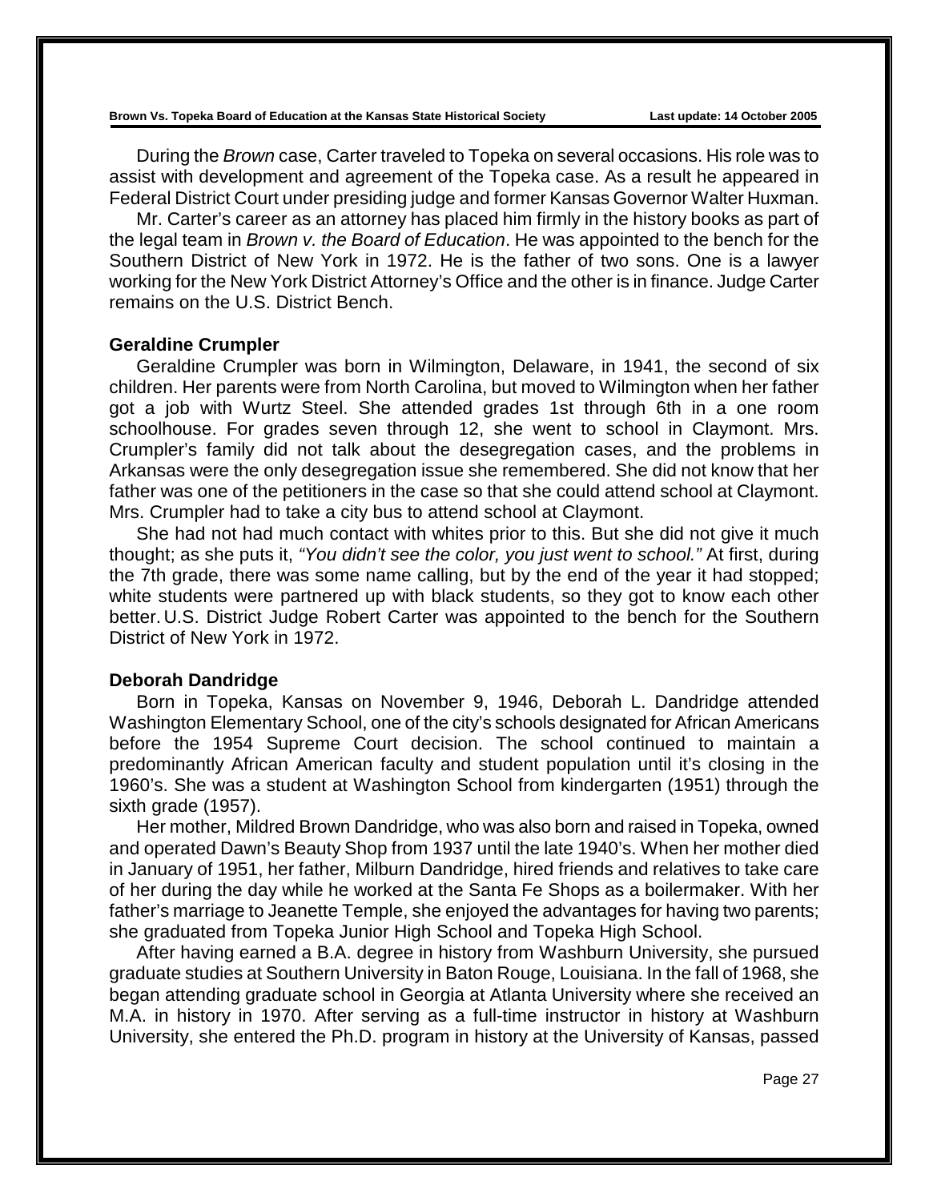During the *Brown* case, Carter traveled to Topeka on several occasions. His role was to assist with development and agreement of the Topeka case. As a result he appeared in Federal District Court under presiding judge and former Kansas Governor Walter Huxman.

Mr. Carter's career as an attorney has placed him firmly in the history books as part of the legal team in *Brown v. the Board of Education*. He was appointed to the bench for the Southern District of New York in 1972. He is the father of two sons. One is a lawyer working for the New York District Attorney's Office and the other is in finance. Judge Carter remains on the U.S. District Bench.

### Geraldine Crumpler

Geraldine Crumpler was born in Wilmington, Delaware, in 1941, the second of six children. Her parents were from North Carolina, but moved to Wilmington when her father got a job with Wurtz Steel. She attended grades 1st through 6th in a one room schoolhouse. For grades seven through 12, she went to school in Claymont. Mrs. Crumpler's family did not talk about the desegregation cases, and the problems in Arkansas were the only desegregation issue she remembered. She did not know that her father was one of the petitioners in the case so that she could attend school at Claymont. Mrs. Crumpler had to take a city bus to attend school at Claymont.

She had not had much contact with whites prior to this. But she did not give it much thought; as she puts it, *"You didn't see the color, you just went to school."* At first, during the 7th grade, there was some name calling, but by the end of the year it had stopped; white students were partnered up with black students, so they got to know each other better. U.S. District Judge Robert Carter was appointed to the bench for the Southern District of New York in 1972.

### Deborah Dandridge

Born in Topeka, Kansas on November 9, 1946, Deborah L. Dandridge attended Washington Elementary School, one of the city's schools designated for African Americans before the 1954 Supreme Court decision. The school continued to maintain a predominantly African American faculty and student population until it's closing in the 1960's. She was a student at Washington School from kindergarten (1951) through the sixth grade (1957).

Her mother, Mildred Brown Dandridge, who was also born and raised in Topeka, owned and operated Dawn's Beauty Shop from 1937 until the late 1940's. When her mother died in January of 1951, her father, Milburn Dandridge, hired friends and relatives to take care of her during the day while he worked at the Santa Fe Shops as a boilermaker. With her father's marriage to Jeanette Temple, she enjoyed the advantages for having two parents; she graduated from Topeka Junior High School and Topeka High School.

After having earned a B.A. degree in history from Washburn University, she pursued graduate studies at Southern University in Baton Rouge, Louisiana. In the fall of 1968, she began attending graduate school in Georgia at Atlanta University where she received an M.A. in history in 1970. After serving as a full-time instructor in history at Washburn University, she entered the Ph.D. program in history at the University of Kansas, passed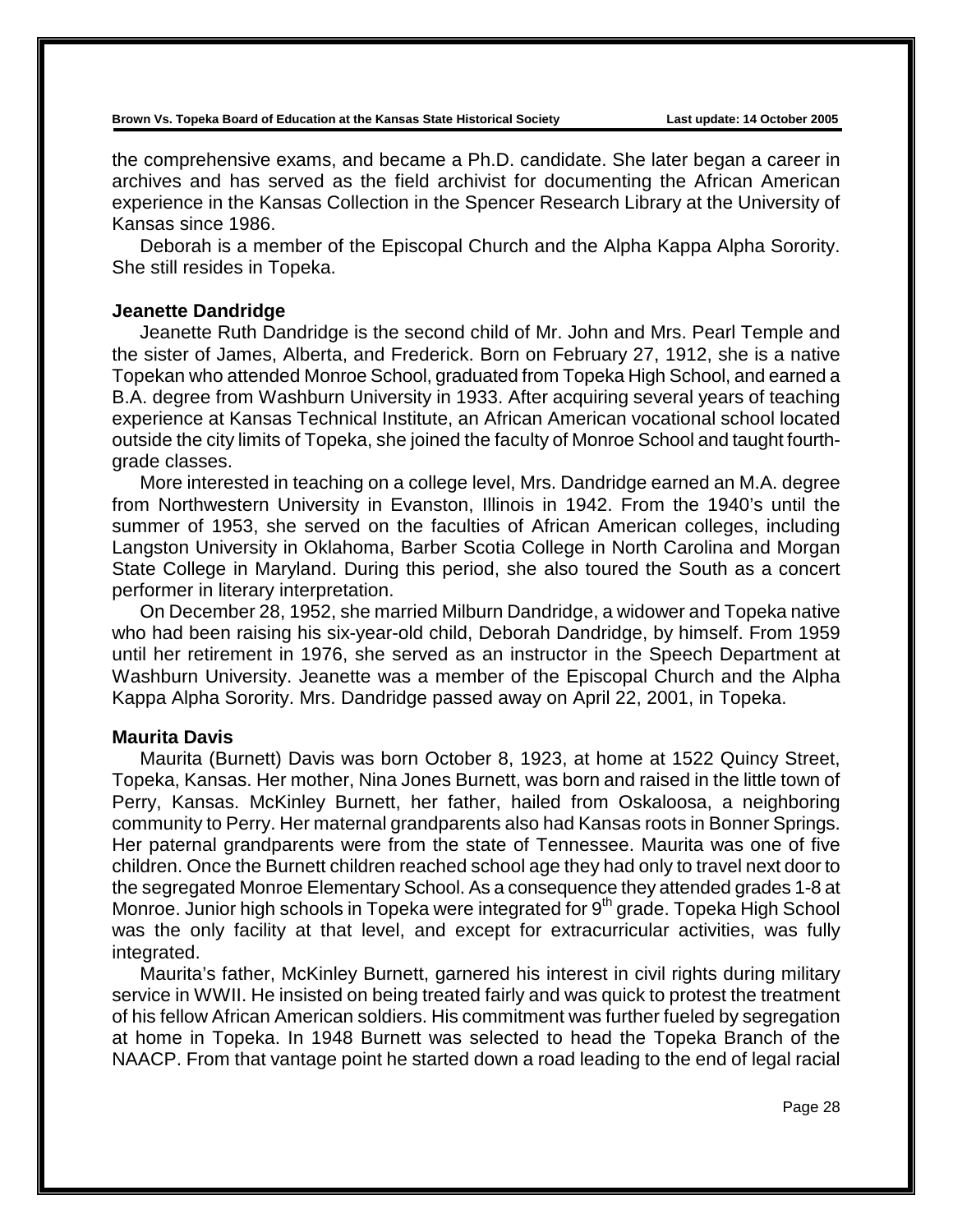the comprehensive exams, and became a Ph.D. candidate. She later began a career in archives and has served as the field archivist for documenting the African American experience in the Kansas Collection in the Spencer Research Library at the University of Kansas since 1986.

Deborah is a member of the Episcopal Church and the Alpha Kappa Alpha Sorority. She still resides in Topeka.

### Jeanette Dandridge

Jeanette Ruth Dandridge is the second child of Mr. John and Mrs. Pearl Temple and the sister of James, Alberta, and Frederick. Born on February 27, 1912, she is a native Topekan who attended Monroe School, graduated from Topeka High School, and earned a B.A. degree from Washburn University in 1933. After acquiring several years of teaching experience at Kansas Technical Institute, an African American vocational school located outside the city limits of Topeka, she joined the faculty of Monroe School and taught fourth-grade classes.

More interested in teaching on a college level, Mrs. Dandridge earned an M.A. degree from Northwestern University in Evanston, Illinois in 1942. From the 1940's until the summer of 1953, she served on the faculties of African American colleges, including Langston University in Oklahoma, Barber Scotia College in North Carolina and Morgan State College in Maryland. During this period, she also toured the South as a concert performer in literary interpretation.

On December 28, 1952, she married Milburn Dandridge, a widower and Topeka native who had been raising his six-year-old child, Deborah Dandridge, by himself. From 1959 until her retirement in 1976, she served as an instructor in the Speech Department at Washburn University. Jeanette was a member of the Episcopal Church and the Alpha Kappa Alpha Sorority. Mrs. Dandridge passed away on April 22, 2001, in Topeka.

### Maurita Davis

Maurita (Burnett) Davis was born October 8, 1923, at home at 1522 Quincy Street, Topeka, Kansas. Her mother, Nina Jones Burnett, was born and raised in the little town of Perry, Kansas. McKinley Burnett, her father, hailed from Oskaloosa, a neighboring community to Perry. Her maternal grandparents also had Kansas roots in Bonner Springs. Her paternal grandparents were from the state of Tennessee. Maurita was one of five children. Once the Burnett children reached school age they had only to travel next door to the segregated Monroe Elementary School. As a consequence they attended grades 1-8 at Monroe. Junior high schools in Topeka were integrated for 9th grade. Topeka High School was the only facility at that level, and except for extracurricular activities, was fully integrated.

Maurita's father, McKinley Burnett, garnered his interest in civil rights during military service in WWII. He insisted on being treated fairly and was quick to protest the treatment of his fellow African American soldiers. His commitment was further fueled by segregation at home in Topeka. In 1948 Burnett was selected to head the Topeka Branch of the NAACP. From that vantage point he started down a road leading to the end of legal racial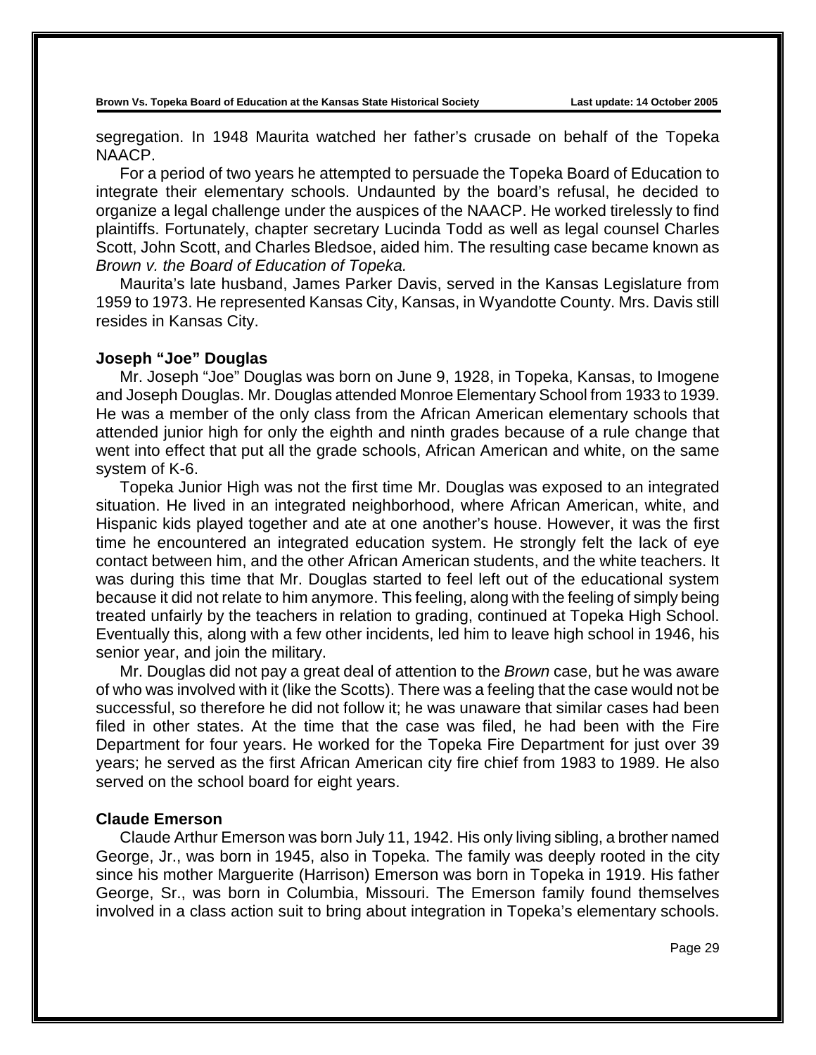segregation. In 1948 Maurita watched her father's crusade on behalf of the Topeka NAACP.

For a period of two years he attempted to persuade the Topeka Board of Education to integrate their elementary schools. Undaunted by the board's refusal, he decided to organize a legal challenge under the auspices of the NAACP. He worked tirelessly to find plaintiffs. Fortunately, chapter secretary Lucinda Todd as well as legal counsel Charles Scott, John Scott, and Charles Bledsoe, aided him. The resulting case became known as *Brown v. the Board of Education of Topeka.*

Maurita's late husband, James Parker Davis, served in the Kansas Legislature from 1959 to 1973. He represented Kansas City, Kansas, in Wyandotte County. Mrs. Davis still resides in Kansas City.

**Joseph "Joe" Douglas**

Mr. Joseph "Joe" Douglas was born on June 9, 1928, in Topeka, Kansas, to Imogene and Joseph Douglas. Mr. Douglas attended Monroe Elementary School from 1933 to 1939. He was a member of the only class from the African American elementary schools that attended junior high for only the eighth and ninth grades because of a rule change that went into effect that put all the grade schools, African American and white, on the same system of K-6.

Topeka Junior High was not the first time Mr. Douglas was exposed to an integrated situation. He lived in an integrated neighborhood, where African American, white, and Hispanic kids played together and ate at one another's house. However, it was the first time he encountered an integrated education system. He strongly felt the lack of eye contact between him, and the other African American students, and the white teachers. It was during this time that Mr. Douglas started to feel left out of the educational system because it did not relate to him anymore. This feeling, along with the feeling of simply being treated unfairly by the teachers in relation to grading, continued at Topeka High School. Eventually this, along with a few other incidents, led him to leave high school in 1946, his senior year, and join the military.

Mr. Douglas did not pay a great deal of attention to the *Brown* case, but he was aware of who was involved with it (like the Scotts). There was a feeling that the case would not be successful, so therefore he did not follow it; he was unaware that similar cases had been filed in other states. At the time that the case was filed, he had been with the Fire Department for four years. He worked for the Topeka Fire Department for just over 39 years; he served as the first African American city fire chief from 1983 to 1989. He also served on the school board for eight years.

**Claude Emerson**

Claude Arthur Emerson was born July 11, 1942. His only living sibling, a brother named George, Jr., was born in 1945, also in Topeka. The family was deeply rooted in the city since his mother Marguerite (Harrison) Emerson was born in Topeka in 1919. His father George, Sr., was born in Columbia, Missouri. The Emerson family found themselves involved in a class action suit to bring about integration in Topeka's elementary schools.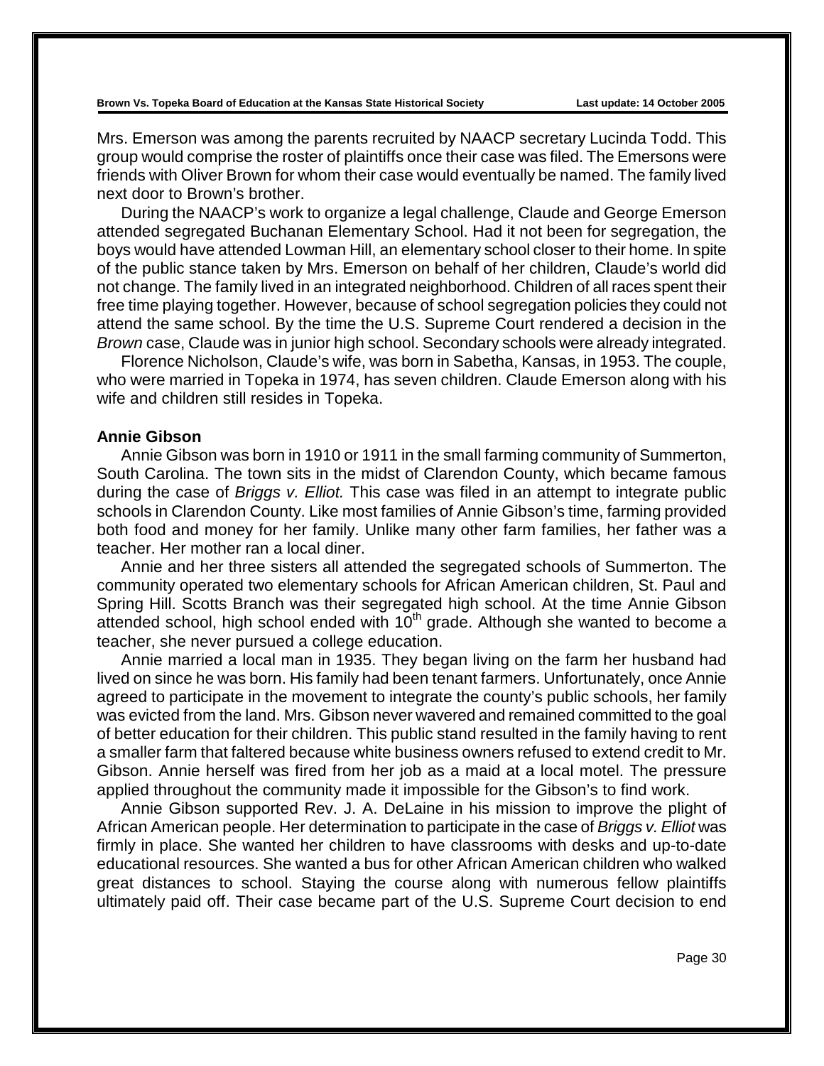Mrs. Emerson was among the parents recruited by NAACP secretary Lucinda Todd. This group would comprise the roster of plaintiffs once their case was filed. The Emersons were friends with Oliver Brown for whom their case would eventually be named. The family lived next door to Brown's brother.

During the NAACP's work to organize a legal challenge, Claude and George Emerson attended segregated Buchanan Elementary School. Had it not been for segregation, the boys would have attended Lowman Hill, an elementary school closer to their home. In spite of the public stance taken by Mrs. Emerson on behalf of her children, Claude's world did not change. The family lived in an integrated neighborhood. Children of all races spent their free time playing together. However, because of school segregation policies they could not attend the same school. By the time the U.S. Supreme Court rendered a decision in the *Brown* case, Claude was in junior high school. Secondary schools were already integrated.

Florence Nicholson, Claude's wife, was born in Sabetha, Kansas, in 1953. The couple, who were married in Topeka in 1974, has seven children. Claude Emerson along with his wife and children still resides in Topeka.

**Annie Gibson**

Annie Gibson was born in 1910 or 1911 in the small farming community of Summerton, South Carolina. The town sits in the midst of Clarendon County, which became famous during the case of *Briggs v. Elliot.* This case was filed in an attempt to integrate public schools in Clarendon County. Like most families of Annie Gibson's time, farming provided both food and money for her family. Unlike many other farm families, her father was a teacher. Her mother ran a local diner.

Annie and her three sisters all attended the segregated schools of Summerton. The community operated two elementary schools for African American children, St. Paul and Spring Hill. Scotts Branch was their segregated high school. At the time Annie Gibson attended school, high school ended with 10th grade. Although she wanted to become a teacher, she never pursued a college education.

Annie married a local man in 1935. They began living on the farm her husband had lived on since he was born. His family had been tenant farmers. Unfortunately, once Annie agreed to participate in the movement to integrate the county's public schools, her family was evicted from the land. Mrs. Gibson never wavered and remained committed to the goal of better education for their children. This public stand resulted in the family having to rent a smaller farm that faltered because white business owners refused to extend credit to Mr. Gibson. Annie herself was fired from her job as a maid at a local motel. The pressure applied throughout the community made it impossible for the Gibson's to find work.

Annie Gibson supported Rev. J. A. DeLaine in his mission to improve the plight of African American people. Her determination to participate in the case of *Briggs v. Elliot* was firmly in place. She wanted her children to have classrooms with desks and up-to-date educational resources. She wanted a bus for other African American children who walked great distances to school. Staying the course along with numerous fellow plaintiffs ultimately paid off. Their case became part of the U.S. Supreme Court decision to end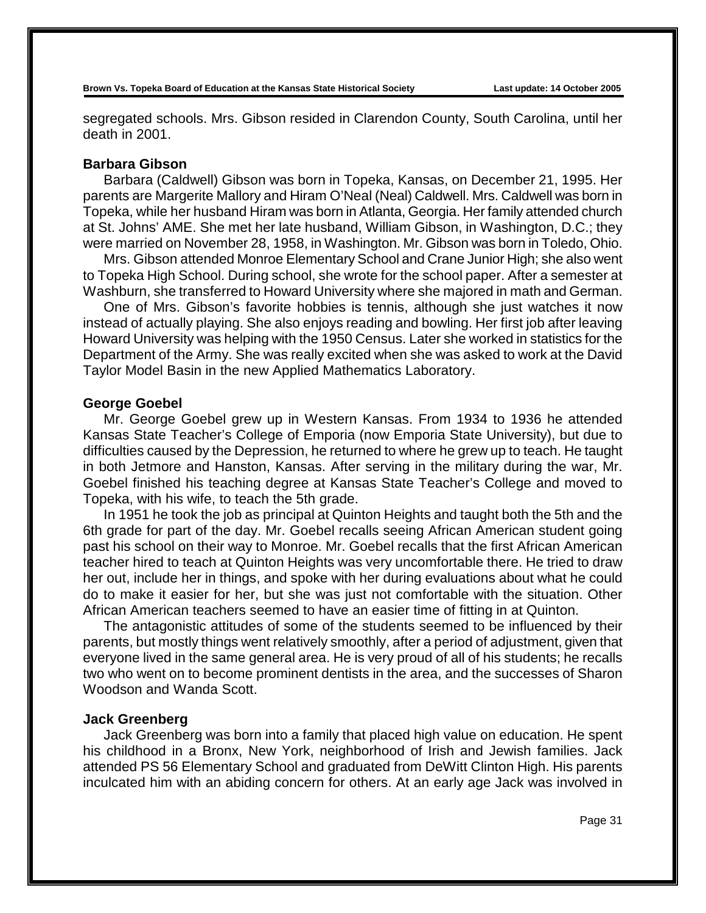segregated schools. Mrs. Gibson resided in Clarendon County, South Carolina, until her death in 2001.

### Barbara Gibson

Barbara (Caldwell) Gibson was born in Topeka, Kansas, on December 21, 1995. Her parents are Margerite Mallory and Hiram O'Neal (Neal) Caldwell. Mrs. Caldwell was born in Topeka, while her husband Hiram was born in Atlanta, Georgia. Her family attended church at St. Johns' AME. She met her late husband, William Gibson, in Washington, D.C.; they were married on November 28, 1958, in Washington. Mr. Gibson was born in Toledo, Ohio.

Mrs. Gibson attended Monroe Elementary School and Crane Junior High; she also went to Topeka High School. During school, she wrote for the school paper. After a semester at Washburn, she transferred to Howard University where she majored in math and German.

One of Mrs. Gibson's favorite hobbies is tennis, although she just watches it now instead of actually playing. She also enjoys reading and bowling. Her first job after leaving Howard University was helping with the 1950 Census. Later she worked in statistics for the Department of the Army. She was really excited when she was asked to work at the David Taylor Model Basin in the new Applied Mathematics Laboratory.

### George Goebel

Mr. George Goebel grew up in Western Kansas. From 1934 to 1936 he attended Kansas State Teacher's College of Emporia (now Emporia State University), but due to difficulties caused by the Depression, he returned to where he grew up to teach. He taught in both Jetmore and Hanston, Kansas. After serving in the military during the war, Mr. Goebel finished his teaching degree at Kansas State Teacher's College and moved to Topeka, with his wife, to teach the 5th grade.

In 1951 he took the job as principal at Quinton Heights and taught both the 5th and the 6th grade for part of the day. Mr. Goebel recalls seeing African American student going past his school on their way to Monroe. Mr. Goebel recalls that the first African American teacher hired to teach at Quinton Heights was very uncomfortable there. He tried to draw her out, include her in things, and spoke with her during evaluations about what he could do to make it easier for her, but she was just not comfortable with the situation. Other African American teachers seemed to have an easier time of fitting in at Quinton.

The antagonistic attitudes of some of the students seemed to be influenced by their parents, but mostly things went relatively smoothly, after a period of adjustment, given that everyone lived in the same general area. He is very proud of all of his students; he recalls two who went on to become prominent dentists in the area, and the successes of Sharon Woodson and Wanda Scott.

### Jack Greenberg

Jack Greenberg was born into a family that placed high value on education. He spent his childhood in a Bronx, New York, neighborhood of Irish and Jewish families. Jack attended PS 56 Elementary School and graduated from DeWitt Clinton High. His parents inculcated him with an abiding concern for others. At an early age Jack was involved in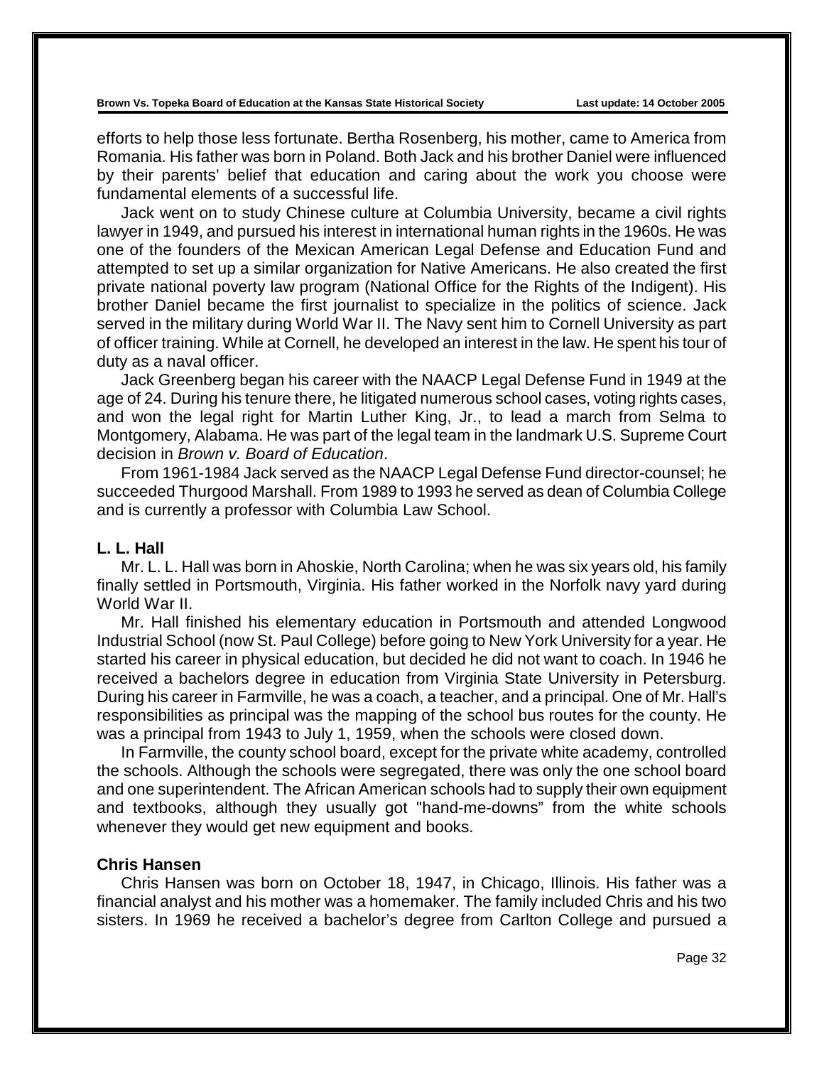efforts to help those less fortunate. Bertha Rosenberg, his mother, came to America from Romania. His father was born in Poland. Both Jack and his brother Daniel were influenced by their parents' belief that education and caring about the work you choose were fundamental elements of a successful life.

Jack went on to study Chinese culture at Columbia University, became a civil rights lawyer in 1949, and pursued his interest in international human rights in the 1960s. He was one of the founders of the Mexican American Legal Defense and Education Fund and attempted to set up a similar organization for Native Americans. He also created the first private national poverty law program (National Office for the Rights of the Indigent). His brother Daniel became the first journalist to specialize in the politics of science. Jack served in the military during World War II. The Navy sent him to Cornell University as part of officer training. While at Cornell, he developed an interest in the law. He spent his tour of duty as a naval officer.

Jack Greenberg began his career with the NAACP Legal Defense Fund in 1949 at the age of 24. During his tenure there, he litigated numerous school cases, voting rights cases, and won the legal right for Martin Luther King, Jr., to lead a march from Selma to Montgomery, Alabama. He was part of the legal team in the landmark U.S. Supreme Court decision in *Brown v. Board of Education*.

From 1961-1984 Jack served as the NAACP Legal Defense Fund director-counsel; he succeeded Thurgood Marshall. From 1989 to 1993 he served as dean of Columbia College and is currently a professor with Columbia Law School.

**L. L. Hall**

Mr. L. L. Hall was born in Ahoskie, North Carolina; when he was six years old, his family finally settled in Portsmouth, Virginia. His father worked in the Norfolk navy yard during World War II.

Mr. Hall finished his elementary education in Portsmouth and attended Longwood Industrial School (now St. Paul College) before going to New York University for a year. He started his career in physical education, but decided he did not want to coach. In 1946 he received a bachelors degree in education from Virginia State University in Petersburg. During his career in Farmville, he was a coach, a teacher, and a principal. One of Mr. Hall's responsibilities as principal was the mapping of the school bus routes for the county. He was a principal from 1943 to July 1, 1959, when the schools were closed down.

In Farmville, the county school board, except for the private white academy, controlled the schools. Although the schools were segregated, there was only the one school board and one superintendent. The African American schools had to supply their own equipment and textbooks, although they usually got "hand-me-downs" from the white schools whenever they would get new equipment and books.

**Chris Hansen**

Chris Hansen was born on October 18, 1947, in Chicago, Illinois. His father was a financial analyst and his mother was a homemaker. The family included Chris and his two sisters. In 1969 he received a bachelor's degree from Carlton College and pursued a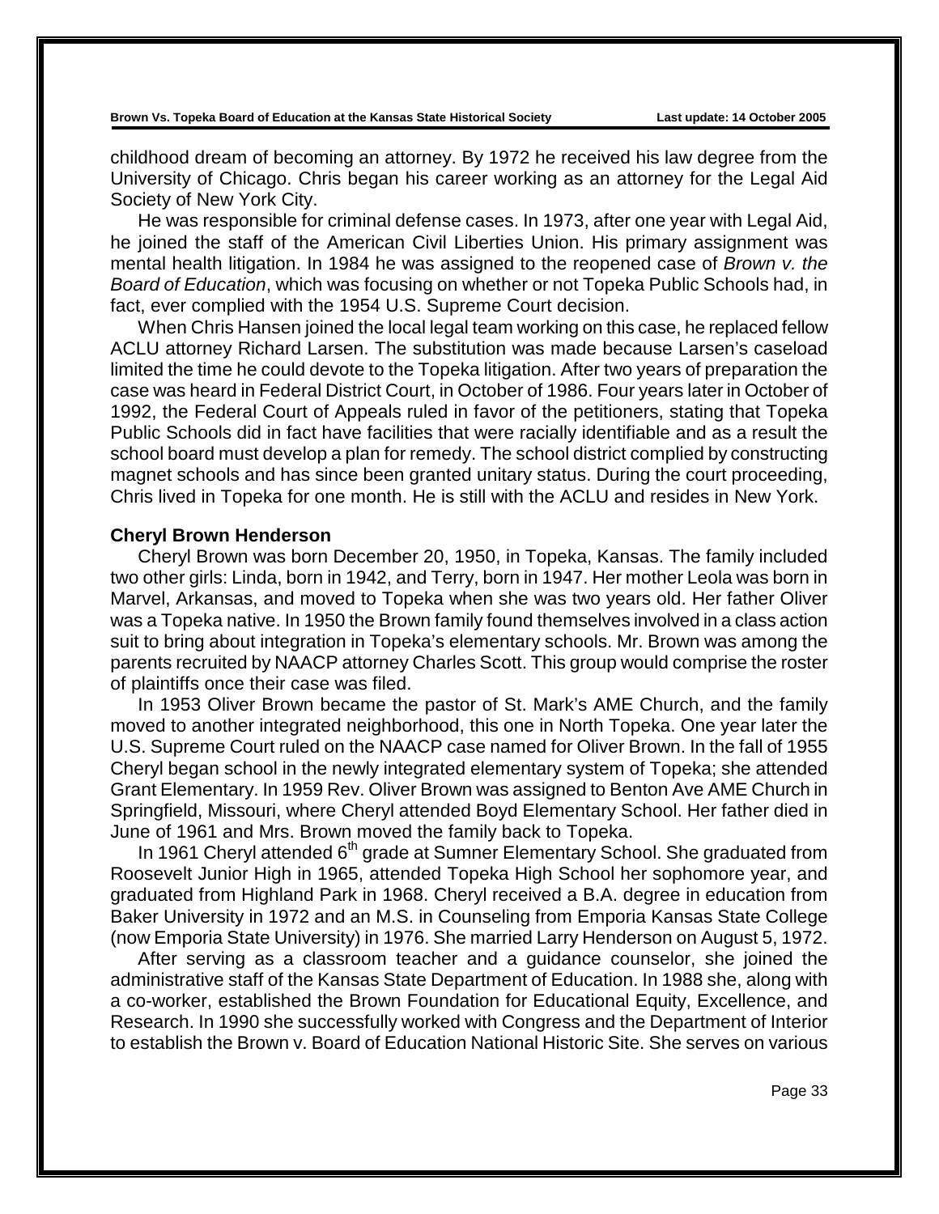childhood dream of becoming an attorney. By 1972 he received his law degree from the University of Chicago. Chris began his career working as an attorney for the Legal Aid Society of New York City.

He was responsible for criminal defense cases. In 1973, after one year with Legal Aid, he joined the staff of the American Civil Liberties Union. His primary assignment was mental health litigation. In 1984 he was assigned to the reopened case of *Brown v. the Board of Education*, which was focusing on whether or not Topeka Public Schools had, in fact, ever complied with the 1954 U.S. Supreme Court decision.

When Chris Hansen joined the local legal team working on this case, he replaced fellow ACLU attorney Richard Larsen. The substitution was made because Larsen's caseload limited the time he could devote to the Topeka litigation. After two years of preparation the case was heard in Federal District Court, in October of 1986. Four years later in October of 1992, the Federal Court of Appeals ruled in favor of the petitioners, stating that Topeka Public Schools did in fact have facilities that were racially identifiable and as a result the school board must develop a plan for remedy. The school district complied by constructing magnet schools and has since been granted unitary status. During the court proceeding, Chris lived in Topeka for one month. He is still with the ACLU and resides in New York.

**Cheryl Brown Henderson**

Cheryl Brown was born December 20, 1950, in Topeka, Kansas. The family included two other girls: Linda, born in 1942, and Terry, born in 1947. Her mother Leola was born in Marvel, Arkansas, and moved to Topeka when she was two years old. Her father Oliver was a Topeka native. In 1950 the Brown family found themselves involved in a class action suit to bring about integration in Topeka's elementary schools. Mr. Brown was among the parents recruited by NAACP attorney Charles Scott. This group would comprise the roster of plaintiffs once their case was filed.

In 1953 Oliver Brown became the pastor of St. Mark's AME Church, and the family moved to another integrated neighborhood, this one in North Topeka. One year later the U.S. Supreme Court ruled on the NAACP case named for Oliver Brown. In the fall of 1955 Cheryl began school in the newly integrated elementary system of Topeka; she attended Grant Elementary. In 1959 Rev. Oliver Brown was assigned to Benton Ave AME Church in Springfield, Missouri, where Cheryl attended Boyd Elementary School. Her father died in June of 1961 and Mrs. Brown moved the family back to Topeka.

In 1961 Cheryl attended 6th grade at Sumner Elementary School. She graduated from Roosevelt Junior High in 1965, attended Topeka High School her sophomore year, and graduated from Highland Park in 1968. Cheryl received a B.A. degree in education from Baker University in 1972 and an M.S. in Counseling from Emporia Kansas State College (now Emporia State University) in 1976. She married Larry Henderson on August 5, 1972.

After serving as a classroom teacher and a guidance counselor, she joined the administrative staff of the Kansas State Department of Education. In 1988 she, along with a co-worker, established the Brown Foundation for Educational Equity, Excellence, and Research. In 1990 she successfully worked with Congress and the Department of Interior to establish the Brown v. Board of Education National Historic Site. She serves on various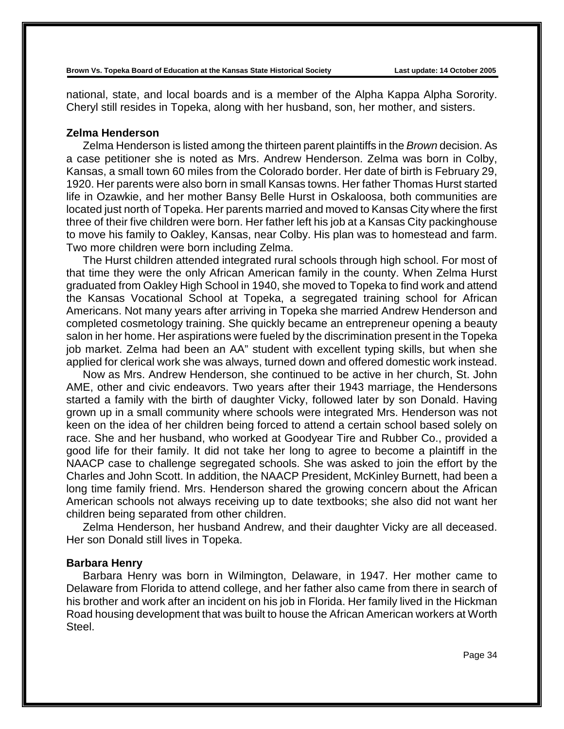national, state, and local boards and is a member of the Alpha Kappa Alpha Sorority. Cheryl still resides in Topeka, along with her husband, son, her mother, and sisters.

### Zelma Henderson

Zelma Henderson is listed among the thirteen parent plaintiffs in the *Brown* decision. As a case petitioner she is noted as Mrs. Andrew Henderson. Zelma was born in Colby, Kansas, a small town 60 miles from the Colorado border. Her date of birth is February 29, 1920. Her parents were also born in small Kansas towns. Her father Thomas Hurst started life in Ozawkie, and her mother Bansy Belle Hurst in Oskaloosa, both communities are located just north of Topeka. Her parents married and moved to Kansas City where the first three of their five children were born. Her father left his job at a Kansas City packinghouse to move his family to Oakley, Kansas, near Colby. His plan was to homestead and farm. Two more children were born including Zelma.

The Hurst children attended integrated rural schools through high school. For most of that time they were the only African American family in the county. When Zelma Hurst graduated from Oakley High School in 1940, she moved to Topeka to find work and attend the Kansas Vocational School at Topeka, a segregated training school for African Americans. Not many years after arriving in Topeka she married Andrew Henderson and completed cosmetology training. She quickly became an entrepreneur opening a beauty salon in her home. Her aspirations were fueled by the discrimination present in the Topeka job market. Zelma had been an AA" student with excellent typing skills, but when she applied for clerical work she was always, turned down and offered domestic work instead.

Now as Mrs. Andrew Henderson, she continued to be active in her church, St. John AME, other and civic endeavors. Two years after their 1943 marriage, the Hendersons started a family with the birth of daughter Vicky, followed later by son Donald. Having grown up in a small community where schools were integrated Mrs. Henderson was not keen on the idea of her children being forced to attend a certain school based solely on race. She and her husband, who worked at Goodyear Tire and Rubber Co., provided a good life for their family. It did not take her long to agree to become a plaintiff in the NAACP case to challenge segregated schools. She was asked to join the effort by the Charles and John Scott. In addition, the NAACP President, McKinley Burnett, had been a long time family friend. Mrs. Henderson shared the growing concern about the African American schools not always receiving up to date textbooks; she also did not want her children being separated from other children.

Zelma Henderson, her husband Andrew, and their daughter Vicky are all deceased. Her son Donald still lives in Topeka.

### Barbara Henry

Barbara Henry was born in Wilmington, Delaware, in 1947. Her mother came to Delaware from Florida to attend college, and her father also came from there in search of his brother and work after an incident on his job in Florida. Her family lived in the Hickman Road housing development that was built to house the African American workers at Worth Steel.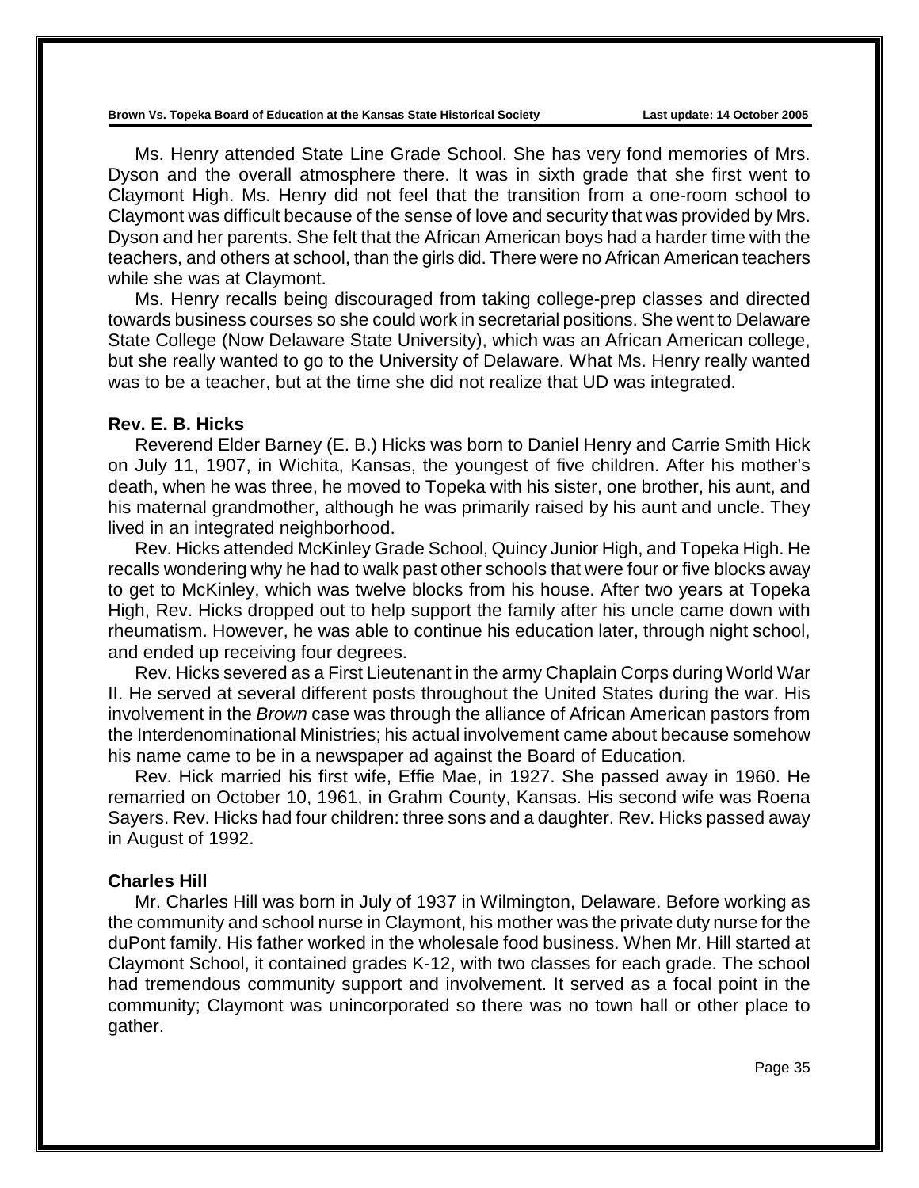Ms. Henry attended State Line Grade School. She has very fond memories of Mrs. Dyson and the overall atmosphere there. It was in sixth grade that she first went to Claymont High. Ms. Henry did not feel that the transition from a one-room school to Claymont was difficult because of the sense of love and security that was provided by Mrs. Dyson and her parents. She felt that the African American boys had a harder time with the teachers, and others at school, than the girls did. There were no African American teachers while she was at Claymont.

Ms. Henry recalls being discouraged from taking college-prep classes and directed towards business courses so she could work in secretarial positions. She went to Delaware State College (Now Delaware State University), which was an African American college, but she really wanted to go to the University of Delaware. What Ms. Henry really wanted was to be a teacher, but at the time she did not realize that UD was integrated.

### Rev. E. B. Hicks

Reverend Elder Barney (E. B.) Hicks was born to Daniel Henry and Carrie Smith Hick on July 11, 1907, in Wichita, Kansas, the youngest of five children. After his mother's death, when he was three, he moved to Topeka with his sister, one brother, his aunt, and his maternal grandmother, although he was primarily raised by his aunt and uncle. They lived in an integrated neighborhood.

Rev. Hicks attended McKinley Grade School, Quincy Junior High, and Topeka High. He recalls wondering why he had to walk past other schools that were four or five blocks away to get to McKinley, which was twelve blocks from his house. After two years at Topeka High, Rev. Hicks dropped out to help support the family after his uncle came down with rheumatism. However, he was able to continue his education later, through night school, and ended up receiving four degrees.

Rev. Hicks severed as a First Lieutenant in the army Chaplain Corps during World War II. He served at several different posts throughout the United States during the war. His involvement in the *Brown* case was through the alliance of African American pastors from the Interdenominational Ministries; his actual involvement came about because somehow his name came to be in a newspaper ad against the Board of Education.

Rev. Hick married his first wife, Effie Mae, in 1927. She passed away in 1960. He remarried on October 10, 1961, in Grahm County, Kansas. His second wife was Roena Sayers. Rev. Hicks had four children: three sons and a daughter. Rev. Hicks passed away in August of 1992.

### Charles Hill

Mr. Charles Hill was born in July of 1937 in Wilmington, Delaware. Before working as the community and school nurse in Claymont, his mother was the private duty nurse for the duPont family. His father worked in the wholesale food business. When Mr. Hill started at Claymont School, it contained grades K-12, with two classes for each grade. The school had tremendous community support and involvement. It served as a focal point in the community; Claymont was unincorporated so there was no town hall or other place to gather.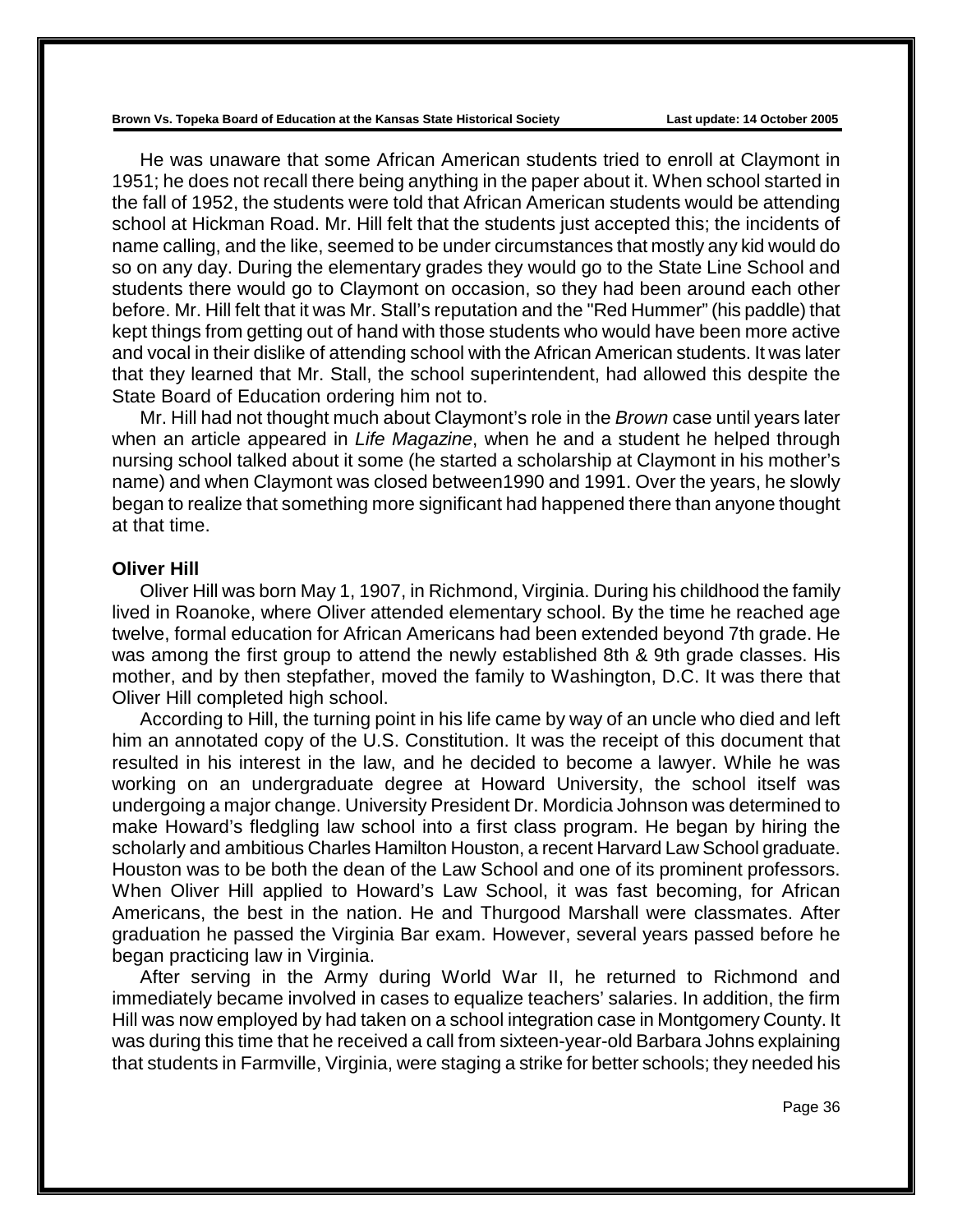He was unaware that some African American students tried to enroll at Claymont in 1951; he does not recall there being anything in the paper about it. When school started in the fall of 1952, the students were told that African American students would be attending school at Hickman Road. Mr. Hill felt that the students just accepted this; the incidents of name calling, and the like, seemed to be under circumstances that mostly any kid would do so on any day. During the elementary grades they would go to the State Line School and students there would go to Claymont on occasion, so they had been around each other before. Mr. Hill felt that it was Mr. Stall's reputation and the "Red Hummer" (his paddle) that kept things from getting out of hand with those students who would have been more active and vocal in their dislike of attending school with the African American students. It was later that they learned that Mr. Stall, the school superintendent, had allowed this despite the State Board of Education ordering him not to.

Mr. Hill had not thought much about Claymont's role in the *Brown* case until years later when an article appeared in *Life Magazine*, when he and a student he helped through nursing school talked about it some (he started a scholarship at Claymont in his mother's name) and when Claymont was closed between1990 and 1991. Over the years, he slowly began to realize that something more significant had happened there than anyone thought at that time.

### Oliver Hill

Oliver Hill was born May 1, 1907, in Richmond, Virginia. During his childhood the family lived in Roanoke, where Oliver attended elementary school. By the time he reached age twelve, formal education for African Americans had been extended beyond 7th grade. He was among the first group to attend the newly established 8th & 9th grade classes. His mother, and by then stepfather, moved the family to Washington, D.C. It was there that Oliver Hill completed high school.

According to Hill, the turning point in his life came by way of an uncle who died and left him an annotated copy of the U.S. Constitution. It was the receipt of this document that resulted in his interest in the law, and he decided to become a lawyer. While he was working on an undergraduate degree at Howard University, the school itself was undergoing a major change. University President Dr. Mordicia Johnson was determined to make Howard's fledgling law school into a first class program. He began by hiring the scholarly and ambitious Charles Hamilton Houston, a recent Harvard Law School graduate. Houston was to be both the dean of the Law School and one of its prominent professors. When Oliver Hill applied to Howard's Law School, it was fast becoming, for African Americans, the best in the nation. He and Thurgood Marshall were classmates. After graduation he passed the Virginia Bar exam. However, several years passed before he began practicing law in Virginia.

After serving in the Army during World War II, he returned to Richmond and immediately became involved in cases to equalize teachers' salaries. In addition, the firm Hill was now employed by had taken on a school integration case in Montgomery County. It was during this time that he received a call from sixteen-year-old Barbara Johns explaining that students in Farmville, Virginia, were staging a strike for better schools; they needed his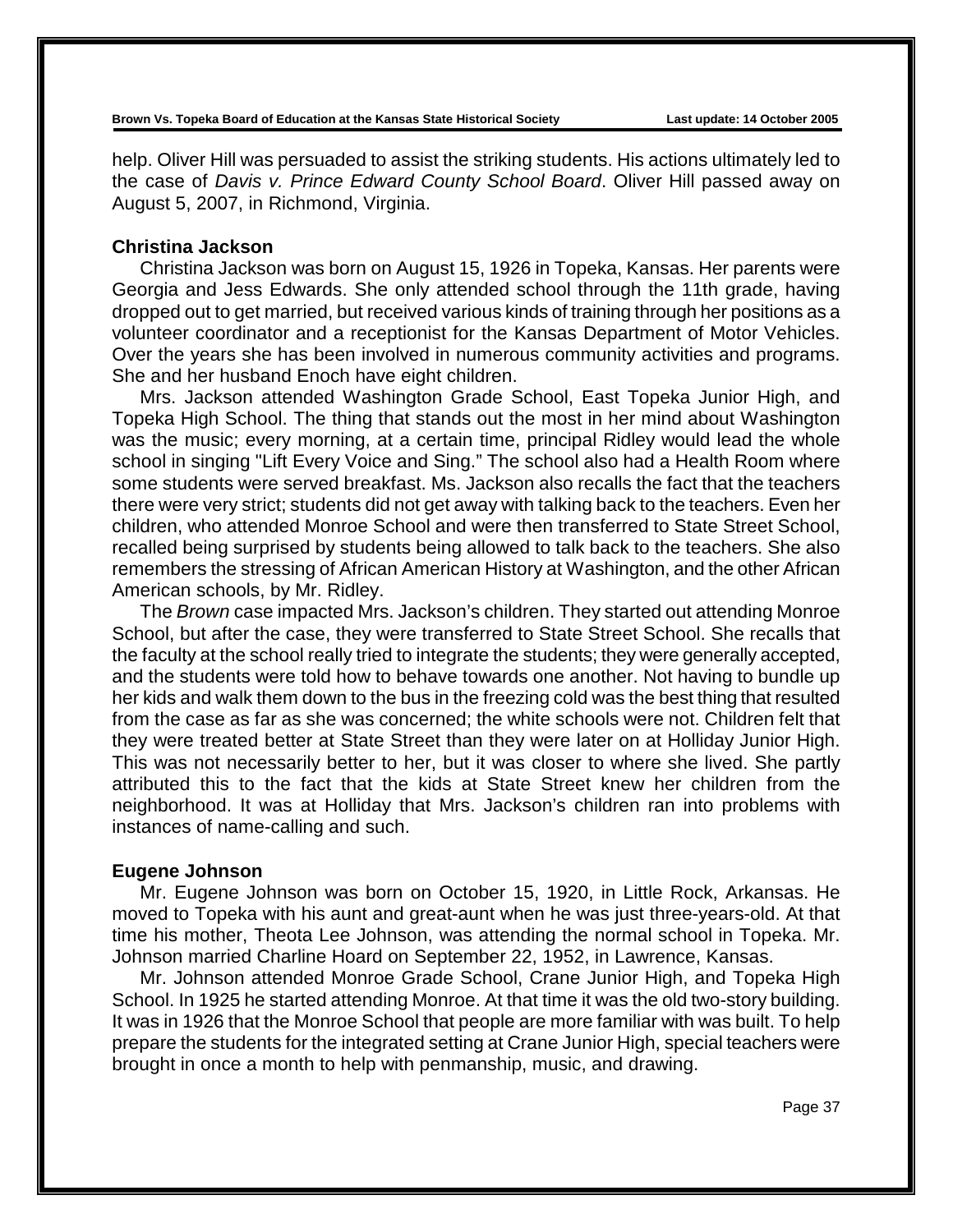help. Oliver Hill was persuaded to assist the striking students. His actions ultimately led to the case of *Davis v. Prince Edward County School Board*. Oliver Hill passed away on August 5, 2007, in Richmond, Virginia.

### Christina Jackson

Christina Jackson was born on August 15, 1926 in Topeka, Kansas. Her parents were Georgia and Jess Edwards. She only attended school through the 11th grade, having dropped out to get married, but received various kinds of training through her positions as a volunteer coordinator and a receptionist for the Kansas Department of Motor Vehicles. Over the years she has been involved in numerous community activities and programs. She and her husband Enoch have eight children.

Mrs. Jackson attended Washington Grade School, East Topeka Junior High, and Topeka High School. The thing that stands out the most in her mind about Washington was the music; every morning, at a certain time, principal Ridley would lead the whole school in singing "Lift Every Voice and Sing." The school also had a Health Room where some students were served breakfast. Ms. Jackson also recalls the fact that the teachers there were very strict; students did not get away with talking back to the teachers. Even her children, who attended Monroe School and were then transferred to State Street School, recalled being surprised by students being allowed to talk back to the teachers. She also remembers the stressing of African American History at Washington, and the other African American schools, by Mr. Ridley.

The *Brown* case impacted Mrs. Jackson's children. They started out attending Monroe School, but after the case, they were transferred to State Street School. She recalls that the faculty at the school really tried to integrate the students; they were generally accepted, and the students were told how to behave towards one another. Not having to bundle up her kids and walk them down to the bus in the freezing cold was the best thing that resulted from the case as far as she was concerned; the white schools were not. Children felt that they were treated better at State Street than they were later on at Holliday Junior High. This was not necessarily better to her, but it was closer to where she lived. She partly attributed this to the fact that the kids at State Street knew her children from the neighborhood. It was at Holliday that Mrs. Jackson's children ran into problems with instances of name-calling and such.

### Eugene Johnson

Mr. Eugene Johnson was born on October 15, 1920, in Little Rock, Arkansas. He moved to Topeka with his aunt and great-aunt when he was just three-years-old. At that time his mother, Theota Lee Johnson, was attending the normal school in Topeka. Mr. Johnson married Charline Hoard on September 22, 1952, in Lawrence, Kansas.

Mr. Johnson attended Monroe Grade School, Crane Junior High, and Topeka High School. In 1925 he started attending Monroe. At that time it was the old two-story building. It was in 1926 that the Monroe School that people are more familiar with was built. To help prepare the students for the integrated setting at Crane Junior High, special teachers were brought in once a month to help with penmanship, music, and drawing.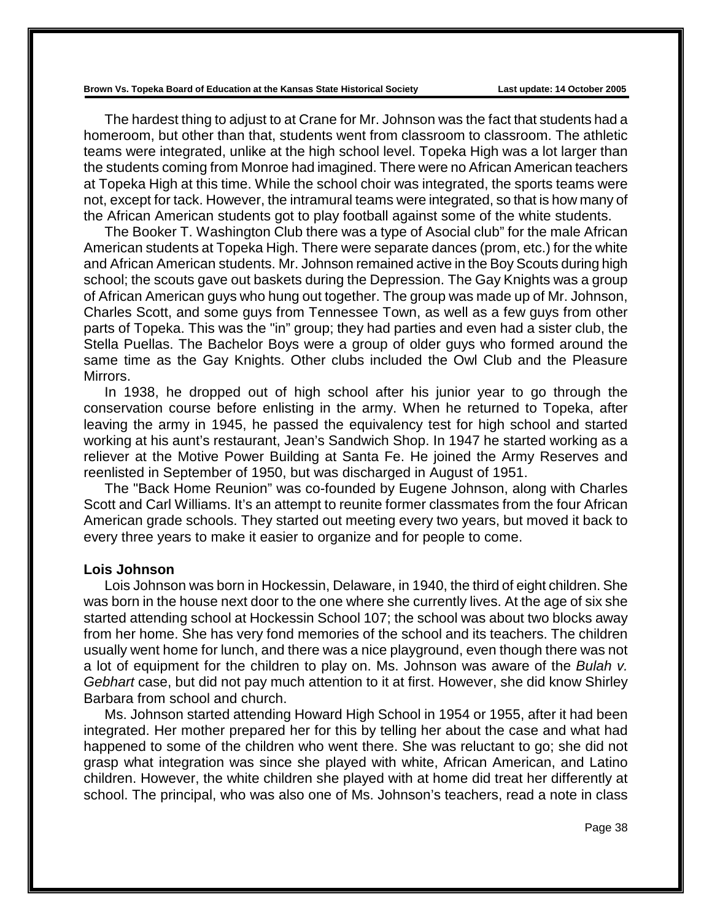The hardest thing to adjust to at Crane for Mr. Johnson was the fact that students had a homeroom, but other than that, students went from classroom to classroom. The athletic teams were integrated, unlike at the high school level. Topeka High was a lot larger than the students coming from Monroe had imagined. There were no African American teachers at Topeka High at this time. While the school choir was integrated, the sports teams were not, except for tack. However, the intramural teams were integrated, so that is how many of the African American students got to play football against some of the white students.

The Booker T. Washington Club there was a type of Asocial club" for the male African American students at Topeka High. There were separate dances (prom, etc.) for the white and African American students. Mr. Johnson remained active in the Boy Scouts during high school; the scouts gave out baskets during the Depression. The Gay Knights was a group of African American guys who hung out together. The group was made up of Mr. Johnson, Charles Scott, and some guys from Tennessee Town, as well as a few guys from other parts of Topeka. This was the "in" group; they had parties and even had a sister club, the Stella Puellas. The Bachelor Boys were a group of older guys who formed around the same time as the Gay Knights. Other clubs included the Owl Club and the Pleasure Mirrors.

In 1938, he dropped out of high school after his junior year to go through the conservation course before enlisting in the army. When he returned to Topeka, after leaving the army in 1945, he passed the equivalency test for high school and started working at his aunt's restaurant, Jean's Sandwich Shop. In 1947 he started working as a reliever at the Motive Power Building at Santa Fe. He joined the Army Reserves and reenlisted in September of 1950, but was discharged in August of 1951.

The "Back Home Reunion" was co-founded by Eugene Johnson, along with Charles Scott and Carl Williams. It's an attempt to reunite former classmates from the four African American grade schools. They started out meeting every two years, but moved it back to every three years to make it easier to organize and for people to come.

**Lois Johnson**

Lois Johnson was born in Hockessin, Delaware, in 1940, the third of eight children. She was born in the house next door to the one where she currently lives. At the age of six she started attending school at Hockessin School 107; the school was about two blocks away from her home. She has very fond memories of the school and its teachers. The children usually went home for lunch, and there was a nice playground, even though there was not a lot of equipment for the children to play on. Ms. Johnson was aware of the *Bulah v. Gebhart* case, but did not pay much attention to it at first. However, she did know Shirley Barbara from school and church.

Ms. Johnson started attending Howard High School in 1954 or 1955, after it had been integrated. Her mother prepared her for this by telling her about the case and what had happened to some of the children who went there. She was reluctant to go; she did not grasp what integration was since she played with white, African American, and Latino children. However, the white children she played with at home did treat her differently at school. The principal, who was also one of Ms. Johnson's teachers, read a note in class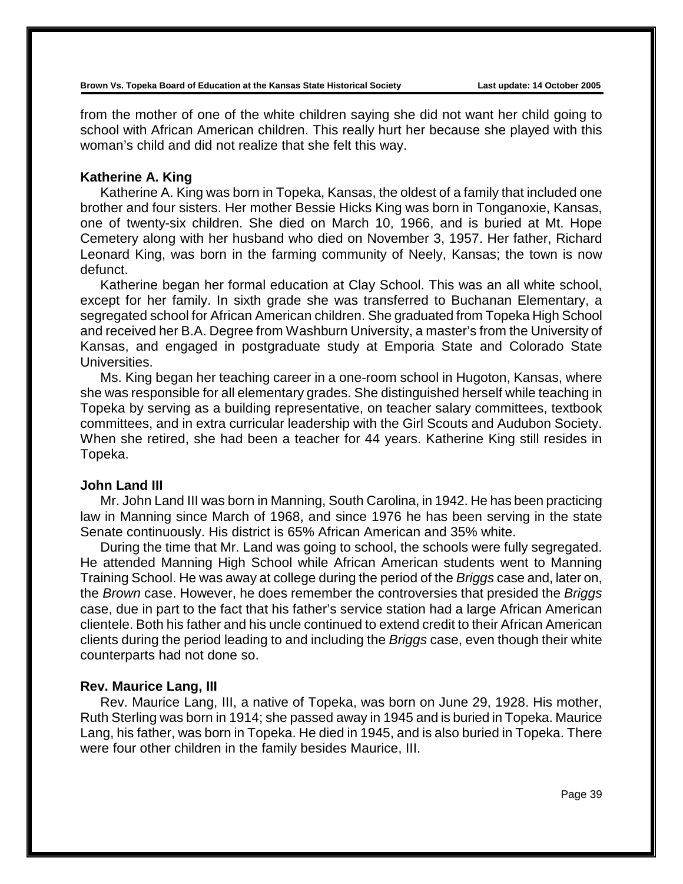from the mother of one of the white children saying she did not want her child going to school with African American children. This really hurt her because she played with this woman's child and did not realize that she felt this way.

### Katherine A. King

Katherine A. King was born in Topeka, Kansas, the oldest of a family that included one brother and four sisters. Her mother Bessie Hicks King was born in Tonganoxie, Kansas, one of twenty-six children. She died on March 10, 1966, and is buried at Mt. Hope Cemetery along with her husband who died on November 3, 1957. Her father, Richard Leonard King, was born in the farming community of Neely, Kansas; the town is now defunct.

Katherine began her formal education at Clay School. This was an all white school, except for her family. In sixth grade she was transferred to Buchanan Elementary, a segregated school for African American children. She graduated from Topeka High School and received her B.A. Degree from Washburn University, a master's from the University of Kansas, and engaged in postgraduate study at Emporia State and Colorado State Universities.

Ms. King began her teaching career in a one-room school in Hugoton, Kansas, where she was responsible for all elementary grades. She distinguished herself while teaching in Topeka by serving as a building representative, on teacher salary committees, textbook committees, and in extra curricular leadership with the Girl Scouts and Audubon Society. When she retired, she had been a teacher for 44 years. Katherine King still resides in Topeka.

### John Land III

Mr. John Land III was born in Manning, South Carolina, in 1942. He has been practicing law in Manning since March of 1968, and since 1976 he has been serving in the state Senate continuously. His district is 65% African American and 35% white.

During the time that Mr. Land was going to school, the schools were fully segregated. He attended Manning High School while African American students went to Manning Training School. He was away at college during the period of the *Briggs* case and, later on, the *Brown* case. However, he does remember the controversies that presided the *Briggs* case, due in part to the fact that his father's service station had a large African American clientele. Both his father and his uncle continued to extend credit to their African American clients during the period leading to and including the *Briggs* case, even though their white counterparts had not done so.

### Rev. Maurice Lang, III

Rev. Maurice Lang, III, a native of Topeka, was born on June 29, 1928. His mother, Ruth Sterling was born in 1914; she passed away in 1945 and is buried in Topeka. Maurice Lang, his father, was born in Topeka. He died in 1945, and is also buried in Topeka. There were four other children in the family besides Maurice, III.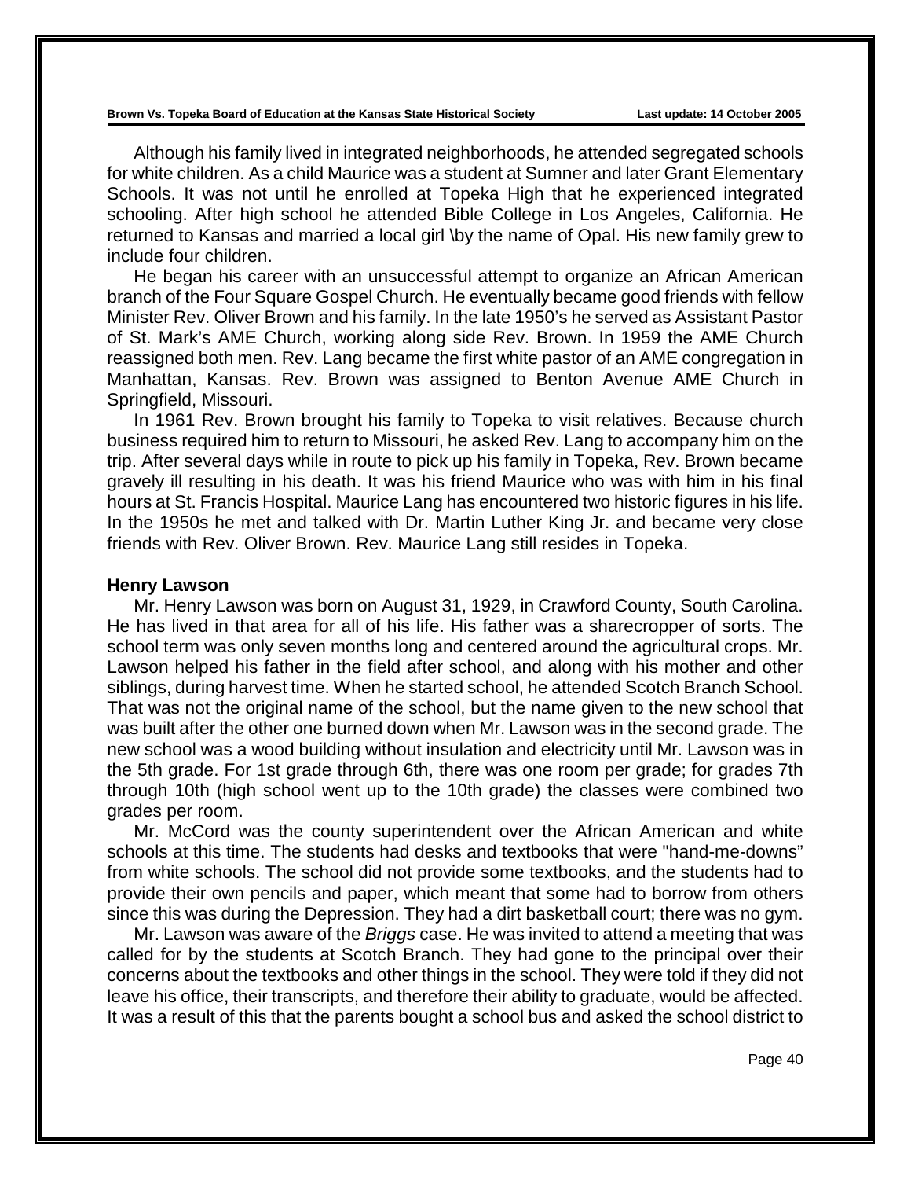Although his family lived in integrated neighborhoods, he attended segregated schools for white children. As a child Maurice was a student at Sumner and later Grant Elementary Schools. It was not until he enrolled at Topeka High that he experienced integrated schooling. After high school he attended Bible College in Los Angeles, California. He returned to Kansas and married a local girl \by the name of Opal. His new family grew to include four children.

He began his career with an unsuccessful attempt to organize an African American branch of the Four Square Gospel Church. He eventually became good friends with fellow Minister Rev. Oliver Brown and his family. In the late 1950's he served as Assistant Pastor of St. Mark's AME Church, working along side Rev. Brown. In 1959 the AME Church reassigned both men. Rev. Lang became the first white pastor of an AME congregation in Manhattan, Kansas. Rev. Brown was assigned to Benton Avenue AME Church in Springfield, Missouri.

In 1961 Rev. Brown brought his family to Topeka to visit relatives. Because church business required him to return to Missouri, he asked Rev. Lang to accompany him on the trip. After several days while in route to pick up his family in Topeka, Rev. Brown became gravely ill resulting in his death. It was his friend Maurice who was with him in his final hours at St. Francis Hospital. Maurice Lang has encountered two historic figures in his life. In the 1950s he met and talked with Dr. Martin Luther King Jr. and became very close friends with Rev. Oliver Brown. Rev. Maurice Lang still resides in Topeka.

**Henry Lawson**

Mr. Henry Lawson was born on August 31, 1929, in Crawford County, South Carolina. He has lived in that area for all of his life. His father was a sharecropper of sorts. The school term was only seven months long and centered around the agricultural crops. Mr. Lawson helped his father in the field after school, and along with his mother and other siblings, during harvest time. When he started school, he attended Scotch Branch School. That was not the original name of the school, but the name given to the new school that was built after the other one burned down when Mr. Lawson was in the second grade. The new school was a wood building without insulation and electricity until Mr. Lawson was in the 5th grade. For 1st grade through 6th, there was one room per grade; for grades 7th through 10th (high school went up to the 10th grade) the classes were combined two grades per room.

Mr. McCord was the county superintendent over the African American and white schools at this time. The students had desks and textbooks that were "hand-me-downs" from white schools. The school did not provide some textbooks, and the students had to provide their own pencils and paper, which meant that some had to borrow from others since this was during the Depression. They had a dirt basketball court; there was no gym.

Mr. Lawson was aware of the *Briggs* case. He was invited to attend a meeting that was called for by the students at Scotch Branch. They had gone to the principal over their concerns about the textbooks and other things in the school. They were told if they did not leave his office, their transcripts, and therefore their ability to graduate, would be affected. It was a result of this that the parents bought a school bus and asked the school district to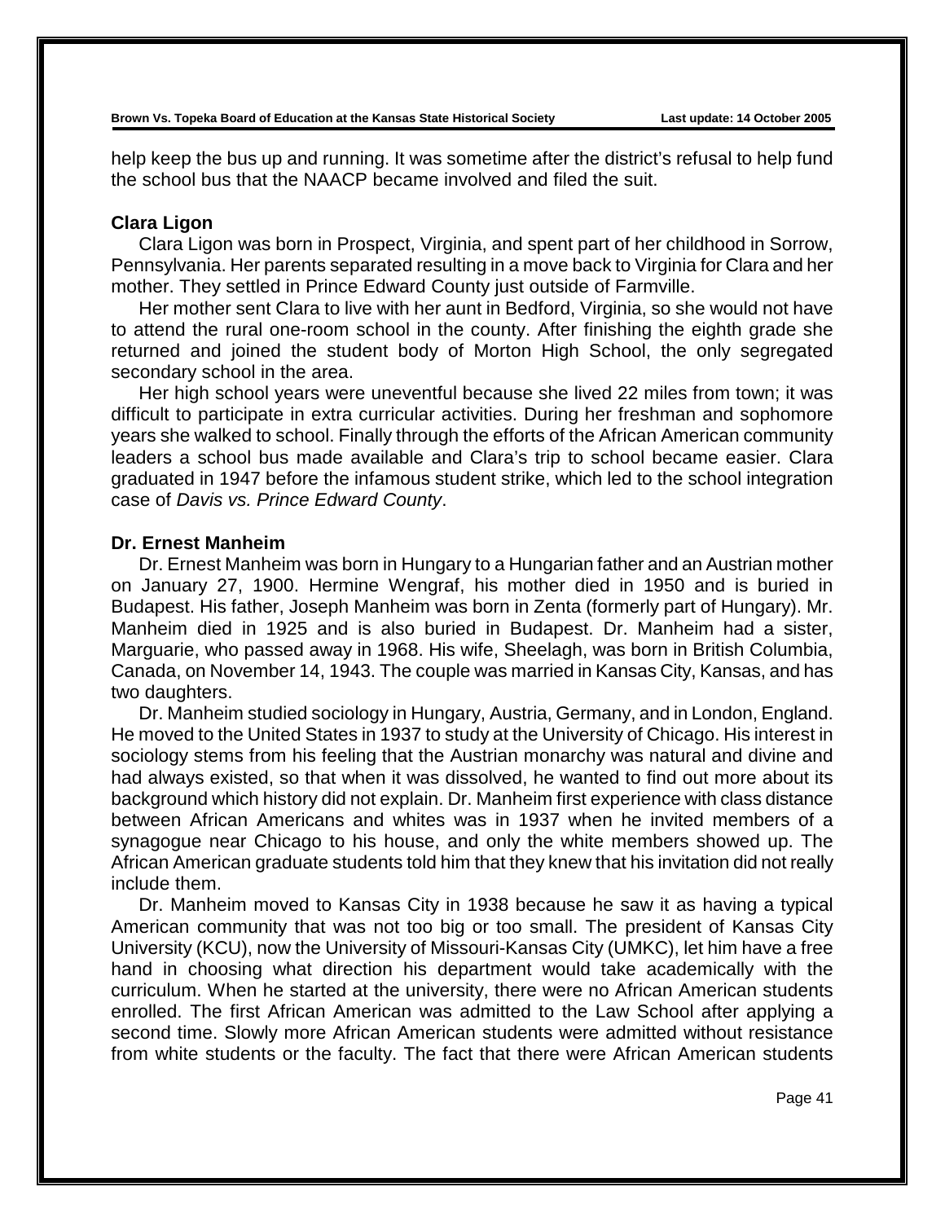help keep the bus up and running. It was sometime after the district's refusal to help fund the school bus that the NAACP became involved and filed the suit.

### Clara Ligon

Clara Ligon was born in Prospect, Virginia, and spent part of her childhood in Sorrow, Pennsylvania. Her parents separated resulting in a move back to Virginia for Clara and her mother. They settled in Prince Edward County just outside of Farmville.

Her mother sent Clara to live with her aunt in Bedford, Virginia, so she would not have to attend the rural one-room school in the county. After finishing the eighth grade she returned and joined the student body of Morton High School, the only segregated secondary school in the area.

Her high school years were uneventful because she lived 22 miles from town; it was difficult to participate in extra curricular activities. During her freshman and sophomore years she walked to school. Finally through the efforts of the African American community leaders a school bus made available and Clara's trip to school became easier. Clara graduated in 1947 before the infamous student strike, which led to the school integration case of *Davis vs. Prince Edward County*.

### Dr. Ernest Manheim

Dr. Ernest Manheim was born in Hungary to a Hungarian father and an Austrian mother on January 27, 1900. Hermine Wengraf, his mother died in 1950 and is buried in Budapest. His father, Joseph Manheim was born in Zenta (formerly part of Hungary). Mr. Manheim died in 1925 and is also buried in Budapest. Dr. Manheim had a sister, Marguarie, who passed away in 1968. His wife, Sheelagh, was born in British Columbia, Canada, on November 14, 1943. The couple was married in Kansas City, Kansas, and has two daughters.

Dr. Manheim studied sociology in Hungary, Austria, Germany, and in London, England. He moved to the United States in 1937 to study at the University of Chicago. His interest in sociology stems from his feeling that the Austrian monarchy was natural and divine and had always existed, so that when it was dissolved, he wanted to find out more about its background which history did not explain. Dr. Manheim first experience with class distance between African Americans and whites was in 1937 when he invited members of a synagogue near Chicago to his house, and only the white members showed up. The African American graduate students told him that they knew that his invitation did not really include them.

Dr. Manheim moved to Kansas City in 1938 because he saw it as having a typical American community that was not too big or too small. The president of Kansas City University (KCU), now the University of Missouri-Kansas City (UMKC), let him have a free hand in choosing what direction his department would take academically with the curriculum. When he started at the university, there were no African American students enrolled. The first African American was admitted to the Law School after applying a second time. Slowly more African American students were admitted without resistance from white students or the faculty. The fact that there were African American students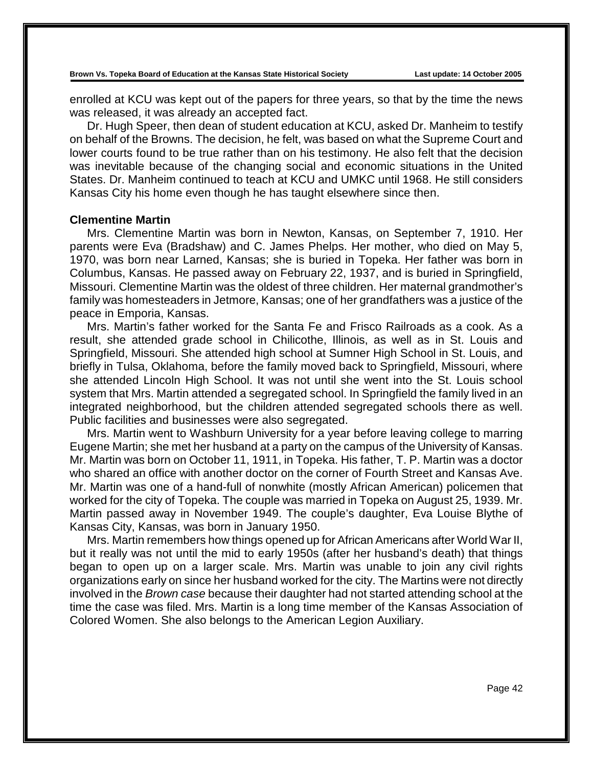enrolled at KCU was kept out of the papers for three years, so that by the time the news was released, it was already an accepted fact.

Dr. Hugh Speer, then dean of student education at KCU, asked Dr. Manheim to testify on behalf of the Browns. The decision, he felt, was based on what the Supreme Court and lower courts found to be true rather than on his testimony. He also felt that the decision was inevitable because of the changing social and economic situations in the United States. Dr. Manheim continued to teach at KCU and UMKC until 1968. He still considers Kansas City his home even though he has taught elsewhere since then.

**Clementine Martin**

Mrs. Clementine Martin was born in Newton, Kansas, on September 7, 1910. Her parents were Eva (Bradshaw) and C. James Phelps. Her mother, who died on May 5, 1970, was born near Larned, Kansas; she is buried in Topeka. Her father was born in Columbus, Kansas. He passed away on February 22, 1937, and is buried in Springfield, Missouri. Clementine Martin was the oldest of three children. Her maternal grandmother's family was homesteaders in Jetmore, Kansas; one of her grandfathers was a justice of the peace in Emporia, Kansas.

Mrs. Martin's father worked for the Santa Fe and Frisco Railroads as a cook. As a result, she attended grade school in Chilicothe, Illinois, as well as in St. Louis and Springfield, Missouri. She attended high school at Sumner High School in St. Louis, and briefly in Tulsa, Oklahoma, before the family moved back to Springfield, Missouri, where she attended Lincoln High School. It was not until she went into the St. Louis school system that Mrs. Martin attended a segregated school. In Springfield the family lived in an integrated neighborhood, but the children attended segregated schools there as well. Public facilities and businesses were also segregated.

Mrs. Martin went to Washburn University for a year before leaving college to marring Eugene Martin; she met her husband at a party on the campus of the University of Kansas. Mr. Martin was born on October 11, 1911, in Topeka. His father, T. P. Martin was a doctor who shared an office with another doctor on the corner of Fourth Street and Kansas Ave. Mr. Martin was one of a hand-full of nonwhite (mostly African American) policemen that worked for the city of Topeka. The couple was married in Topeka on August 25, 1939. Mr. Martin passed away in November 1949. The couple's daughter, Eva Louise Blythe of Kansas City, Kansas, was born in January 1950.

Mrs. Martin remembers how things opened up for African Americans after World War II, but it really was not until the mid to early 1950s (after her husband's death) that things began to open up on a larger scale. Mrs. Martin was unable to join any civil rights organizations early on since her husband worked for the city. The Martins were not directly involved in the *Brown case* because their daughter had not started attending school at the time the case was filed. Mrs. Martin is a long time member of the Kansas Association of Colored Women. She also belongs to the American Legion Auxiliary.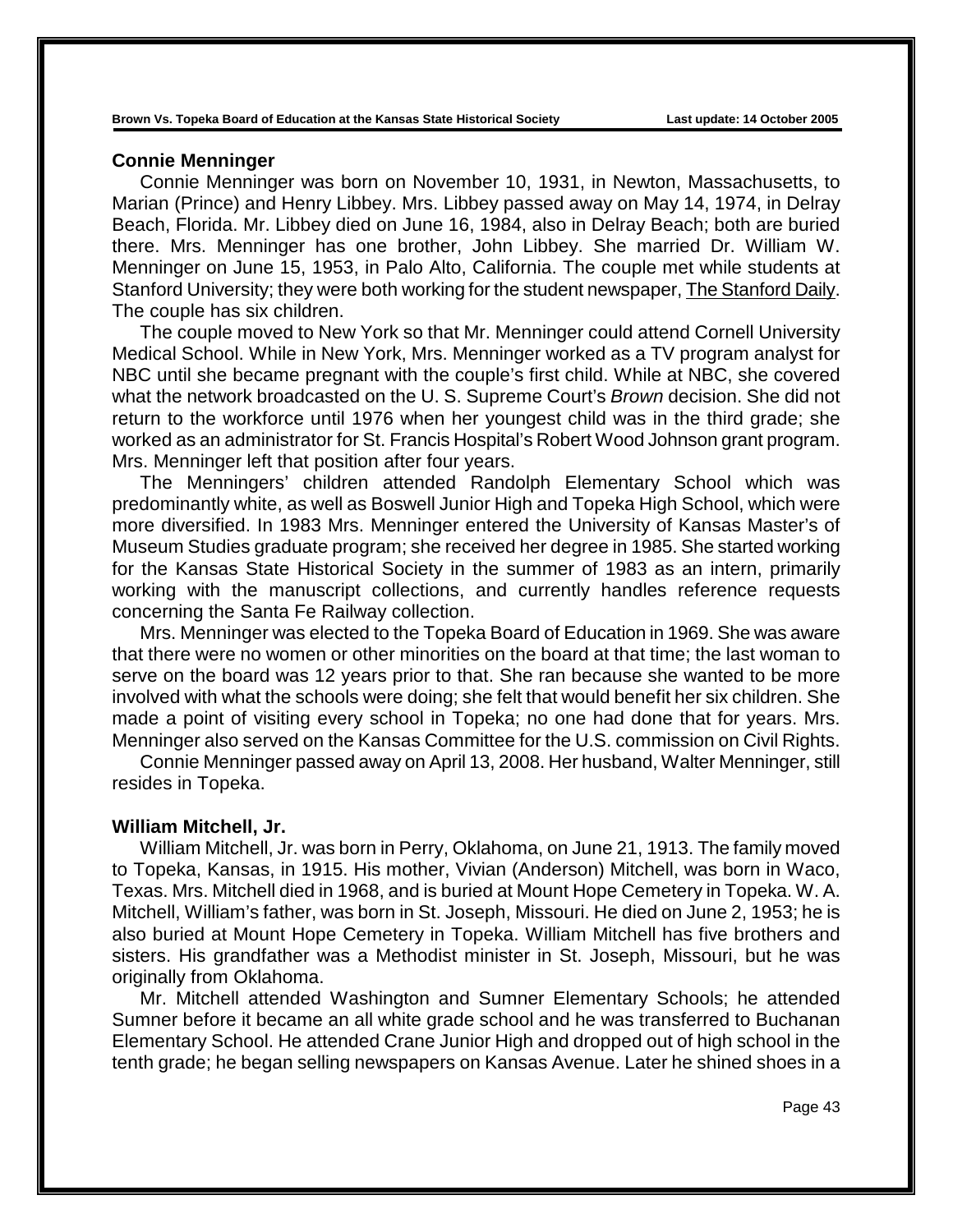## Connie Menninger

Connie Menninger was born on November 10, 1931, in Newton, Massachusetts, to Marian (Prince) and Henry Libbey. Mrs. Libbey passed away on May 14, 1974, in Delray Beach, Florida. Mr. Libbey died on June 16, 1984, also in Delray Beach; both are buried there. Mrs. Menninger has one brother, John Libbey. She married Dr. William W. Menninger on June 15, 1953, in Palo Alto, California. The couple met while students at Stanford University; they were both working for the student newspaper, The Stanford Daily. The couple has six children.

The couple moved to New York so that Mr. Menninger could attend Cornell University Medical School. While in New York, Mrs. Menninger worked as a TV program analyst for NBC until she became pregnant with the couple's first child. While at NBC, she covered what the network broadcasted on the U. S. Supreme Court's *Brown* decision. She did not return to the workforce until 1976 when her youngest child was in the third grade; she worked as an administrator for St. Francis Hospital's Robert Wood Johnson grant program. Mrs. Menninger left that position after four years.

The Menningers' children attended Randolph Elementary School which was predominantly white, as well as Boswell Junior High and Topeka High School, which were more diversified. In 1983 Mrs. Menninger entered the University of Kansas Master's of Museum Studies graduate program; she received her degree in 1985. She started working for the Kansas State Historical Society in the summer of 1983 as an intern, primarily working with the manuscript collections, and currently handles reference requests concerning the Santa Fe Railway collection.

Mrs. Menninger was elected to the Topeka Board of Education in 1969. She was aware that there were no women or other minorities on the board at that time; the last woman to serve on the board was 12 years prior to that. She ran because she wanted to be more involved with what the schools were doing; she felt that would benefit her six children. She made a point of visiting every school in Topeka; no one had done that for years. Mrs. Menninger also served on the Kansas Committee for the U.S. commission on Civil Rights.

Connie Menninger passed away on April 13, 2008. Her husband, Walter Menninger, still resides in Topeka.

## William Mitchell, Jr.

William Mitchell, Jr. was born in Perry, Oklahoma, on June 21, 1913. The family moved to Topeka, Kansas, in 1915. His mother, Vivian (Anderson) Mitchell, was born in Waco, Texas. Mrs. Mitchell died in 1968, and is buried at Mount Hope Cemetery in Topeka. W. A. Mitchell, William's father, was born in St. Joseph, Missouri. He died on June 2, 1953; he is also buried at Mount Hope Cemetery in Topeka. William Mitchell has five brothers and sisters. His grandfather was a Methodist minister in St. Joseph, Missouri, but he was originally from Oklahoma.

Mr. Mitchell attended Washington and Sumner Elementary Schools; he attended Sumner before it became an all white grade school and he was transferred to Buchanan Elementary School. He attended Crane Junior High and dropped out of high school in the tenth grade; he began selling newspapers on Kansas Avenue. Later he shined shoes in a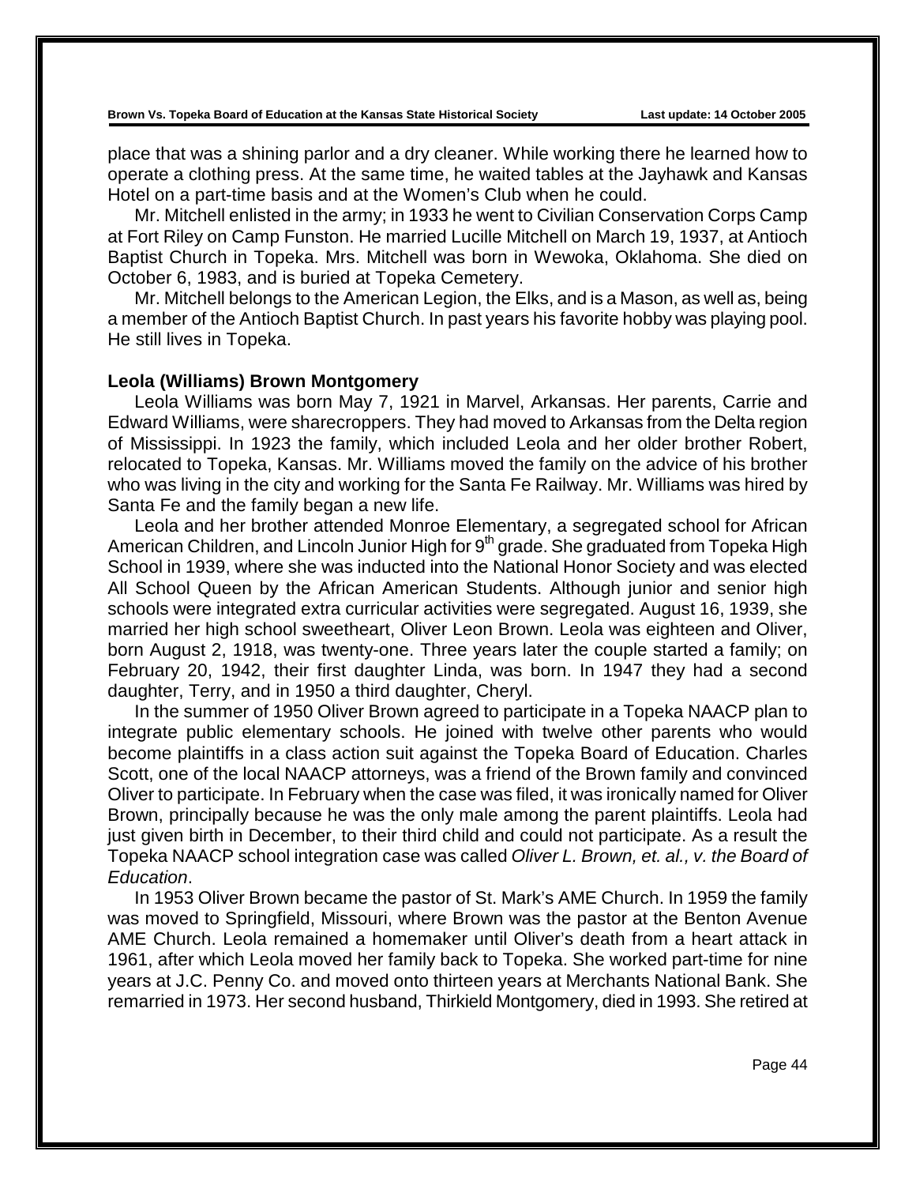place that was a shining parlor and a dry cleaner. While working there he learned how to operate a clothing press. At the same time, he waited tables at the Jayhawk and Kansas Hotel on a part-time basis and at the Women's Club when he could.

Mr. Mitchell enlisted in the army; in 1933 he went to Civilian Conservation Corps Camp at Fort Riley on Camp Funston. He married Lucille Mitchell on March 19, 1937, at Antioch Baptist Church in Topeka. Mrs. Mitchell was born in Wewoka, Oklahoma. She died on October 6, 1983, and is buried at Topeka Cemetery.

Mr. Mitchell belongs to the American Legion, the Elks, and is a Mason, as well as, being a member of the Antioch Baptist Church. In past years his favorite hobby was playing pool. He still lives in Topeka.

**Leola (Williams) Brown Montgomery**

Leola Williams was born May 7, 1921 in Marvel, Arkansas. Her parents, Carrie and Edward Williams, were sharecroppers. They had moved to Arkansas from the Delta region of Mississippi. In 1923 the family, which included Leola and her older brother Robert, relocated to Topeka, Kansas. Mr. Williams moved the family on the advice of his brother who was living in the city and working for the Santa Fe Railway. Mr. Williams was hired by Santa Fe and the family began a new life.

Leola and her brother attended Monroe Elementary, a segregated school for African American Children, and Lincoln Junior High for 9th grade. She graduated from Topeka High School in 1939, where she was inducted into the National Honor Society and was elected All School Queen by the African American Students. Although junior and senior high schools were integrated extra curricular activities were segregated. August 16, 1939, she married her high school sweetheart, Oliver Leon Brown. Leola was eighteen and Oliver, born August 2, 1918, was twenty-one. Three years later the couple started a family; on February 20, 1942, their first daughter Linda, was born. In 1947 they had a second daughter, Terry, and in 1950 a third daughter, Cheryl.

In the summer of 1950 Oliver Brown agreed to participate in a Topeka NAACP plan to integrate public elementary schools. He joined with twelve other parents who would become plaintiffs in a class action suit against the Topeka Board of Education. Charles Scott, one of the local NAACP attorneys, was a friend of the Brown family and convinced Oliver to participate. In February when the case was filed, it was ironically named for Oliver Brown, principally because he was the only male among the parent plaintiffs. Leola had just given birth in December, to their third child and could not participate. As a result the Topeka NAACP school integration case was called *Oliver L. Brown, et. al., v. the Board of Education*.

In 1953 Oliver Brown became the pastor of St. Mark's AME Church. In 1959 the family was moved to Springfield, Missouri, where Brown was the pastor at the Benton Avenue AME Church. Leola remained a homemaker until Oliver's death from a heart attack in 1961, after which Leola moved her family back to Topeka. She worked part-time for nine years at J.C. Penny Co. and moved onto thirteen years at Merchants National Bank. She remarried in 1973. Her second husband, Thirkield Montgomery, died in 1993. She retired at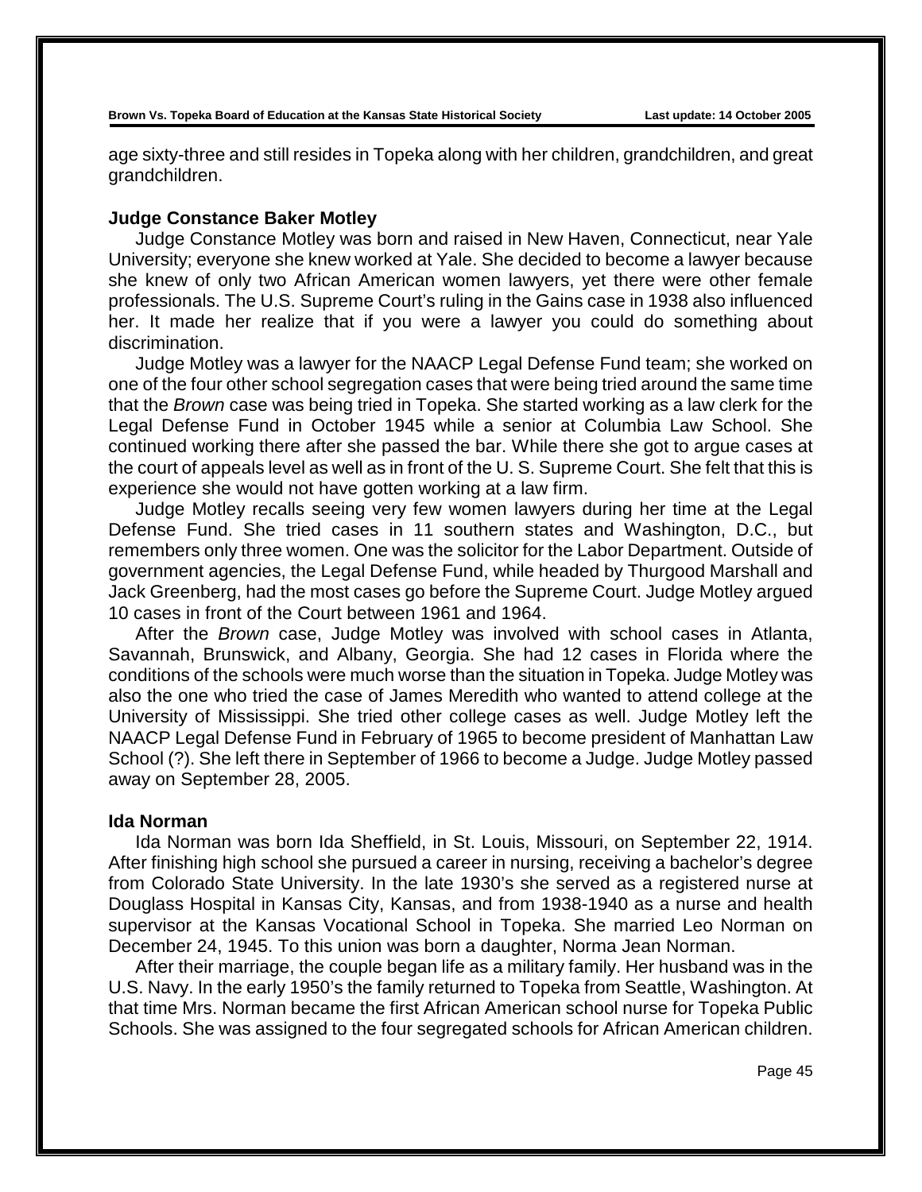age sixty-three and still resides in Topeka along with her children, grandchildren, and great grandchildren.

**Judge Constance Baker Motley**

Judge Constance Motley was born and raised in New Haven, Connecticut, near Yale University; everyone she knew worked at Yale. She decided to become a lawyer because she knew of only two African American women lawyers, yet there were other female professionals. The U.S. Supreme Court's ruling in the Gains case in 1938 also influenced her. It made her realize that if you were a lawyer you could do something about discrimination.

Judge Motley was a lawyer for the NAACP Legal Defense Fund team; she worked on one of the four other school segregation cases that were being tried around the same time that the *Brown* case was being tried in Topeka. She started working as a law clerk for the Legal Defense Fund in October 1945 while a senior at Columbia Law School. She continued working there after she passed the bar. While there she got to argue cases at the court of appeals level as well as in front of the U. S. Supreme Court. She felt that this is experience she would not have gotten working at a law firm.

Judge Motley recalls seeing very few women lawyers during her time at the Legal Defense Fund. She tried cases in 11 southern states and Washington, D.C., but remembers only three women. One was the solicitor for the Labor Department. Outside of government agencies, the Legal Defense Fund, while headed by Thurgood Marshall and Jack Greenberg, had the most cases go before the Supreme Court. Judge Motley argued 10 cases in front of the Court between 1961 and 1964.

After the *Brown* case, Judge Motley was involved with school cases in Atlanta, Savannah, Brunswick, and Albany, Georgia. She had 12 cases in Florida where the conditions of the schools were much worse than the situation in Topeka. Judge Motley was also the one who tried the case of James Meredith who wanted to attend college at the University of Mississippi. She tried other college cases as well. Judge Motley left the NAACP Legal Defense Fund in February of 1965 to become president of Manhattan Law School (?). She left there in September of 1966 to become a Judge. Judge Motley passed away on September 28, 2005.

**Ida Norman**

Ida Norman was born Ida Sheffield, in St. Louis, Missouri, on September 22, 1914. After finishing high school she pursued a career in nursing, receiving a bachelor's degree from Colorado State University. In the late 1930's she served as a registered nurse at Douglass Hospital in Kansas City, Kansas, and from 1938-1940 as a nurse and health supervisor at the Kansas Vocational School in Topeka. She married Leo Norman on December 24, 1945. To this union was born a daughter, Norma Jean Norman.

After their marriage, the couple began life as a military family. Her husband was in the U.S. Navy. In the early 1950's the family returned to Topeka from Seattle, Washington. At that time Mrs. Norman became the first African American school nurse for Topeka Public Schools. She was assigned to the four segregated schools for African American children.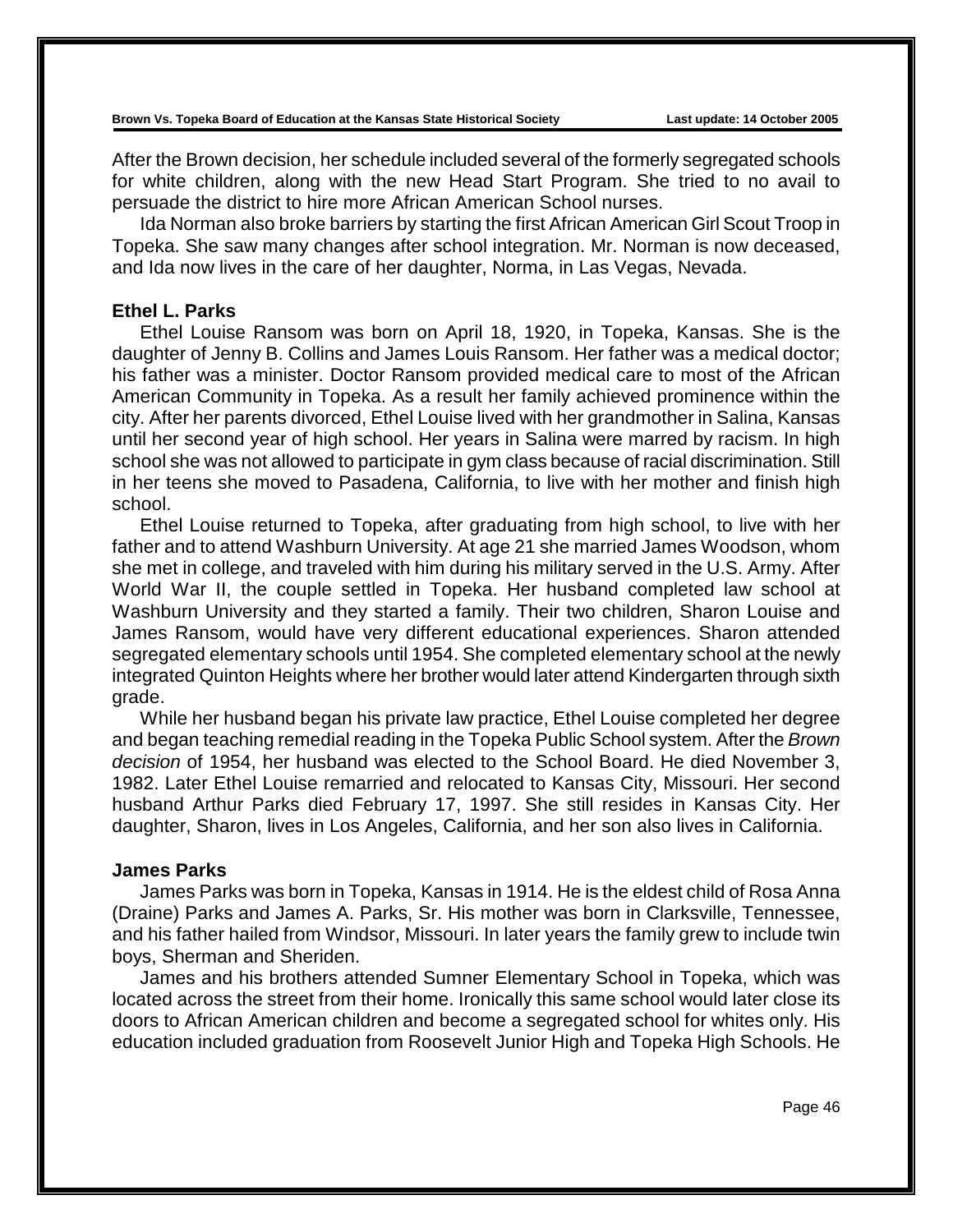After the Brown decision, her schedule included several of the formerly segregated schools for white children, along with the new Head Start Program. She tried to no avail to persuade the district to hire more African American School nurses.

Ida Norman also broke barriers by starting the first African American Girl Scout Troop in Topeka. She saw many changes after school integration. Mr. Norman is now deceased, and Ida now lives in the care of her daughter, Norma, in Las Vegas, Nevada.

### Ethel L. Parks

Ethel Louise Ransom was born on April 18, 1920, in Topeka, Kansas. She is the daughter of Jenny B. Collins and James Louis Ransom. Her father was a medical doctor; his father was a minister. Doctor Ransom provided medical care to most of the African American Community in Topeka. As a result her family achieved prominence within the city. After her parents divorced, Ethel Louise lived with her grandmother in Salina, Kansas until her second year of high school. Her years in Salina were marred by racism. In high school she was not allowed to participate in gym class because of racial discrimination. Still in her teens she moved to Pasadena, California, to live with her mother and finish high school.

Ethel Louise returned to Topeka, after graduating from high school, to live with her father and to attend Washburn University. At age 21 she married James Woodson, whom she met in college, and traveled with him during his military served in the U.S. Army. After World War II, the couple settled in Topeka. Her husband completed law school at Washburn University and they started a family. Their two children, Sharon Louise and James Ransom, would have very different educational experiences. Sharon attended segregated elementary schools until 1954. She completed elementary school at the newly integrated Quinton Heights where her brother would later attend Kindergarten through sixth grade.

While her husband began his private law practice, Ethel Louise completed her degree and began teaching remedial reading in the Topeka Public School system. After the *Brown decision* of 1954, her husband was elected to the School Board. He died November 3, 1982. Later Ethel Louise remarried and relocated to Kansas City, Missouri. Her second husband Arthur Parks died February 17, 1997. She still resides in Kansas City. Her daughter, Sharon, lives in Los Angeles, California, and her son also lives in California.

### James Parks

James Parks was born in Topeka, Kansas in 1914. He is the eldest child of Rosa Anna (Draine) Parks and James A. Parks, Sr. His mother was born in Clarksville, Tennessee, and his father hailed from Windsor, Missouri. In later years the family grew to include twin boys, Sherman and Sheriden.

James and his brothers attended Sumner Elementary School in Topeka, which was located across the street from their home. Ironically this same school would later close its doors to African American children and become a segregated school for whites only. His education included graduation from Roosevelt Junior High and Topeka High Schools. He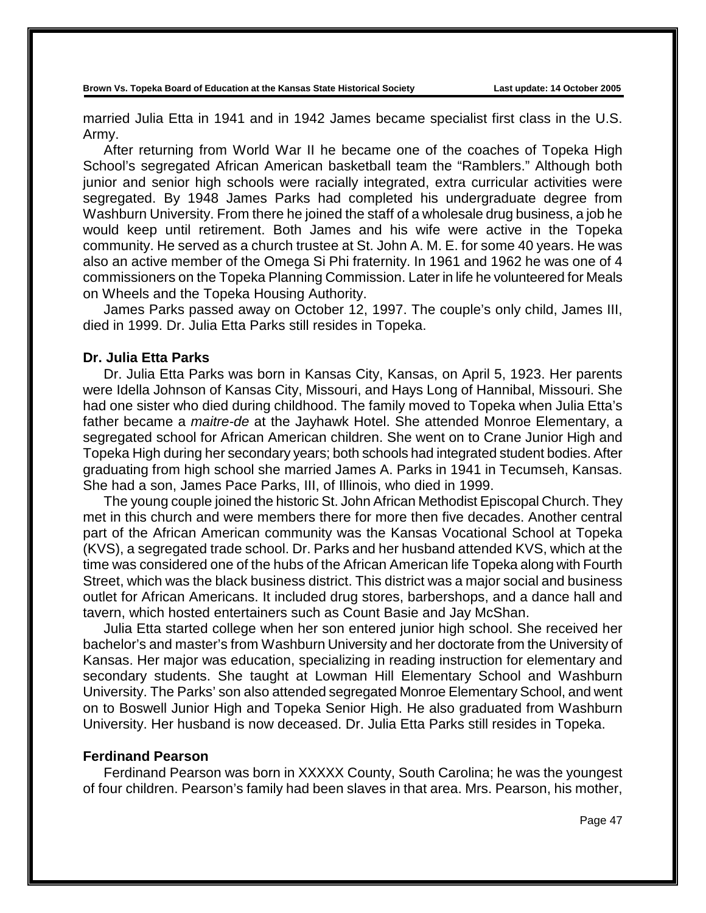married Julia Etta in 1941 and in 1942 James became specialist first class in the U.S. Army.

After returning from World War II he became one of the coaches of Topeka High School's segregated African American basketball team the "Ramblers." Although both junior and senior high schools were racially integrated, extra curricular activities were segregated. By 1948 James Parks had completed his undergraduate degree from Washburn University. From there he joined the staff of a wholesale drug business, a job he would keep until retirement. Both James and his wife were active in the Topeka community. He served as a church trustee at St. John A. M. E. for some 40 years. He was also an active member of the Omega Si Phi fraternity. In 1961 and 1962 he was one of 4 commissioners on the Topeka Planning Commission. Later in life he volunteered for Meals on Wheels and the Topeka Housing Authority.

James Parks passed away on October 12, 1997. The couple's only child, James III, died in 1999. Dr. Julia Etta Parks still resides in Topeka.

### Dr. Julia Etta Parks

Dr. Julia Etta Parks was born in Kansas City, Kansas, on April 5, 1923. Her parents were Idella Johnson of Kansas City, Missouri, and Hays Long of Hannibal, Missouri. She had one sister who died during childhood. The family moved to Topeka when Julia Etta's father became a *maitre-de* at the Jayhawk Hotel. She attended Monroe Elementary, a segregated school for African American children. She went on to Crane Junior High and Topeka High during her secondary years; both schools had integrated student bodies. After graduating from high school she married James A. Parks in 1941 in Tecumseh, Kansas. She had a son, James Pace Parks, III, of Illinois, who died in 1999.

The young couple joined the historic St. John African Methodist Episcopal Church. They met in this church and were members there for more then five decades. Another central part of the African American community was the Kansas Vocational School at Topeka (KVS), a segregated trade school. Dr. Parks and her husband attended KVS, which at the time was considered one of the hubs of the African American life Topeka along with Fourth Street, which was the black business district. This district was a major social and business outlet for African Americans. It included drug stores, barbershops, and a dance hall and tavern, which hosted entertainers such as Count Basie and Jay McShan.

Julia Etta started college when her son entered junior high school. She received her bachelor's and master's from Washburn University and her doctorate from the University of Kansas. Her major was education, specializing in reading instruction for elementary and secondary students. She taught at Lowman Hill Elementary School and Washburn University. The Parks' son also attended segregated Monroe Elementary School, and went on to Boswell Junior High and Topeka Senior High. He also graduated from Washburn University. Her husband is now deceased. Dr. Julia Etta Parks still resides in Topeka.

### Ferdinand Pearson

Ferdinand Pearson was born in XXXXX County, South Carolina; he was the youngest of four children. Pearson's family had been slaves in that area. Mrs. Pearson, his mother,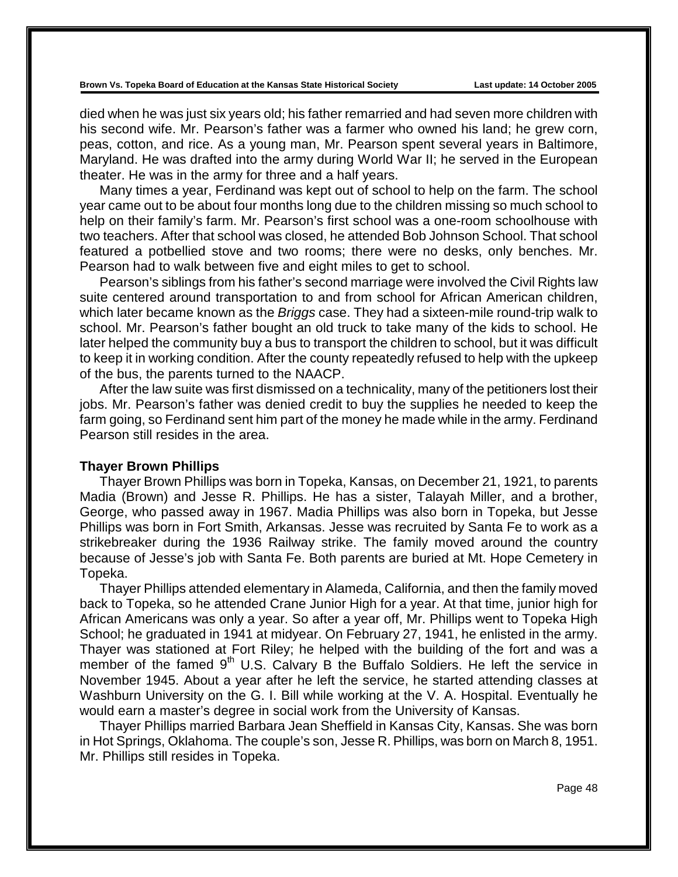died when he was just six years old; his father remarried and had seven more children with his second wife. Mr. Pearson's father was a farmer who owned his land; he grew corn, peas, cotton, and rice. As a young man, Mr. Pearson spent several years in Baltimore, Maryland. He was drafted into the army during World War II; he served in the European theater. He was in the army for three and a half years.

Many times a year, Ferdinand was kept out of school to help on the farm. The school year came out to be about four months long due to the children missing so much school to help on their family's farm. Mr. Pearson's first school was a one-room schoolhouse with two teachers. After that school was closed, he attended Bob Johnson School. That school featured a potbellied stove and two rooms; there were no desks, only benches. Mr. Pearson had to walk between five and eight miles to get to school.

Pearson's siblings from his father's second marriage were involved the Civil Rights law suite centered around transportation to and from school for African American children, which later became known as the *Briggs* case. They had a sixteen-mile round-trip walk to school. Mr. Pearson's father bought an old truck to take many of the kids to school. He later helped the community buy a bus to transport the children to school, but it was difficult to keep it in working condition. After the county repeatedly refused to help with the upkeep of the bus, the parents turned to the NAACP.

After the law suite was first dismissed on a technicality, many of the petitioners lost their jobs. Mr. Pearson's father was denied credit to buy the supplies he needed to keep the farm going, so Ferdinand sent him part of the money he made while in the army. Ferdinand Pearson still resides in the area.

### Thayer Brown Phillips

Thayer Brown Phillips was born in Topeka, Kansas, on December 21, 1921, to parents Madia (Brown) and Jesse R. Phillips. He has a sister, Talayah Miller, and a brother, George, who passed away in 1967. Madia Phillips was also born in Topeka, but Jesse Phillips was born in Fort Smith, Arkansas. Jesse was recruited by Santa Fe to work as a strikebreaker during the 1936 Railway strike. The family moved around the country because of Jesse's job with Santa Fe. Both parents are buried at Mt. Hope Cemetery in Topeka.

Thayer Phillips attended elementary in Alameda, California, and then the family moved back to Topeka, so he attended Crane Junior High for a year. At that time, junior high for African Americans was only a year. So after a year off, Mr. Phillips went to Topeka High School; he graduated in 1941 at midyear. On February 27, 1941, he enlisted in the army. Thayer was stationed at Fort Riley; he helped with the building of the fort and was a member of the famed 9th U.S. Calvary B the Buffalo Soldiers. He left the service in November 1945. About a year after he left the service, he started attending classes at Washburn University on the G. I. Bill while working at the V. A. Hospital. Eventually he would earn a master's degree in social work from the University of Kansas.

Thayer Phillips married Barbara Jean Sheffield in Kansas City, Kansas. She was born in Hot Springs, Oklahoma. The couple's son, Jesse R. Phillips, was born on March 8, 1951. Mr. Phillips still resides in Topeka.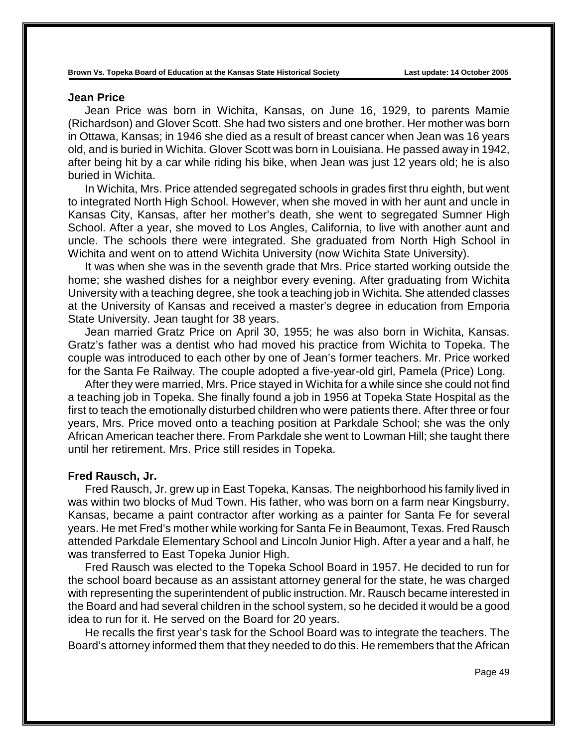## Jean Price

Jean Price was born in Wichita, Kansas, on June 16, 1929, to parents Mamie (Richardson) and Glover Scott. She had two sisters and one brother. Her mother was born in Ottawa, Kansas; in 1946 she died as a result of breast cancer when Jean was 16 years old, and is buried in Wichita. Glover Scott was born in Louisiana. He passed away in 1942, after being hit by a car while riding his bike, when Jean was just 12 years old; he is also buried in Wichita.

In Wichita, Mrs. Price attended segregated schools in grades first thru eighth, but went to integrated North High School. However, when she moved in with her aunt and uncle in Kansas City, Kansas, after her mother's death, she went to segregated Sumner High School. After a year, she moved to Los Angles, California, to live with another aunt and uncle. The schools there were integrated. She graduated from North High School in Wichita and went on to attend Wichita University (now Wichita State University).

It was when she was in the seventh grade that Mrs. Price started working outside the home; she washed dishes for a neighbor every evening. After graduating from Wichita University with a teaching degree, she took a teaching job in Wichita. She attended classes at the University of Kansas and received a master's degree in education from Emporia State University. Jean taught for 38 years.

Jean married Gratz Price on April 30, 1955; he was also born in Wichita, Kansas. Gratz's father was a dentist who had moved his practice from Wichita to Topeka. The couple was introduced to each other by one of Jean's former teachers. Mr. Price worked for the Santa Fe Railway. The couple adopted a five-year-old girl, Pamela (Price) Long.

After they were married, Mrs. Price stayed in Wichita for a while since she could not find a teaching job in Topeka. She finally found a job in 1956 at Topeka State Hospital as the first to teach the emotionally disturbed children who were patients there. After three or four years, Mrs. Price moved onto a teaching position at Parkdale School; she was the only African American teacher there. From Parkdale she went to Lowman Hill; she taught there until her retirement. Mrs. Price still resides in Topeka.

## Fred Rausch, Jr.

Fred Rausch, Jr. grew up in East Topeka, Kansas. The neighborhood his family lived in was within two blocks of Mud Town. His father, who was born on a farm near Kingsburry, Kansas, became a paint contractor after working as a painter for Santa Fe for several years. He met Fred's mother while working for Santa Fe in Beaumont, Texas. Fred Rausch attended Parkdale Elementary School and Lincoln Junior High. After a year and a half, he was transferred to East Topeka Junior High.

Fred Rausch was elected to the Topeka School Board in 1957. He decided to run for the school board because as an assistant attorney general for the state, he was charged with representing the superintendent of public instruction. Mr. Rausch became interested in the Board and had several children in the school system, so he decided it would be a good idea to run for it. He served on the Board for 20 years.

He recalls the first year's task for the School Board was to integrate the teachers. The Board's attorney informed them that they needed to do this. He remembers that the African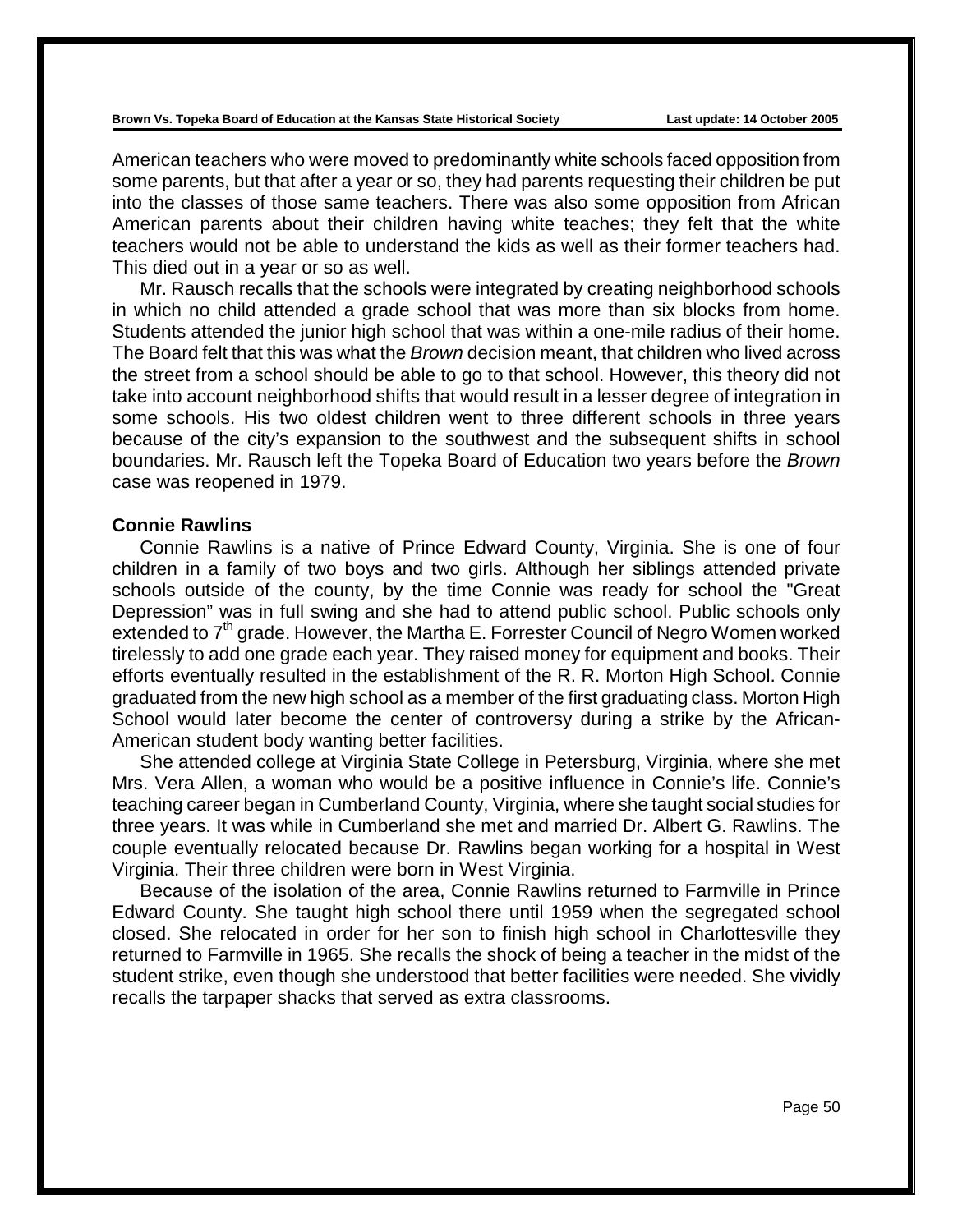American teachers who were moved to predominantly white schools faced opposition from some parents, but that after a year or so, they had parents requesting their children be put into the classes of those same teachers. There was also some opposition from African American parents about their children having white teaches; they felt that the white teachers would not be able to understand the kids as well as their former teachers had. This died out in a year or so as well.

Mr. Rausch recalls that the schools were integrated by creating neighborhood schools in which no child attended a grade school that was more than six blocks from home. Students attended the junior high school that was within a one-mile radius of their home. The Board felt that this was what the *Brown* decision meant, that children who lived across the street from a school should be able to go to that school. However, this theory did not take into account neighborhood shifts that would result in a lesser degree of integration in some schools. His two oldest children went to three different schools in three years because of the city's expansion to the southwest and the subsequent shifts in school boundaries. Mr. Rausch left the Topeka Board of Education two years before the *Brown* case was reopened in 1979.

**Connie Rawlins**

Connie Rawlins is a native of Prince Edward County, Virginia. She is one of four children in a family of two boys and two girls. Although her siblings attended private schools outside of the county, by the time Connie was ready for school the "Great Depression" was in full swing and she had to attend public school. Public schools only extended to 7th grade. However, the Martha E. Forrester Council of Negro Women worked tirelessly to add one grade each year. They raised money for equipment and books. Their efforts eventually resulted in the establishment of the R. R. Morton High School. Connie graduated from the new high school as a member of the first graduating class. Morton High School would later become the center of controversy during a strike by the African-American student body wanting better facilities.

She attended college at Virginia State College in Petersburg, Virginia, where she met Mrs. Vera Allen, a woman who would be a positive influence in Connie's life. Connie's teaching career began in Cumberland County, Virginia, where she taught social studies for three years. It was while in Cumberland she met and married Dr. Albert G. Rawlins. The couple eventually relocated because Dr. Rawlins began working for a hospital in West Virginia. Their three children were born in West Virginia.

Because of the isolation of the area, Connie Rawlins returned to Farmville in Prince Edward County. She taught high school there until 1959 when the segregated school closed. She relocated in order for her son to finish high school in Charlottesville they returned to Farmville in 1965. She recalls the shock of being a teacher in the midst of the student strike, even though she understood that better facilities were needed. She vividly recalls the tarpaper shacks that served as extra classrooms.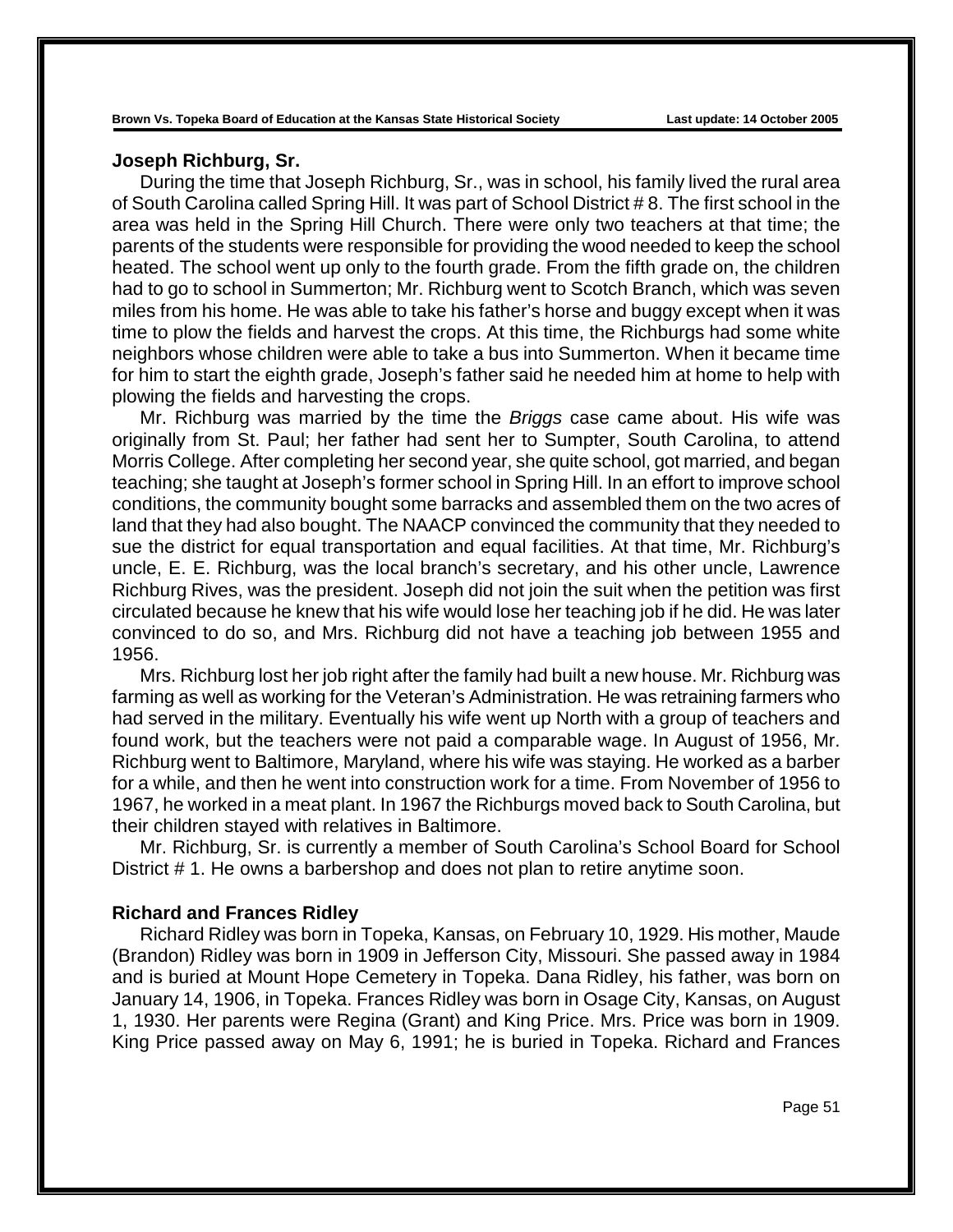### Joseph Richburg, Sr.

During the time that Joseph Richburg, Sr., was in school, his family lived the rural area of South Carolina called Spring Hill. It was part of School District # 8. The first school in the area was held in the Spring Hill Church. There were only two teachers at that time; the parents of the students were responsible for providing the wood needed to keep the school heated. The school went up only to the fourth grade. From the fifth grade on, the children had to go to school in Summerton; Mr. Richburg went to Scotch Branch, which was seven miles from his home. He was able to take his father's horse and buggy except when it was time to plow the fields and harvest the crops. At this time, the Richburgs had some white neighbors whose children were able to take a bus into Summerton. When it became time for him to start the eighth grade, Joseph's father said he needed him at home to help with plowing the fields and harvesting the crops.

Mr. Richburg was married by the time the *Briggs* case came about. His wife was originally from St. Paul; her father had sent her to Sumpter, South Carolina, to attend Morris College. After completing her second year, she quite school, got married, and began teaching; she taught at Joseph's former school in Spring Hill. In an effort to improve school conditions, the community bought some barracks and assembled them on the two acres of land that they had also bought. The NAACP convinced the community that they needed to sue the district for equal transportation and equal facilities. At that time, Mr. Richburg's uncle, E. E. Richburg, was the local branch's secretary, and his other uncle, Lawrence Richburg Rives, was the president. Joseph did not join the suit when the petition was first circulated because he knew that his wife would lose her teaching job if he did. He was later convinced to do so, and Mrs. Richburg did not have a teaching job between 1955 and 1956.

Mrs. Richburg lost her job right after the family had built a new house. Mr. Richburg was farming as well as working for the Veteran's Administration. He was retraining farmers who had served in the military. Eventually his wife went up North with a group of teachers and found work, but the teachers were not paid a comparable wage. In August of 1956, Mr. Richburg went to Baltimore, Maryland, where his wife was staying. He worked as a barber for a while, and then he went into construction work for a time. From November of 1956 to 1967, he worked in a meat plant. In 1967 the Richburgs moved back to South Carolina, but their children stayed with relatives in Baltimore.

Mr. Richburg, Sr. is currently a member of South Carolina's School Board for School District # 1. He owns a barbershop and does not plan to retire anytime soon.

### Richard and Frances Ridley

Richard Ridley was born in Topeka, Kansas, on February 10, 1929. His mother, Maude (Brandon) Ridley was born in 1909 in Jefferson City, Missouri. She passed away in 1984 and is buried at Mount Hope Cemetery in Topeka. Dana Ridley, his father, was born on January 14, 1906, in Topeka. Frances Ridley was born in Osage City, Kansas, on August 1, 1930. Her parents were Regina (Grant) and King Price. Mrs. Price was born in 1909. King Price passed away on May 6, 1991; he is buried in Topeka. Richard and Frances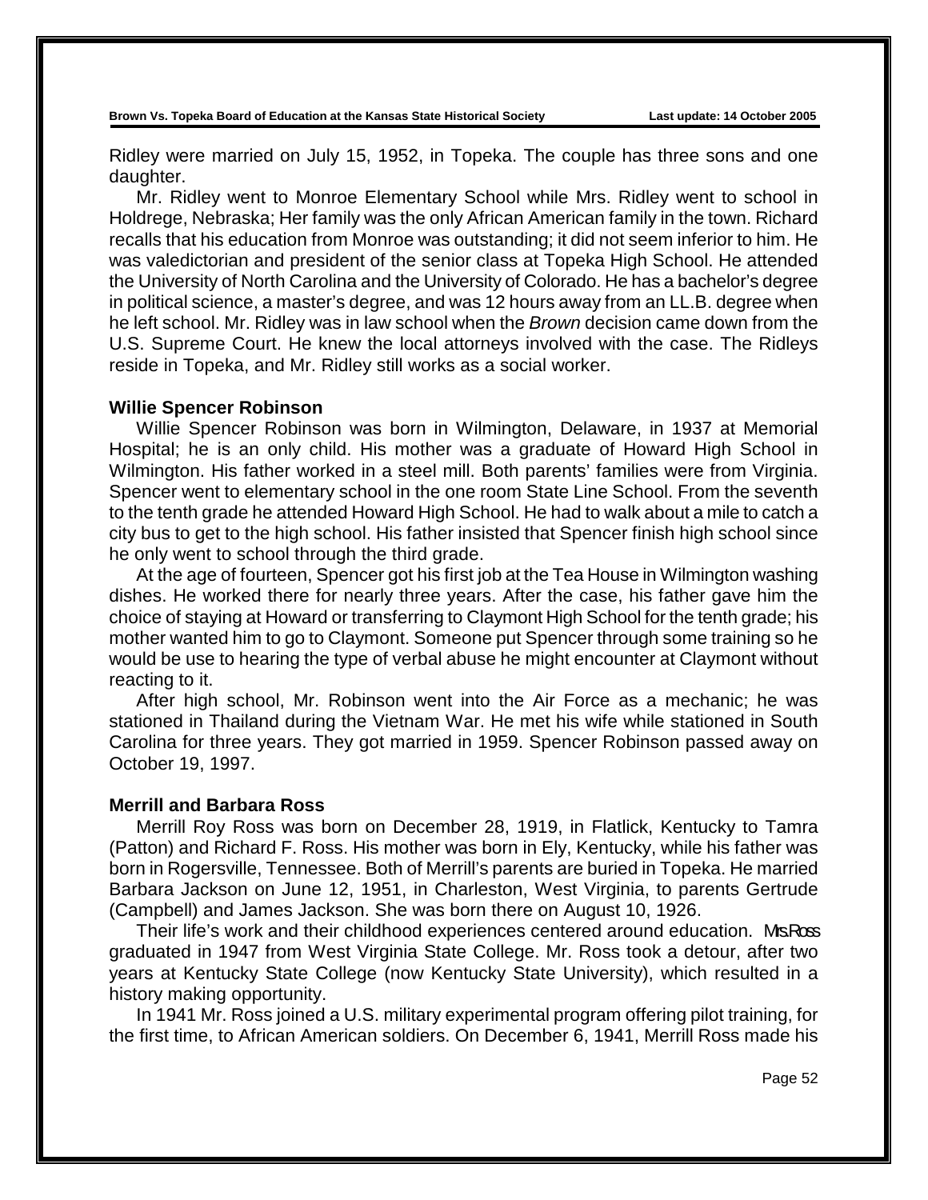Ridley were married on July 15, 1952, in Topeka. The couple has three sons and one daughter.

Mr. Ridley went to Monroe Elementary School while Mrs. Ridley went to school in Holdrege, Nebraska; Her family was the only African American family in the town. Richard recalls that his education from Monroe was outstanding; it did not seem inferior to him. He was valedictorian and president of the senior class at Topeka High School. He attended the University of North Carolina and the University of Colorado. He has a bachelor's degree in political science, a master's degree, and was 12 hours away from an LL.B. degree when he left school. Mr. Ridley was in law school when the *Brown* decision came down from the U.S. Supreme Court. He knew the local attorneys involved with the case. The Ridleys reside in Topeka, and Mr. Ridley still works as a social worker.

**Willie Spencer Robinson**

Willie Spencer Robinson was born in Wilmington, Delaware, in 1937 at Memorial Hospital; he is an only child. His mother was a graduate of Howard High School in Wilmington. His father worked in a steel mill. Both parents' families were from Virginia. Spencer went to elementary school in the one room State Line School. From the seventh to the tenth grade he attended Howard High School. He had to walk about a mile to catch a city bus to get to the high school. His father insisted that Spencer finish high school since he only went to school through the third grade.

At the age of fourteen, Spencer got his first job at the Tea House in Wilmington washing dishes. He worked there for nearly three years. After the case, his father gave him the choice of staying at Howard or transferring to Claymont High School for the tenth grade; his mother wanted him to go to Claymont. Someone put Spencer through some training so he would be use to hearing the type of verbal abuse he might encounter at Claymont without reacting to it.

After high school, Mr. Robinson went into the Air Force as a mechanic; he was stationed in Thailand during the Vietnam War. He met his wife while stationed in South Carolina for three years. They got married in 1959. Spencer Robinson passed away on October 19, 1997.

**Merrill and Barbara Ross**

Merrill Roy Ross was born on December 28, 1919, in Flatlick, Kentucky to Tamra (Patton) and Richard F. Ross. His mother was born in Ely, Kentucky, while his father was born in Rogersville, Tennessee. Both of Merrill's parents are buried in Topeka. He married Barbara Jackson on June 12, 1951, in Charleston, West Virginia, to parents Gertrude (Campbell) and James Jackson. She was born there on August 10, 1926.

Their life's work and their childhood experiences centered around education. Mrs. Ross graduated in 1947 from West Virginia State College. Mr. Ross took a detour, after two years at Kentucky State College (now Kentucky State University), which resulted in a history making opportunity.

In 1941 Mr. Ross joined a U.S. military experimental program offering pilot training, for the first time, to African American soldiers. On December 6, 1941, Merrill Ross made his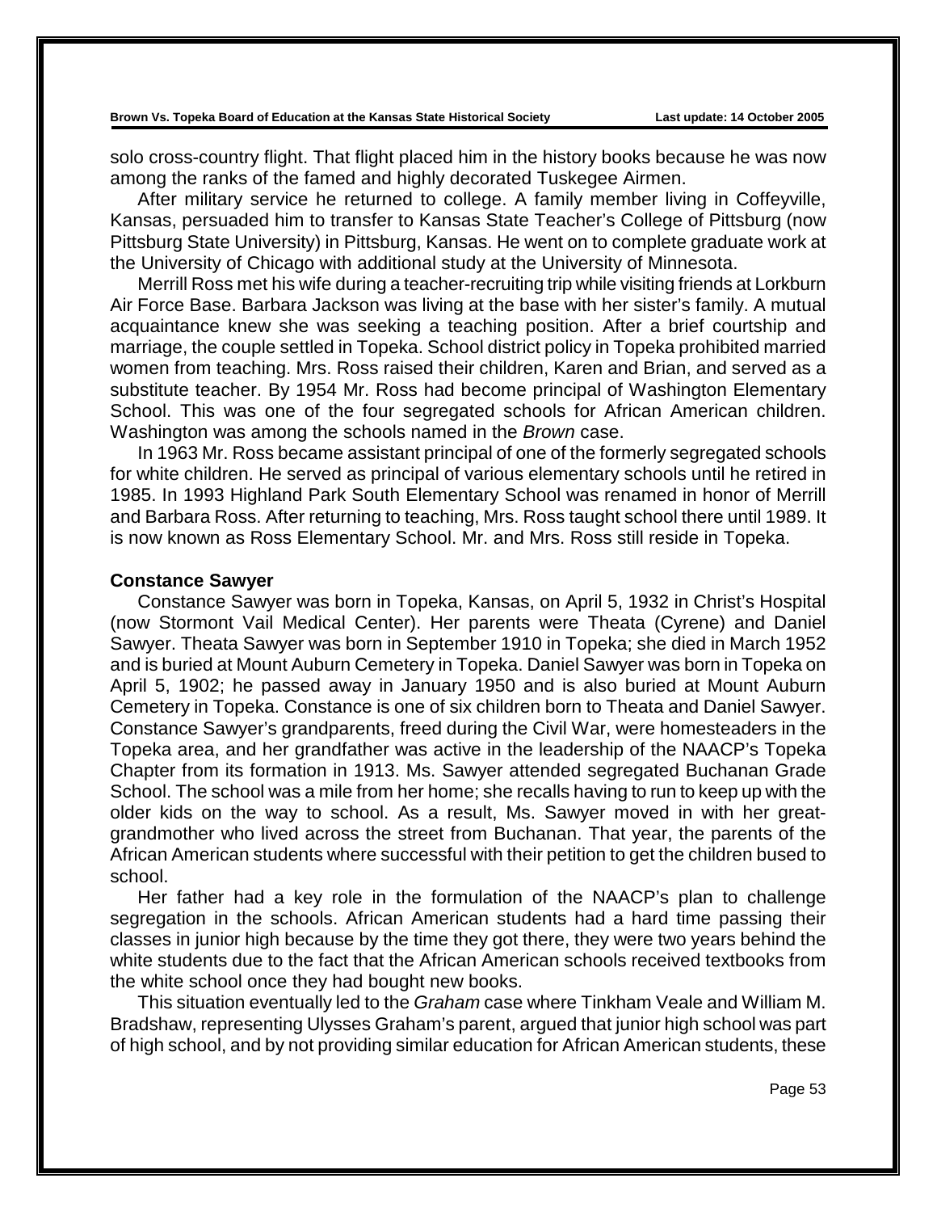solo cross-country flight. That flight placed him in the history books because he was now among the ranks of the famed and highly decorated Tuskegee Airmen.

After military service he returned to college. A family member living in Coffeyville, Kansas, persuaded him to transfer to Kansas State Teacher's College of Pittsburg (now Pittsburg State University) in Pittsburg, Kansas. He went on to complete graduate work at the University of Chicago with additional study at the University of Minnesota.

Merrill Ross met his wife during a teacher-recruiting trip while visiting friends at Lorkburn Air Force Base. Barbara Jackson was living at the base with her sister's family. A mutual acquaintance knew she was seeking a teaching position. After a brief courtship and marriage, the couple settled in Topeka. School district policy in Topeka prohibited married women from teaching. Mrs. Ross raised their children, Karen and Brian, and served as a substitute teacher. By 1954 Mr. Ross had become principal of Washington Elementary School. This was one of the four segregated schools for African American children. Washington was among the schools named in the *Brown* case.

In 1963 Mr. Ross became assistant principal of one of the formerly segregated schools for white children. He served as principal of various elementary schools until he retired in 1985. In 1993 Highland Park South Elementary School was renamed in honor of Merrill and Barbara Ross. After returning to teaching, Mrs. Ross taught school there until 1989. It is now known as Ross Elementary School. Mr. and Mrs. Ross still reside in Topeka.

### Constance Sawyer

Constance Sawyer was born in Topeka, Kansas, on April 5, 1932 in Christ's Hospital (now Stormont Vail Medical Center). Her parents were Theata (Cyrene) and Daniel Sawyer. Theata Sawyer was born in September 1910 in Topeka; she died in March 1952 and is buried at Mount Auburn Cemetery in Topeka. Daniel Sawyer was born in Topeka on April 5, 1902; he passed away in January 1950 and is also buried at Mount Auburn Cemetery in Topeka. Constance is one of six children born to Theata and Daniel Sawyer. Constance Sawyer's grandparents, freed during the Civil War, were homesteaders in the Topeka area, and her grandfather was active in the leadership of the NAACP's Topeka Chapter from its formation in 1913. Ms. Sawyer attended segregated Buchanan Grade School. The school was a mile from her home; she recalls having to run to keep up with the older kids on the way to school. As a result, Ms. Sawyer moved in with her great-grandmother who lived across the street from Buchanan. That year, the parents of the African American students where successful with their petition to get the children bused to school.

Her father had a key role in the formulation of the NAACP's plan to challenge segregation in the schools. African American students had a hard time passing their classes in junior high because by the time they got there, they were two years behind the white students due to the fact that the African American schools received textbooks from the white school once they had bought new books.

This situation eventually led to the *Graham* case where Tinkham Veale and William M. Bradshaw, representing Ulysses Graham's parent, argued that junior high school was part of high school, and by not providing similar education for African American students, these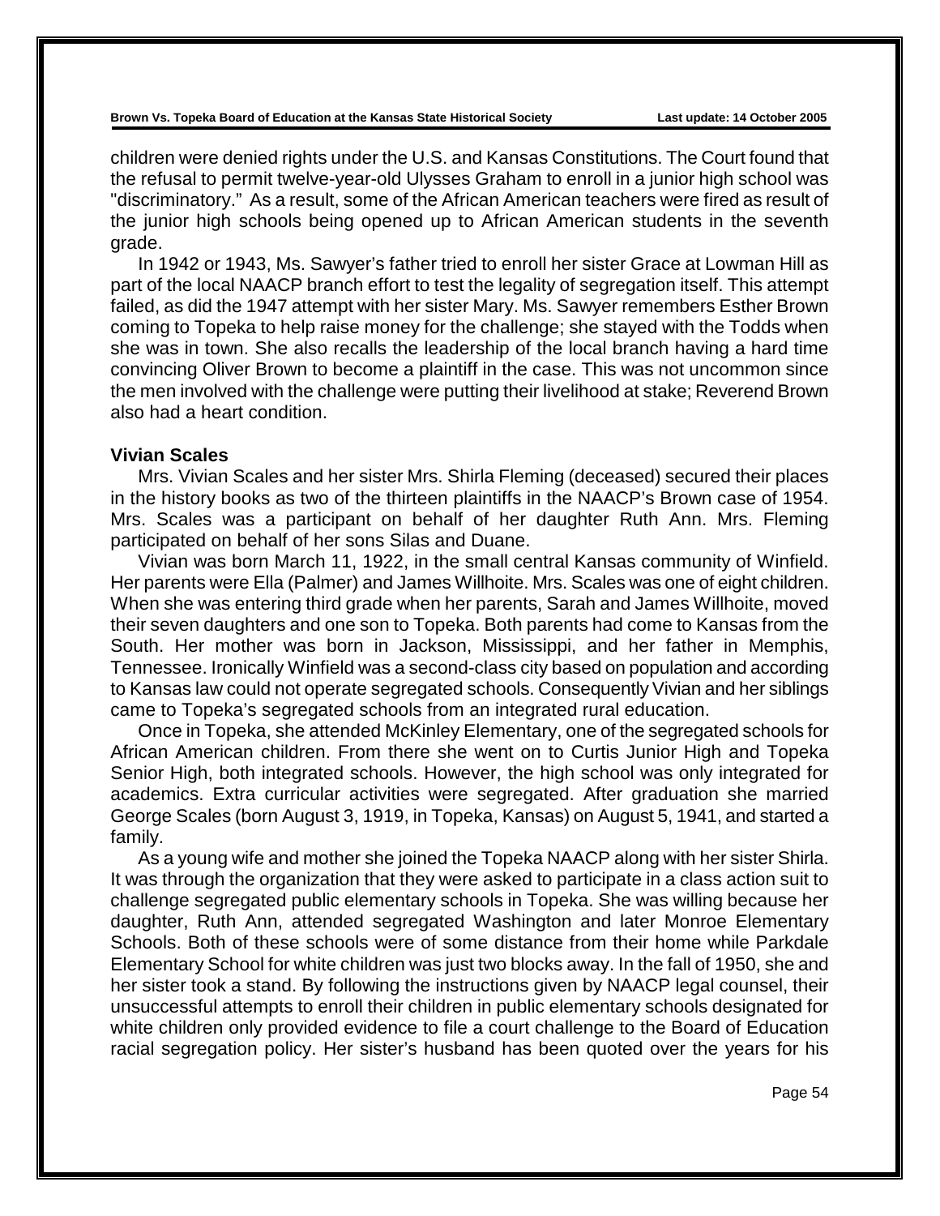children were denied rights under the U.S. and Kansas Constitutions. The Court found that the refusal to permit twelve-year-old Ulysses Graham to enroll in a junior high school was "discriminatory." As a result, some of the African American teachers were fired as result of the junior high schools being opened up to African American students in the seventh grade.

In 1942 or 1943, Ms. Sawyer's father tried to enroll her sister Grace at Lowman Hill as part of the local NAACP branch effort to test the legality of segregation itself. This attempt failed, as did the 1947 attempt with her sister Mary. Ms. Sawyer remembers Esther Brown coming to Topeka to help raise money for the challenge; she stayed with the Todds when she was in town. She also recalls the leadership of the local branch having a hard time convincing Oliver Brown to become a plaintiff in the case. This was not uncommon since the men involved with the challenge were putting their livelihood at stake; Reverend Brown also had a heart condition.

**Vivian Scales**

Mrs. Vivian Scales and her sister Mrs. Shirla Fleming (deceased) secured their places in the history books as two of the thirteen plaintiffs in the NAACP's Brown case of 1954. Mrs. Scales was a participant on behalf of her daughter Ruth Ann. Mrs. Fleming participated on behalf of her sons Silas and Duane.

Vivian was born March 11, 1922, in the small central Kansas community of Winfield. Her parents were Ella (Palmer) and James Willhoite. Mrs. Scales was one of eight children. When she was entering third grade when her parents, Sarah and James Willhoite, moved their seven daughters and one son to Topeka. Both parents had come to Kansas from the South. Her mother was born in Jackson, Mississippi, and her father in Memphis, Tennessee. Ironically Winfield was a second-class city based on population and according to Kansas law could not operate segregated schools. Consequently Vivian and her siblings came to Topeka's segregated schools from an integrated rural education.

Once in Topeka, she attended McKinley Elementary, one of the segregated schools for African American children. From there she went on to Curtis Junior High and Topeka Senior High, both integrated schools. However, the high school was only integrated for academics. Extra curricular activities were segregated. After graduation she married George Scales (born August 3, 1919, in Topeka, Kansas) on August 5, 1941, and started a family.

As a young wife and mother she joined the Topeka NAACP along with her sister Shirla. It was through the organization that they were asked to participate in a class action suit to challenge segregated public elementary schools in Topeka. She was willing because her daughter, Ruth Ann, attended segregated Washington and later Monroe Elementary Schools. Both of these schools were of some distance from their home while Parkdale Elementary School for white children was just two blocks away. In the fall of 1950, she and her sister took a stand. By following the instructions given by NAACP legal counsel, their unsuccessful attempts to enroll their children in public elementary schools designated for white children only provided evidence to file a court challenge to the Board of Education racial segregation policy. Her sister's husband has been quoted over the years for his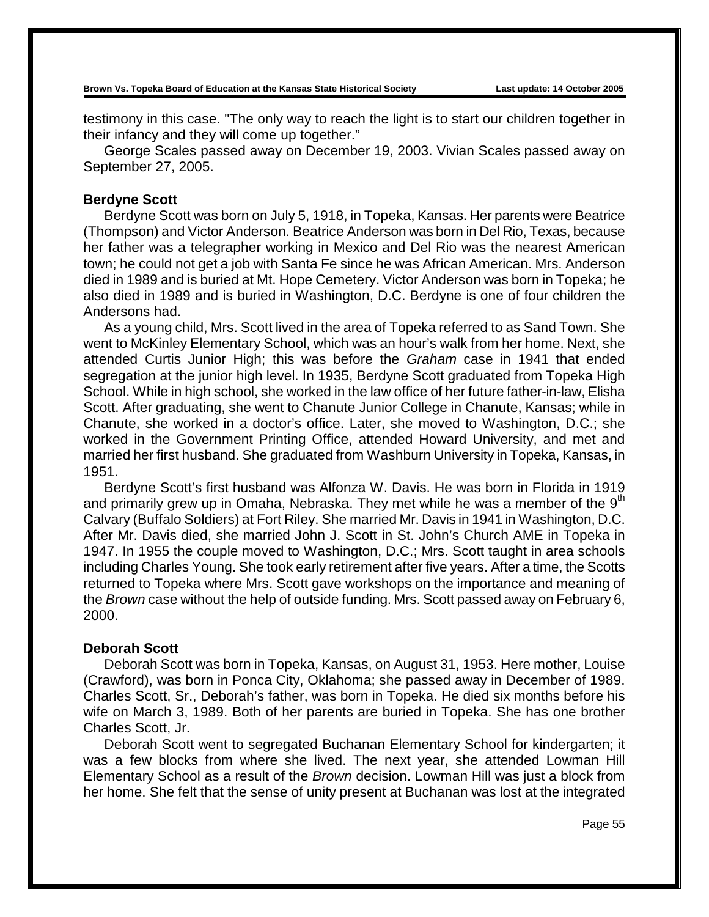testimony in this case. "The only way to reach the light is to start our children together in their infancy and they will come up together."

George Scales passed away on December 19, 2003. Vivian Scales passed away on September 27, 2005.

### Berdyne Scott

Berdyne Scott was born on July 5, 1918, in Topeka, Kansas. Her parents were Beatrice (Thompson) and Victor Anderson. Beatrice Anderson was born in Del Rio, Texas, because her father was a telegrapher working in Mexico and Del Rio was the nearest American town; he could not get a job with Santa Fe since he was African American. Mrs. Anderson died in 1989 and is buried at Mt. Hope Cemetery. Victor Anderson was born in Topeka; he also died in 1989 and is buried in Washington, D.C. Berdyne is one of four children the Andersons had.

As a young child, Mrs. Scott lived in the area of Topeka referred to as Sand Town. She went to McKinley Elementary School, which was an hour's walk from her home. Next, she attended Curtis Junior High; this was before the *Graham* case in 1941 that ended segregation at the junior high level. In 1935, Berdyne Scott graduated from Topeka High School. While in high school, she worked in the law office of her future father-in-law, Elisha Scott. After graduating, she went to Chanute Junior College in Chanute, Kansas; while in Chanute, she worked in a doctor's office. Later, she moved to Washington, D.C.; she worked in the Government Printing Office, attended Howard University, and met and married her first husband. She graduated from Washburn University in Topeka, Kansas, in 1951.

Berdyne Scott's first husband was Alfonza W. Davis. He was born in Florida in 1919 and primarily grew up in Omaha, Nebraska. They met while he was a member of the 9th Calvary (Buffalo Soldiers) at Fort Riley. She married Mr. Davis in 1941 in Washington, D.C. After Mr. Davis died, she married John J. Scott in St. John's Church AME in Topeka in 1947. In 1955 the couple moved to Washington, D.C.; Mrs. Scott taught in area schools including Charles Young. She took early retirement after five years. After a time, the Scotts returned to Topeka where Mrs. Scott gave workshops on the importance and meaning of the *Brown* case without the help of outside funding. Mrs. Scott passed away on February 6, 2000.

### Deborah Scott

Deborah Scott was born in Topeka, Kansas, on August 31, 1953. Here mother, Louise (Crawford), was born in Ponca City, Oklahoma; she passed away in December of 1989. Charles Scott, Sr., Deborah's father, was born in Topeka. He died six months before his wife on March 3, 1989. Both of her parents are buried in Topeka. She has one brother Charles Scott, Jr.

Deborah Scott went to segregated Buchanan Elementary School for kindergarten; it was a few blocks from where she lived. The next year, she attended Lowman Hill Elementary School as a result of the *Brown* decision. Lowman Hill was just a block from her home. She felt that the sense of unity present at Buchanan was lost at the integrated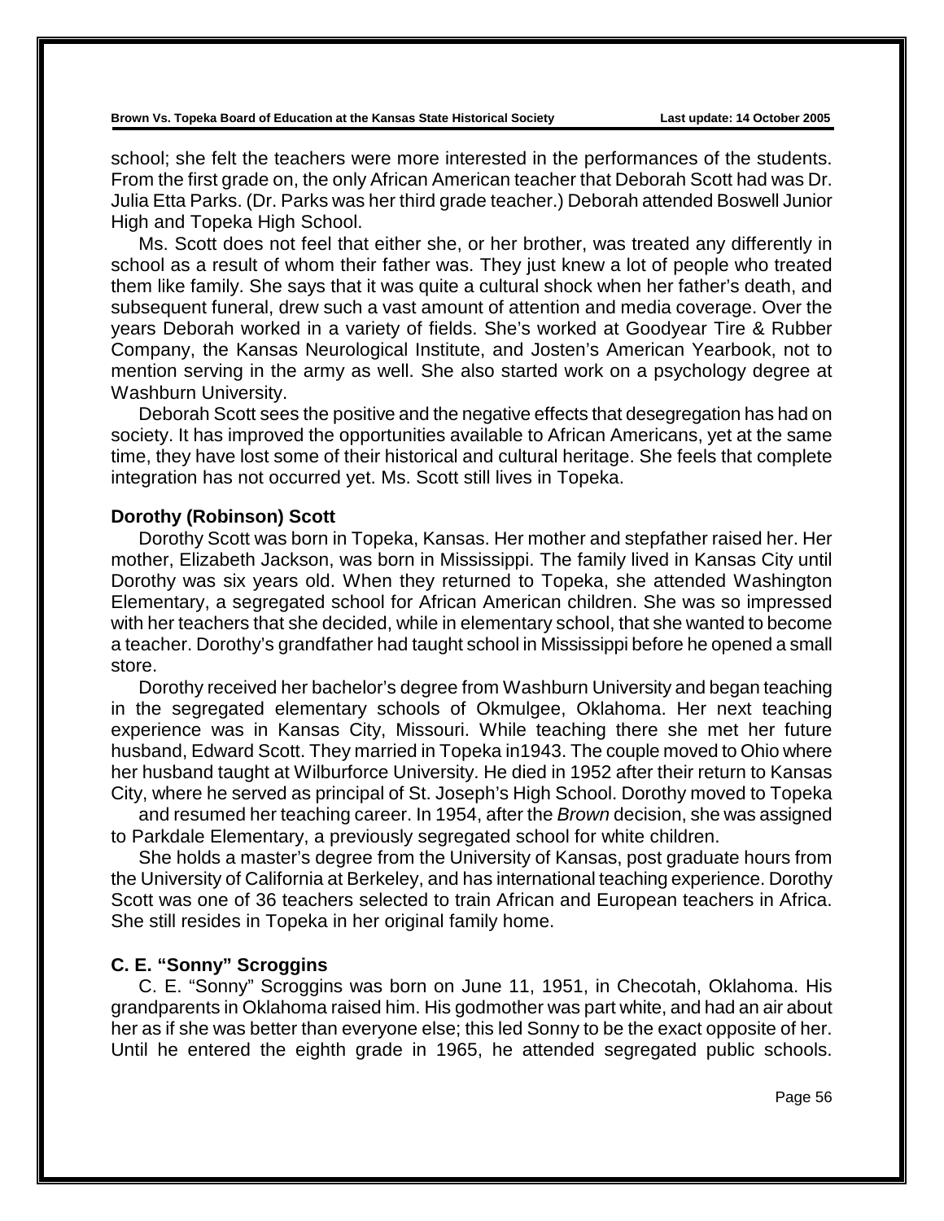school; she felt the teachers were more interested in the performances of the students. From the first grade on, the only African American teacher that Deborah Scott had was Dr. Julia Etta Parks. (Dr. Parks was her third grade teacher.) Deborah attended Boswell Junior High and Topeka High School.

Ms. Scott does not feel that either she, or her brother, was treated any differently in school as a result of whom their father was. They just knew a lot of people who treated them like family. She says that it was quite a cultural shock when her father's death, and subsequent funeral, drew such a vast amount of attention and media coverage. Over the years Deborah worked in a variety of fields. She's worked at Goodyear Tire & Rubber Company, the Kansas Neurological Institute, and Josten's American Yearbook, not to mention serving in the army as well. She also started work on a psychology degree at Washburn University.

Deborah Scott sees the positive and the negative effects that desegregation has had on society. It has improved the opportunities available to African Americans, yet at the same time, they have lost some of their historical and cultural heritage. She feels that complete integration has not occurred yet. Ms. Scott still lives in Topeka.

**Dorothy (Robinson) Scott**

Dorothy Scott was born in Topeka, Kansas. Her mother and stepfather raised her. Her mother, Elizabeth Jackson, was born in Mississippi. The family lived in Kansas City until Dorothy was six years old. When they returned to Topeka, she attended Washington Elementary, a segregated school for African American children. She was so impressed with her teachers that she decided, while in elementary school, that she wanted to become a teacher. Dorothy's grandfather had taught school in Mississippi before he opened a small store.

Dorothy received her bachelor's degree from Washburn University and began teaching in the segregated elementary schools of Okmulgee, Oklahoma. Her next teaching experience was in Kansas City, Missouri. While teaching there she met her future husband, Edward Scott. They married in Topeka in1943. The couple moved to Ohio where her husband taught at Wilburforce University. He died in 1952 after their return to Kansas City, where he served as principal of St. Joseph's High School. Dorothy moved to Topeka and resumed her teaching career. In 1954, after the *Brown* decision, she was assigned to Parkdale Elementary, a previously segregated school for white children.

She holds a master's degree from the University of Kansas, post graduate hours from the University of California at Berkeley, and has international teaching experience. Dorothy Scott was one of 36 teachers selected to train African and European teachers in Africa. She still resides in Topeka in her original family home.

**C. E. "Sonny" Scroggins**

C. E. "Sonny" Scroggins was born on June 11, 1951, in Checotah, Oklahoma. His grandparents in Oklahoma raised him. His godmother was part white, and had an air about her as if she was better than everyone else; this led Sonny to be the exact opposite of her. Until he entered the eighth grade in 1965, he attended segregated public schools.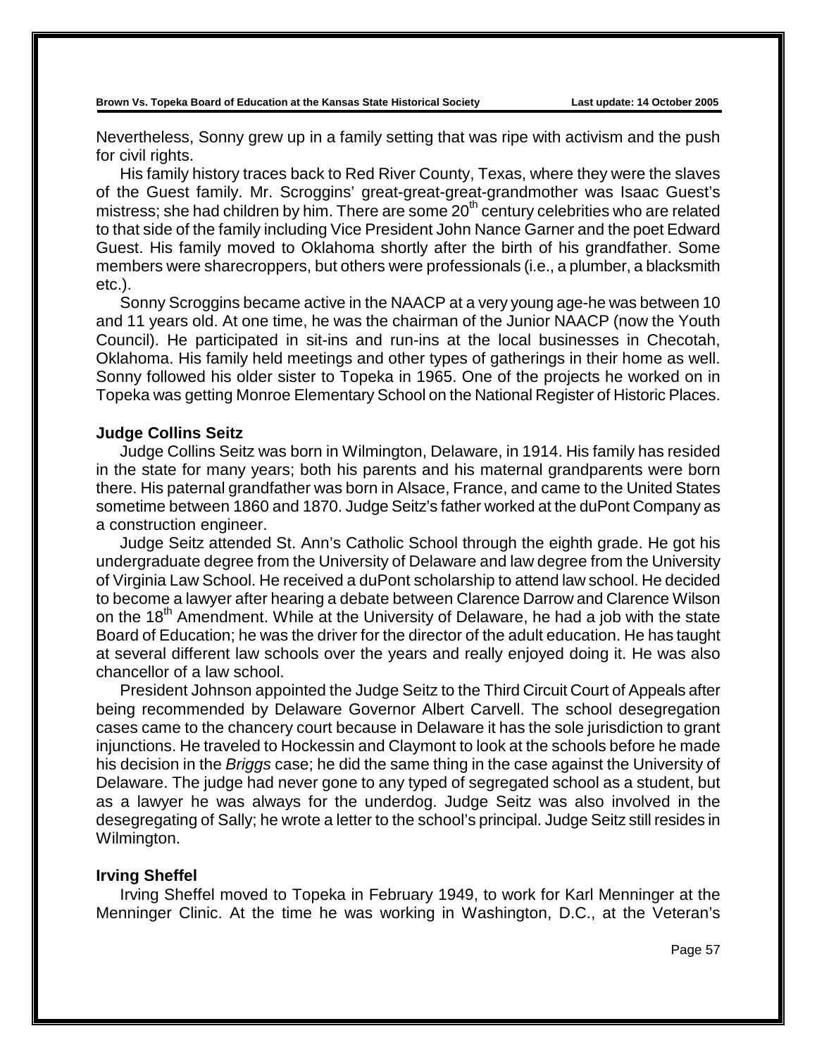Nevertheless, Sonny grew up in a family setting that was ripe with activism and the push for civil rights.

His family history traces back to Red River County, Texas, where they were the slaves of the Guest family. Mr. Scroggins' great-great-great-grandmother was Isaac Guest's mistress; she had children by him. There are some 20th century celebrities who are related to that side of the family including Vice President John Nance Garner and the poet Edward Guest. His family moved to Oklahoma shortly after the birth of his grandfather. Some members were sharecroppers, but others were professionals (i.e., a plumber, a blacksmith etc.).

Sonny Scroggins became active in the NAACP at a very young age-he was between 10 and 11 years old. At one time, he was the chairman of the Junior NAACP (now the Youth Council). He participated in sit-ins and run-ins at the local businesses in Checotah, Oklahoma. His family held meetings and other types of gatherings in their home as well. Sonny followed his older sister to Topeka in 1965. One of the projects he worked on in Topeka was getting Monroe Elementary School on the National Register of Historic Places.

### Judge Collins Seitz

Judge Collins Seitz was born in Wilmington, Delaware, in 1914. His family has resided in the state for many years; both his parents and his maternal grandparents were born there. His paternal grandfather was born in Alsace, France, and came to the United States sometime between 1860 and 1870. Judge Seitz's father worked at the duPont Company as a construction engineer.

Judge Seitz attended St. Ann's Catholic School through the eighth grade. He got his undergraduate degree from the University of Delaware and law degree from the University of Virginia Law School. He received a duPont scholarship to attend law school. He decided to become a lawyer after hearing a debate between Clarence Darrow and Clarence Wilson on the 18th Amendment. While at the University of Delaware, he had a job with the state Board of Education; he was the driver for the director of the adult education. He has taught at several different law schools over the years and really enjoyed doing it. He was also chancellor of a law school.

President Johnson appointed the Judge Seitz to the Third Circuit Court of Appeals after being recommended by Delaware Governor Albert Carvell. The school desegregation cases came to the chancery court because in Delaware it has the sole jurisdiction to grant injunctions. He traveled to Hockessin and Claymont to look at the schools before he made his decision in the *Briggs* case; he did the same thing in the case against the University of Delaware. The judge had never gone to any typed of segregated school as a student, but as a lawyer he was always for the underdog. Judge Seitz was also involved in the desegregating of Sally; he wrote a letter to the school's principal. Judge Seitz still resides in Wilmington.

### Irving Sheffel

Irving Sheffel moved to Topeka in February 1949, to work for Karl Menninger at the Menninger Clinic. At the time he was working in Washington, D.C., at the Veteran's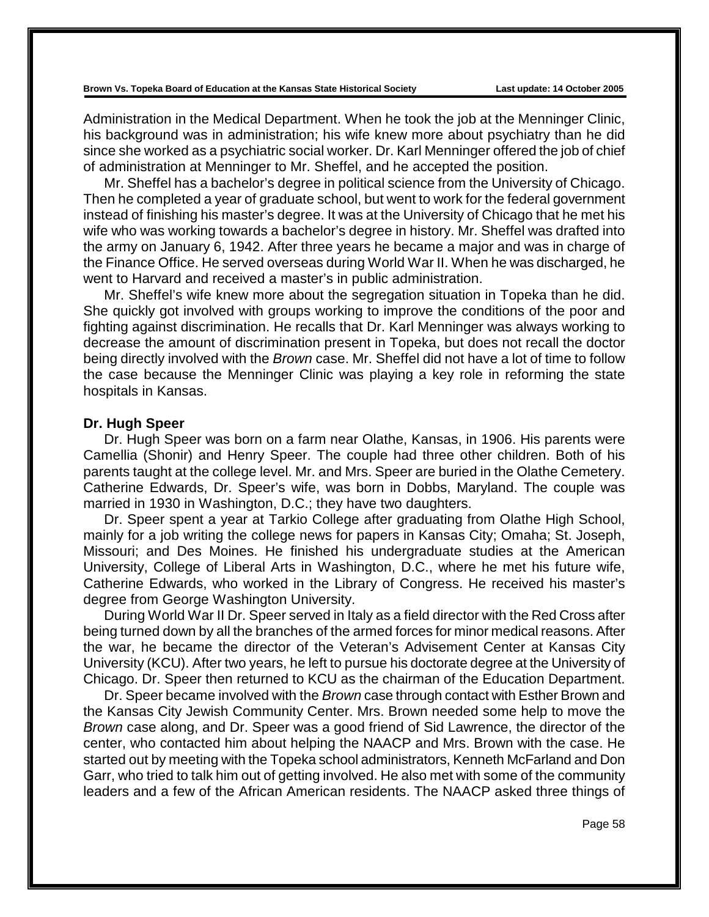Administration in the Medical Department. When he took the job at the Menninger Clinic, his background was in administration; his wife knew more about psychiatry than he did since she worked as a psychiatric social worker. Dr. Karl Menninger offered the job of chief of administration at Menninger to Mr. Sheffel, and he accepted the position.

Mr. Sheffel has a bachelor's degree in political science from the University of Chicago. Then he completed a year of graduate school, but went to work for the federal government instead of finishing his master's degree. It was at the University of Chicago that he met his wife who was working towards a bachelor's degree in history. Mr. Sheffel was drafted into the army on January 6, 1942. After three years he became a major and was in charge of the Finance Office. He served overseas during World War II. When he was discharged, he went to Harvard and received a master's in public administration.

Mr. Sheffel's wife knew more about the segregation situation in Topeka than he did. She quickly got involved with groups working to improve the conditions of the poor and fighting against discrimination. He recalls that Dr. Karl Menninger was always working to decrease the amount of discrimination present in Topeka, but does not recall the doctor being directly involved with the *Brown* case. Mr. Sheffel did not have a lot of time to follow the case because the Menninger Clinic was playing a key role in reforming the state hospitals in Kansas.

### Dr. Hugh Speer

Dr. Hugh Speer was born on a farm near Olathe, Kansas, in 1906. His parents were Camellia (Shonir) and Henry Speer. The couple had three other children. Both of his parents taught at the college level. Mr. and Mrs. Speer are buried in the Olathe Cemetery. Catherine Edwards, Dr. Speer's wife, was born in Dobbs, Maryland. The couple was married in 1930 in Washington, D.C.; they have two daughters.

Dr. Speer spent a year at Tarkio College after graduating from Olathe High School, mainly for a job writing the college news for papers in Kansas City; Omaha; St. Joseph, Missouri; and Des Moines. He finished his undergraduate studies at the American University, College of Liberal Arts in Washington, D.C., where he met his future wife, Catherine Edwards, who worked in the Library of Congress. He received his master's degree from George Washington University.

During World War II Dr. Speer served in Italy as a field director with the Red Cross after being turned down by all the branches of the armed forces for minor medical reasons. After the war, he became the director of the Veteran's Advisement Center at Kansas City University (KCU). After two years, he left to pursue his doctorate degree at the University of Chicago. Dr. Speer then returned to KCU as the chairman of the Education Department.

Dr. Speer became involved with the *Brown* case through contact with Esther Brown and the Kansas City Jewish Community Center. Mrs. Brown needed some help to move the *Brown* case along, and Dr. Speer was a good friend of Sid Lawrence, the director of the center, who contacted him about helping the NAACP and Mrs. Brown with the case. He started out by meeting with the Topeka school administrators, Kenneth McFarland and Don Garr, who tried to talk him out of getting involved. He also met with some of the community leaders and a few of the African American residents. The NAACP asked three things of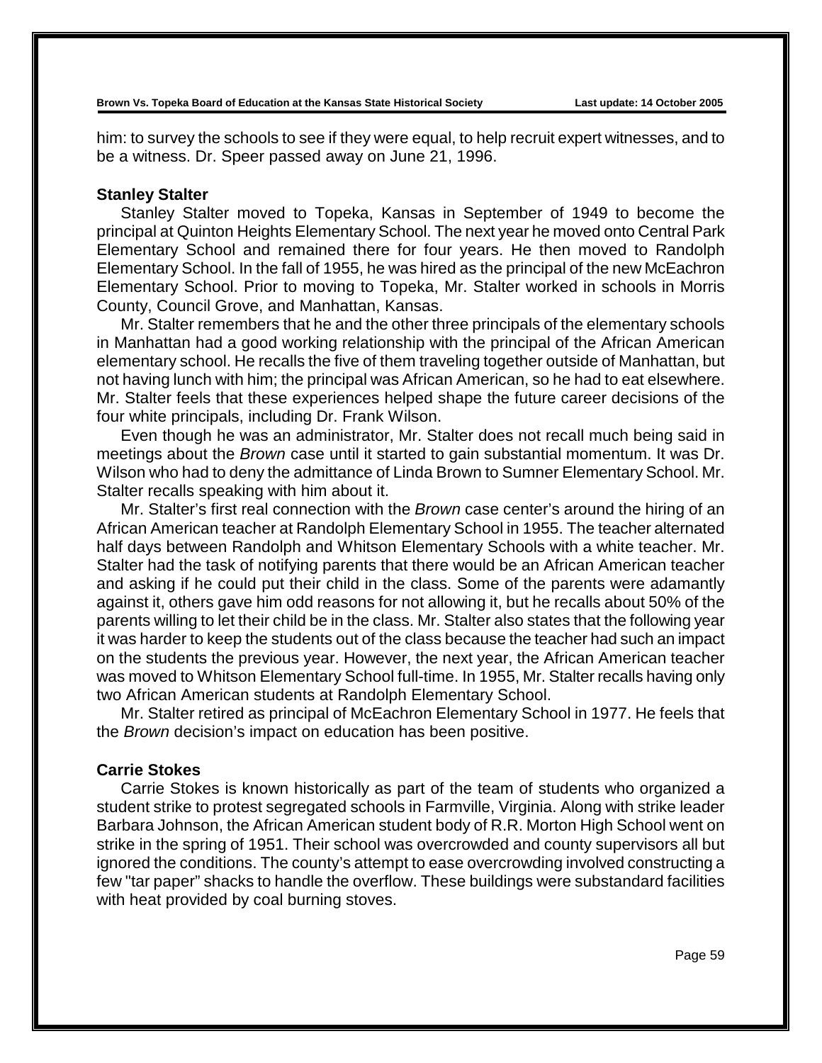him: to survey the schools to see if they were equal, to help recruit expert witnesses, and to be a witness. Dr. Speer passed away on June 21, 1996.

### Stanley Stalter

Stanley Stalter moved to Topeka, Kansas in September of 1949 to become the principal at Quinton Heights Elementary School. The next year he moved onto Central Park Elementary School and remained there for four years. He then moved to Randolph Elementary School. In the fall of 1955, he was hired as the principal of the new McEachron Elementary School. Prior to moving to Topeka, Mr. Stalter worked in schools in Morris County, Council Grove, and Manhattan, Kansas.

Mr. Stalter remembers that he and the other three principals of the elementary schools in Manhattan had a good working relationship with the principal of the African American elementary school. He recalls the five of them traveling together outside of Manhattan, but not having lunch with him; the principal was African American, so he had to eat elsewhere. Mr. Stalter feels that these experiences helped shape the future career decisions of the four white principals, including Dr. Frank Wilson.

Even though he was an administrator, Mr. Stalter does not recall much being said in meetings about the *Brown* case until it started to gain substantial momentum. It was Dr. Wilson who had to deny the admittance of Linda Brown to Sumner Elementary School. Mr. Stalter recalls speaking with him about it.

Mr. Stalter's first real connection with the *Brown* case center's around the hiring of an African American teacher at Randolph Elementary School in 1955. The teacher alternated half days between Randolph and Whitson Elementary Schools with a white teacher. Mr. Stalter had the task of notifying parents that there would be an African American teacher and asking if he could put their child in the class. Some of the parents were adamantly against it, others gave him odd reasons for not allowing it, but he recalls about 50% of the parents willing to let their child be in the class. Mr. Stalter also states that the following year it was harder to keep the students out of the class because the teacher had such an impact on the students the previous year. However, the next year, the African American teacher was moved to Whitson Elementary School full-time. In 1955, Mr. Stalter recalls having only two African American students at Randolph Elementary School.

Mr. Stalter retired as principal of McEachron Elementary School in 1977. He feels that the *Brown* decision's impact on education has been positive.

### Carrie Stokes

Carrie Stokes is known historically as part of the team of students who organized a student strike to protest segregated schools in Farmville, Virginia. Along with strike leader Barbara Johnson, the African American student body of R.R. Morton High School went on strike in the spring of 1951. Their school was overcrowded and county supervisors all but ignored the conditions. The county's attempt to ease overcrowding involved constructing a few "tar paper" shacks to handle the overflow. These buildings were substandard facilities with heat provided by coal burning stoves.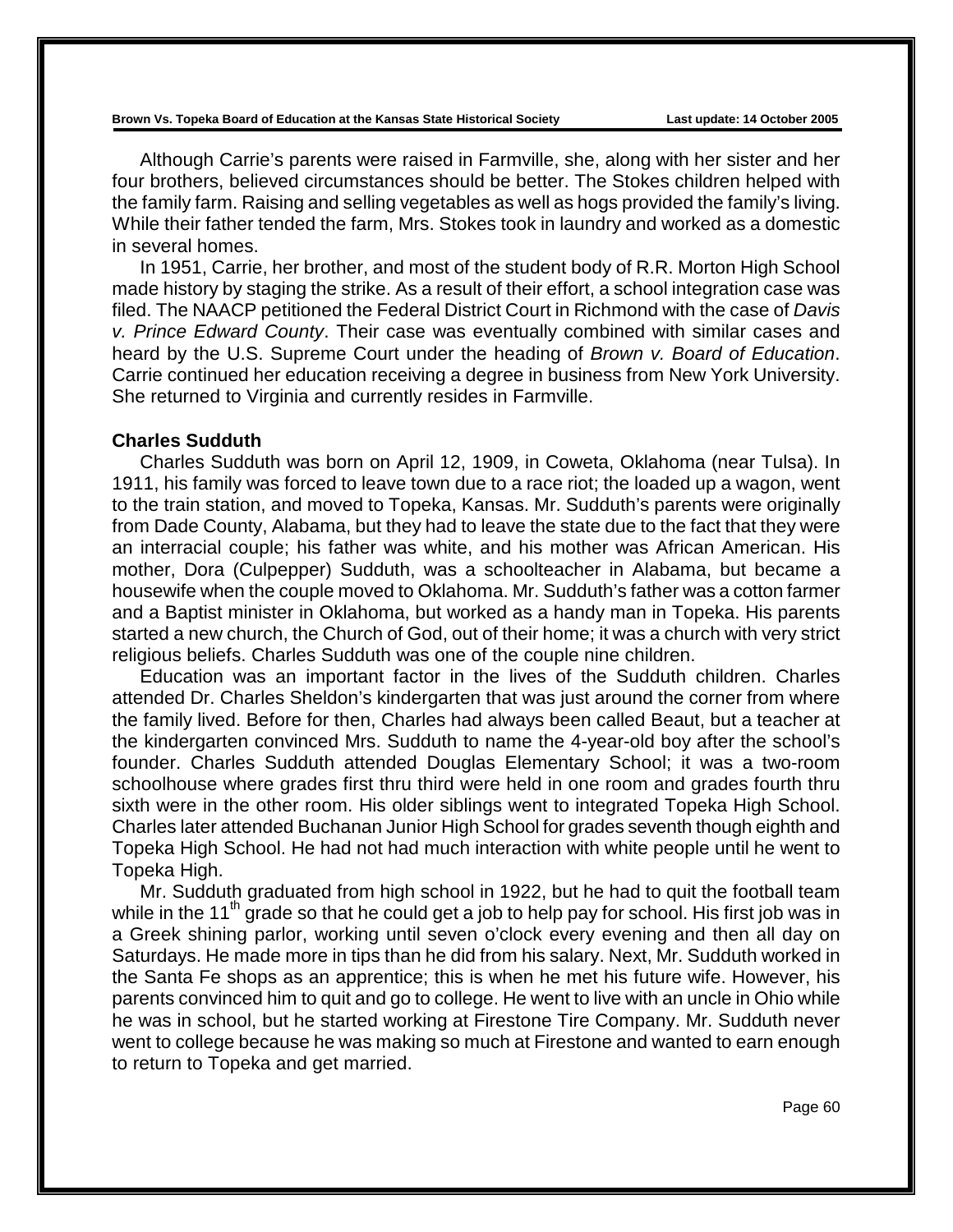Although Carrie's parents were raised in Farmville, she, along with her sister and her four brothers, believed circumstances should be better. The Stokes children helped with the family farm. Raising and selling vegetables as well as hogs provided the family's living. While their father tended the farm, Mrs. Stokes took in laundry and worked as a domestic in several homes.

In 1951, Carrie, her brother, and most of the student body of R.R. Morton High School made history by staging the strike. As a result of their effort, a school integration case was filed. The NAACP petitioned the Federal District Court in Richmond with the case of *Davis v. Prince Edward County*. Their case was eventually combined with similar cases and heard by the U.S. Supreme Court under the heading of *Brown v. Board of Education*. Carrie continued her education receiving a degree in business from New York University. She returned to Virginia and currently resides in Farmville.

**Charles Sudduth**

Charles Sudduth was born on April 12, 1909, in Coweta, Oklahoma (near Tulsa). In 1911, his family was forced to leave town due to a race riot; the loaded up a wagon, went to the train station, and moved to Topeka, Kansas. Mr. Sudduth's parents were originally from Dade County, Alabama, but they had to leave the state due to the fact that they were an interracial couple; his father was white, and his mother was African American. His mother, Dora (Culpepper) Sudduth, was a schoolteacher in Alabama, but became a housewife when the couple moved to Oklahoma. Mr. Sudduth's father was a cotton farmer and a Baptist minister in Oklahoma, but worked as a handy man in Topeka. His parents started a new church, the Church of God, out of their home; it was a church with very strict religious beliefs. Charles Sudduth was one of the couple nine children.

Education was an important factor in the lives of the Sudduth children. Charles attended Dr. Charles Sheldon's kindergarten that was just around the corner from where the family lived. Before for then, Charles had always been called Beaut, but a teacher at the kindergarten convinced Mrs. Sudduth to name the 4-year-old boy after the school's founder. Charles Sudduth attended Douglas Elementary School; it was a two-room schoolhouse where grades first thru third were held in one room and grades fourth thru sixth were in the other room. His older siblings went to integrated Topeka High School. Charles later attended Buchanan Junior High School for grades seventh though eighth and Topeka High School. He had not had much interaction with white people until he went to Topeka High.

Mr. Sudduth graduated from high school in 1922, but he had to quit the football team while in the 11th grade so that he could get a job to help pay for school. His first job was in a Greek shining parlor, working until seven o'clock every evening and then all day on Saturdays. He made more in tips than he did from his salary. Next, Mr. Sudduth worked in the Santa Fe shops as an apprentice; this is when he met his future wife. However, his parents convinced him to quit and go to college. He went to live with an uncle in Ohio while he was in school, but he started working at Firestone Tire Company. Mr. Sudduth never went to college because he was making so much at Firestone and wanted to earn enough to return to Topeka and get married.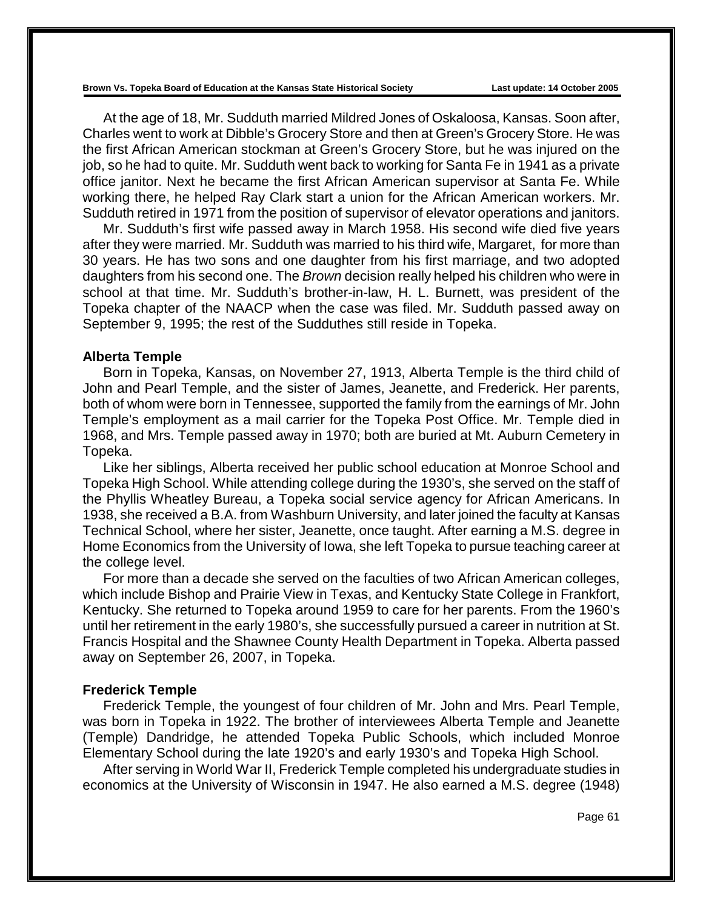At the age of 18, Mr. Sudduth married Mildred Jones of Oskaloosa, Kansas. Soon after, Charles went to work at Dibble's Grocery Store and then at Green's Grocery Store. He was the first African American stockman at Green's Grocery Store, but he was injured on the job, so he had to quite. Mr. Sudduth went back to working for Santa Fe in 1941 as a private office janitor. Next he became the first African American supervisor at Santa Fe. While working there, he helped Ray Clark start a union for the African American workers. Mr. Sudduth retired in 1971 from the position of supervisor of elevator operations and janitors.

Mr. Sudduth's first wife passed away in March 1958. His second wife died five years after they were married. Mr. Sudduth was married to his third wife, Margaret, for more than 30 years. He has two sons and one daughter from his first marriage, and two adopted daughters from his second one. The *Brown* decision really helped his children who were in school at that time. Mr. Sudduth's brother-in-law, H. L. Burnett, was president of the Topeka chapter of the NAACP when the case was filed. Mr. Sudduth passed away on September 9, 1995; the rest of the Sudduthes still reside in Topeka.

### Alberta Temple

Born in Topeka, Kansas, on November 27, 1913, Alberta Temple is the third child of John and Pearl Temple, and the sister of James, Jeanette, and Frederick. Her parents, both of whom were born in Tennessee, supported the family from the earnings of Mr. John Temple's employment as a mail carrier for the Topeka Post Office. Mr. Temple died in 1968, and Mrs. Temple passed away in 1970; both are buried at Mt. Auburn Cemetery in Topeka.

Like her siblings, Alberta received her public school education at Monroe School and Topeka High School. While attending college during the 1930's, she served on the staff of the Phyllis Wheatley Bureau, a Topeka social service agency for African Americans. In 1938, she received a B.A. from Washburn University, and later joined the faculty at Kansas Technical School, where her sister, Jeanette, once taught. After earning a M.S. degree in Home Economics from the University of Iowa, she left Topeka to pursue teaching career at the college level.

For more than a decade she served on the faculties of two African American colleges, which include Bishop and Prairie View in Texas, and Kentucky State College in Frankfort, Kentucky. She returned to Topeka around 1959 to care for her parents. From the 1960's until her retirement in the early 1980's, she successfully pursued a career in nutrition at St. Francis Hospital and the Shawnee County Health Department in Topeka. Alberta passed away on September 26, 2007, in Topeka.

### Frederick Temple

Frederick Temple, the youngest of four children of Mr. John and Mrs. Pearl Temple, was born in Topeka in 1922. The brother of interviewees Alberta Temple and Jeanette (Temple) Dandridge, he attended Topeka Public Schools, which included Monroe Elementary School during the late 1920's and early 1930's and Topeka High School.

After serving in World War II, Frederick Temple completed his undergraduate studies in economics at the University of Wisconsin in 1947. He also earned a M.S. degree (1948)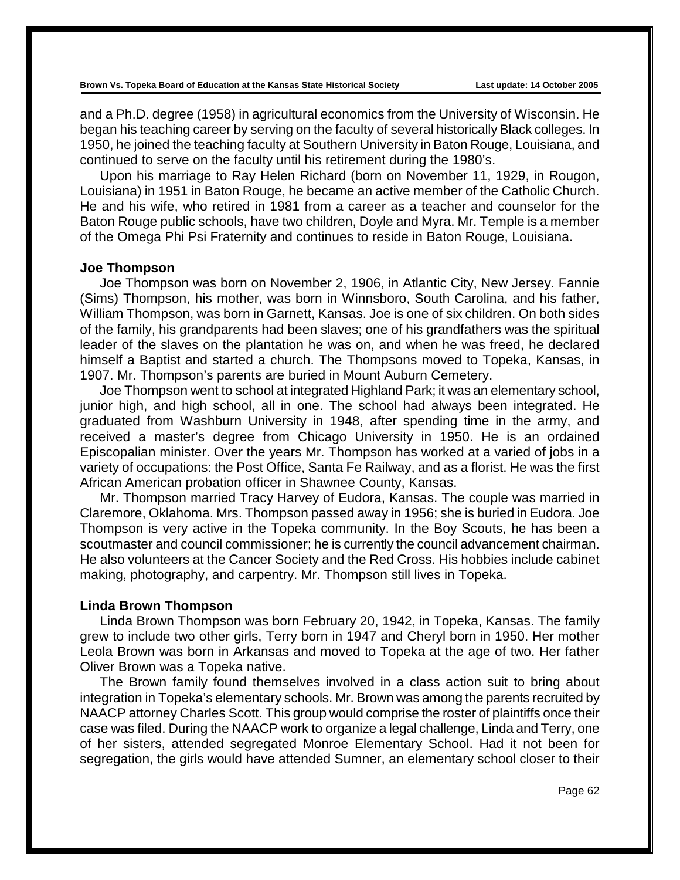and a Ph.D. degree (1958) in agricultural economics from the University of Wisconsin. He began his teaching career by serving on the faculty of several historically Black colleges. In 1950, he joined the teaching faculty at Southern University in Baton Rouge, Louisiana, and continued to serve on the faculty until his retirement during the 1980's.

Upon his marriage to Ray Helen Richard (born on November 11, 1929, in Rougon, Louisiana) in 1951 in Baton Rouge, he became an active member of the Catholic Church. He and his wife, who retired in 1981 from a career as a teacher and counselor for the Baton Rouge public schools, have two children, Doyle and Myra. Mr. Temple is a member of the Omega Phi Psi Fraternity and continues to reside in Baton Rouge, Louisiana.

**Joe Thompson**

Joe Thompson was born on November 2, 1906, in Atlantic City, New Jersey. Fannie (Sims) Thompson, his mother, was born in Winnsboro, South Carolina, and his father, William Thompson, was born in Garnett, Kansas. Joe is one of six children. On both sides of the family, his grandparents had been slaves; one of his grandfathers was the spiritual leader of the slaves on the plantation he was on, and when he was freed, he declared himself a Baptist and started a church. The Thompsons moved to Topeka, Kansas, in 1907. Mr. Thompson's parents are buried in Mount Auburn Cemetery.

Joe Thompson went to school at integrated Highland Park; it was an elementary school, junior high, and high school, all in one. The school had always been integrated. He graduated from Washburn University in 1948, after spending time in the army, and received a master's degree from Chicago University in 1950. He is an ordained Episcopalian minister. Over the years Mr. Thompson has worked at a varied of jobs in a variety of occupations: the Post Office, Santa Fe Railway, and as a florist. He was the first African American probation officer in Shawnee County, Kansas.

Mr. Thompson married Tracy Harvey of Eudora, Kansas. The couple was married in Claremore, Oklahoma. Mrs. Thompson passed away in 1956; she is buried in Eudora. Joe Thompson is very active in the Topeka community. In the Boy Scouts, he has been a scoutmaster and council commissioner; he is currently the council advancement chairman. He also volunteers at the Cancer Society and the Red Cross. His hobbies include cabinet making, photography, and carpentry. Mr. Thompson still lives in Topeka.

**Linda Brown Thompson**

Linda Brown Thompson was born February 20, 1942, in Topeka, Kansas. The family grew to include two other girls, Terry born in 1947 and Cheryl born in 1950. Her mother Leola Brown was born in Arkansas and moved to Topeka at the age of two. Her father Oliver Brown was a Topeka native.

The Brown family found themselves involved in a class action suit to bring about integration in Topeka's elementary schools. Mr. Brown was among the parents recruited by NAACP attorney Charles Scott. This group would comprise the roster of plaintiffs once their case was filed. During the NAACP work to organize a legal challenge, Linda and Terry, one of her sisters, attended segregated Monroe Elementary School. Had it not been for segregation, the girls would have attended Sumner, an elementary school closer to their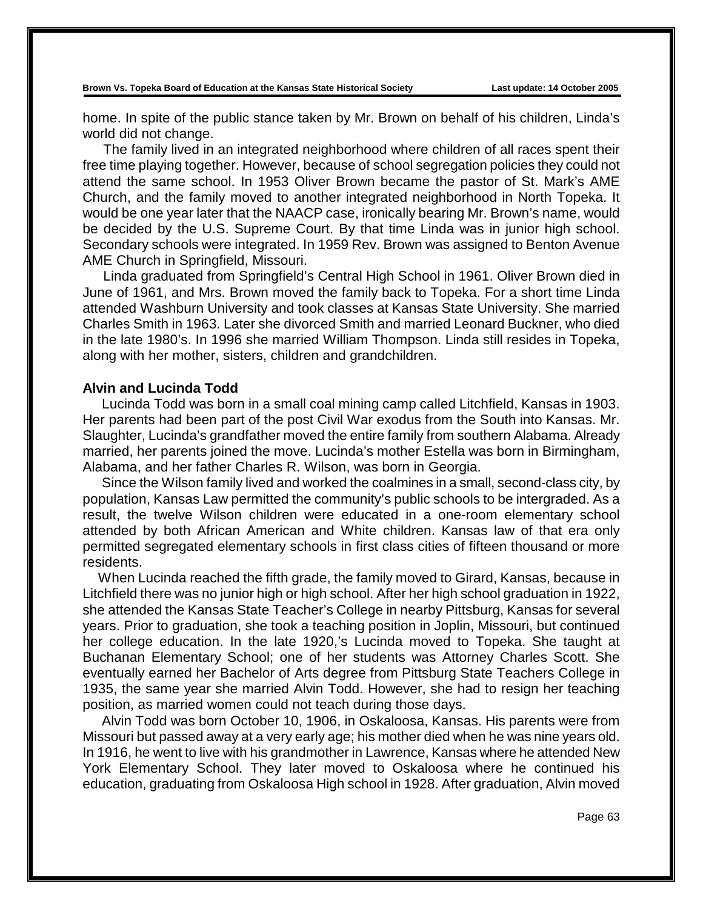home. In spite of the public stance taken by Mr. Brown on behalf of his children, Linda's world did not change.

The family lived in an integrated neighborhood where children of all races spent their free time playing together. However, because of school segregation policies they could not attend the same school. In 1953 Oliver Brown became the pastor of St. Mark's AME Church, and the family moved to another integrated neighborhood in North Topeka. It would be one year later that the NAACP case, ironically bearing Mr. Brown's name, would be decided by the U.S. Supreme Court. By that time Linda was in junior high school. Secondary schools were integrated. In 1959 Rev. Brown was assigned to Benton Avenue AME Church in Springfield, Missouri.

Linda graduated from Springfield's Central High School in 1961. Oliver Brown died in June of 1961, and Mrs. Brown moved the family back to Topeka. For a short time Linda attended Washburn University and took classes at Kansas State University. She married Charles Smith in 1963. Later she divorced Smith and married Leonard Buckner, who died in the late 1980's. In 1996 she married William Thompson. Linda still resides in Topeka, along with her mother, sisters, children and grandchildren.

**Alvin and Lucinda Todd**

Lucinda Todd was born in a small coal mining camp called Litchfield, Kansas in 1903. Her parents had been part of the post Civil War exodus from the South into Kansas. Mr. Slaughter, Lucinda's grandfather moved the entire family from southern Alabama. Already married, her parents joined the move. Lucinda's mother Estella was born in Birmingham, Alabama, and her father Charles R. Wilson, was born in Georgia.

Since the Wilson family lived and worked the coalmines in a small, second-class city, by population, Kansas Law permitted the community's public schools to be intergraded. As a result, the twelve Wilson children were educated in a one-room elementary school attended by both African American and White children. Kansas law of that era only permitted segregated elementary schools in first class cities of fifteen thousand or more residents.

When Lucinda reached the fifth grade, the family moved to Girard, Kansas, because in Litchfield there was no junior high or high school. After her high school graduation in 1922, she attended the Kansas State Teacher's College in nearby Pittsburg, Kansas for several years. Prior to graduation, she took a teaching position in Joplin, Missouri, but continued her college education. In the late 1920,'s Lucinda moved to Topeka. She taught at Buchanan Elementary School; one of her students was Attorney Charles Scott. She eventually earned her Bachelor of Arts degree from Pittsburg State Teachers College in 1935, the same year she married Alvin Todd. However, she had to resign her teaching position, as married women could not teach during those days.

Alvin Todd was born October 10, 1906, in Oskaloosa, Kansas. His parents were from Missouri but passed away at a very early age; his mother died when he was nine years old. In 1916, he went to live with his grandmother in Lawrence, Kansas where he attended New York Elementary School. They later moved to Oskaloosa where he continued his education, graduating from Oskaloosa High school in 1928. After graduation, Alvin moved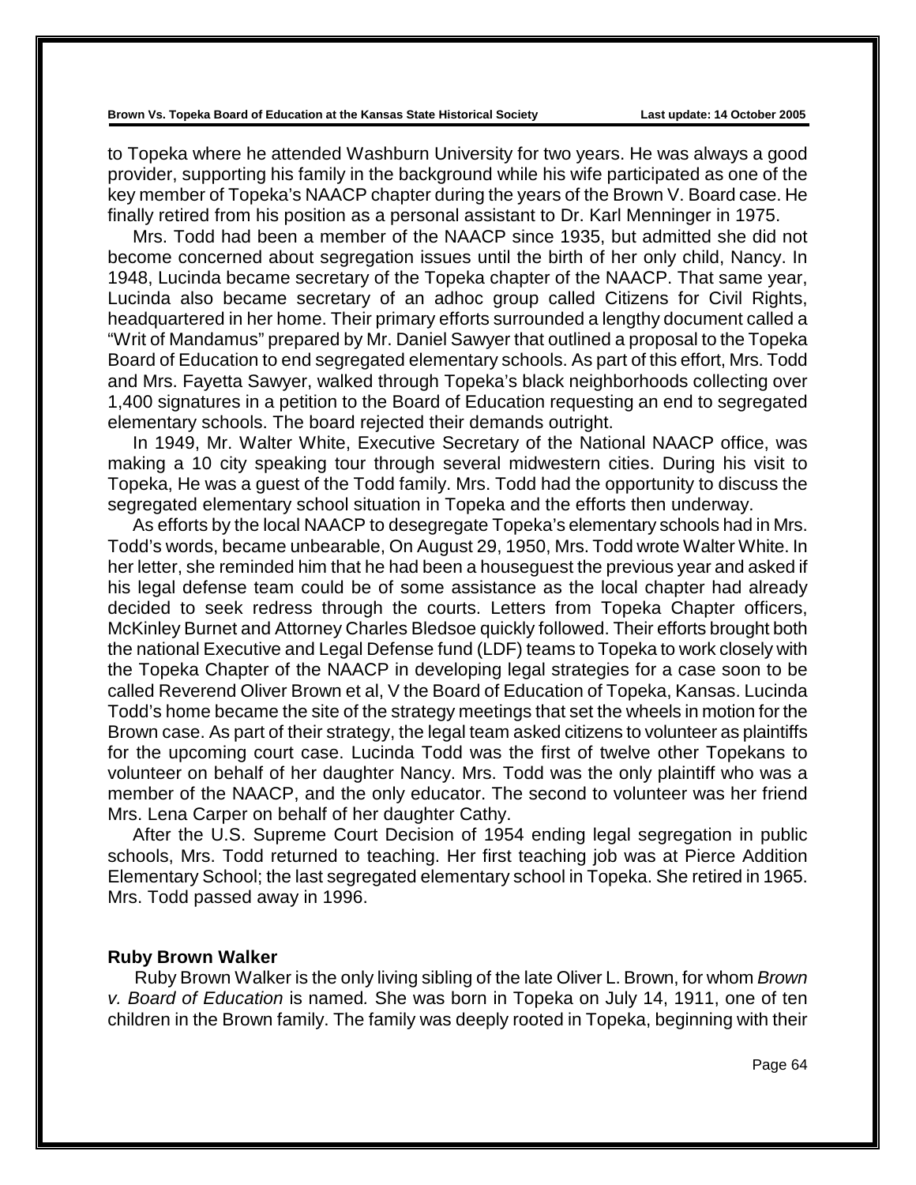to Topeka where he attended Washburn University for two years. He was always a good provider, supporting his family in the background while his wife participated as one of the key member of Topeka's NAACP chapter during the years of the Brown V. Board case. He finally retired from his position as a personal assistant to Dr. Karl Menninger in 1975.

Mrs. Todd had been a member of the NAACP since 1935, but admitted she did not become concerned about segregation issues until the birth of her only child, Nancy. In 1948, Lucinda became secretary of the Topeka chapter of the NAACP. That same year, Lucinda also became secretary of an adhoc group called Citizens for Civil Rights, headquartered in her home. Their primary efforts surrounded a lengthy document called a "Writ of Mandamus" prepared by Mr. Daniel Sawyer that outlined a proposal to the Topeka Board of Education to end segregated elementary schools. As part of this effort, Mrs. Todd and Mrs. Fayetta Sawyer, walked through Topeka's black neighborhoods collecting over 1,400 signatures in a petition to the Board of Education requesting an end to segregated elementary schools. The board rejected their demands outright.

In 1949, Mr. Walter White, Executive Secretary of the National NAACP office, was making a 10 city speaking tour through several midwestern cities. During his visit to Topeka, He was a guest of the Todd family. Mrs. Todd had the opportunity to discuss the segregated elementary school situation in Topeka and the efforts then underway.

As efforts by the local NAACP to desegregate Topeka's elementary schools had in Mrs. Todd's words, became unbearable, On August 29, 1950, Mrs. Todd wrote Walter White. In her letter, she reminded him that he had been a houseguest the previous year and asked if his legal defense team could be of some assistance as the local chapter had already decided to seek redress through the courts. Letters from Topeka Chapter officers, McKinley Burnet and Attorney Charles Bledsoe quickly followed. Their efforts brought both the national Executive and Legal Defense fund (LDF) teams to Topeka to work closely with the Topeka Chapter of the NAACP in developing legal strategies for a case soon to be called Reverend Oliver Brown et al, V the Board of Education of Topeka, Kansas. Lucinda Todd's home became the site of the strategy meetings that set the wheels in motion for the Brown case. As part of their strategy, the legal team asked citizens to volunteer as plaintiffs for the upcoming court case. Lucinda Todd was the first of twelve other Topekans to volunteer on behalf of her daughter Nancy. Mrs. Todd was the only plaintiff who was a member of the NAACP, and the only educator. The second to volunteer was her friend Mrs. Lena Carper on behalf of her daughter Cathy.

After the U.S. Supreme Court Decision of 1954 ending legal segregation in public schools, Mrs. Todd returned to teaching. Her first teaching job was at Pierce Addition Elementary School; the last segregated elementary school in Topeka. She retired in 1965. Mrs. Todd passed away in 1996.

**Ruby Brown Walker**

Ruby Brown Walker is the only living sibling of the late Oliver L. Brown, for whom *Brown v. Board of Education* is named. She was born in Topeka on July 14, 1911, one of ten children in the Brown family. The family was deeply rooted in Topeka, beginning with their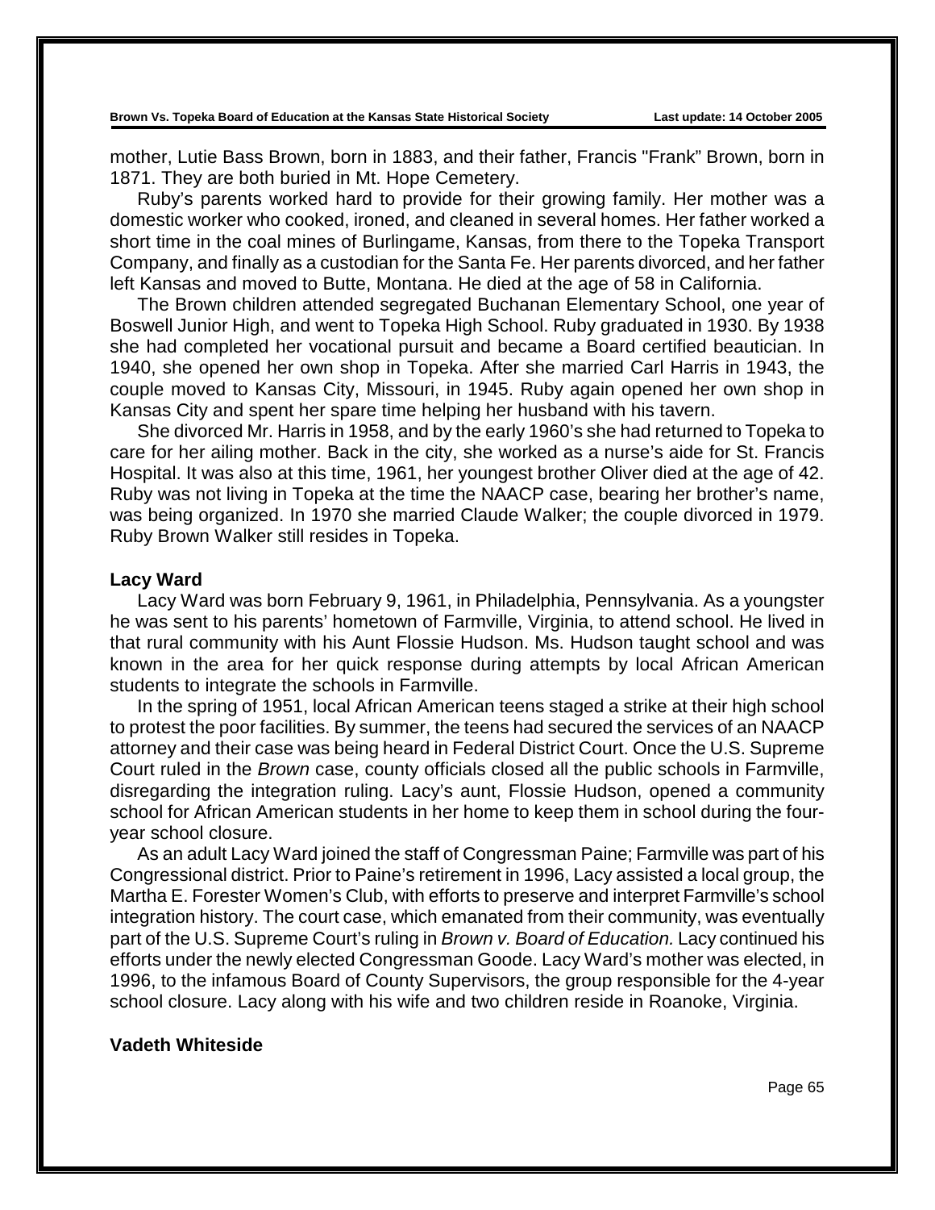mother, Lutie Bass Brown, born in 1883, and their father, Francis "Frank" Brown, born in 1871. They are both buried in Mt. Hope Cemetery.

Ruby's parents worked hard to provide for their growing family. Her mother was a domestic worker who cooked, ironed, and cleaned in several homes. Her father worked a short time in the coal mines of Burlingame, Kansas, from there to the Topeka Transport Company, and finally as a custodian for the Santa Fe. Her parents divorced, and her father left Kansas and moved to Butte, Montana. He died at the age of 58 in California.

The Brown children attended segregated Buchanan Elementary School, one year of Boswell Junior High, and went to Topeka High School. Ruby graduated in 1930. By 1938 she had completed her vocational pursuit and became a Board certified beautician. In 1940, she opened her own shop in Topeka. After she married Carl Harris in 1943, the couple moved to Kansas City, Missouri, in 1945. Ruby again opened her own shop in Kansas City and spent her spare time helping her husband with his tavern.

She divorced Mr. Harris in 1958, and by the early 1960's she had returned to Topeka to care for her ailing mother. Back in the city, she worked as a nurse's aide for St. Francis Hospital. It was also at this time, 1961, her youngest brother Oliver died at the age of 42. Ruby was not living in Topeka at the time the NAACP case, bearing her brother's name, was being organized. In 1970 she married Claude Walker; the couple divorced in 1979. Ruby Brown Walker still resides in Topeka.

**Lacy Ward**

Lacy Ward was born February 9, 1961, in Philadelphia, Pennsylvania. As a youngster he was sent to his parents' hometown of Farmville, Virginia, to attend school. He lived in that rural community with his Aunt Flossie Hudson. Ms. Hudson taught school and was known in the area for her quick response during attempts by local African American students to integrate the schools in Farmville.

In the spring of 1951, local African American teens staged a strike at their high school to protest the poor facilities. By summer, the teens had secured the services of an NAACP attorney and their case was being heard in Federal District Court. Once the U.S. Supreme Court ruled in the *Brown* case, county officials closed all the public schools in Farmville, disregarding the integration ruling. Lacy's aunt, Flossie Hudson, opened a community school for African American students in her home to keep them in school during the four-year school closure.

As an adult Lacy Ward joined the staff of Congressman Paine; Farmville was part of his Congressional district. Prior to Paine's retirement in 1996, Lacy assisted a local group, the Martha E. Forester Women's Club, with efforts to preserve and interpret Farmville's school integration history. The court case, which emanated from their community, was eventually part of the U.S. Supreme Court's ruling in *Brown v. Board of Education.* Lacy continued his efforts under the newly elected Congressman Goode. Lacy Ward's mother was elected, in 1996, to the infamous Board of County Supervisors, the group responsible for the 4-year school closure. Lacy along with his wife and two children reside in Roanoke, Virginia.

**Vadeth Whiteside**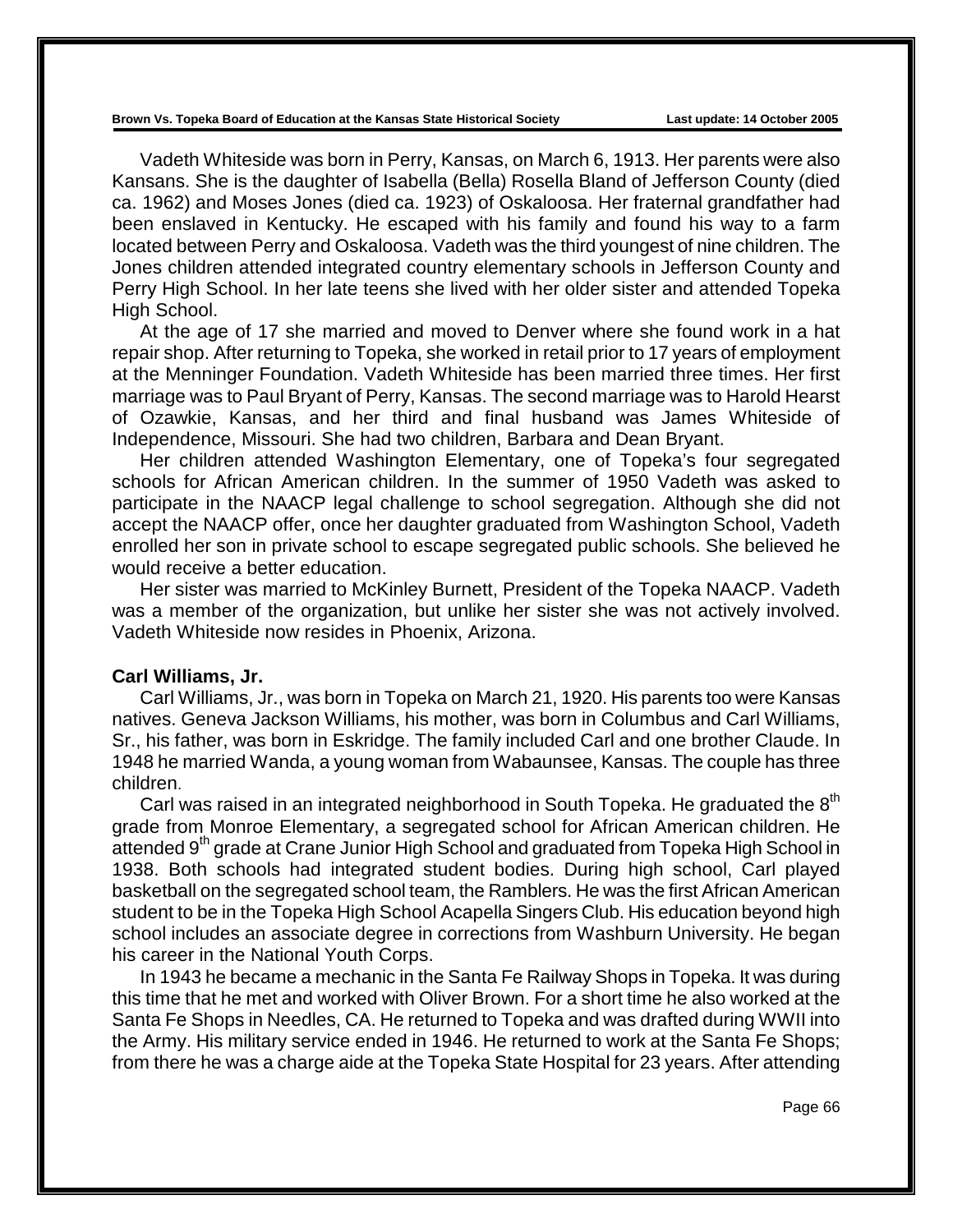Vadeth Whiteside was born in Perry, Kansas, on March 6, 1913. Her parents were also Kansans. She is the daughter of Isabella (Bella) Rosella Bland of Jefferson County (died ca. 1962) and Moses Jones (died ca. 1923) of Oskaloosa. Her fraternal grandfather had been enslaved in Kentucky. He escaped with his family and found his way to a farm located between Perry and Oskaloosa. Vadeth was the third youngest of nine children. The Jones children attended integrated country elementary schools in Jefferson County and Perry High School. In her late teens she lived with her older sister and attended Topeka High School.

At the age of 17 she married and moved to Denver where she found work in a hat repair shop. After returning to Topeka, she worked in retail prior to 17 years of employment at the Menninger Foundation. Vadeth Whiteside has been married three times. Her first marriage was to Paul Bryant of Perry, Kansas. The second marriage was to Harold Hearst of Ozawkie, Kansas, and her third and final husband was James Whiteside of Independence, Missouri. She had two children, Barbara and Dean Bryant.

Her children attended Washington Elementary, one of Topeka's four segregated schools for African American children. In the summer of 1950 Vadeth was asked to participate in the NAACP legal challenge to school segregation. Although she did not accept the NAACP offer, once her daughter graduated from Washington School, Vadeth enrolled her son in private school to escape segregated public schools. She believed he would receive a better education.

Her sister was married to McKinley Burnett, President of the Topeka NAACP. Vadeth was a member of the organization, but unlike her sister she was not actively involved. Vadeth Whiteside now resides in Phoenix, Arizona.

**Carl Williams, Jr.**

Carl Williams, Jr., was born in Topeka on March 21, 1920. His parents too were Kansas natives. Geneva Jackson Williams, his mother, was born in Columbus and Carl Williams, Sr., his father, was born in Eskridge. The family included Carl and one brother Claude. In 1948 he married Wanda, a young woman from Wabaunsee, Kansas. The couple has three children.

Carl was raised in an integrated neighborhood in South Topeka. He graduated the 8th grade from Monroe Elementary, a segregated school for African American children. He attended 9th grade at Crane Junior High School and graduated from Topeka High School in 1938. Both schools had integrated student bodies. During high school, Carl played basketball on the segregated school team, the Ramblers. He was the first African American student to be in the Topeka High School Acapella Singers Club. His education beyond high school includes an associate degree in corrections from Washburn University. He began his career in the National Youth Corps.

In 1943 he became a mechanic in the Santa Fe Railway Shops in Topeka. It was during this time that he met and worked with Oliver Brown. For a short time he also worked at the Santa Fe Shops in Needles, CA. He returned to Topeka and was drafted during WWII into the Army. His military service ended in 1946. He returned to work at the Santa Fe Shops; from there he was a charge aide at the Topeka State Hospital for 23 years. After attending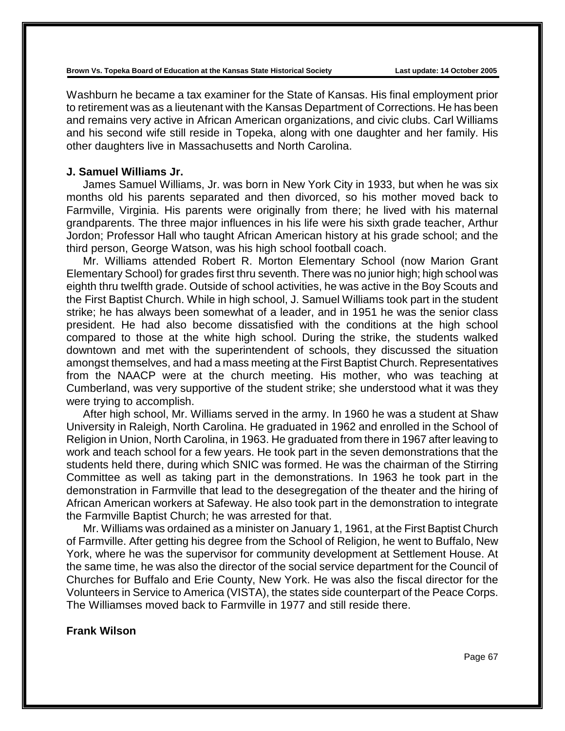Washburn he became a tax examiner for the State of Kansas. His final employment prior to retirement was as a lieutenant with the Kansas Department of Corrections. He has been and remains very active in African American organizations, and civic clubs. Carl Williams and his second wife still reside in Topeka, along with one daughter and her family. His other daughters live in Massachusetts and North Carolina.

**J. Samuel Williams Jr.**

James Samuel Williams, Jr. was born in New York City in 1933, but when he was six months old his parents separated and then divorced, so his mother moved back to Farmville, Virginia. His parents were originally from there; he lived with his maternal grandparents. The three major influences in his life were his sixth grade teacher, Arthur Jordon; Professor Hall who taught African American history at his grade school; and the third person, George Watson, was his high school football coach.

Mr. Williams attended Robert R. Morton Elementary School (now Marion Grant Elementary School) for grades first thru seventh. There was no junior high; high school was eighth thru twelfth grade. Outside of school activities, he was active in the Boy Scouts and the First Baptist Church. While in high school, J. Samuel Williams took part in the student strike; he has always been somewhat of a leader, and in 1951 he was the senior class president. He had also become dissatisfied with the conditions at the high school compared to those at the white high school. During the strike, the students walked downtown and met with the superintendent of schools, they discussed the situation amongst themselves, and had a mass meeting at the First Baptist Church. Representatives from the NAACP were at the church meeting. His mother, who was teaching at Cumberland, was very supportive of the student strike; she understood what it was they were trying to accomplish.

After high school, Mr. Williams served in the army. In 1960 he was a student at Shaw University in Raleigh, North Carolina. He graduated in 1962 and enrolled in the School of Religion in Union, North Carolina, in 1963. He graduated from there in 1967 after leaving to work and teach school for a few years. He took part in the seven demonstrations that the students held there, during which SNIC was formed. He was the chairman of the Stirring Committee as well as taking part in the demonstrations. In 1963 he took part in the demonstration in Farmville that lead to the desegregation of the theater and the hiring of African American workers at Safeway. He also took part in the demonstration to integrate the Farmville Baptist Church; he was arrested for that.

Mr. Williams was ordained as a minister on January 1, 1961, at the First Baptist Church of Farmville. After getting his degree from the School of Religion, he went to Buffalo, New York, where he was the supervisor for community development at Settlement House. At the same time, he was also the director of the social service department for the Council of Churches for Buffalo and Erie County, New York. He was also the fiscal director for the Volunteers in Service to America (VISTA), the states side counterpart of the Peace Corps. The Williamses moved back to Farmville in 1977 and still reside there.

**Frank Wilson**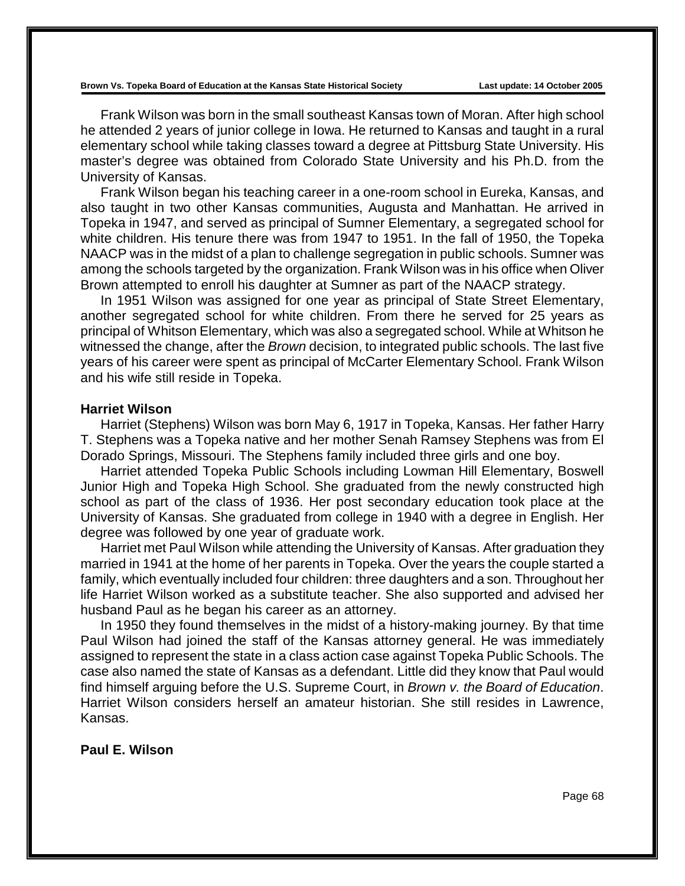Frank Wilson was born in the small southeast Kansas town of Moran. After high school he attended 2 years of junior college in Iowa. He returned to Kansas and taught in a rural elementary school while taking classes toward a degree at Pittsburg State University. His master's degree was obtained from Colorado State University and his Ph.D. from the University of Kansas.

Frank Wilson began his teaching career in a one-room school in Eureka, Kansas, and also taught in two other Kansas communities, Augusta and Manhattan. He arrived in Topeka in 1947, and served as principal of Sumner Elementary, a segregated school for white children. His tenure there was from 1947 to 1951. In the fall of 1950, the Topeka NAACP was in the midst of a plan to challenge segregation in public schools. Sumner was among the schools targeted by the organization. Frank Wilson was in his office when Oliver Brown attempted to enroll his daughter at Sumner as part of the NAACP strategy.

In 1951 Wilson was assigned for one year as principal of State Street Elementary, another segregated school for white children. From there he served for 25 years as principal of Whitson Elementary, which was also a segregated school. While at Whitson he witnessed the change, after the *Brown* decision, to integrated public schools. The last five years of his career were spent as principal of McCarter Elementary School. Frank Wilson and his wife still reside in Topeka.

**Harriet Wilson**

Harriet (Stephens) Wilson was born May 6, 1917 in Topeka, Kansas. Her father Harry T. Stephens was a Topeka native and her mother Senah Ramsey Stephens was from El Dorado Springs, Missouri. The Stephens family included three girls and one boy.

Harriet attended Topeka Public Schools including Lowman Hill Elementary, Boswell Junior High and Topeka High School. She graduated from the newly constructed high school as part of the class of 1936. Her post secondary education took place at the University of Kansas. She graduated from college in 1940 with a degree in English. Her degree was followed by one year of graduate work.

Harriet met Paul Wilson while attending the University of Kansas. After graduation they married in 1941 at the home of her parents in Topeka. Over the years the couple started a family, which eventually included four children: three daughters and a son. Throughout her life Harriet Wilson worked as a substitute teacher. She also supported and advised her husband Paul as he began his career as an attorney.

In 1950 they found themselves in the midst of a history-making journey. By that time Paul Wilson had joined the staff of the Kansas attorney general. He was immediately assigned to represent the state in a class action case against Topeka Public Schools. The case also named the state of Kansas as a defendant. Little did they know that Paul would find himself arguing before the U.S. Supreme Court, in *Brown v. the Board of Education*. Harriet Wilson considers herself an amateur historian. She still resides in Lawrence, Kansas.

**Paul E. Wilson**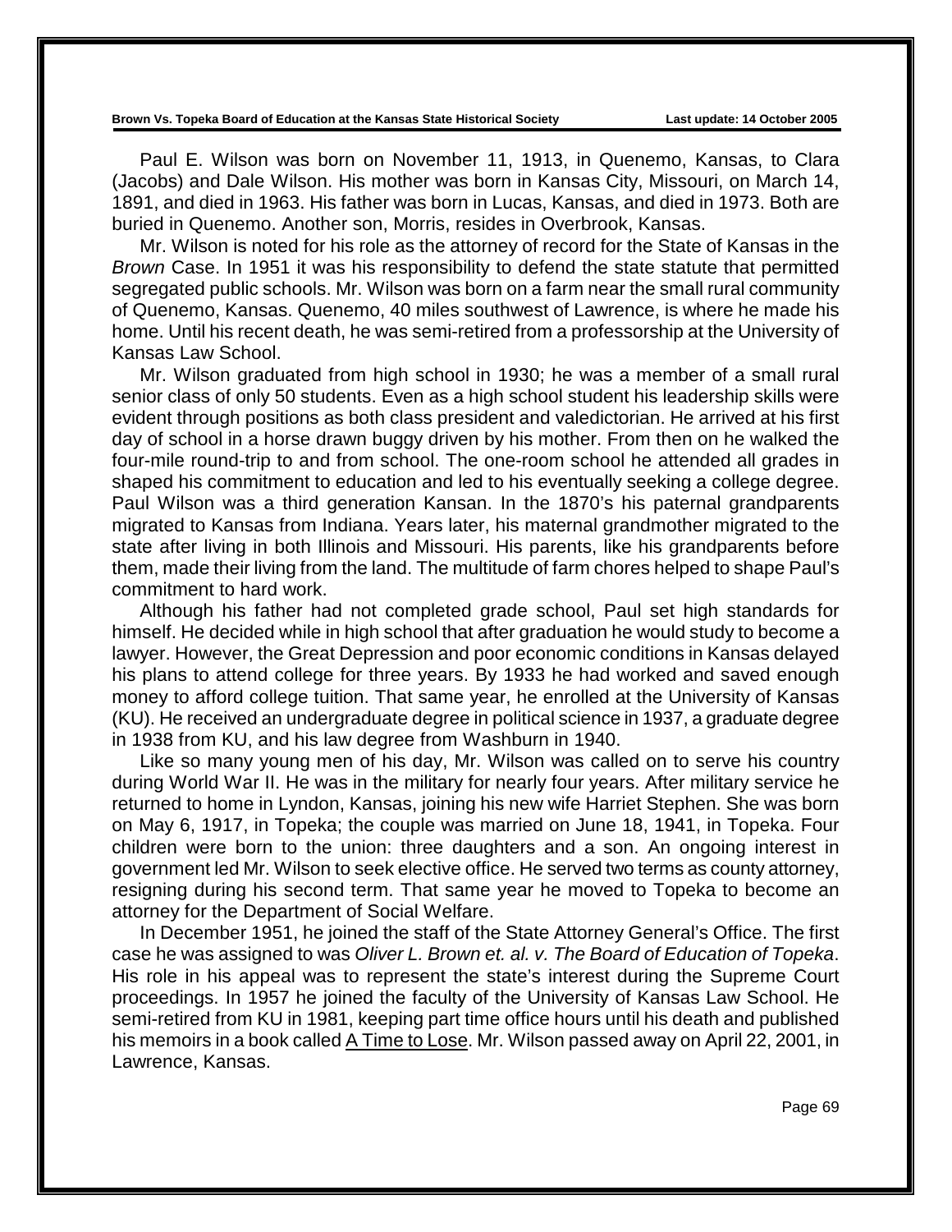Paul E. Wilson was born on November 11, 1913, in Quenemo, Kansas, to Clara (Jacobs) and Dale Wilson. His mother was born in Kansas City, Missouri, on March 14, 1891, and died in 1963. His father was born in Lucas, Kansas, and died in 1973. Both are buried in Quenemo. Another son, Morris, resides in Overbrook, Kansas.

Mr. Wilson is noted for his role as the attorney of record for the State of Kansas in the *Brown* Case. In 1951 it was his responsibility to defend the state statute that permitted segregated public schools. Mr. Wilson was born on a farm near the small rural community of Quenemo, Kansas. Quenemo, 40 miles southwest of Lawrence, is where he made his home. Until his recent death, he was semi-retired from a professorship at the University of Kansas Law School.

Mr. Wilson graduated from high school in 1930; he was a member of a small rural senior class of only 50 students. Even as a high school student his leadership skills were evident through positions as both class president and valedictorian. He arrived at his first day of school in a horse drawn buggy driven by his mother. From then on he walked the four-mile round-trip to and from school. The one-room school he attended all grades in shaped his commitment to education and led to his eventually seeking a college degree. Paul Wilson was a third generation Kansan. In the 1870's his paternal grandparents migrated to Kansas from Indiana. Years later, his maternal grandmother migrated to the state after living in both Illinois and Missouri. His parents, like his grandparents before them, made their living from the land. The multitude of farm chores helped to shape Paul's commitment to hard work.

Although his father had not completed grade school, Paul set high standards for himself. He decided while in high school that after graduation he would study to become a lawyer. However, the Great Depression and poor economic conditions in Kansas delayed his plans to attend college for three years. By 1933 he had worked and saved enough money to afford college tuition. That same year, he enrolled at the University of Kansas (KU). He received an undergraduate degree in political science in 1937, a graduate degree in 1938 from KU, and his law degree from Washburn in 1940.

Like so many young men of his day, Mr. Wilson was called on to serve his country during World War II. He was in the military for nearly four years. After military service he returned to home in Lyndon, Kansas, joining his new wife Harriet Stephen. She was born on May 6, 1917, in Topeka; the couple was married on June 18, 1941, in Topeka. Four children were born to the union: three daughters and a son. An ongoing interest in government led Mr. Wilson to seek elective office. He served two terms as county attorney, resigning during his second term. That same year he moved to Topeka to become an attorney for the Department of Social Welfare.

In December 1951, he joined the staff of the State Attorney General's Office. The first case he was assigned to was *Oliver L. Brown et. al. v. The Board of Education of Topeka*. His role in his appeal was to represent the state's interest during the Supreme Court proceedings. In 1957 he joined the faculty of the University of Kansas Law School. He semi-retired from KU in 1981, keeping part time office hours until his death and published his memoirs in a book called A Time to Lose. Mr. Wilson passed away on April 22, 2001, in Lawrence, Kansas.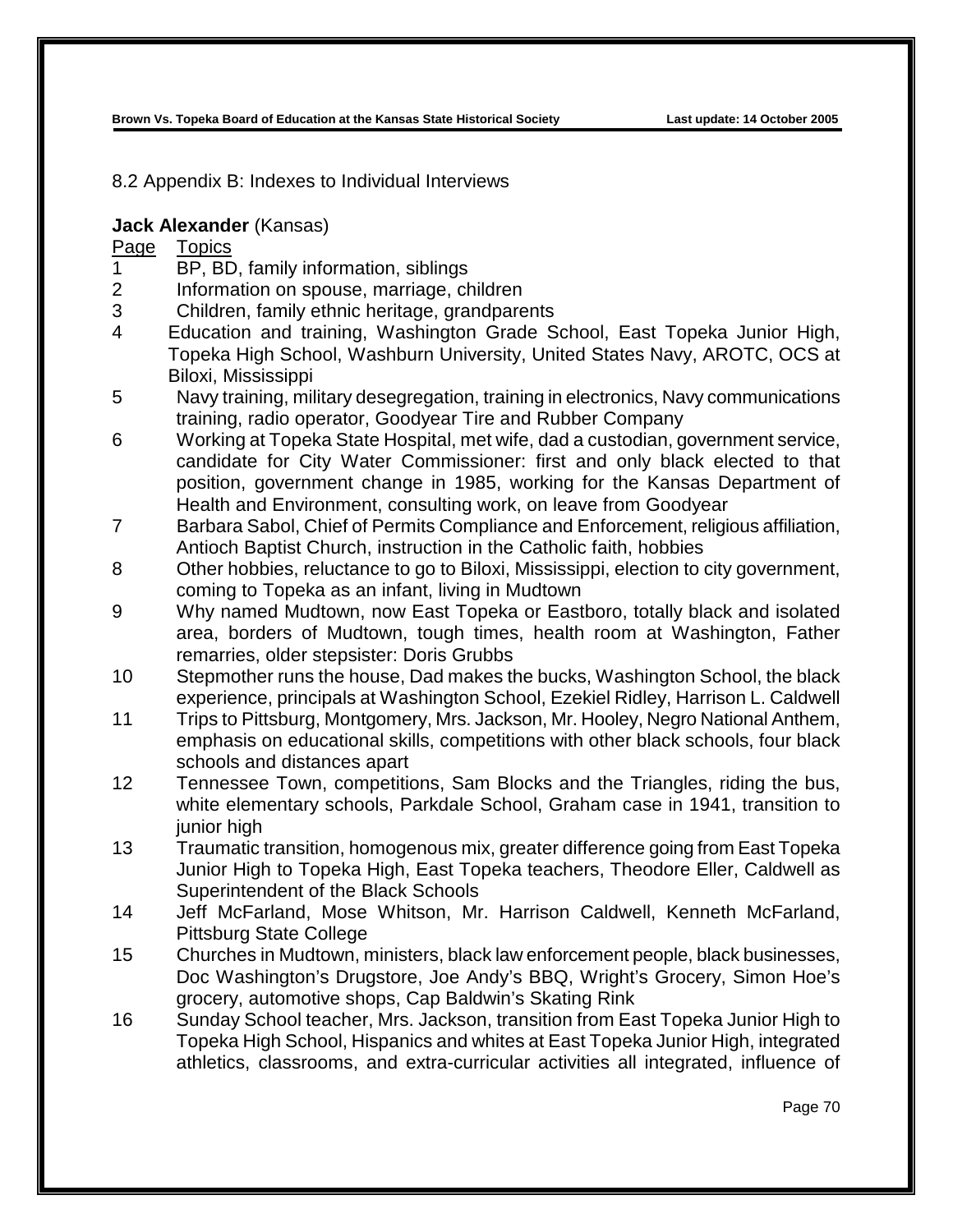8.2 Appendix B: Indexes to Individual Interviews

**Jack Alexander** (Kansas)

| Page | Topics |
|---|---|
| 1 | BP, BD, family information, siblings |
| 2 | Information on spouse, marriage, children |
| 3 | Children, family ethnic heritage, grandparents |
| 4 | Education and training, Washington Grade School, East Topeka Junior High, Topeka High School, Washburn University, United States Navy, AROTC, OCS at Biloxi, Mississippi |
| 5 | Navy training, military desegregation, training in electronics, Navy communications training, radio operator, Goodyear Tire and Rubber Company |
| 6 | Working at Topeka State Hospital, met wife, dad a custodian, government service, candidate for City Water Commissioner: first and only black elected to that position, government change in 1985, working for the Kansas Department of Health and Environment, consulting work, on leave from Goodyear |
| 7 | Barbara Sabol, Chief of Permits Compliance and Enforcement, religious affiliation, Antioch Baptist Church, instruction in the Catholic faith, hobbies |
| 8 | Other hobbies, reluctance to go to Biloxi, Mississippi, election to city government, coming to Topeka as an infant, living in Mudtown |
| 9 | Why named Mudtown, now East Topeka or Eastboro, totally black and isolated area, borders of Mudtown, tough times, health room at Washington, Father remarries, older stepsister: Doris Grubbs |
| 10 | Stepmother runs the house, Dad makes the bucks, Washington School, the black experience, principals at Washington School, Ezekiel Ridley, Harrison L. Caldwell |
| 11 | Trips to Pittsburg, Montgomery, Mrs. Jackson, Mr. Hooley, Negro National Anthem, emphasis on educational skills, competitions with other black schools, four black schools and distances apart |
| 12 | Tennessee Town, competitions, Sam Blocks and the Triangles, riding the bus, white elementary schools, Parkdale School, Graham case in 1941, transition to junior high |
| 13 | Traumatic transition, homogenous mix, greater difference going from East Topeka Junior High to Topeka High, East Topeka teachers, Theodore Eller, Caldwell as Superintendent of the Black Schools |
| 14 | Jeff McFarland, Mose Whitson, Mr. Harrison Caldwell, Kenneth McFarland, Pittsburg State College |
| 15 | Churches in Mudtown, ministers, black law enforcement people, black businesses, Doc Washington's Drugstore, Joe Andy's BBQ, Wright's Grocery, Simon Hoe's grocery, automotive shops, Cap Baldwin's Skating Rink |
| 16 | Sunday School teacher, Mrs. Jackson, transition from East Topeka Junior High to Topeka High School, Hispanics and whites at East Topeka Junior High, integrated athletics, classrooms, and extra-curricular activities all integrated, influence of |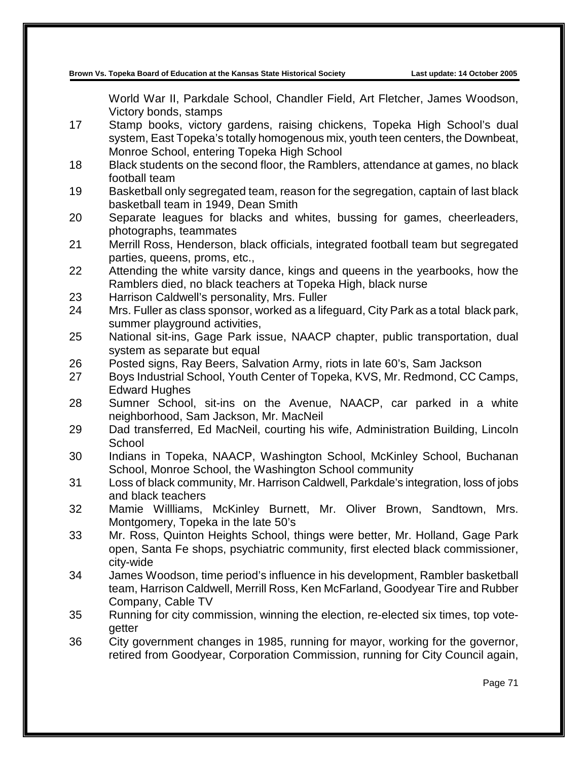World War II, Parkdale School, Chandler Field, Art Fletcher, James Woodson, Victory bonds, stamps

17 Stamp books, victory gardens, raising chickens, Topeka High School's dual system, East Topeka's totally homogenous mix, youth teen centers, the Downbeat, Monroe School, entering Topeka High School

18 Black students on the second floor, the Ramblers, attendance at games, no black football team

19 Basketball only segregated team, reason for the segregation, captain of last black basketball team in 1949, Dean Smith

20 Separate leagues for blacks and whites, bussing for games, cheerleaders, photographs, teammates

21 Merrill Ross, Henderson, black officials, integrated football team but segregated parties, queens, proms, etc.,

22 Attending the white varsity dance, kings and queens in the yearbooks, how the Ramblers died, no black teachers at Topeka High, black nurse

23 Harrison Caldwell's personality, Mrs. Fuller

24 Mrs. Fuller as class sponsor, worked as a lifeguard, City Park as a total black park, summer playground activities,

25 National sit-ins, Gage Park issue, NAACP chapter, public transportation, dual system as separate but equal

26 Posted signs, Ray Beers, Salvation Army, riots in late 60's, Sam Jackson

27 Boys Industrial School, Youth Center of Topeka, KVS, Mr. Redmond, CC Camps, Edward Hughes

28 Sumner School, sit-ins on the Avenue, NAACP, car parked in a white neighborhood, Sam Jackson, Mr. MacNeil

29 Dad transferred, Ed MacNeil, courting his wife, Administration Building, Lincoln School

30 Indians in Topeka, NAACP, Washington School, McKinley School, Buchanan School, Monroe School, the Washington School community

31 Loss of black community, Mr. Harrison Caldwell, Parkdale's integration, loss of jobs and black teachers

32 Mamie Willliams, McKinley Burnett, Mr. Oliver Brown, Sandtown, Mrs. Montgomery, Topeka in the late 50's

33 Mr. Ross, Quinton Heights School, things were better, Mr. Holland, Gage Park open, Santa Fe shops, psychiatric community, first elected black commissioner, city-wide

34 James Woodson, time period's influence in his development, Rambler basketball team, Harrison Caldwell, Merrill Ross, Ken McFarland, Goodyear Tire and Rubber Company, Cable TV

35 Running for city commission, winning the election, re-elected six times, top vote-getter

36 City government changes in 1985, running for mayor, working for the governor, retired from Goodyear, Corporation Commission, running for City Council again,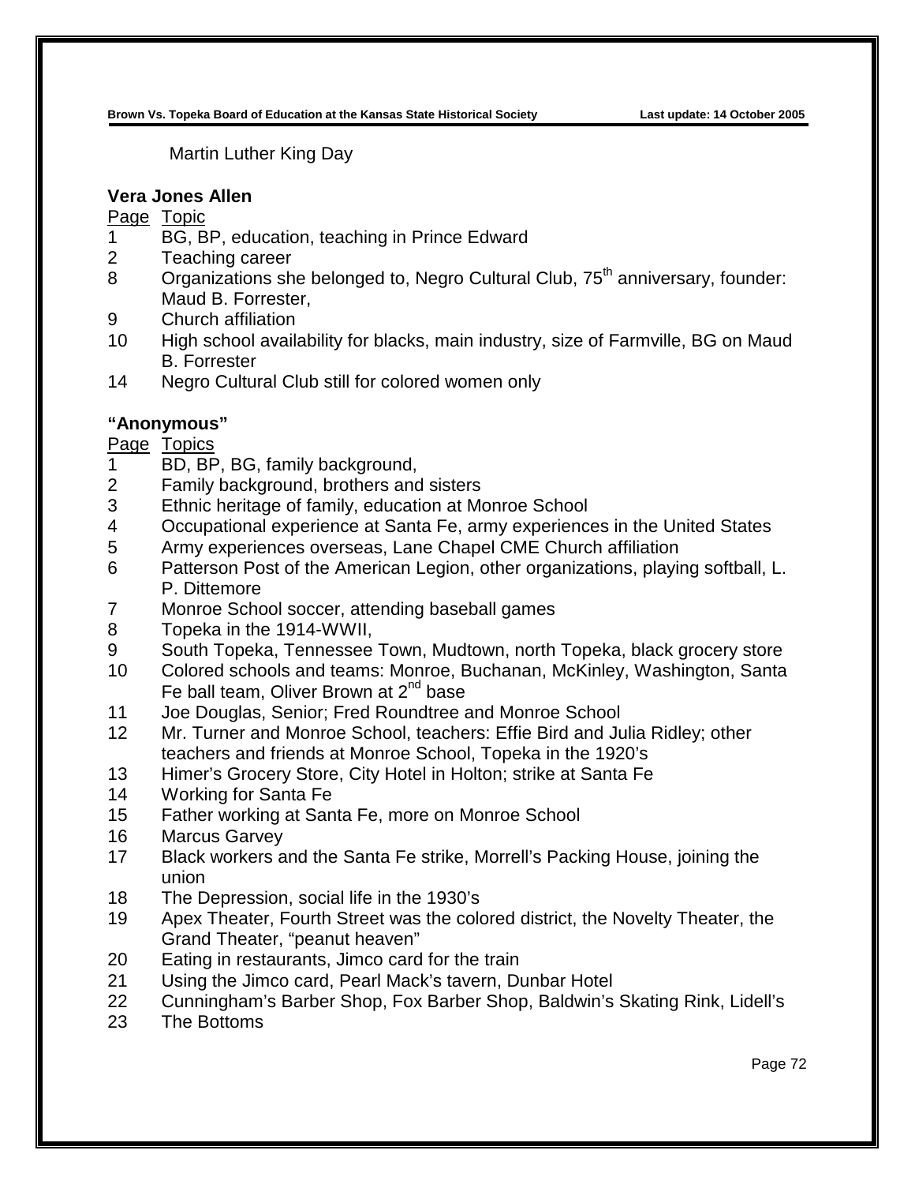Martin Luther King Day

**Vera Jones Allen**

Page Topic

1 BG, BP, education, teaching in Prince Edward
2 Teaching career
8 Organizations she belonged to, Negro Cultural Club, 75th anniversary, founder: Maud B. Forrester,
9 Church affiliation
10 High school availability for blacks, main industry, size of Farmville, BG on Maud B. Forrester
14 Negro Cultural Club still for colored women only

**"Anonymous"**

Page Topics

1 BD, BP, BG, family background,
2 Family background, brothers and sisters
3 Ethnic heritage of family, education at Monroe School
4 Occupational experience at Santa Fe, army experiences in the United States
5 Army experiences overseas, Lane Chapel CME Church affiliation
6 Patterson Post of the American Legion, other organizations, playing softball, L. P. Dittemore
7 Monroe School soccer, attending baseball games
8 Topeka in the 1914-WWII,
9 South Topeka, Tennessee Town, Mudtown, north Topeka, black grocery store
10 Colored schools and teams: Monroe, Buchanan, McKinley, Washington, Santa Fe ball team, Oliver Brown at 2nd base
11 Joe Douglas, Senior; Fred Roundtree and Monroe School
12 Mr. Turner and Monroe School, teachers: Effie Bird and Julia Ridley; other teachers and friends at Monroe School, Topeka in the 1920's
13 Himer's Grocery Store, City Hotel in Holton; strike at Santa Fe
14 Working for Santa Fe
15 Father working at Santa Fe, more on Monroe School
16 Marcus Garvey
17 Black workers and the Santa Fe strike, Morrell's Packing House, joining the union
18 The Depression, social life in the 1930's
19 Apex Theater, Fourth Street was the colored district, the Novelty Theater, the Grand Theater, "peanut heaven"
20 Eating in restaurants, Jimco card for the train
21 Using the Jimco card, Pearl Mack's tavern, Dunbar Hotel
22 Cunningham's Barber Shop, Fox Barber Shop, Baldwin's Skating Rink, Lidell's
23 The Bottoms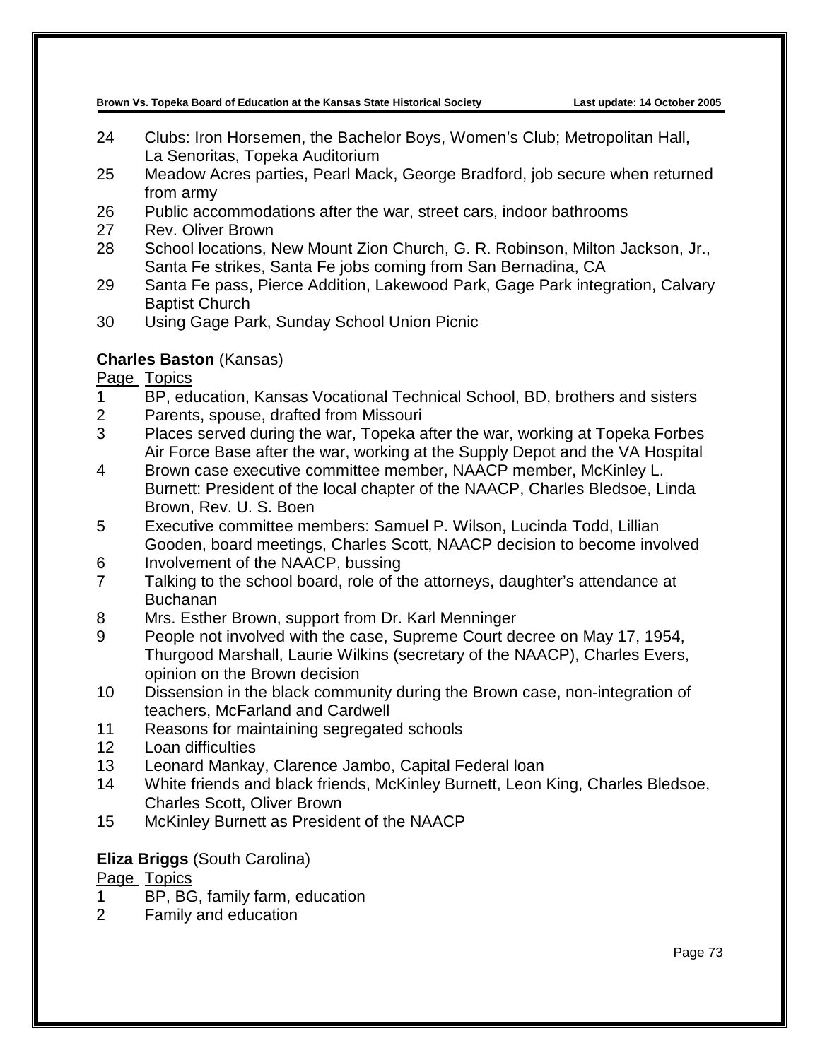24 Clubs: Iron Horsemen, the Bachelor Boys, Women's Club; Metropolitan Hall, La Senoritas, Topeka Auditorium
25 Meadow Acres parties, Pearl Mack, George Bradford, job secure when returned from army
26 Public accommodations after the war, street cars, indoor bathrooms
27 Rev. Oliver Brown
28 School locations, New Mount Zion Church, G. R. Robinson, Milton Jackson, Jr., Santa Fe strikes, Santa Fe jobs coming from San Bernadina, CA
29 Santa Fe pass, Pierce Addition, Lakewood Park, Gage Park integration, Calvary Baptist Church
30 Using Gage Park, Sunday School Union Picnic

**Charles Baston** (Kansas)

| Page | Topics |
|---|---|
| 1 | BP, education, Kansas Vocational Technical School, BD, brothers and sisters |
| 2 | Parents, spouse, drafted from Missouri |
| 3 | Places served during the war, Topeka after the war, working at Topeka Forbes Air Force Base after the war, working at the Supply Depot and the VA Hospital |
| 4 | Brown case executive committee member, NAACP member, McKinley L. Burnett: President of the local chapter of the NAACP, Charles Bledsoe, Linda Brown, Rev. U. S. Boen |
| 5 | Executive committee members: Samuel P. Wilson, Lucinda Todd, Lillian Gooden, board meetings, Charles Scott, NAACP decision to become involved |
| 6 | Involvement of the NAACP, bussing |
| 7 | Talking to the school board, role of the attorneys, daughter's attendance at Buchanan |
| 8 | Mrs. Esther Brown, support from Dr. Karl Menninger |
| 9 | People not involved with the case, Supreme Court decree on May 17, 1954, Thurgood Marshall, Laurie Wilkins (secretary of the NAACP), Charles Evers, opinion on the Brown decision |
| 10 | Dissension in the black community during the Brown case, non-integration of teachers, McFarland and Cardwell |
| 11 | Reasons for maintaining segregated schools |
| 12 | Loan difficulties |
| 13 | Leonard Mankay, Clarence Jambo, Capital Federal loan |
| 14 | White friends and black friends, McKinley Burnett, Leon King, Charles Bledsoe, Charles Scott, Oliver Brown |
| 15 | McKinley Burnett as President of the NAACP |

**Eliza Briggs** (South Carolina)

| Page | Topics |
|---|---|
| 1 | BP, BG, family farm, education |
| 2 | Family and education |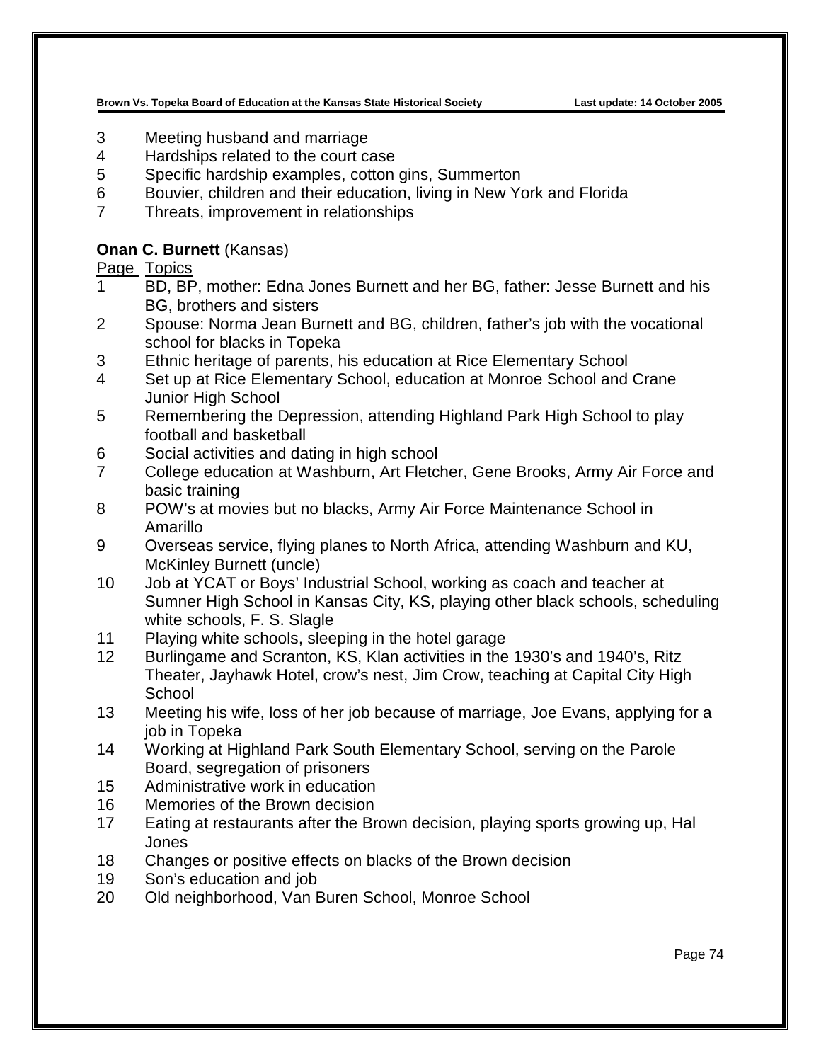3 Meeting husband and marriage
4 Hardships related to the court case
5 Specific hardship examples, cotton gins, Summerton
6 Bouvier, children and their education, living in New York and Florida
7 Threats, improvement in relationships

**Onan C. Burnett** (Kansas)

| Page | Topics |
|---|---|
| 1 | BD, BP, mother: Edna Jones Burnett and her BG, father: Jesse Burnett and his BG, brothers and sisters |
| 2 | Spouse: Norma Jean Burnett and BG, children, father's job with the vocational school for blacks in Topeka |
| 3 | Ethnic heritage of parents, his education at Rice Elementary School |
| 4 | Set up at Rice Elementary School, education at Monroe School and Crane Junior High School |
| 5 | Remembering the Depression, attending Highland Park High School to play football and basketball |
| 6 | Social activities and dating in high school |
| 7 | College education at Washburn, Art Fletcher, Gene Brooks, Army Air Force and basic training |
| 8 | POW's at movies but no blacks, Army Air Force Maintenance School in Amarillo |
| 9 | Overseas service, flying planes to North Africa, attending Washburn and KU, McKinley Burnett (uncle) |
| 10 | Job at YCAT or Boys' Industrial School, working as coach and teacher at Sumner High School in Kansas City, KS, playing other black schools, scheduling white schools, F. S. Slagle |
| 11 | Playing white schools, sleeping in the hotel garage |
| 12 | Burlingame and Scranton, KS, Klan activities in the 1930's and 1940's, Ritz Theater, Jayhawk Hotel, crow's nest, Jim Crow, teaching at Capital City High School |
| 13 | Meeting his wife, loss of her job because of marriage, Joe Evans, applying for a job in Topeka |
| 14 | Working at Highland Park South Elementary School, serving on the Parole Board, segregation of prisoners |
| 15 | Administrative work in education |
| 16 | Memories of the Brown decision |
| 17 | Eating at restaurants after the Brown decision, playing sports growing up, Hal Jones |
| 18 | Changes or positive effects on blacks of the Brown decision |
| 19 | Son's education and job |
| 20 | Old neighborhood, Van Buren School, Monroe School |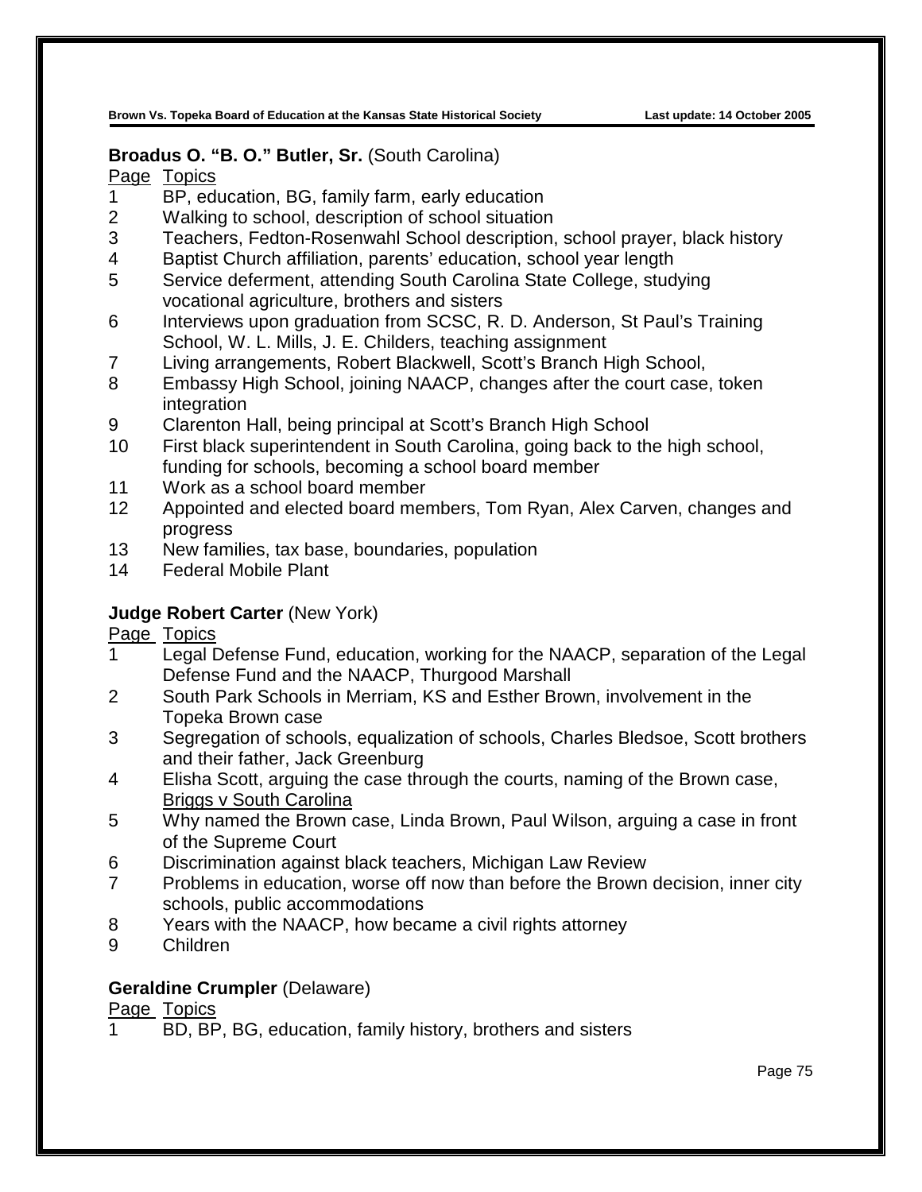**Broadus O. "B. O." Butler, Sr.** (South Carolina)

| Page | Topics |
|---|---|
| 1 | BP, education, BG, family farm, early education |
| 2 | Walking to school, description of school situation |
| 3 | Teachers, Fedton-Rosenwahl School description, school prayer, black history |
| 4 | Baptist Church affiliation, parents' education, school year length |
| 5 | Service deferment, attending South Carolina State College, studying vocational agriculture, brothers and sisters |
| 6 | Interviews upon graduation from SCSC, R. D. Anderson, St Paul's Training School, W. L. Mills, J. E. Childers, teaching assignment |
| 7 | Living arrangements, Robert Blackwell, Scott's Branch High School, |
| 8 | Embassy High School, joining NAACP, changes after the court case, token integration |
| 9 | Clarenton Hall, being principal at Scott's Branch High School |
| 10 | First black superintendent in South Carolina, going back to the high school, funding for schools, becoming a school board member |
| 11 | Work as a school board member |
| 12 | Appointed and elected board members, Tom Ryan, Alex Carven, changes and progress |
| 13 | New families, tax base, boundaries, population |
| 14 | Federal Mobile Plant |

**Judge Robert Carter** (New York)

| Page | Topics |
|---|---|
| 1 | Legal Defense Fund, education, working for the NAACP, separation of the Legal Defense Fund and the NAACP, Thurgood Marshall |
| 2 | South Park Schools in Merriam, KS and Esther Brown, involvement in the Topeka Brown case |
| 3 | Segregation of schools, equalization of schools, Charles Bledsoe, Scott brothers and their father, Jack Greenburg |
| 4 | Elisha Scott, arguing the case through the courts, naming of the Brown case, <u>Briggs v South Carolina</u> |
| 5 | Why named the Brown case, Linda Brown, Paul Wilson, arguing a case in front of the Supreme Court |
| 6 | Discrimination against black teachers, Michigan Law Review |
| 7 | Problems in education, worse off now than before the Brown decision, inner city schools, public accommodations |
| 8 | Years with the NAACP, how became a civil rights attorney |
| 9 | Children |

**Geraldine Crumpler** (Delaware)

| Page | Topics |
|---|---|
| 1 | BD, BP, BG, education, family history, brothers and sisters |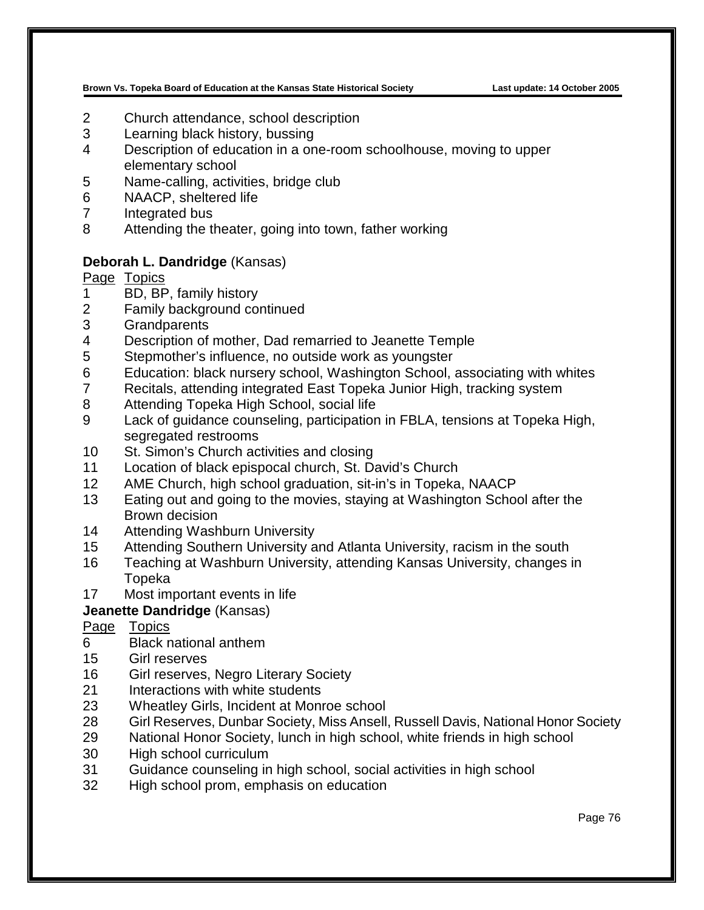2 Church attendance, school description
3 Learning black history, bussing
4 Description of education in a one-room schoolhouse, moving to upper elementary school
5 Name-calling, activities, bridge club
6 NAACP, sheltered life
7 Integrated bus
8 Attending the theater, going into town, father working

**Deborah L. Dandridge** (Kansas)

| Page | Topics |
|---|---|
| 1 | BD, BP, family history |
| 2 | Family background continued |
| 3 | Grandparents |
| 4 | Description of mother, Dad remarried to Jeanette Temple |
| 5 | Stepmother's influence, no outside work as youngster |
| 6 | Education: black nursery school, Washington School, associating with whites |
| 7 | Recitals, attending integrated East Topeka Junior High, tracking system |
| 8 | Attending Topeka High School, social life |
| 9 | Lack of guidance counseling, participation in FBLA, tensions at Topeka High, segregated restrooms |
| 10 | St. Simon's Church activities and closing |
| 11 | Location of black epispocal church, St. David's Church |
| 12 | AME Church, high school graduation, sit-in's in Topeka, NAACP |
| 13 | Eating out and going to the movies, staying at Washington School after the Brown decision |
| 14 | Attending Washburn University |
| 15 | Attending Southern University and Atlanta University, racism in the south |
| 16 | Teaching at Washburn University, attending Kansas University, changes in Topeka |
| 17 | Most important events in life |

**Jeanette Dandridge** (Kansas)

| Page | Topics |
|---|---|
| 6 | Black national anthem |
| 15 | Girl reserves |
| 16 | Girl reserves, Negro Literary Society |
| 21 | Interactions with white students |
| 23 | Wheatley Girls, Incident at Monroe school |
| 28 | Girl Reserves, Dunbar Society, Miss Ansell, Russell Davis, National Honor Society |
| 29 | National Honor Society, lunch in high school, white friends in high school |
| 30 | High school curriculum |
| 31 | Guidance counseling in high school, social activities in high school |
| 32 | High school prom, emphasis on education |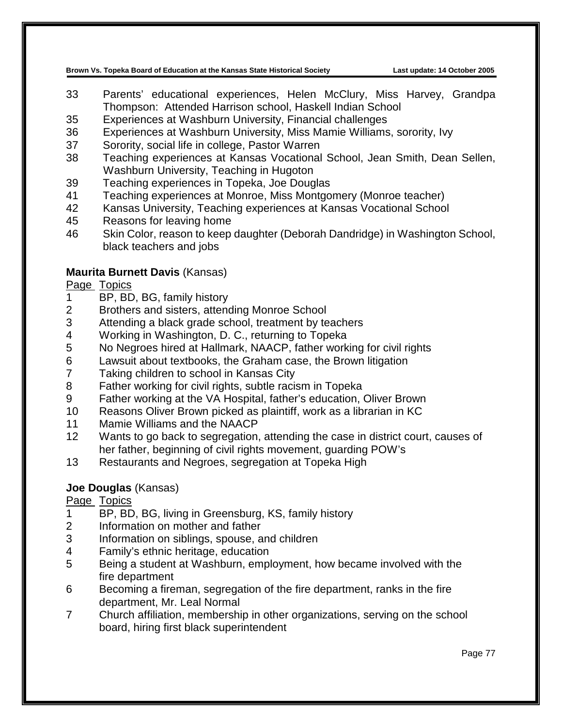33 Parents' educational experiences, Helen McClury, Miss Harvey, Grandpa Thompson: Attended Harrison school, Haskell Indian School
35 Experiences at Washburn University, Financial challenges
36 Experiences at Washburn University, Miss Mamie Williams, sorority, Ivy
37 Sorority, social life in college, Pastor Warren
38 Teaching experiences at Kansas Vocational School, Jean Smith, Dean Sellen, Washburn University, Teaching in Hugoton
39 Teaching experiences in Topeka, Joe Douglas
41 Teaching experiences at Monroe, Miss Montgomery (Monroe teacher)
42 Kansas University, Teaching experiences at Kansas Vocational School
45 Reasons for leaving home
46 Skin Color, reason to keep daughter (Deborah Dandridge) in Washington School, black teachers and jobs

**Maurita Burnett Davis** (Kansas)

Page Topics
1 BP, BD, BG, family history
2 Brothers and sisters, attending Monroe School
3 Attending a black grade school, treatment by teachers
4 Working in Washington, D. C., returning to Topeka
5 No Negroes hired at Hallmark, NAACP, father working for civil rights
6 Lawsuit about textbooks, the Graham case, the Brown litigation
7 Taking children to school in Kansas City
8 Father working for civil rights, subtle racism in Topeka
9 Father working at the VA Hospital, father's education, Oliver Brown
10 Reasons Oliver Brown picked as plaintiff, work as a librarian in KC
11 Mamie Williams and the NAACP
12 Wants to go back to segregation, attending the case in district court, causes of her father, beginning of civil rights movement, guarding POW's
13 Restaurants and Negroes, segregation at Topeka High

**Joe Douglas** (Kansas)

Page Topics
1 BP, BD, BG, living in Greensburg, KS, family history
2 Information on mother and father
3 Information on siblings, spouse, and children
4 Family's ethnic heritage, education
5 Being a student at Washburn, employment, how became involved with the fire department
6 Becoming a fireman, segregation of the fire department, ranks in the fire department, Mr. Leal Normal
7 Church affiliation, membership in other organizations, serving on the school board, hiring first black superintendent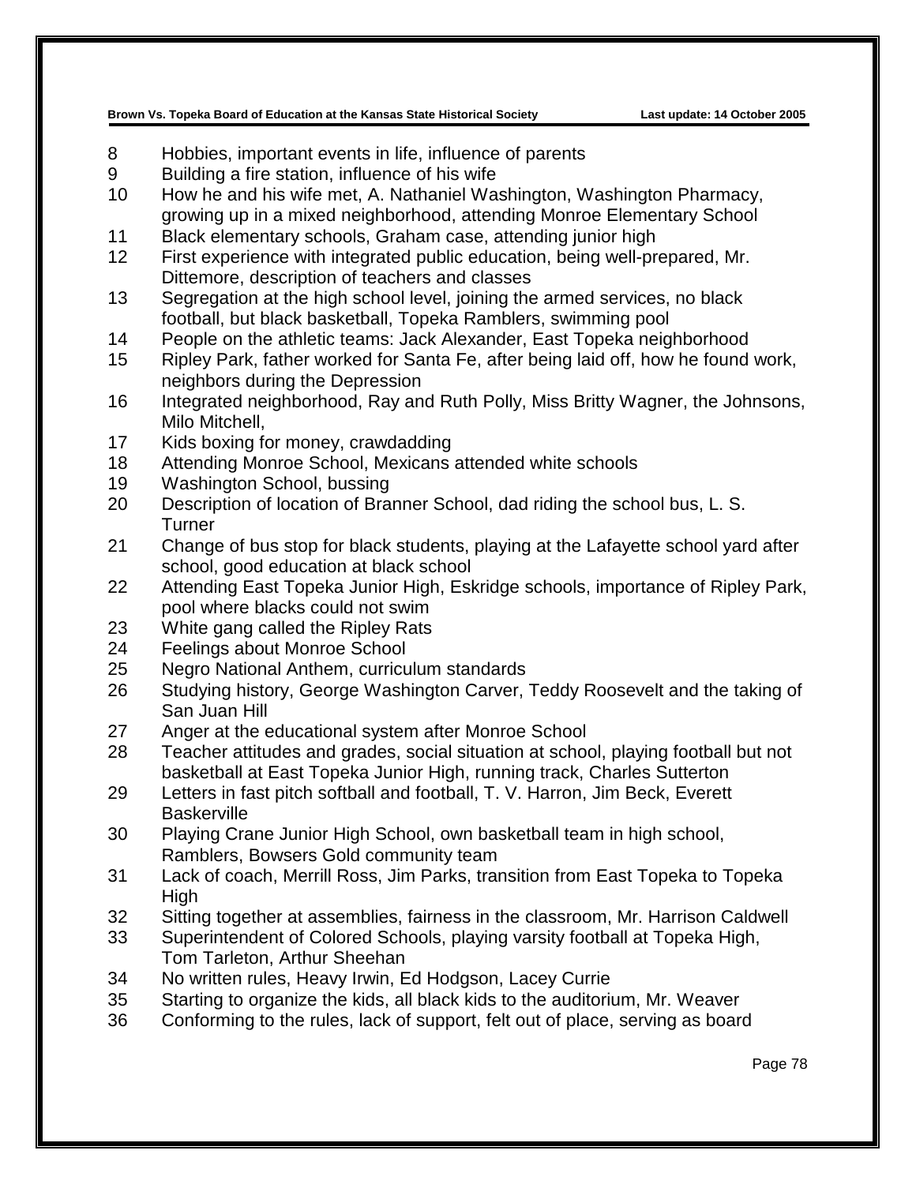8 Hobbies, important events in life, influence of parents
9 Building a fire station, influence of his wife
10 How he and his wife met, A. Nathaniel Washington, Washington Pharmacy, growing up in a mixed neighborhood, attending Monroe Elementary School
11 Black elementary schools, Graham case, attending junior high
12 First experience with integrated public education, being well-prepared, Mr. Dittemore, description of teachers and classes
13 Segregation at the high school level, joining the armed services, no black football, but black basketball, Topeka Ramblers, swimming pool
14 People on the athletic teams: Jack Alexander, East Topeka neighborhood
15 Ripley Park, father worked for Santa Fe, after being laid off, how he found work, neighbors during the Depression
16 Integrated neighborhood, Ray and Ruth Polly, Miss Britty Wagner, the Johnsons, Milo Mitchell,
17 Kids boxing for money, crawdadding
18 Attending Monroe School, Mexicans attended white schools
19 Washington School, bussing
20 Description of location of Branner School, dad riding the school bus, L. S. Turner
21 Change of bus stop for black students, playing at the Lafayette school yard after school, good education at black school
22 Attending East Topeka Junior High, Eskridge schools, importance of Ripley Park, pool where blacks could not swim
23 White gang called the Ripley Rats
24 Feelings about Monroe School
25 Negro National Anthem, curriculum standards
26 Studying history, George Washington Carver, Teddy Roosevelt and the taking of San Juan Hill
27 Anger at the educational system after Monroe School
28 Teacher attitudes and grades, social situation at school, playing football but not basketball at East Topeka Junior High, running track, Charles Sutterton
29 Letters in fast pitch softball and football, T. V. Harron, Jim Beck, Everett Baskerville
30 Playing Crane Junior High School, own basketball team in high school, Ramblers, Bowsers Gold community team
31 Lack of coach, Merrill Ross, Jim Parks, transition from East Topeka to Topeka High
32 Sitting together at assemblies, fairness in the classroom, Mr. Harrison Caldwell
33 Superintendent of Colored Schools, playing varsity football at Topeka High, Tom Tarleton, Arthur Sheehan
34 No written rules, Heavy Irwin, Ed Hodgson, Lacey Currie
35 Starting to organize the kids, all black kids to the auditorium, Mr. Weaver
36 Conforming to the rules, lack of support, felt out of place, serving as board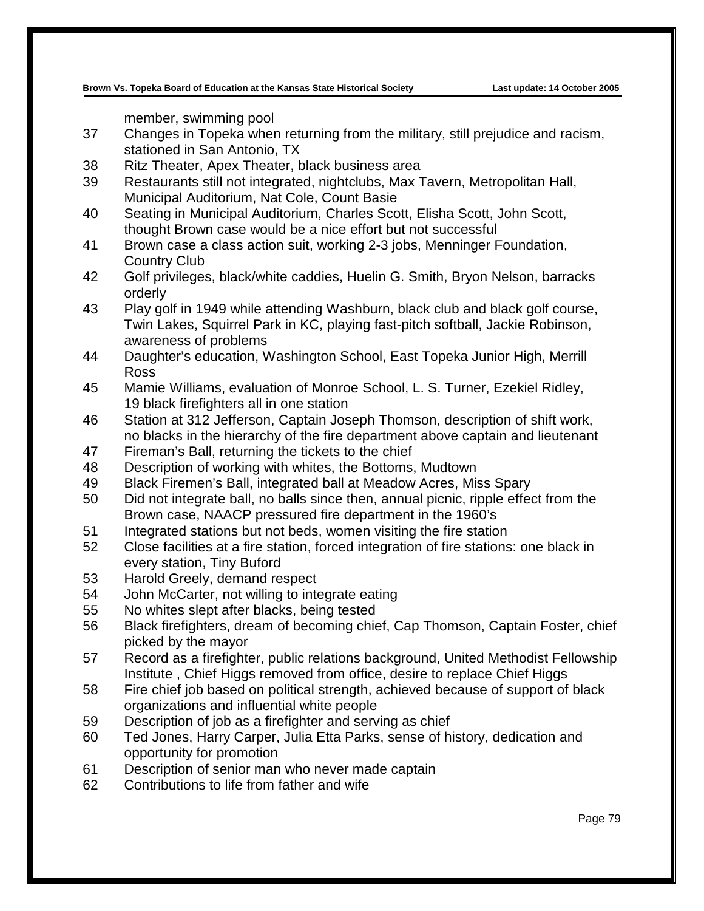member, swimming pool

37 Changes in Topeka when returning from the military, still prejudice and racism, stationed in San Antonio, TX
38 Ritz Theater, Apex Theater, black business area
39 Restaurants still not integrated, nightclubs, Max Tavern, Metropolitan Hall, Municipal Auditorium, Nat Cole, Count Basie
40 Seating in Municipal Auditorium, Charles Scott, Elisha Scott, John Scott, thought Brown case would be a nice effort but not successful
41 Brown case a class action suit, working 2-3 jobs, Menninger Foundation, Country Club
42 Golf privileges, black/white caddies, Huelin G. Smith, Bryon Nelson, barracks orderly
43 Play golf in 1949 while attending Washburn, black club and black golf course, Twin Lakes, Squirrel Park in KC, playing fast-pitch softball, Jackie Robinson, awareness of problems
44 Daughter's education, Washington School, East Topeka Junior High, Merrill Ross
45 Mamie Williams, evaluation of Monroe School, L. S. Turner, Ezekiel Ridley, 19 black firefighters all in one station
46 Station at 312 Jefferson, Captain Joseph Thomson, description of shift work, no blacks in the hierarchy of the fire department above captain and lieutenant
47 Fireman's Ball, returning the tickets to the chief
48 Description of working with whites, the Bottoms, Mudtown
49 Black Firemen's Ball, integrated ball at Meadow Acres, Miss Spary
50 Did not integrate ball, no balls since then, annual picnic, ripple effect from the Brown case, NAACP pressured fire department in the 1960's
51 Integrated stations but not beds, women visiting the fire station
52 Close facilities at a fire station, forced integration of fire stations: one black in every station, Tiny Buford
53 Harold Greely, demand respect
54 John McCarter, not willing to integrate eating
55 No whites slept after blacks, being tested
56 Black firefighters, dream of becoming chief, Cap Thomson, Captain Foster, chief picked by the mayor
57 Record as a firefighter, public relations background, United Methodist Fellowship Institute , Chief Higgs removed from office, desire to replace Chief Higgs
58 Fire chief job based on political strength, achieved because of support of black organizations and influential white people
59 Description of job as a firefighter and serving as chief
60 Ted Jones, Harry Carper, Julia Etta Parks, sense of history, dedication and opportunity for promotion
61 Description of senior man who never made captain
62 Contributions to life from father and wife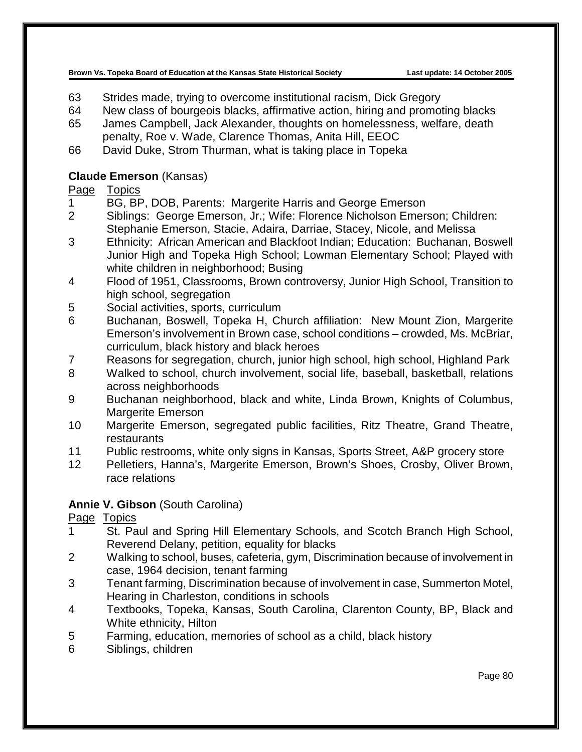63 Strides made, trying to overcome institutional racism, Dick Gregory
64 New class of bourgeois blacks, affirmative action, hiring and promoting blacks
65 James Campbell, Jack Alexander, thoughts on homelessness, welfare, death penalty, Roe v. Wade, Clarence Thomas, Anita Hill, EEOC
66 David Duke, Strom Thurman, what is taking place in Topeka

**Claude Emerson** (Kansas)

| Page | Topics |
|---|---|
| 1 | BG, BP, DOB, Parents: Margerite Harris and George Emerson |
| 2 | Siblings: George Emerson, Jr.; Wife: Florence Nicholson Emerson; Children: Stephanie Emerson, Stacie, Adaira, Darriae, Stacey, Nicole, and Melissa |
| 3 | Ethnicity: African American and Blackfoot Indian; Education: Buchanan, Boswell Junior High and Topeka High School; Lowman Elementary School; Played with white children in neighborhood; Busing |
| 4 | Flood of 1951, Classrooms, Brown controversy, Junior High School, Transition to high school, segregation |
| 5 | Social activities, sports, curriculum |
| 6 | Buchanan, Boswell, Topeka H, Church affiliation: New Mount Zion, Margerite Emerson's involvement in Brown case, school conditions – crowded, Ms. McBriar, curriculum, black history and black heroes |
| 7 | Reasons for segregation, church, junior high school, high school, Highland Park |
| 8 | Walked to school, church involvement, social life, baseball, basketball, relations across neighborhoods |
| 9 | Buchanan neighborhood, black and white, Linda Brown, Knights of Columbus, Margerite Emerson |
| 10 | Margerite Emerson, segregated public facilities, Ritz Theatre, Grand Theatre, restaurants |
| 11 | Public restrooms, white only signs in Kansas, Sports Street, A&P grocery store |
| 12 | Pelletiers, Hanna's, Margerite Emerson, Brown's Shoes, Crosby, Oliver Brown, race relations |

**Annie V. Gibson** (South Carolina)

| Page | Topics |
|---|---|
| 1 | St. Paul and Spring Hill Elementary Schools, and Scotch Branch High School, Reverend Delany, petition, equality for blacks |
| 2 | Walking to school, buses, cafeteria, gym, Discrimination because of involvement in case, 1964 decision, tenant farming |
| 3 | Tenant farming, Discrimination because of involvement in case, Summerton Motel, Hearing in Charleston, conditions in schools |
| 4 | Textbooks, Topeka, Kansas, South Carolina, Clarenton County, BP, Black and White ethnicity, Hilton |
| 5 | Farming, education, memories of school as a child, black history |
| 6 | Siblings, children |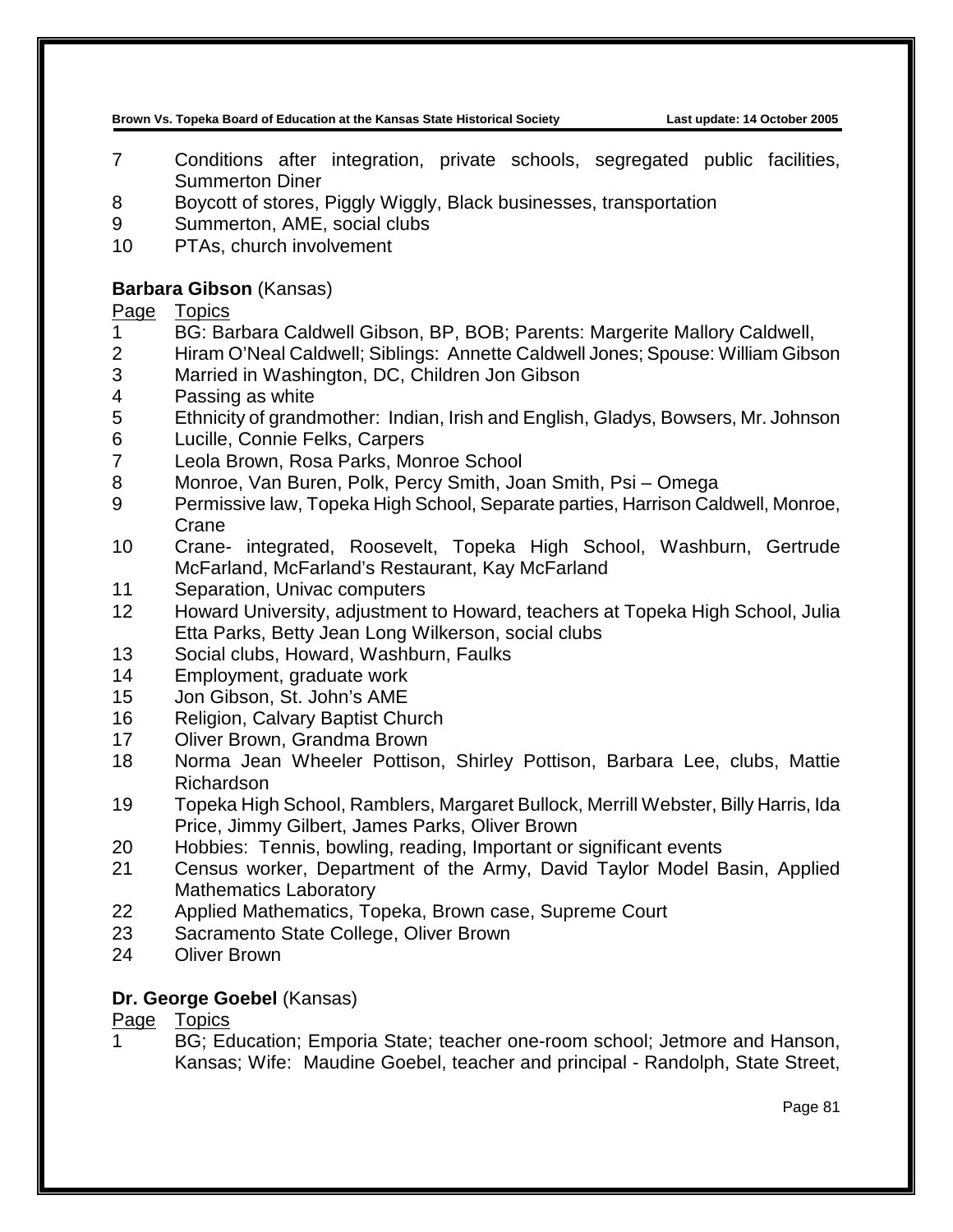| Page | Topics |
|---|---|
| 7 | Conditions after integration, private schools, segregated public facilities, Summerton Diner |
| 8 | Boycott of stores, Piggly Wiggly, Black businesses, transportation |
| 9 | Summerton, AME, social clubs |
| 10 | PTAs, church involvement |

**Barbara Gibson** (Kansas)

| Page | Topics |
|---|---|
| 1 | BG: Barbara Caldwell Gibson, BP, BOB; Parents: Margerite Mallory Caldwell, |
| 2 | Hiram O'Neal Caldwell; Siblings: Annette Caldwell Jones; Spouse: William Gibson |
| 3 | Married in Washington, DC, Children Jon Gibson |
| 4 | Passing as white |
| 5 | Ethnicity of grandmother: Indian, Irish and English, Gladys, Bowsers, Mr. Johnson |
| 6 | Lucille, Connie Felks, Carpers |
| 7 | Leola Brown, Rosa Parks, Monroe School |
| 8 | Monroe, Van Buren, Polk, Percy Smith, Joan Smith, Psi – Omega |
| 9 | Permissive law, Topeka High School, Separate parties, Harrison Caldwell, Monroe, Crane |
| 10 | Crane- integrated, Roosevelt, Topeka High School, Washburn, Gertrude McFarland, McFarland's Restaurant, Kay McFarland |
| 11 | Separation, Univac computers |
| 12 | Howard University, adjustment to Howard, teachers at Topeka High School, Julia Etta Parks, Betty Jean Long Wilkerson, social clubs |
| 13 | Social clubs, Howard, Washburn, Faulks |
| 14 | Employment, graduate work |
| 15 | Jon Gibson, St. John's AME |
| 16 | Religion, Calvary Baptist Church |
| 17 | Oliver Brown, Grandma Brown |
| 18 | Norma Jean Wheeler Pottison, Shirley Pottison, Barbara Lee, clubs, Mattie Richardson |
| 19 | Topeka High School, Ramblers, Margaret Bullock, Merrill Webster, Billy Harris, Ida Price, Jimmy Gilbert, James Parks, Oliver Brown |
| 20 | Hobbies: Tennis, bowling, reading, Important or significant events |
| 21 | Census worker, Department of the Army, David Taylor Model Basin, Applied Mathematics Laboratory |
| 22 | Applied Mathematics, Topeka, Brown case, Supreme Court |
| 23 | Sacramento State College, Oliver Brown |
| 24 | Oliver Brown |

**Dr. George Goebel** (Kansas)

| Page | Topics |
|---|---|
| 1 | BG; Education; Emporia State; teacher one-room school; Jetmore and Hanson, Kansas; Wife: Maudine Goebel, teacher and principal - Randolph, State Street, |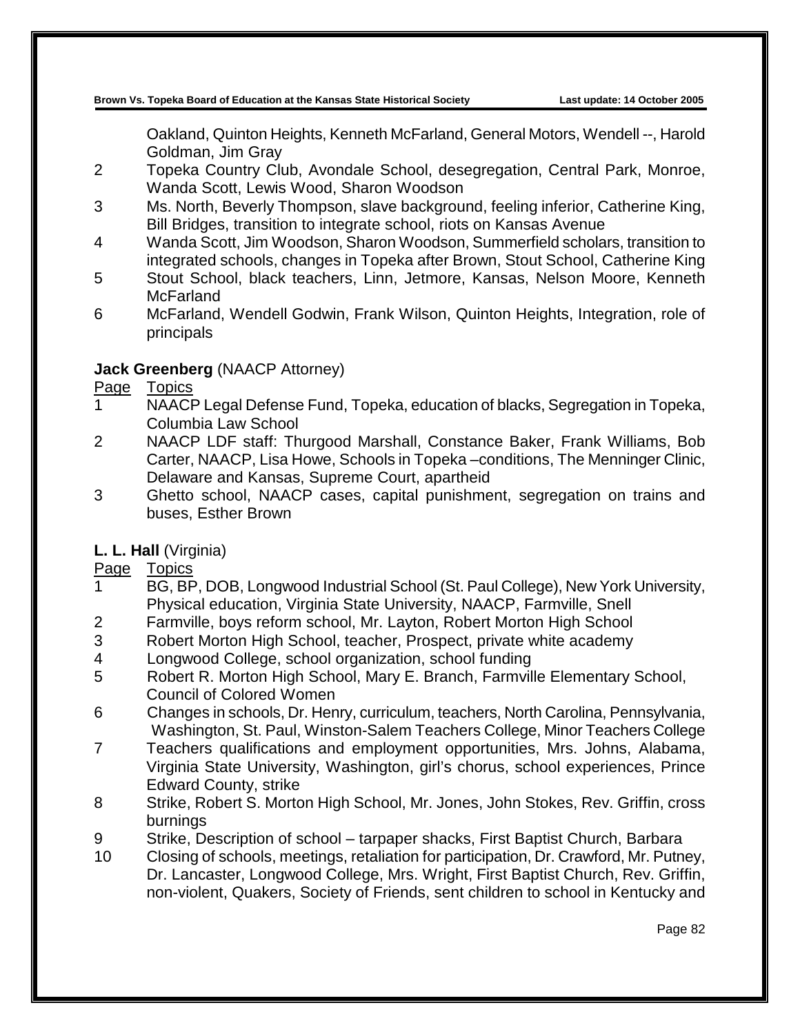Oakland, Quinton Heights, Kenneth McFarland, General Motors, Wendell --, Harold Goldman, Jim Gray

| | |
|---|---|
| 2 | Topeka Country Club, Avondale School, desegregation, Central Park, Monroe, Wanda Scott, Lewis Wood, Sharon Woodson |
| 3 | Ms. North, Beverly Thompson, slave background, feeling inferior, Catherine King, Bill Bridges, transition to integrate school, riots on Kansas Avenue |
| 4 | Wanda Scott, Jim Woodson, Sharon Woodson, Summerfield scholars, transition to integrated schools, changes in Topeka after Brown, Stout School, Catherine King |
| 5 | Stout School, black teachers, Linn, Jetmore, Kansas, Nelson Moore, Kenneth McFarland |
| 6 | McFarland, Wendell Godwin, Frank Wilson, Quinton Heights, Integration, role of principals |

**Jack Greenberg** (NAACP Attorney)

| Page | Topics |
|---|---|
| 1 | NAACP Legal Defense Fund, Topeka, education of blacks, Segregation in Topeka, Columbia Law School |
| 2 | NAACP LDF staff: Thurgood Marshall, Constance Baker, Frank Williams, Bob Carter, NAACP, Lisa Howe, Schools in Topeka –conditions, The Menninger Clinic, Delaware and Kansas, Supreme Court, apartheid |
| 3 | Ghetto school, NAACP cases, capital punishment, segregation on trains and buses, Esther Brown |

**L. L. Hall** (Virginia)

| Page | Topics |
|---|---|
| 1 | BG, BP, DOB, Longwood Industrial School (St. Paul College), New York University, Physical education, Virginia State University, NAACP, Farmville, Snell |
| 2 | Farmville, boys reform school, Mr. Layton, Robert Morton High School |
| 3 | Robert Morton High School, teacher, Prospect, private white academy |
| 4 | Longwood College, school organization, school funding |
| 5 | Robert R. Morton High School, Mary E. Branch, Farmville Elementary School, Council of Colored Women |
| 6 | Changes in schools, Dr. Henry, curriculum, teachers, North Carolina, Pennsylvania, Washington, St. Paul, Winston-Salem Teachers College, Minor Teachers College |
| 7 | Teachers qualifications and employment opportunities, Mrs. Johns, Alabama, Virginia State University, Washington, girl's chorus, school experiences, Prince Edward County, strike |
| 8 | Strike, Robert S. Morton High School, Mr. Jones, John Stokes, Rev. Griffin, cross burnings |
| 9 | Strike, Description of school – tarpaper shacks, First Baptist Church, Barbara |
| 10 | Closing of schools, meetings, retaliation for participation, Dr. Crawford, Mr. Putney, Dr. Lancaster, Longwood College, Mrs. Wright, First Baptist Church, Rev. Griffin, non-violent, Quakers, Society of Friends, sent children to school in Kentucky and |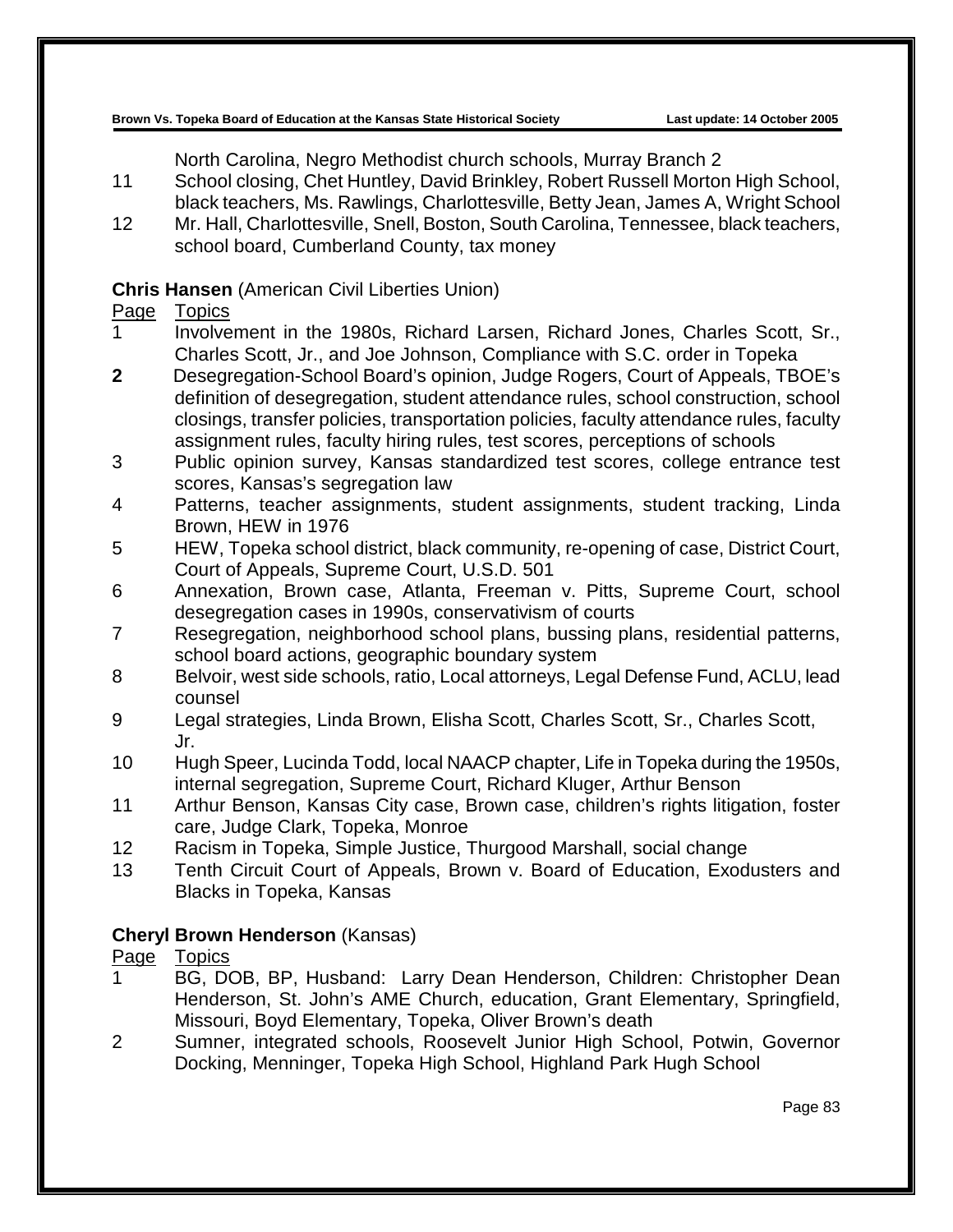North Carolina, Negro Methodist church schools, Murray Branch 2

| | |
|---|---|
| 11 | School closing, Chet Huntley, David Brinkley, Robert Russell Morton High School, black teachers, Ms. Rawlings, Charlottesville, Betty Jean, James A, Wright School |
| 12 | Mr. Hall, Charlottesville, Snell, Boston, South Carolina, Tennessee, black teachers, school board, Cumberland County, tax money |

**Chris Hansen** (American Civil Liberties Union)

| Page | Topics |
|---|---|
| 1 | Involvement in the 1980s, Richard Larsen, Richard Jones, Charles Scott, Sr., Charles Scott, Jr., and Joe Johnson, Compliance with S.C. order in Topeka |
| **2** | Desegregation-School Board's opinion, Judge Rogers, Court of Appeals, TBOE's definition of desegregation, student attendance rules, school construction, school closings, transfer policies, transportation policies, faculty attendance rules, faculty assignment rules, faculty hiring rules, test scores, perceptions of schools |
| 3 | Public opinion survey, Kansas standardized test scores, college entrance test scores, Kansas's segregation law |
| 4 | Patterns, teacher assignments, student assignments, student tracking, Linda Brown, HEW in 1976 |
| 5 | HEW, Topeka school district, black community, re-opening of case, District Court, Court of Appeals, Supreme Court, U.S.D. 501 |
| 6 | Annexation, Brown case, Atlanta, Freeman v. Pitts, Supreme Court, school desegregation cases in 1990s, conservativism of courts |
| 7 | Resegregation, neighborhood school plans, bussing plans, residential patterns, school board actions, geographic boundary system |
| 8 | Belvoir, west side schools, ratio, Local attorneys, Legal Defense Fund, ACLU, lead counsel |
| 9 | Legal strategies, Linda Brown, Elisha Scott, Charles Scott, Sr., Charles Scott, Jr. |
| 10 | Hugh Speer, Lucinda Todd, local NAACP chapter, Life in Topeka during the 1950s, internal segregation, Supreme Court, Richard Kluger, Arthur Benson |
| 11 | Arthur Benson, Kansas City case, Brown case, children's rights litigation, foster care, Judge Clark, Topeka, Monroe |
| 12 | Racism in Topeka, Simple Justice, Thurgood Marshall, social change |
| 13 | Tenth Circuit Court of Appeals, Brown v. Board of Education, Exodusters and Blacks in Topeka, Kansas |

**Cheryl Brown Henderson** (Kansas)

| Page | Topics |
|---|---|
| 1 | BG, DOB, BP, Husband: Larry Dean Henderson, Children: Christopher Dean Henderson, St. John's AME Church, education, Grant Elementary, Springfield, Missouri, Boyd Elementary, Topeka, Oliver Brown's death |
| 2 | Sumner, integrated schools, Roosevelt Junior High School, Potwin, Governor Docking, Menninger, Topeka High School, Highland Park Hugh School |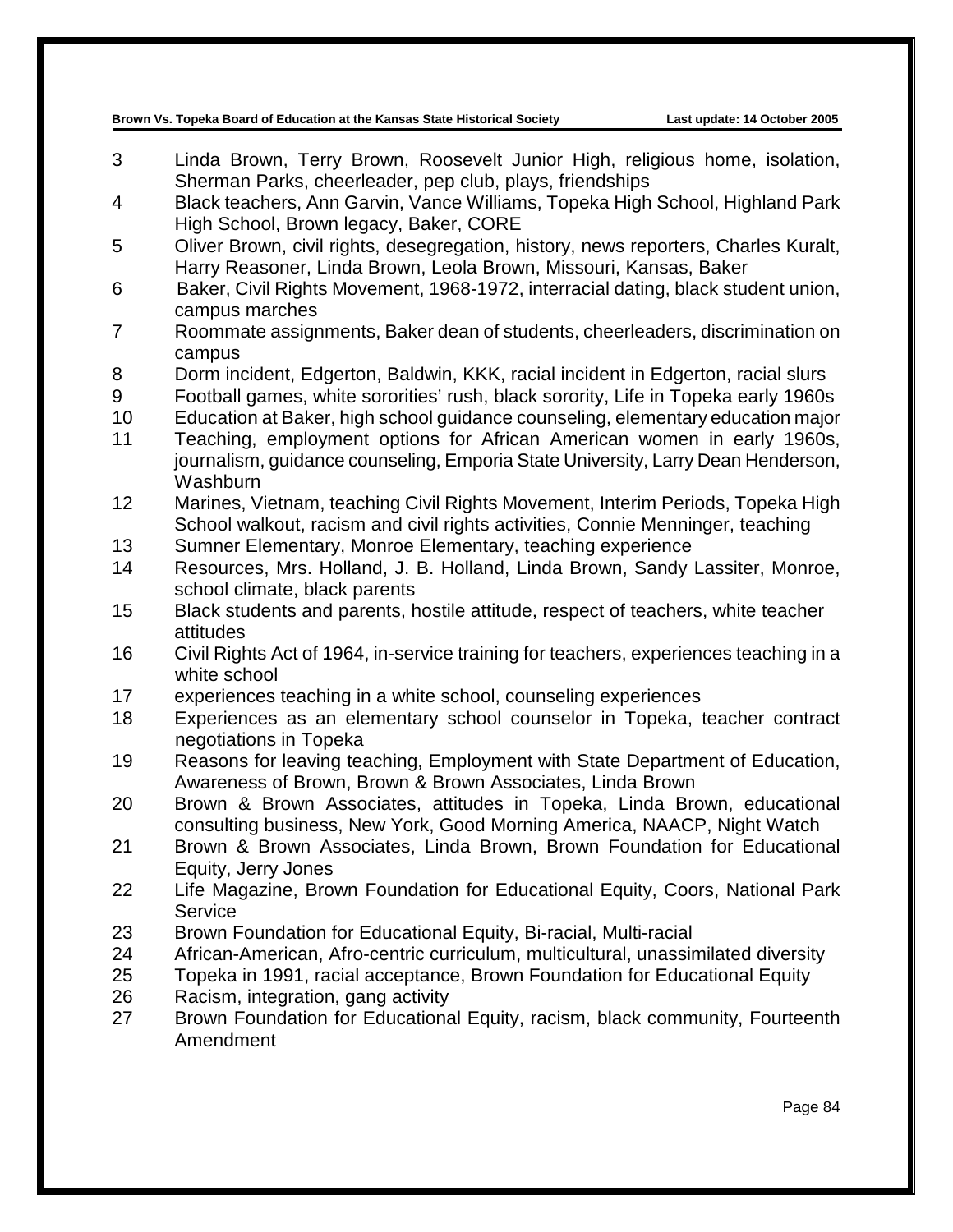| | |
|---|---|
| 3 | Linda Brown, Terry Brown, Roosevelt Junior High, religious home, isolation, Sherman Parks, cheerleader, pep club, plays, friendships |
| 4 | Black teachers, Ann Garvin, Vance Williams, Topeka High School, Highland Park High School, Brown legacy, Baker, CORE |
| 5 | Oliver Brown, civil rights, desegregation, history, news reporters, Charles Kuralt, Harry Reasoner, Linda Brown, Leola Brown, Missouri, Kansas, Baker |
| 6 | Baker, Civil Rights Movement, 1968-1972, interracial dating, black student union, campus marches |
| 7 | Roommate assignments, Baker dean of students, cheerleaders, discrimination on campus |
| 8 | Dorm incident, Edgerton, Baldwin, KKK, racial incident in Edgerton, racial slurs |
| 9 | Football games, white sororities' rush, black sorority, Life in Topeka early 1960s |
| 10 | Education at Baker, high school guidance counseling, elementary education major |
| 11 | Teaching, employment options for African American women in early 1960s, journalism, guidance counseling, Emporia State University, Larry Dean Henderson, Washburn |
| 12 | Marines, Vietnam, teaching Civil Rights Movement, Interim Periods, Topeka High School walkout, racism and civil rights activities, Connie Menninger, teaching |
| 13 | Sumner Elementary, Monroe Elementary, teaching experience |
| 14 | Resources, Mrs. Holland, J. B. Holland, Linda Brown, Sandy Lassiter, Monroe, school climate, black parents |
| 15 | Black students and parents, hostile attitude, respect of teachers, white teacher attitudes |
| 16 | Civil Rights Act of 1964, in-service training for teachers, experiences teaching in a white school |
| 17 | experiences teaching in a white school, counseling experiences |
| 18 | Experiences as an elementary school counselor in Topeka, teacher contract negotiations in Topeka |
| 19 | Reasons for leaving teaching, Employment with State Department of Education, Awareness of Brown, Brown & Brown Associates, Linda Brown |
| 20 | Brown & Brown Associates, attitudes in Topeka, Linda Brown, educational consulting business, New York, Good Morning America, NAACP, Night Watch |
| 21 | Brown & Brown Associates, Linda Brown, Brown Foundation for Educational Equity, Jerry Jones |
| 22 | Life Magazine, Brown Foundation for Educational Equity, Coors, National Park Service |
| 23 | Brown Foundation for Educational Equity, Bi-racial, Multi-racial |
| 24 | African-American, Afro-centric curriculum, multicultural, unassimilated diversity |
| 25 | Topeka in 1991, racial acceptance, Brown Foundation for Educational Equity |
| 26 | Racism, integration, gang activity |
| 27 | Brown Foundation for Educational Equity, racism, black community, Fourteenth Amendment |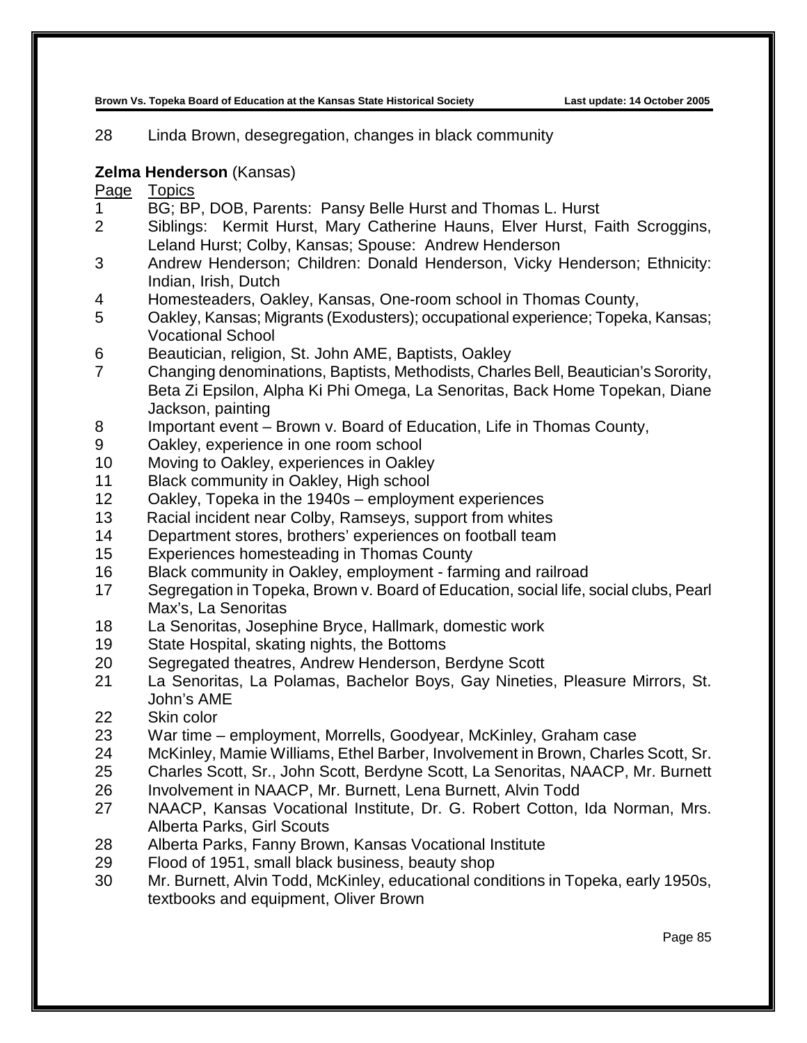| Page | Topics |
|---|---|
| 28 | Linda Brown, desegregation, changes in black community |

**Zelma Henderson** (Kansas)

| Page | Topics |
|---|---|
| 1 | BG; BP, DOB, Parents: Pansy Belle Hurst and Thomas L. Hurst |
| 2 | Siblings: Kermit Hurst, Mary Catherine Hauns, Elver Hurst, Faith Scroggins, Leland Hurst; Colby, Kansas; Spouse: Andrew Henderson |
| 3 | Andrew Henderson; Children: Donald Henderson, Vicky Henderson; Ethnicity: Indian, Irish, Dutch |
| 4 | Homesteaders, Oakley, Kansas, One-room school in Thomas County, |
| 5 | Oakley, Kansas; Migrants (Exodusters); occupational experience; Topeka, Kansas; Vocational School |
| 6 | Beautician, religion, St. John AME, Baptists, Oakley |
| 7 | Changing denominations, Baptists, Methodists, Charles Bell, Beautician's Sorority, Beta Zi Epsilon, Alpha Ki Phi Omega, La Senoritas, Back Home Topekan, Diane Jackson, painting |
| 8 | Important event – Brown v. Board of Education, Life in Thomas County, |
| 9 | Oakley, experience in one room school |
| 10 | Moving to Oakley, experiences in Oakley |
| 11 | Black community in Oakley, High school |
| 12 | Oakley, Topeka in the 1940s – employment experiences |
| 13 | Racial incident near Colby, Ramseys, support from whites |
| 14 | Department stores, brothers' experiences on football team |
| 15 | Experiences homesteading in Thomas County |
| 16 | Black community in Oakley, employment - farming and railroad |
| 17 | Segregation in Topeka, Brown v. Board of Education, social life, social clubs, Pearl Max's, La Senoritas |
| 18 | La Senoritas, Josephine Bryce, Hallmark, domestic work |
| 19 | State Hospital, skating nights, the Bottoms |
| 20 | Segregated theatres, Andrew Henderson, Berdyne Scott |
| 21 | La Senoritas, La Polamas, Bachelor Boys, Gay Nineties, Pleasure Mirrors, St. John's AME |
| 22 | Skin color |
| 23 | War time – employment, Morrells, Goodyear, McKinley, Graham case |
| 24 | McKinley, Mamie Williams, Ethel Barber, Involvement in Brown, Charles Scott, Sr. |
| 25 | Charles Scott, Sr., John Scott, Berdyne Scott, La Senoritas, NAACP, Mr. Burnett |
| 26 | Involvement in NAACP, Mr. Burnett, Lena Burnett, Alvin Todd |
| 27 | NAACP, Kansas Vocational Institute, Dr. G. Robert Cotton, Ida Norman, Mrs. Alberta Parks, Girl Scouts |
| 28 | Alberta Parks, Fanny Brown, Kansas Vocational Institute |
| 29 | Flood of 1951, small black business, beauty shop |
| 30 | Mr. Burnett, Alvin Todd, McKinley, educational conditions in Topeka, early 1950s, textbooks and equipment, Oliver Brown |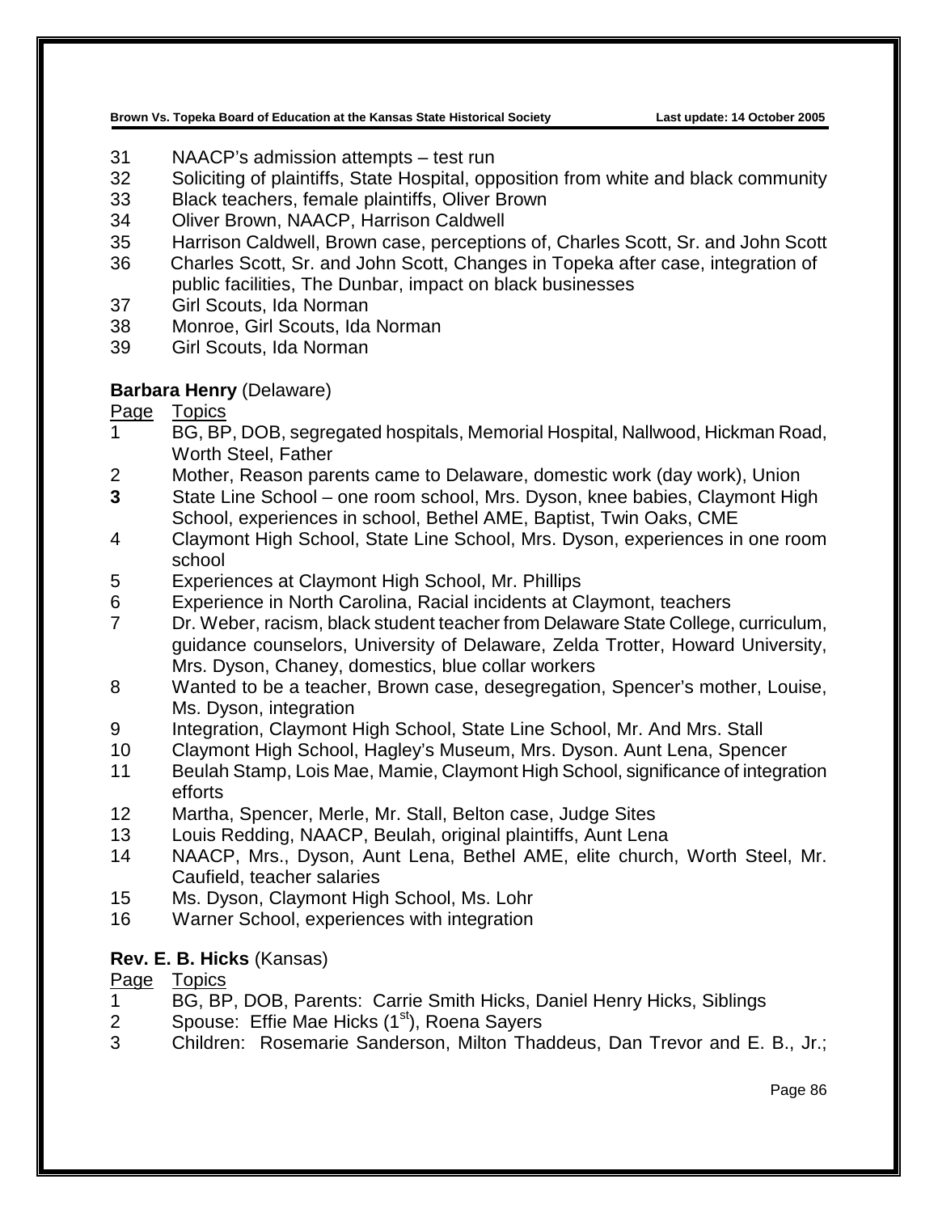31 NAACP's admission attempts – test run
32 Soliciting of plaintiffs, State Hospital, opposition from white and black community
33 Black teachers, female plaintiffs, Oliver Brown
34 Oliver Brown, NAACP, Harrison Caldwell
35 Harrison Caldwell, Brown case, perceptions of, Charles Scott, Sr. and John Scott
36 Charles Scott, Sr. and John Scott, Changes in Topeka after case, integration of public facilities, The Dunbar, impact on black businesses
37 Girl Scouts, Ida Norman
38 Monroe, Girl Scouts, Ida Norman
39 Girl Scouts, Ida Norman

**Barbara Henry** (Delaware)

Page Topics
1 BG, BP, DOB, segregated hospitals, Memorial Hospital, Nallwood, Hickman Road, Worth Steel, Father
2 Mother, Reason parents came to Delaware, domestic work (day work), Union
**3** State Line School – one room school, Mrs. Dyson, knee babies, Claymont High School, experiences in school, Bethel AME, Baptist, Twin Oaks, CME
4 Claymont High School, State Line School, Mrs. Dyson, experiences in one room school
5 Experiences at Claymont High School, Mr. Phillips
6 Experience in North Carolina, Racial incidents at Claymont, teachers
7 Dr. Weber, racism, black student teacher from Delaware State College, curriculum, guidance counselors, University of Delaware, Zelda Trotter, Howard University, Mrs. Dyson, Chaney, domestics, blue collar workers
8 Wanted to be a teacher, Brown case, desegregation, Spencer's mother, Louise, Ms. Dyson, integration
9 Integration, Claymont High School, State Line School, Mr. And Mrs. Stall
10 Claymont High School, Hagley's Museum, Mrs. Dyson. Aunt Lena, Spencer
11 Beulah Stamp, Lois Mae, Mamie, Claymont High School, significance of integration efforts
12 Martha, Spencer, Merle, Mr. Stall, Belton case, Judge Sites
13 Louis Redding, NAACP, Beulah, original plaintiffs, Aunt Lena
14 NAACP, Mrs., Dyson, Aunt Lena, Bethel AME, elite church, Worth Steel, Mr. Caufield, teacher salaries
15 Ms. Dyson, Claymont High School, Ms. Lohr
16 Warner School, experiences with integration

**Rev. E. B. Hicks** (Kansas)

Page Topics
1 BG, BP, DOB, Parents: Carrie Smith Hicks, Daniel Henry Hicks, Siblings
2 Spouse: Effie Mae Hicks (1st), Roena Sayers
3 Children: Rosemarie Sanderson, Milton Thaddeus, Dan Trevor and E. B., Jr.;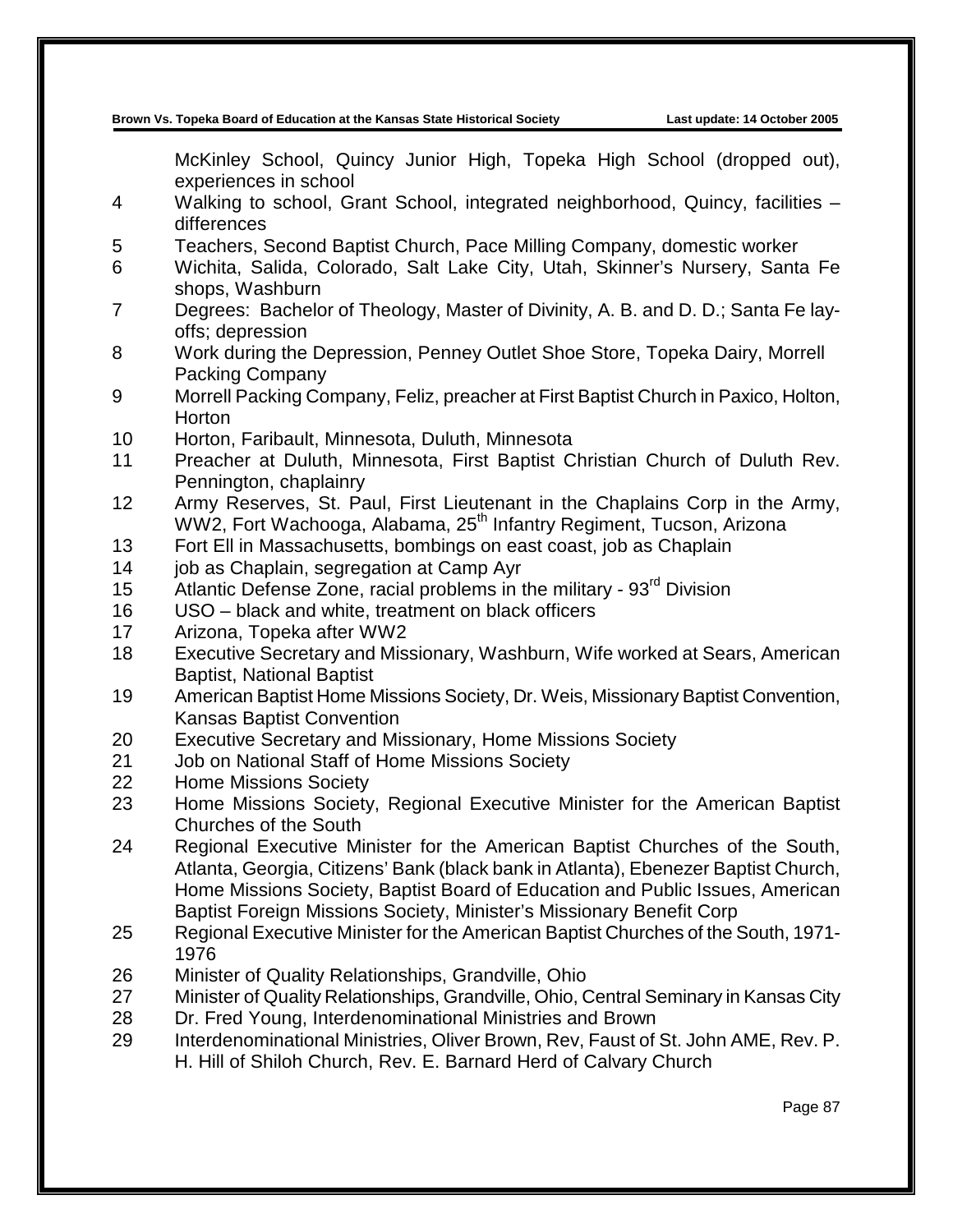McKinley School, Quincy Junior High, Topeka High School (dropped out), experiences in school

| | |
|---|---|
| 4 | Walking to school, Grant School, integrated neighborhood, Quincy, facilities – differences |
| 5 | Teachers, Second Baptist Church, Pace Milling Company, domestic worker |
| 6 | Wichita, Salida, Colorado, Salt Lake City, Utah, Skinner's Nursery, Santa Fe shops, Washburn |
| 7 | Degrees: Bachelor of Theology, Master of Divinity, A. B. and D. D.; Santa Fe lay-offs; depression |
| 8 | Work during the Depression, Penney Outlet Shoe Store, Topeka Dairy, Morrell Packing Company |
| 9 | Morrell Packing Company, Feliz, preacher at First Baptist Church in Paxico, Holton, Horton |
| 10 | Horton, Faribault, Minnesota, Duluth, Minnesota |
| 11 | Preacher at Duluth, Minnesota, First Baptist Christian Church of Duluth Rev. Pennington, chaplainry |
| 12 | Army Reserves, St. Paul, First Lieutenant in the Chaplains Corp in the Army, WW2, Fort Wachooga, Alabama, 25th Infantry Regiment, Tucson, Arizona |
| 13 | Fort Ell in Massachusetts, bombings on east coast, job as Chaplain |
| 14 | job as Chaplain, segregation at Camp Ayr |
| 15 | Atlantic Defense Zone, racial problems in the military - 93rd Division |
| 16 | USO – black and white, treatment on black officers |
| 17 | Arizona, Topeka after WW2 |
| 18 | Executive Secretary and Missionary, Washburn, Wife worked at Sears, American Baptist, National Baptist |
| 19 | American Baptist Home Missions Society, Dr. Weis, Missionary Baptist Convention, Kansas Baptist Convention |
| 20 | Executive Secretary and Missionary, Home Missions Society |
| 21 | Job on National Staff of Home Missions Society |
| 22 | Home Missions Society |
| 23 | Home Missions Society, Regional Executive Minister for the American Baptist Churches of the South |
| 24 | Regional Executive Minister for the American Baptist Churches of the South, Atlanta, Georgia, Citizens' Bank (black bank in Atlanta), Ebenezer Baptist Church, Home Missions Society, Baptist Board of Education and Public Issues, American Baptist Foreign Missions Society, Minister's Missionary Benefit Corp |
| 25 | Regional Executive Minister for the American Baptist Churches of the South, 1971-1976 |
| 26 | Minister of Quality Relationships, Grandville, Ohio |
| 27 | Minister of Quality Relationships, Grandville, Ohio, Central Seminary in Kansas City |
| 28 | Dr. Fred Young, Interdenominational Ministries and Brown |
| 29 | Interdenominational Ministries, Oliver Brown, Rev, Faust of St. John AME, Rev. P. H. Hill of Shiloh Church, Rev. E. Barnard Herd of Calvary Church |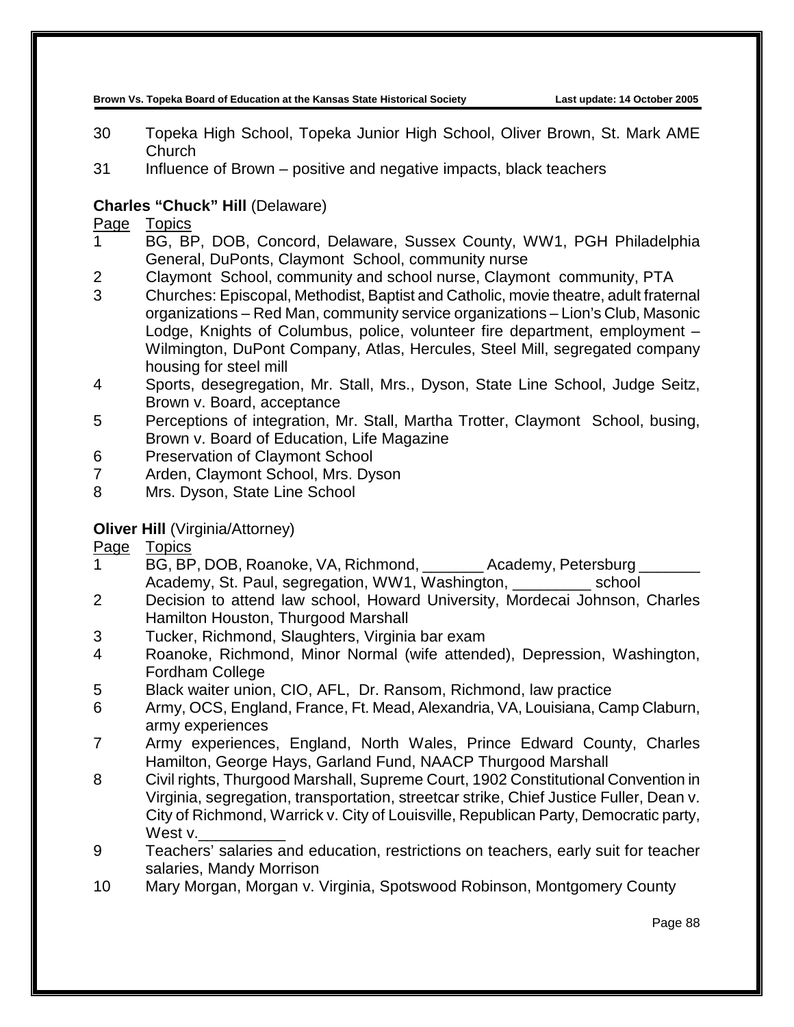30 Topeka High School, Topeka Junior High School, Oliver Brown, St. Mark AME Church
31 Influence of Brown – positive and negative impacts, black teachers

**Charles "Chuck" Hill** (Delaware)

| Page | Topics |
|---|---|
| 1 | BG, BP, DOB, Concord, Delaware, Sussex County, WW1, PGH Philadelphia General, DuPonts, Claymont School, community nurse |
| 2 | Claymont School, community and school nurse, Claymont community, PTA |
| 3 | Churches: Episcopal, Methodist, Baptist and Catholic, movie theatre, adult fraternal organizations – Red Man, community service organizations – Lion's Club, Masonic Lodge, Knights of Columbus, police, volunteer fire department, employment – Wilmington, DuPont Company, Atlas, Hercules, Steel Mill, segregated company housing for steel mill |
| 4 | Sports, desegregation, Mr. Stall, Mrs., Dyson, State Line School, Judge Seitz, Brown v. Board, acceptance |
| 5 | Perceptions of integration, Mr. Stall, Martha Trotter, Claymont School, busing, Brown v. Board of Education, Life Magazine |
| 6 | Preservation of Claymont School |
| 7 | Arden, Claymont School, Mrs. Dyson |
| 8 | Mrs. Dyson, State Line School |

**Oliver Hill** (Virginia/Attorney)

| Page | Topics |
|---|---|
| 1 | BG, BP, DOB, Roanoke, VA, Richmond, _______ Academy, Petersburg _______ Academy, St. Paul, segregation, WW1, Washington, _________ school |
| 2 | Decision to attend law school, Howard University, Mordecai Johnson, Charles Hamilton Houston, Thurgood Marshall |
| 3 | Tucker, Richmond, Slaughters, Virginia bar exam |
| 4 | Roanoke, Richmond, Minor Normal (wife attended), Depression, Washington, Fordham College |
| 5 | Black waiter union, CIO, AFL, Dr. Ransom, Richmond, law practice |
| 6 | Army, OCS, England, France, Ft. Mead, Alexandria, VA, Louisiana, Camp Claburn, army experiences |
| 7 | Army experiences, England, North Wales, Prince Edward County, Charles Hamilton, George Hays, Garland Fund, NAACP Thurgood Marshall |
| 8 | Civil rights, Thurgood Marshall, Supreme Court, 1902 Constitutional Convention in Virginia, segregation, transportation, streetcar strike, Chief Justice Fuller, Dean v. City of Richmond, Warrick v. City of Louisville, Republican Party, Democratic party, West v.__________ |
| 9 | Teachers' salaries and education, restrictions on teachers, early suit for teacher salaries, Mandy Morrison |
| 10 | Mary Morgan, Morgan v. Virginia, Spotswood Robinson, Montgomery County |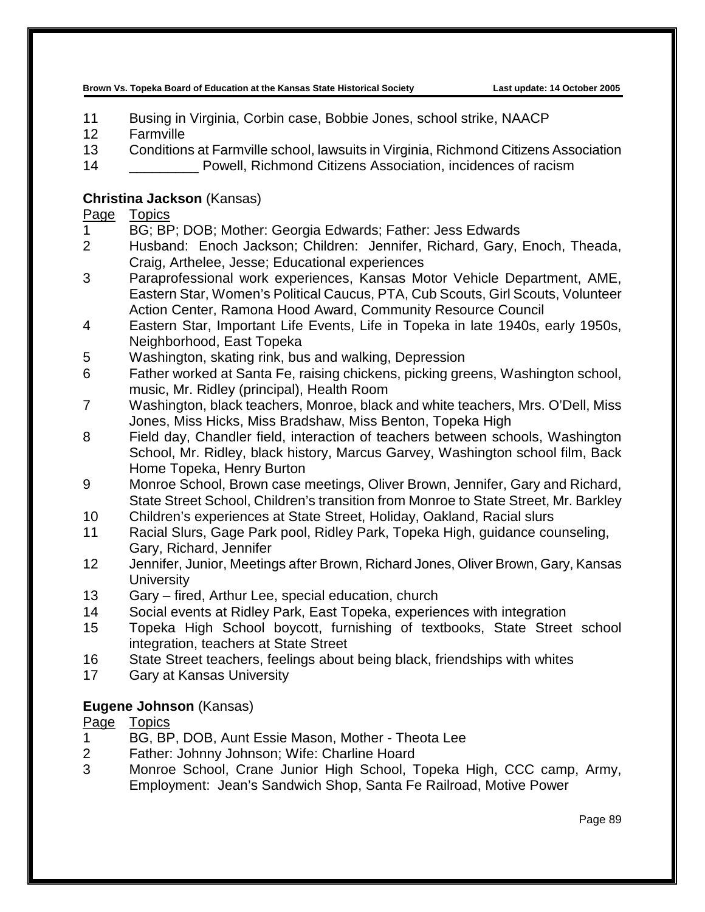| Page | Topics |
|---|---|
| 11 | Busing in Virginia, Corbin case, Bobbie Jones, school strike, NAACP |
| 12 | Farmville |
| 13 | Conditions at Farmville school, lawsuits in Virginia, Richmond Citizens Association |
| 14 | _________ Powell, Richmond Citizens Association, incidences of racism |

**Christina Jackson** (Kansas)

| Page | Topics |
|---|---|
| 1 | BG; BP; DOB; Mother: Georgia Edwards; Father: Jess Edwards |
| 2 | Husband: Enoch Jackson; Children: Jennifer, Richard, Gary, Enoch, Theada, Craig, Arthelee, Jesse; Educational experiences |
| 3 | Paraprofessional work experiences, Kansas Motor Vehicle Department, AME, Eastern Star, Women's Political Caucus, PTA, Cub Scouts, Girl Scouts, Volunteer Action Center, Ramona Hood Award, Community Resource Council |
| 4 | Eastern Star, Important Life Events, Life in Topeka in late 1940s, early 1950s, Neighborhood, East Topeka |
| 5 | Washington, skating rink, bus and walking, Depression |
| 6 | Father worked at Santa Fe, raising chickens, picking greens, Washington school, music, Mr. Ridley (principal), Health Room |
| 7 | Washington, black teachers, Monroe, black and white teachers, Mrs. O'Dell, Miss Jones, Miss Hicks, Miss Bradshaw, Miss Benton, Topeka High |
| 8 | Field day, Chandler field, interaction of teachers between schools, Washington School, Mr. Ridley, black history, Marcus Garvey, Washington school film, Back Home Topeka, Henry Burton |
| 9 | Monroe School, Brown case meetings, Oliver Brown, Jennifer, Gary and Richard, State Street School, Children's transition from Monroe to State Street, Mr. Barkley |
| 10 | Children's experiences at State Street, Holiday, Oakland, Racial slurs |
| 11 | Racial Slurs, Gage Park pool, Ridley Park, Topeka High, guidance counseling, Gary, Richard, Jennifer |
| 12 | Jennifer, Junior, Meetings after Brown, Richard Jones, Oliver Brown, Gary, Kansas University |
| 13 | Gary – fired, Arthur Lee, special education, church |
| 14 | Social events at Ridley Park, East Topeka, experiences with integration |
| 15 | Topeka High School boycott, furnishing of textbooks, State Street school integration, teachers at State Street |
| 16 | State Street teachers, feelings about being black, friendships with whites |
| 17 | Gary at Kansas University |

**Eugene Johnson** (Kansas)

| Page | Topics |
|---|---|
| 1 | BG, BP, DOB, Aunt Essie Mason, Mother - Theota Lee |
| 2 | Father: Johnny Johnson; Wife: Charline Hoard |
| 3 | Monroe School, Crane Junior High School, Topeka High, CCC camp, Army, Employment: Jean's Sandwich Shop, Santa Fe Railroad, Motive Power |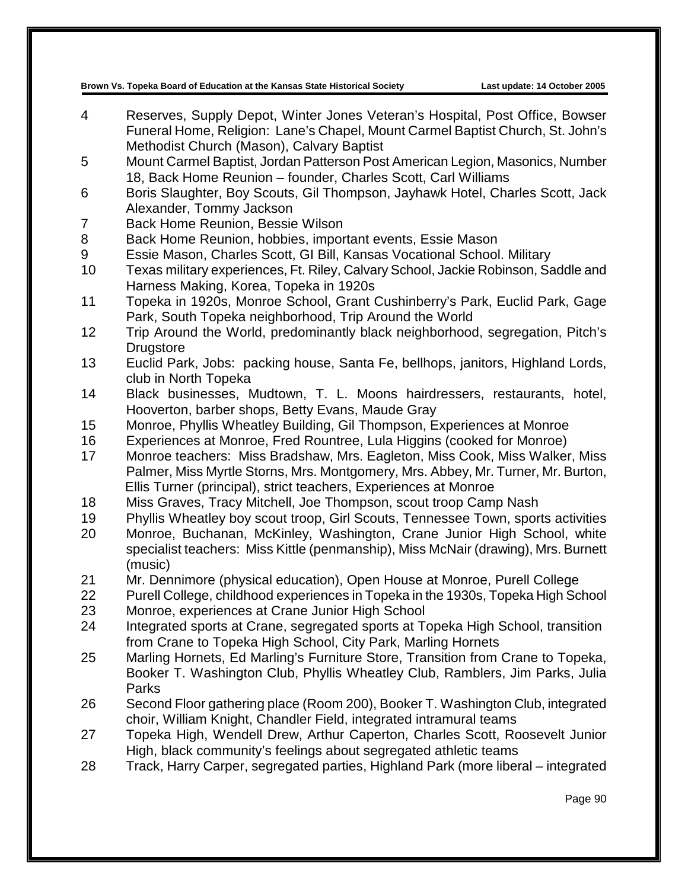4 Reserves, Supply Depot, Winter Jones Veteran's Hospital, Post Office, Bowser Funeral Home, Religion: Lane's Chapel, Mount Carmel Baptist Church, St. John's Methodist Church (Mason), Calvary Baptist

5 Mount Carmel Baptist, Jordan Patterson Post American Legion, Masonics, Number 18, Back Home Reunion – founder, Charles Scott, Carl Williams

6 Boris Slaughter, Boy Scouts, Gil Thompson, Jayhawk Hotel, Charles Scott, Jack Alexander, Tommy Jackson

7 Back Home Reunion, Bessie Wilson

8 Back Home Reunion, hobbies, important events, Essie Mason

9 Essie Mason, Charles Scott, GI Bill, Kansas Vocational School. Military

10 Texas military experiences, Ft. Riley, Calvary School, Jackie Robinson, Saddle and Harness Making, Korea, Topeka in 1920s

11 Topeka in 1920s, Monroe School, Grant Cushinberry's Park, Euclid Park, Gage Park, South Topeka neighborhood, Trip Around the World

12 Trip Around the World, predominantly black neighborhood, segregation, Pitch's Drugstore

13 Euclid Park, Jobs: packing house, Santa Fe, bellhops, janitors, Highland Lords, club in North Topeka

14 Black businesses, Mudtown, T. L. Moons hairdressers, restaurants, hotel, Hooverton, barber shops, Betty Evans, Maude Gray

15 Monroe, Phyllis Wheatley Building, Gil Thompson, Experiences at Monroe

16 Experiences at Monroe, Fred Rountree, Lula Higgins (cooked for Monroe)

17 Monroe teachers: Miss Bradshaw, Mrs. Eagleton, Miss Cook, Miss Walker, Miss Palmer, Miss Myrtle Storns, Mrs. Montgomery, Mrs. Abbey, Mr. Turner, Mr. Burton, Ellis Turner (principal), strict teachers, Experiences at Monroe

18 Miss Graves, Tracy Mitchell, Joe Thompson, scout troop Camp Nash

19 Phyllis Wheatley boy scout troop, Girl Scouts, Tennessee Town, sports activities

20 Monroe, Buchanan, McKinley, Washington, Crane Junior High School, white specialist teachers: Miss Kittle (penmanship), Miss McNair (drawing), Mrs. Burnett (music)

21 Mr. Dennimore (physical education), Open House at Monroe, Purell College

22 Purell College, childhood experiences in Topeka in the 1930s, Topeka High School

23 Monroe, experiences at Crane Junior High School

24 Integrated sports at Crane, segregated sports at Topeka High School, transition from Crane to Topeka High School, City Park, Marling Hornets

25 Marling Hornets, Ed Marling's Furniture Store, Transition from Crane to Topeka, Booker T. Washington Club, Phyllis Wheatley Club, Ramblers, Jim Parks, Julia Parks

26 Second Floor gathering place (Room 200), Booker T. Washington Club, integrated choir, William Knight, Chandler Field, integrated intramural teams

27 Topeka High, Wendell Drew, Arthur Caperton, Charles Scott, Roosevelt Junior High, black community's feelings about segregated athletic teams

28 Track, Harry Carper, segregated parties, Highland Park (more liberal – integrated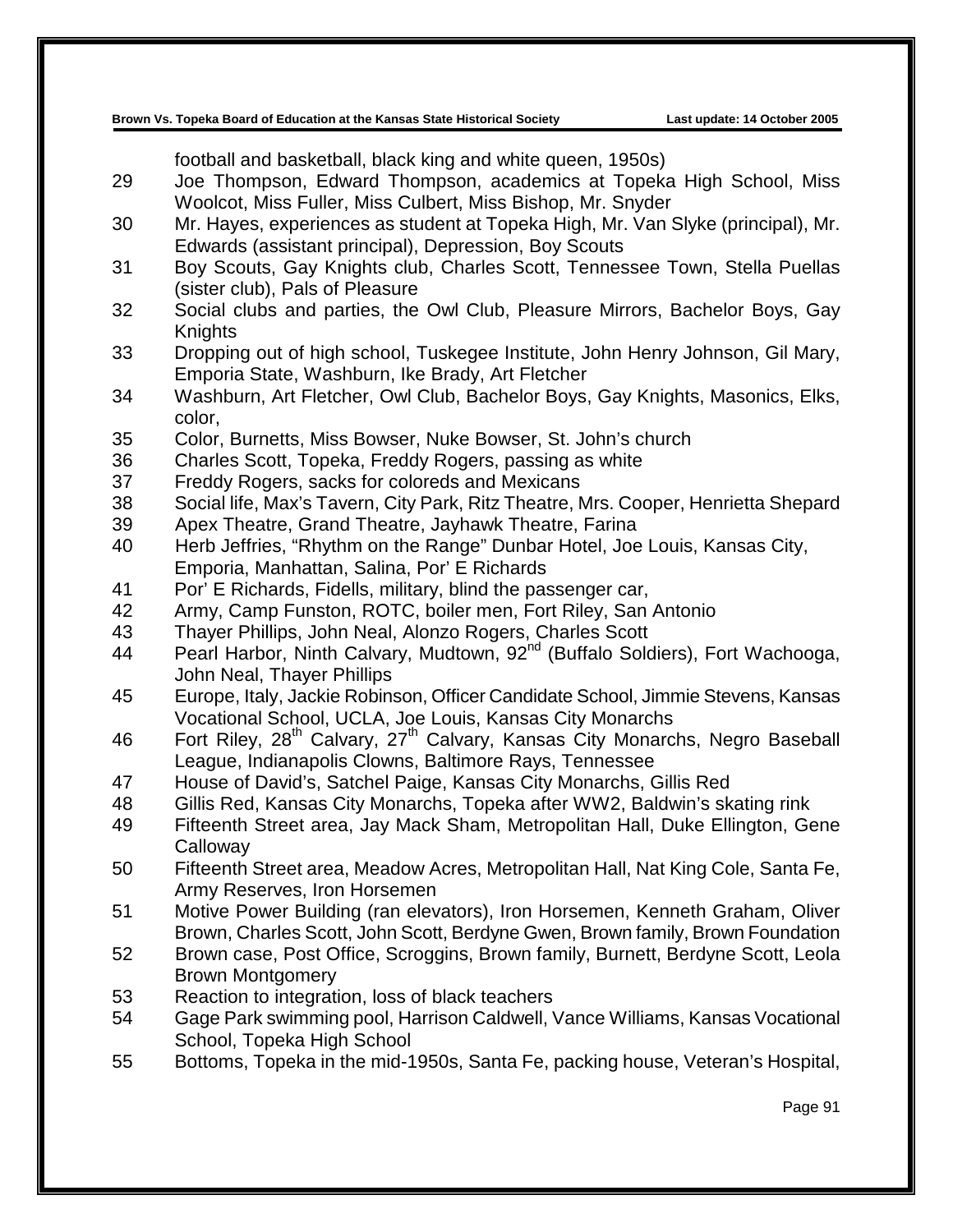football and basketball, black king and white queen, 1950s)

29 Joe Thompson, Edward Thompson, academics at Topeka High School, Miss Woolcot, Miss Fuller, Miss Culbert, Miss Bishop, Mr. Snyder

30 Mr. Hayes, experiences as student at Topeka High, Mr. Van Slyke (principal), Mr. Edwards (assistant principal), Depression, Boy Scouts

31 Boy Scouts, Gay Knights club, Charles Scott, Tennessee Town, Stella Puellas (sister club), Pals of Pleasure

32 Social clubs and parties, the Owl Club, Pleasure Mirrors, Bachelor Boys, Gay Knights

33 Dropping out of high school, Tuskegee Institute, John Henry Johnson, Gil Mary, Emporia State, Washburn, Ike Brady, Art Fletcher

34 Washburn, Art Fletcher, Owl Club, Bachelor Boys, Gay Knights, Masonics, Elks, color,

35 Color, Burnetts, Miss Bowser, Nuke Bowser, St. John's church

36 Charles Scott, Topeka, Freddy Rogers, passing as white

37 Freddy Rogers, sacks for coloreds and Mexicans

38 Social life, Max's Tavern, City Park, Ritz Theatre, Mrs. Cooper, Henrietta Shepard

39 Apex Theatre, Grand Theatre, Jayhawk Theatre, Farina

40 Herb Jeffries, "Rhythm on the Range" Dunbar Hotel, Joe Louis, Kansas City, Emporia, Manhattan, Salina, Por' E Richards

41 Por' E Richards, Fidells, military, blind the passenger car,

42 Army, Camp Funston, ROTC, boiler men, Fort Riley, San Antonio

43 Thayer Phillips, John Neal, Alonzo Rogers, Charles Scott

44 Pearl Harbor, Ninth Calvary, Mudtown, 92nd (Buffalo Soldiers), Fort Wachooga, John Neal, Thayer Phillips

45 Europe, Italy, Jackie Robinson, Officer Candidate School, Jimmie Stevens, Kansas Vocational School, UCLA, Joe Louis, Kansas City Monarchs

46 Fort Riley, 28th Calvary, 27th Calvary, Kansas City Monarchs, Negro Baseball League, Indianapolis Clowns, Baltimore Rays, Tennessee

47 House of David's, Satchel Paige, Kansas City Monarchs, Gillis Red

48 Gillis Red, Kansas City Monarchs, Topeka after WW2, Baldwin's skating rink

49 Fifteenth Street area, Jay Mack Sham, Metropolitan Hall, Duke Ellington, Gene Calloway

50 Fifteenth Street area, Meadow Acres, Metropolitan Hall, Nat King Cole, Santa Fe, Army Reserves, Iron Horsemen

51 Motive Power Building (ran elevators), Iron Horsemen, Kenneth Graham, Oliver Brown, Charles Scott, John Scott, Berdyne Gwen, Brown family, Brown Foundation

52 Brown case, Post Office, Scroggins, Brown family, Burnett, Berdyne Scott, Leola Brown Montgomery

53 Reaction to integration, loss of black teachers

54 Gage Park swimming pool, Harrison Caldwell, Vance Williams, Kansas Vocational School, Topeka High School

55 Bottoms, Topeka in the mid-1950s, Santa Fe, packing house, Veteran's Hospital,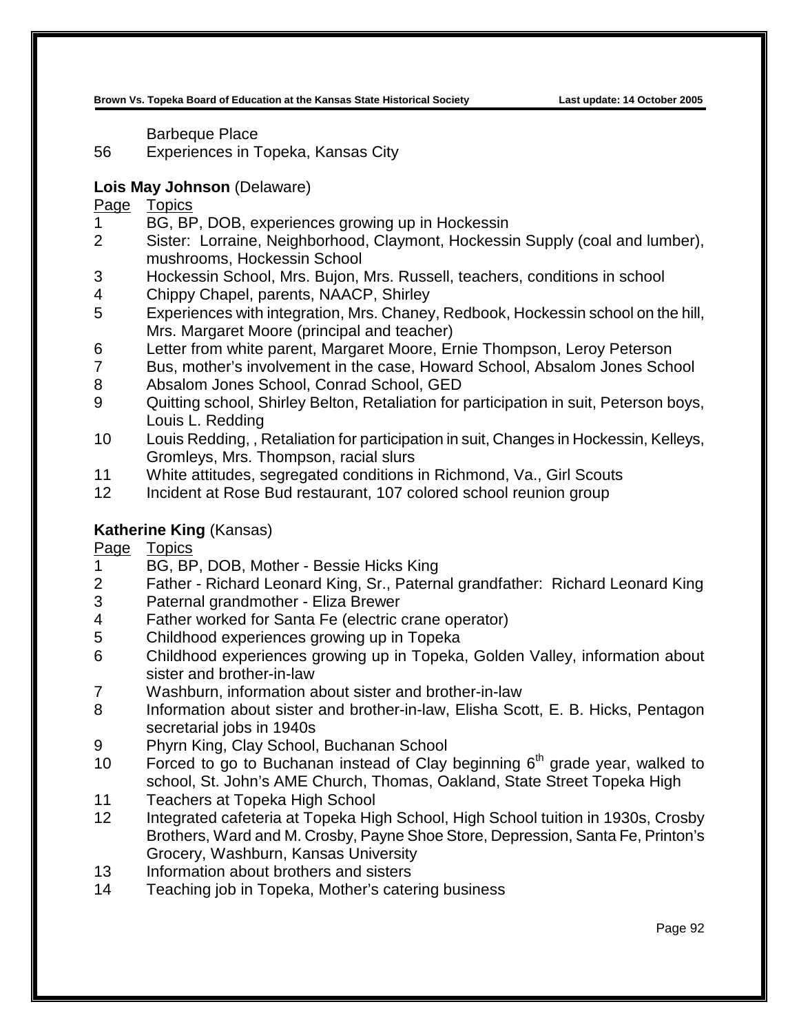| | |
|---|---|
| | Barbeque Place |
| 56 | Experiences in Topeka, Kansas City |

**Lois May Johnson** (Delaware)

| Page | Topics |
|---|---|
| 1 | BG, BP, DOB, experiences growing up in Hockessin |
| 2 | Sister: Lorraine, Neighborhood, Claymont, Hockessin Supply (coal and lumber), mushrooms, Hockessin School |
| 3 | Hockessin School, Mrs. Bujon, Mrs. Russell, teachers, conditions in school |
| 4 | Chippy Chapel, parents, NAACP, Shirley |
| 5 | Experiences with integration, Mrs. Chaney, Redbook, Hockessin school on the hill, Mrs. Margaret Moore (principal and teacher) |
| 6 | Letter from white parent, Margaret Moore, Ernie Thompson, Leroy Peterson |
| 7 | Bus, mother's involvement in the case, Howard School, Absalom Jones School |
| 8 | Absalom Jones School, Conrad School, GED |
| 9 | Quitting school, Shirley Belton, Retaliation for participation in suit, Peterson boys, Louis L. Redding |
| 10 | Louis Redding, , Retaliation for participation in suit, Changes in Hockessin, Kelleys, Gromleys, Mrs. Thompson, racial slurs |
| 11 | White attitudes, segregated conditions in Richmond, Va., Girl Scouts |
| 12 | Incident at Rose Bud restaurant, 107 colored school reunion group |

**Katherine King** (Kansas)

| Page | Topics |
|---|---|
| 1 | BG, BP, DOB, Mother - Bessie Hicks King |
| 2 | Father - Richard Leonard King, Sr., Paternal grandfather: Richard Leonard King |
| 3 | Paternal grandmother - Eliza Brewer |
| 4 | Father worked for Santa Fe (electric crane operator) |
| 5 | Childhood experiences growing up in Topeka |
| 6 | Childhood experiences growing up in Topeka, Golden Valley, information about sister and brother-in-law |
| 7 | Washburn, information about sister and brother-in-law |
| 8 | Information about sister and brother-in-law, Elisha Scott, E. B. Hicks, Pentagon secretarial jobs in 1940s |
| 9 | Phyrn King, Clay School, Buchanan School |
| 10 | Forced to go to Buchanan instead of Clay beginning 6th grade year, walked to school, St. John's AME Church, Thomas, Oakland, State Street Topeka High |
| 11 | Teachers at Topeka High School |
| 12 | Integrated cafeteria at Topeka High School, High School tuition in 1930s, Crosby Brothers, Ward and M. Crosby, Payne Shoe Store, Depression, Santa Fe, Printon's Grocery, Washburn, Kansas University |
| 13 | Information about brothers and sisters |
| 14 | Teaching job in Topeka, Mother's catering business |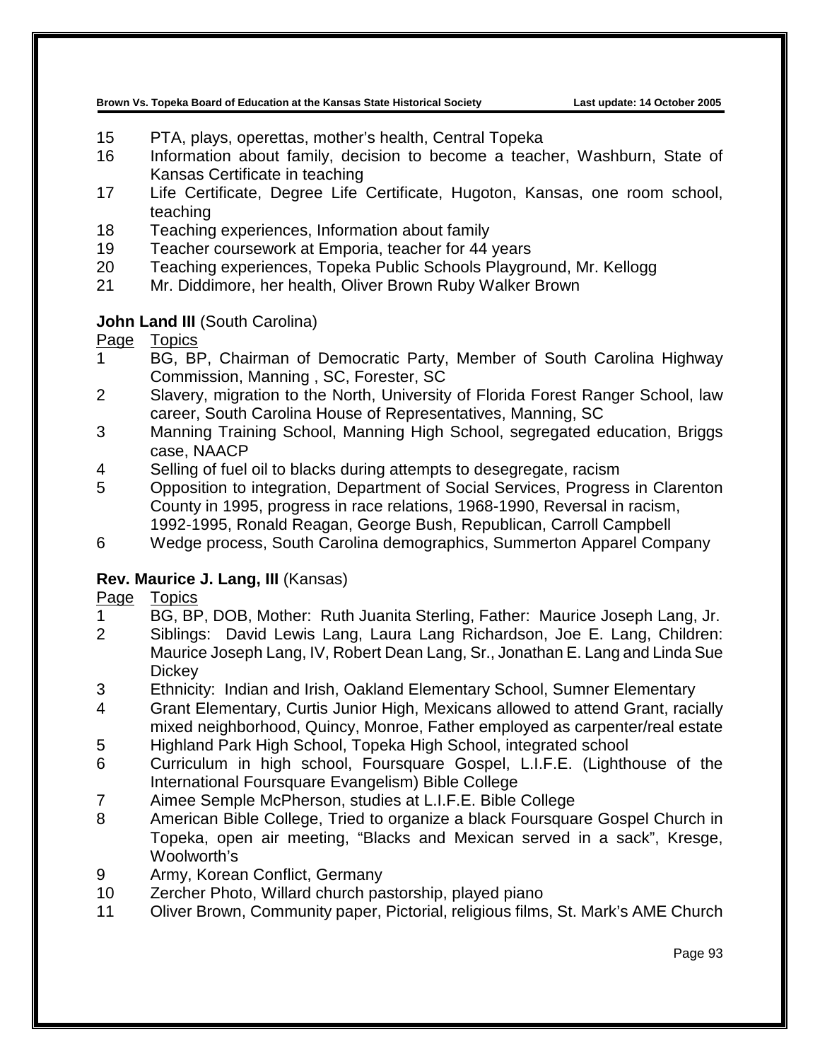15 PTA, plays, operettas, mother's health, Central Topeka
16 Information about family, decision to become a teacher, Washburn, State of Kansas Certificate in teaching
17 Life Certificate, Degree Life Certificate, Hugoton, Kansas, one room school, teaching
18 Teaching experiences, Information about family
19 Teacher coursework at Emporia, teacher for 44 years
20 Teaching experiences, Topeka Public Schools Playground, Mr. Kellogg
21 Mr. Diddimore, her health, Oliver Brown Ruby Walker Brown

**John Land III** (South Carolina)

Page Topics
1 BG, BP, Chairman of Democratic Party, Member of South Carolina Highway Commission, Manning , SC, Forester, SC
2 Slavery, migration to the North, University of Florida Forest Ranger School, law career, South Carolina House of Representatives, Manning, SC
3 Manning Training School, Manning High School, segregated education, Briggs case, NAACP
4 Selling of fuel oil to blacks during attempts to desegregate, racism
5 Opposition to integration, Department of Social Services, Progress in Clarenton County in 1995, progress in race relations, 1968-1990, Reversal in racism, 1992-1995, Ronald Reagan, George Bush, Republican, Carroll Campbell
6 Wedge process, South Carolina demographics, Summerton Apparel Company

**Rev. Maurice J. Lang, III** (Kansas)

Page Topics
1 BG, BP, DOB, Mother: Ruth Juanita Sterling, Father: Maurice Joseph Lang, Jr.
2 Siblings: David Lewis Lang, Laura Lang Richardson, Joe E. Lang, Children: Maurice Joseph Lang, IV, Robert Dean Lang, Sr., Jonathan E. Lang and Linda Sue Dickey
3 Ethnicity: Indian and Irish, Oakland Elementary School, Sumner Elementary
4 Grant Elementary, Curtis Junior High, Mexicans allowed to attend Grant, racially mixed neighborhood, Quincy, Monroe, Father employed as carpenter/real estate
5 Highland Park High School, Topeka High School, integrated school
6 Curriculum in high school, Foursquare Gospel, L.I.F.E. (Lighthouse of the International Foursquare Evangelism) Bible College
7 Aimee Semple McPherson, studies at L.I.F.E. Bible College
8 American Bible College, Tried to organize a black Foursquare Gospel Church in Topeka, open air meeting, "Blacks and Mexican served in a sack", Kresge, Woolworth's
9 Army, Korean Conflict, Germany
10 Zercher Photo, Willard church pastorship, played piano
11 Oliver Brown, Community paper, Pictorial, religious films, St. Mark's AME Church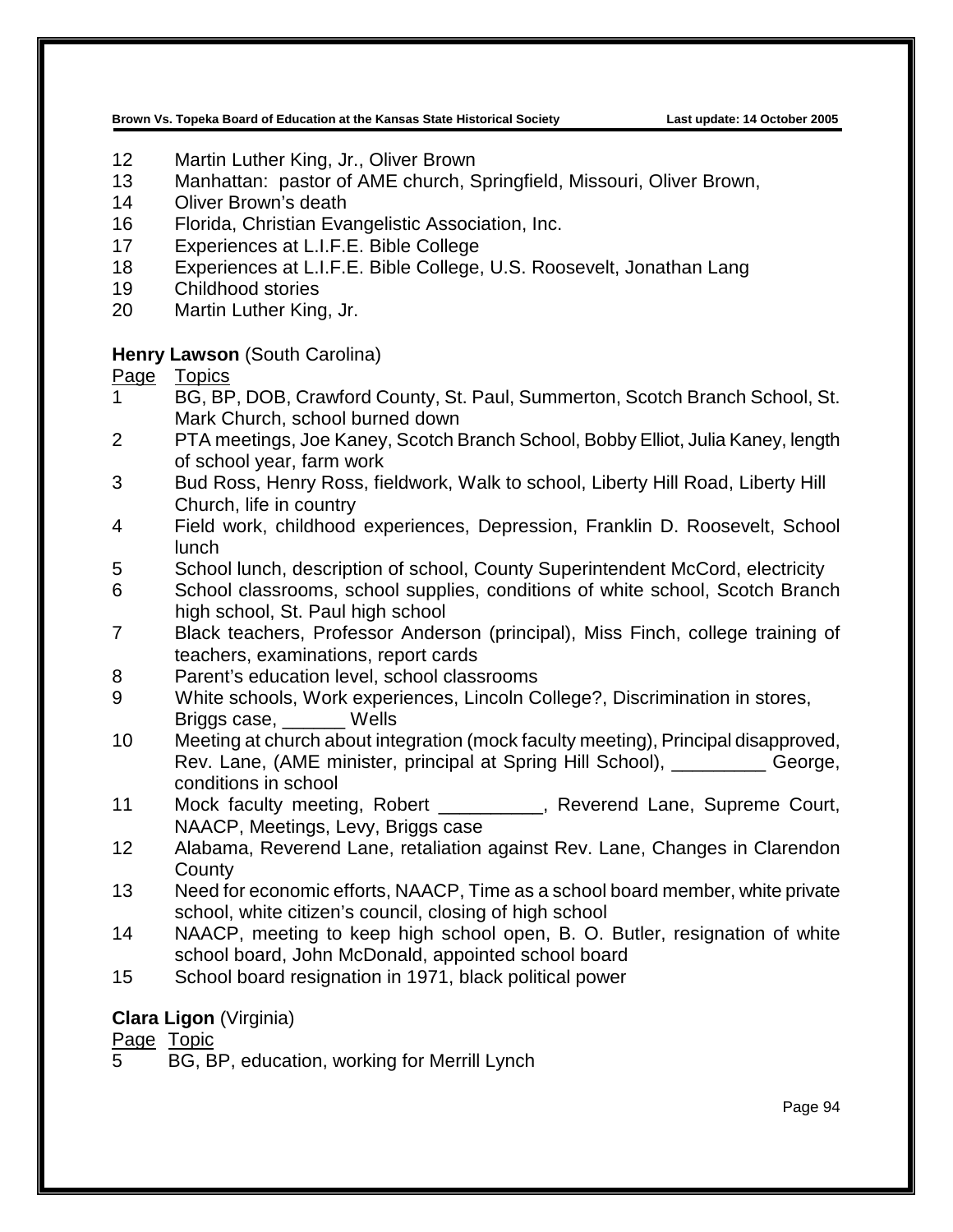12 Martin Luther King, Jr., Oliver Brown
13 Manhattan: pastor of AME church, Springfield, Missouri, Oliver Brown,
14 Oliver Brown's death
16 Florida, Christian Evangelistic Association, Inc.
17 Experiences at L.I.F.E. Bible College
18 Experiences at L.I.F.E. Bible College, U.S. Roosevelt, Jonathan Lang
19 Childhood stories
20 Martin Luther King, Jr.

**Henry Lawson** (South Carolina)

| Page | Topics |
|---|---|
| 1 | BG, BP, DOB, Crawford County, St. Paul, Summerton, Scotch Branch School, St. Mark Church, school burned down |
| 2 | PTA meetings, Joe Kaney, Scotch Branch School, Bobby Elliot, Julia Kaney, length of school year, farm work |
| 3 | Bud Ross, Henry Ross, fieldwork, Walk to school, Liberty Hill Road, Liberty Hill Church, life in country |
| 4 | Field work, childhood experiences, Depression, Franklin D. Roosevelt, School lunch |
| 5 | School lunch, description of school, County Superintendent McCord, electricity |
| 6 | School classrooms, school supplies, conditions of white school, Scotch Branch high school, St. Paul high school |
| 7 | Black teachers, Professor Anderson (principal), Miss Finch, college training of teachers, examinations, report cards |
| 8 | Parent's education level, school classrooms |
| 9 | White schools, Work experiences, Lincoln College?, Discrimination in stores, Briggs case, ______ Wells |
| 10 | Meeting at church about integration (mock faculty meeting), Principal disapproved, Rev. Lane, (AME minister, principal at Spring Hill School), _________ George, conditions in school |
| 11 | Mock faculty meeting, Robert __________, Reverend Lane, Supreme Court, NAACP, Meetings, Levy, Briggs case |
| 12 | Alabama, Reverend Lane, retaliation against Rev. Lane, Changes in Clarendon County |
| 13 | Need for economic efforts, NAACP, Time as a school board member, white private school, white citizen's council, closing of high school |
| 14 | NAACP, meeting to keep high school open, B. O. Butler, resignation of white school board, John McDonald, appointed school board |
| 15 | School board resignation in 1971, black political power |

**Clara Ligon** (Virginia)

| Page | Topic |
|---|---|
| 5 | BG, BP, education, working for Merrill Lynch |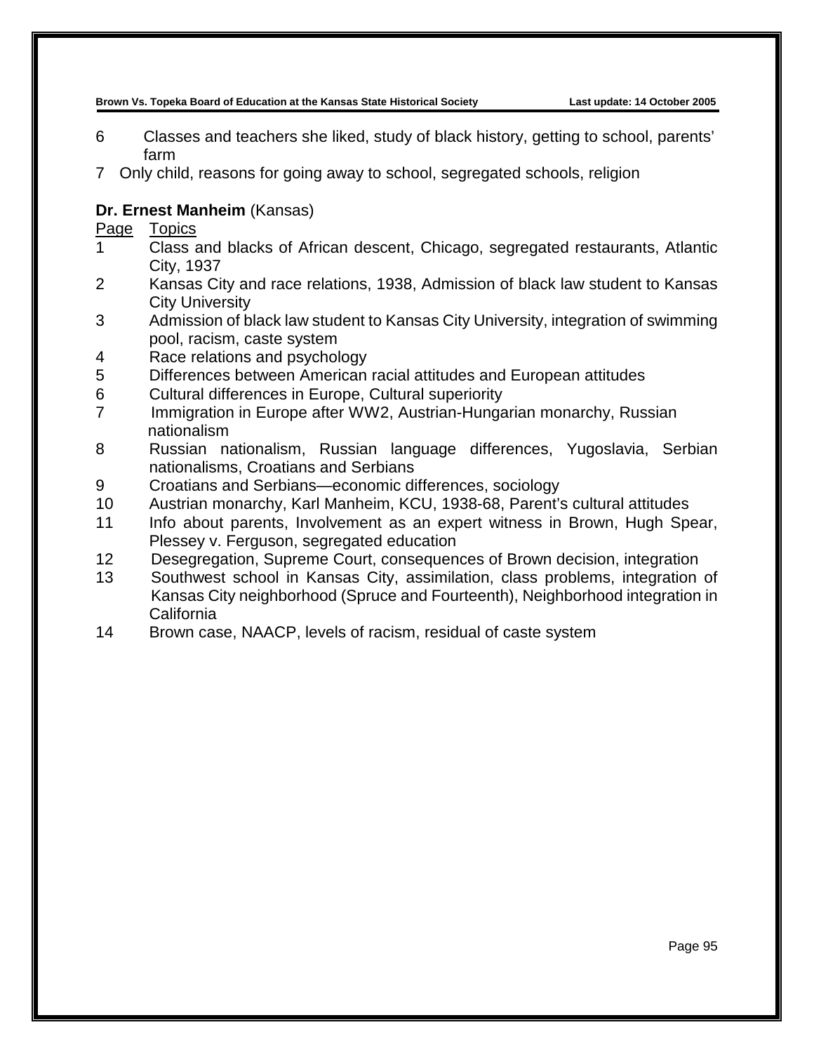6 Classes and teachers she liked, study of black history, getting to school, parents' farm
7 Only child, reasons for going away to school, segregated schools, religion

**Dr. Ernest Manheim** (Kansas)

| Page | Topics |
|---|---|
| 1 | Class and blacks of African descent, Chicago, segregated restaurants, Atlantic City, 1937 |
| 2 | Kansas City and race relations, 1938, Admission of black law student to Kansas City University |
| 3 | Admission of black law student to Kansas City University, integration of swimming pool, racism, caste system |
| 4 | Race relations and psychology |
| 5 | Differences between American racial attitudes and European attitudes |
| 6 | Cultural differences in Europe, Cultural superiority |
| 7 | Immigration in Europe after WW2, Austrian-Hungarian monarchy, Russian nationalism |
| 8 | Russian nationalism, Russian language differences, Yugoslavia, Serbian nationalisms, Croatians and Serbians |
| 9 | Croatians and Serbians—economic differences, sociology |
| 10 | Austrian monarchy, Karl Manheim, KCU, 1938-68, Parent's cultural attitudes |
| 11 | Info about parents, Involvement as an expert witness in Brown, Hugh Spear, Plessey v. Ferguson, segregated education |
| 12 | Desegregation, Supreme Court, consequences of Brown decision, integration |
| 13 | Southwest school in Kansas City, assimilation, class problems, integration of Kansas City neighborhood (Spruce and Fourteenth), Neighborhood integration in California |
| 14 | Brown case, NAACP, levels of racism, residual of caste system |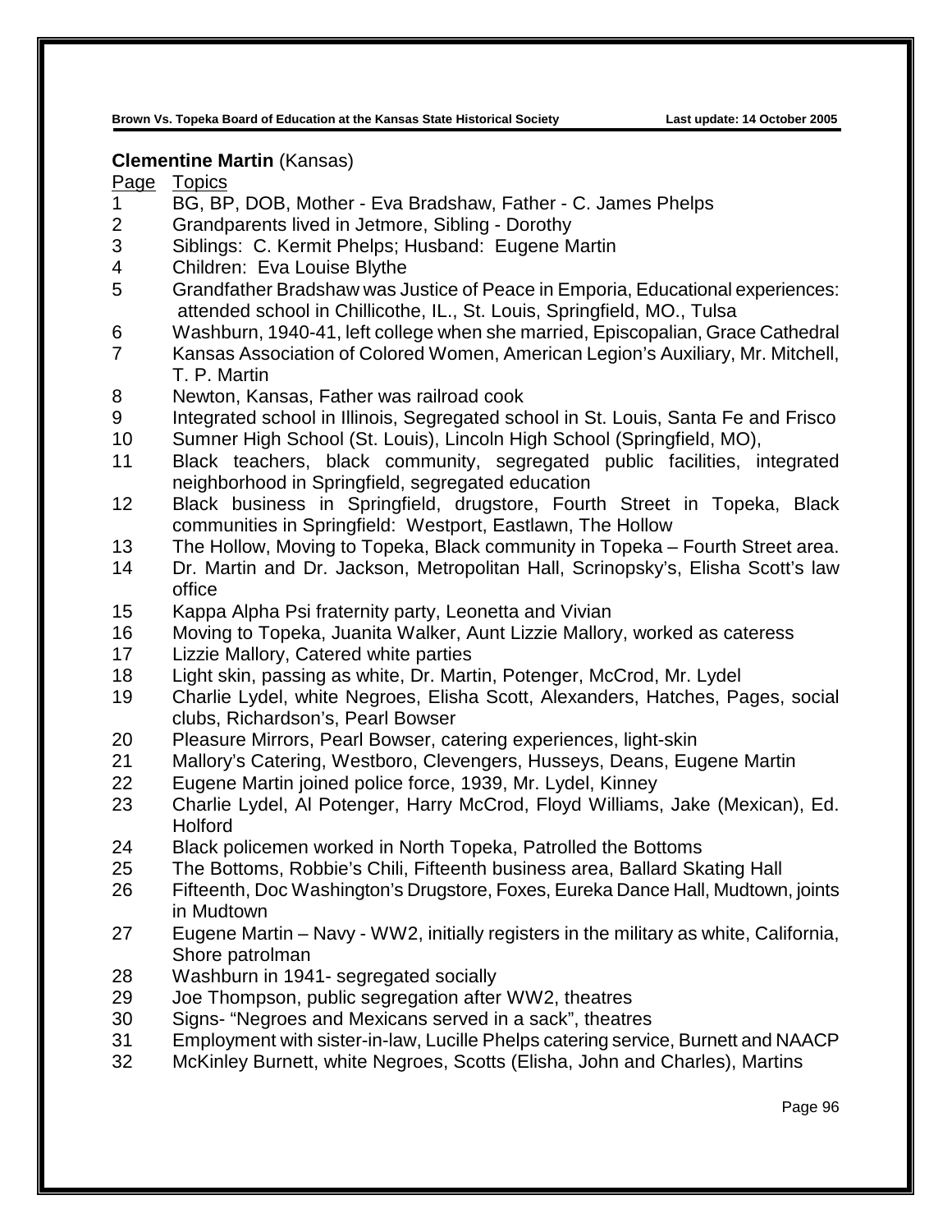**Clementine Martin** (Kansas)

| Page | Topics |
|---|---|
| 1 | BG, BP, DOB, Mother - Eva Bradshaw, Father - C. James Phelps |
| 2 | Grandparents lived in Jetmore, Sibling - Dorothy |
| 3 | Siblings: C. Kermit Phelps; Husband: Eugene Martin |
| 4 | Children: Eva Louise Blythe |
| 5 | Grandfather Bradshaw was Justice of Peace in Emporia, Educational experiences: attended school in Chillicothe, IL., St. Louis, Springfield, MO., Tulsa |
| 6 | Washburn, 1940-41, left college when she married, Episcopalian, Grace Cathedral |
| 7 | Kansas Association of Colored Women, American Legion's Auxiliary, Mr. Mitchell, T. P. Martin |
| 8 | Newton, Kansas, Father was railroad cook |
| 9 | Integrated school in Illinois, Segregated school in St. Louis, Santa Fe and Frisco |
| 10 | Sumner High School (St. Louis), Lincoln High School (Springfield, MO), |
| 11 | Black teachers, black community, segregated public facilities, integrated neighborhood in Springfield, segregated education |
| 12 | Black business in Springfield, drugstore, Fourth Street in Topeka, Black communities in Springfield: Westport, Eastlawn, The Hollow |
| 13 | The Hollow, Moving to Topeka, Black community in Topeka – Fourth Street area. |
| 14 | Dr. Martin and Dr. Jackson, Metropolitan Hall, Scrinopsky's, Elisha Scott's law office |
| 15 | Kappa Alpha Psi fraternity party, Leonetta and Vivian |
| 16 | Moving to Topeka, Juanita Walker, Aunt Lizzie Mallory, worked as cateress |
| 17 | Lizzie Mallory, Catered white parties |
| 18 | Light skin, passing as white, Dr. Martin, Potenger, McCrod, Mr. Lydel |
| 19 | Charlie Lydel, white Negroes, Elisha Scott, Alexanders, Hatches, Pages, social clubs, Richardson's, Pearl Bowser |
| 20 | Pleasure Mirrors, Pearl Bowser, catering experiences, light-skin |
| 21 | Mallory's Catering, Westboro, Clevengers, Husseys, Deans, Eugene Martin |
| 22 | Eugene Martin joined police force, 1939, Mr. Lydel, Kinney |
| 23 | Charlie Lydel, Al Potenger, Harry McCrod, Floyd Williams, Jake (Mexican), Ed. Holford |
| 24 | Black policemen worked in North Topeka, Patrolled the Bottoms |
| 25 | The Bottoms, Robbie's Chili, Fifteenth business area, Ballard Skating Hall |
| 26 | Fifteenth, Doc Washington's Drugstore, Foxes, Eureka Dance Hall, Mudtown, joints in Mudtown |
| 27 | Eugene Martin – Navy - WW2, initially registers in the military as white, California, Shore patrolman |
| 28 | Washburn in 1941- segregated socially |
| 29 | Joe Thompson, public segregation after WW2, theatres |
| 30 | Signs- "Negroes and Mexicans served in a sack", theatres |
| 31 | Employment with sister-in-law, Lucille Phelps catering service, Burnett and NAACP |
| 32 | McKinley Burnett, white Negroes, Scotts (Elisha, John and Charles), Martins |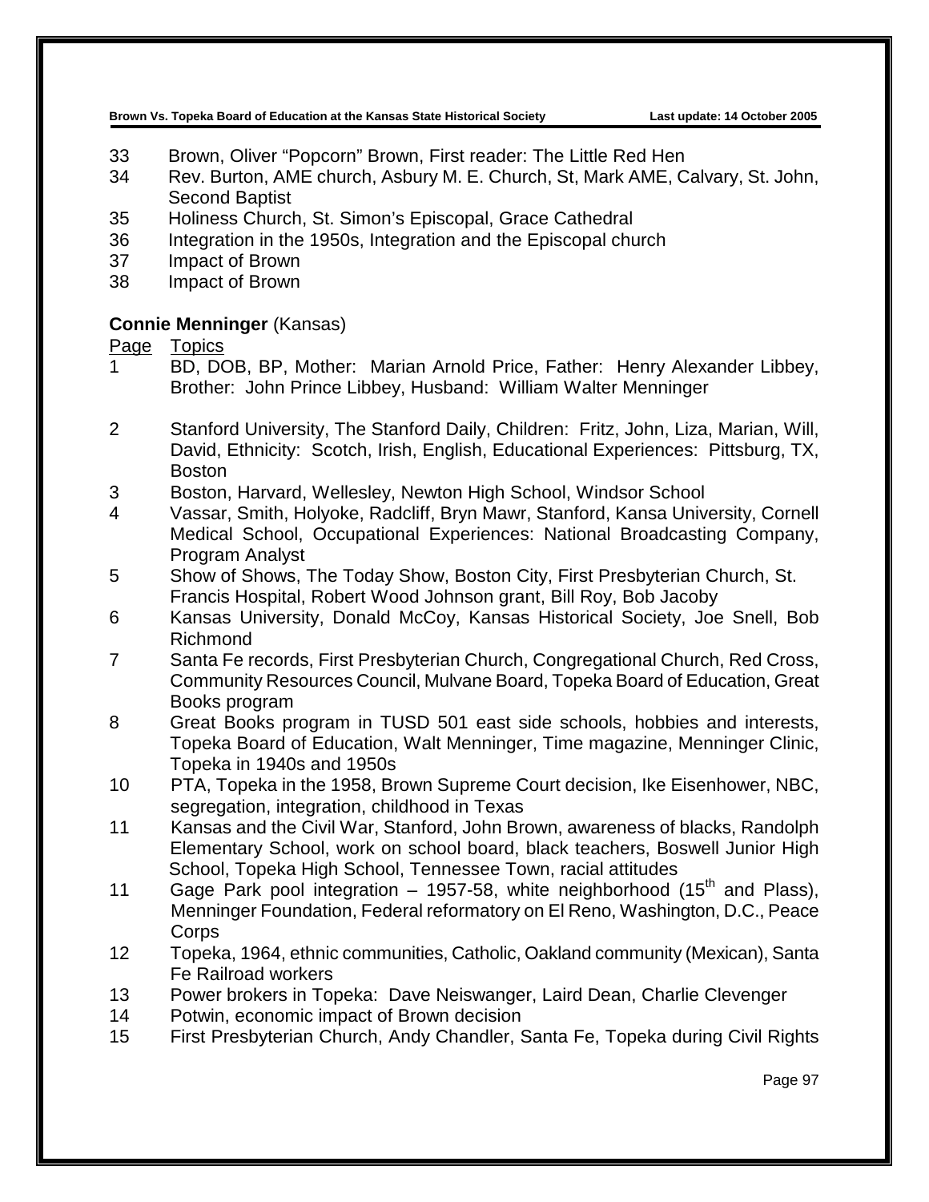33 Brown, Oliver "Popcorn" Brown, First reader: The Little Red Hen
34 Rev. Burton, AME church, Asbury M. E. Church, St, Mark AME, Calvary, St. John, Second Baptist
35 Holiness Church, St. Simon's Episcopal, Grace Cathedral
36 Integration in the 1950s, Integration and the Episcopal church
37 Impact of Brown
38 Impact of Brown

**Connie Menninger** (Kansas)

| Page | Topics |
|---|---|
| 1 | BD, DOB, BP, Mother: Marian Arnold Price, Father: Henry Alexander Libbey, Brother: John Prince Libbey, Husband: William Walter Menninger |
| 2 | Stanford University, The Stanford Daily, Children: Fritz, John, Liza, Marian, Will, David, Ethnicity: Scotch, Irish, English, Educational Experiences: Pittsburg, TX, Boston |
| 3 | Boston, Harvard, Wellesley, Newton High School, Windsor School |
| 4 | Vassar, Smith, Holyoke, Radcliff, Bryn Mawr, Stanford, Kansa University, Cornell Medical School, Occupational Experiences: National Broadcasting Company, Program Analyst |
| 5 | Show of Shows, The Today Show, Boston City, First Presbyterian Church, St. Francis Hospital, Robert Wood Johnson grant, Bill Roy, Bob Jacoby |
| 6 | Kansas University, Donald McCoy, Kansas Historical Society, Joe Snell, Bob Richmond |
| 7 | Santa Fe records, First Presbyterian Church, Congregational Church, Red Cross, Community Resources Council, Mulvane Board, Topeka Board of Education, Great Books program |
| 8 | Great Books program in TUSD 501 east side schools, hobbies and interests, Topeka Board of Education, Walt Menninger, Time magazine, Menninger Clinic, Topeka in 1940s and 1950s |
| 10 | PTA, Topeka in the 1958, Brown Supreme Court decision, Ike Eisenhower, NBC, segregation, integration, childhood in Texas |
| 11 | Kansas and the Civil War, Stanford, John Brown, awareness of blacks, Randolph Elementary School, work on school board, black teachers, Boswell Junior High School, Topeka High School, Tennessee Town, racial attitudes |
| 11 | Gage Park pool integration – 1957-58, white neighborhood (15th and Plass), Menninger Foundation, Federal reformatory on El Reno, Washington, D.C., Peace Corps |
| 12 | Topeka, 1964, ethnic communities, Catholic, Oakland community (Mexican), Santa Fe Railroad workers |
| 13 | Power brokers in Topeka: Dave Neiswanger, Laird Dean, Charlie Clevenger |
| 14 | Potwin, economic impact of Brown decision |
| 15 | First Presbyterian Church, Andy Chandler, Santa Fe, Topeka during Civil Rights |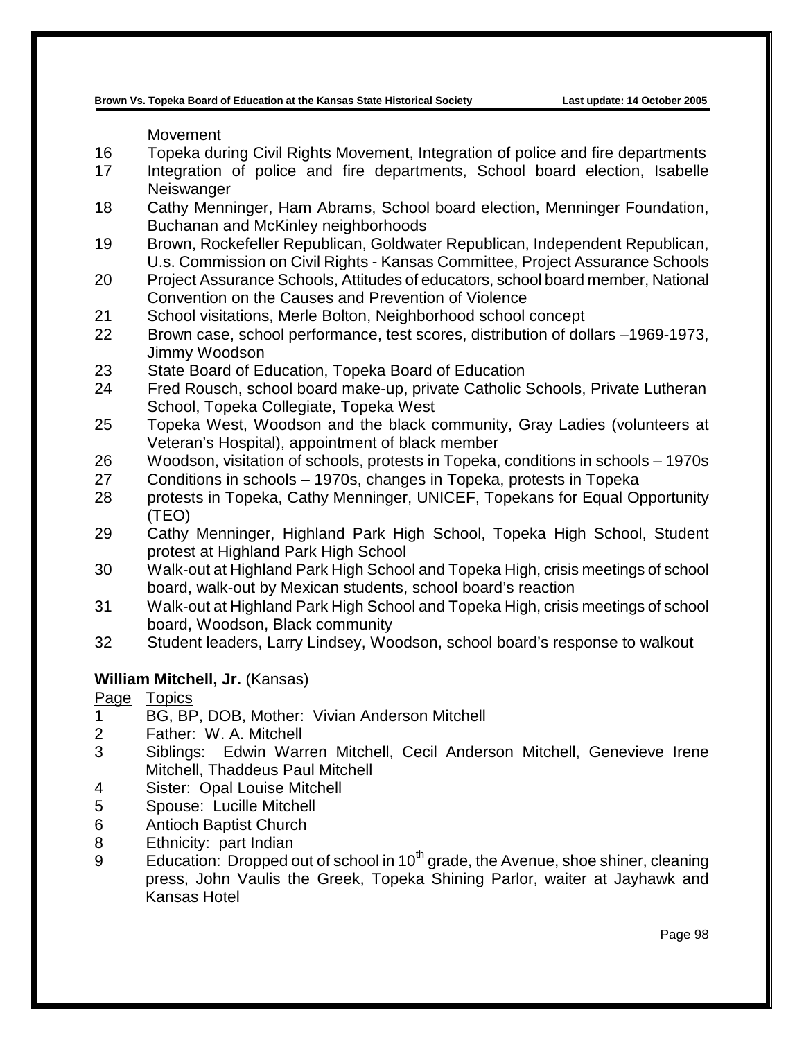Movement

| Page | Topics |
|---|---|
| 16 | Topeka during Civil Rights Movement, Integration of police and fire departments |
| 17 | Integration of police and fire departments, School board election, Isabelle Neiswanger |
| 18 | Cathy Menninger, Ham Abrams, School board election, Menninger Foundation, Buchanan and McKinley neighborhoods |
| 19 | Brown, Rockefeller Republican, Goldwater Republican, Independent Republican, U.s. Commission on Civil Rights - Kansas Committee, Project Assurance Schools |
| 20 | Project Assurance Schools, Attitudes of educators, school board member, National Convention on the Causes and Prevention of Violence |
| 21 | School visitations, Merle Bolton, Neighborhood school concept |
| 22 | Brown case, school performance, test scores, distribution of dollars –1969-1973, Jimmy Woodson |
| 23 | State Board of Education, Topeka Board of Education |
| 24 | Fred Rousch, school board make-up, private Catholic Schools, Private Lutheran School, Topeka Collegiate, Topeka West |
| 25 | Topeka West, Woodson and the black community, Gray Ladies (volunteers at Veteran's Hospital), appointment of black member |
| 26 | Woodson, visitation of schools, protests in Topeka, conditions in schools – 1970s |
| 27 | Conditions in schools – 1970s, changes in Topeka, protests in Topeka |
| 28 | protests in Topeka, Cathy Menninger, UNICEF, Topekans for Equal Opportunity (TEO) |
| 29 | Cathy Menninger, Highland Park High School, Topeka High School, Student protest at Highland Park High School |
| 30 | Walk-out at Highland Park High School and Topeka High, crisis meetings of school board, walk-out by Mexican students, school board's reaction |
| 31 | Walk-out at Highland Park High School and Topeka High, crisis meetings of school board, Woodson, Black community |
| 32 | Student leaders, Larry Lindsey, Woodson, school board's response to walkout |

**William Mitchell, Jr.** (Kansas)

| Page | Topics |
|---|---|
| 1 | BG, BP, DOB, Mother: Vivian Anderson Mitchell |
| 2 | Father: W. A. Mitchell |
| 3 | Siblings: Edwin Warren Mitchell, Cecil Anderson Mitchell, Genevieve Irene Mitchell, Thaddeus Paul Mitchell |
| 4 | Sister: Opal Louise Mitchell |
| 5 | Spouse: Lucille Mitchell |
| 6 | Antioch Baptist Church |
| 8 | Ethnicity: part Indian |
| 9 | Education: Dropped out of school in 10th grade, the Avenue, shoe shiner, cleaning press, John Vaulis the Greek, Topeka Shining Parlor, waiter at Jayhawk and Kansas Hotel |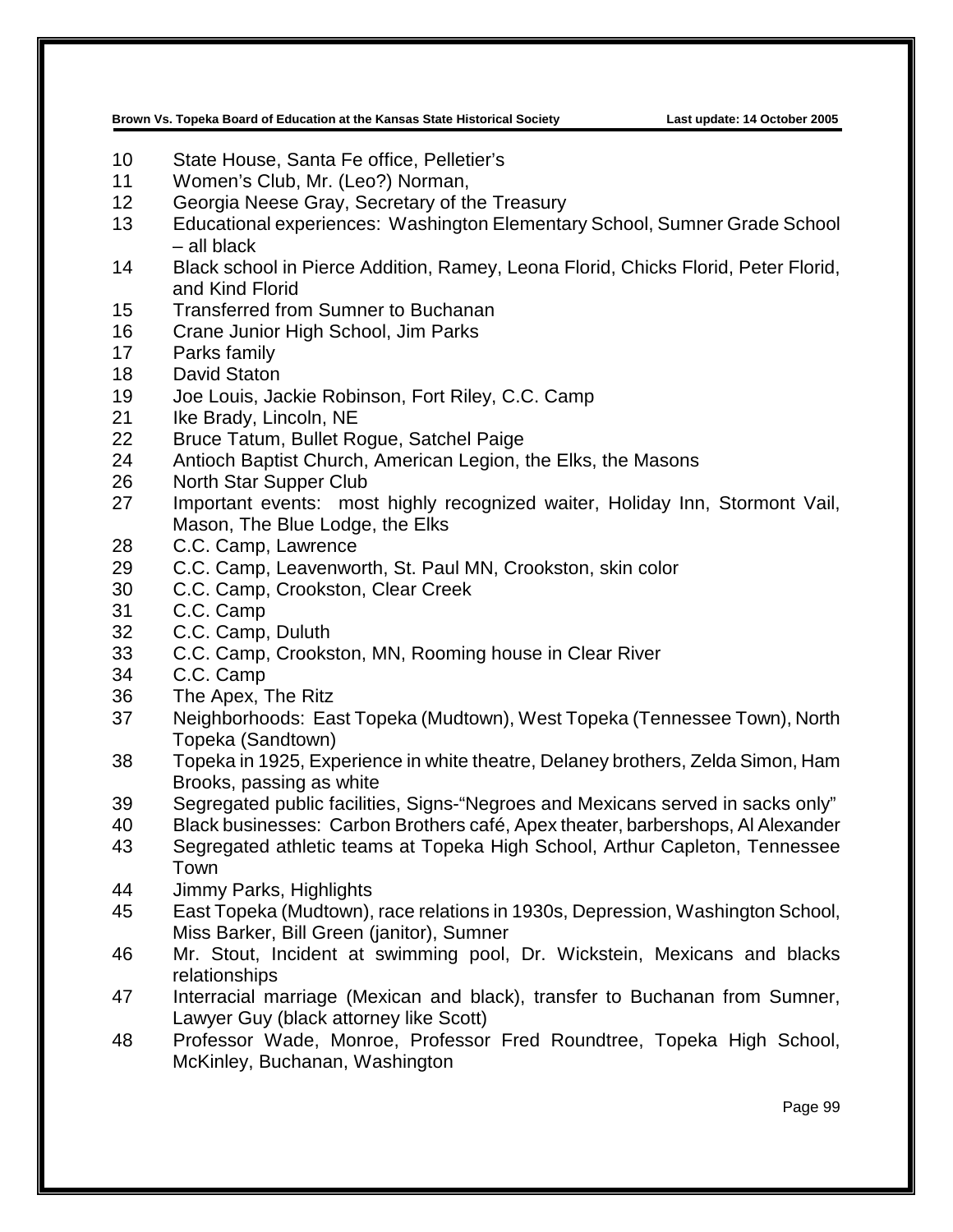10 State House, Santa Fe office, Pelletier's
11 Women's Club, Mr. (Leo?) Norman,
12 Georgia Neese Gray, Secretary of the Treasury
13 Educational experiences: Washington Elementary School, Sumner Grade School – all black
14 Black school in Pierce Addition, Ramey, Leona Florid, Chicks Florid, Peter Florid, and Kind Florid
15 Transferred from Sumner to Buchanan
16 Crane Junior High School, Jim Parks
17 Parks family
18 David Staton
19 Joe Louis, Jackie Robinson, Fort Riley, C.C. Camp
21 Ike Brady, Lincoln, NE
22 Bruce Tatum, Bullet Rogue, Satchel Paige
24 Antioch Baptist Church, American Legion, the Elks, the Masons
26 North Star Supper Club
27 Important events: most highly recognized waiter, Holiday Inn, Stormont Vail, Mason, The Blue Lodge, the Elks
28 C.C. Camp, Lawrence
29 C.C. Camp, Leavenworth, St. Paul MN, Crookston, skin color
30 C.C. Camp, Crookston, Clear Creek
31 C.C. Camp
32 C.C. Camp, Duluth
33 C.C. Camp, Crookston, MN, Rooming house in Clear River
34 C.C. Camp
36 The Apex, The Ritz
37 Neighborhoods: East Topeka (Mudtown), West Topeka (Tennessee Town), North Topeka (Sandtown)
38 Topeka in 1925, Experience in white theatre, Delaney brothers, Zelda Simon, Ham Brooks, passing as white
39 Segregated public facilities, Signs-"Negroes and Mexicans served in sacks only"
40 Black businesses: Carbon Brothers café, Apex theater, barbershops, Al Alexander
43 Segregated athletic teams at Topeka High School, Arthur Capleton, Tennessee Town
44 Jimmy Parks, Highlights
45 East Topeka (Mudtown), race relations in 1930s, Depression, Washington School, Miss Barker, Bill Green (janitor), Sumner
46 Mr. Stout, Incident at swimming pool, Dr. Wickstein, Mexicans and blacks relationships
47 Interracial marriage (Mexican and black), transfer to Buchanan from Sumner, Lawyer Guy (black attorney like Scott)
48 Professor Wade, Monroe, Professor Fred Roundtree, Topeka High School, McKinley, Buchanan, Washington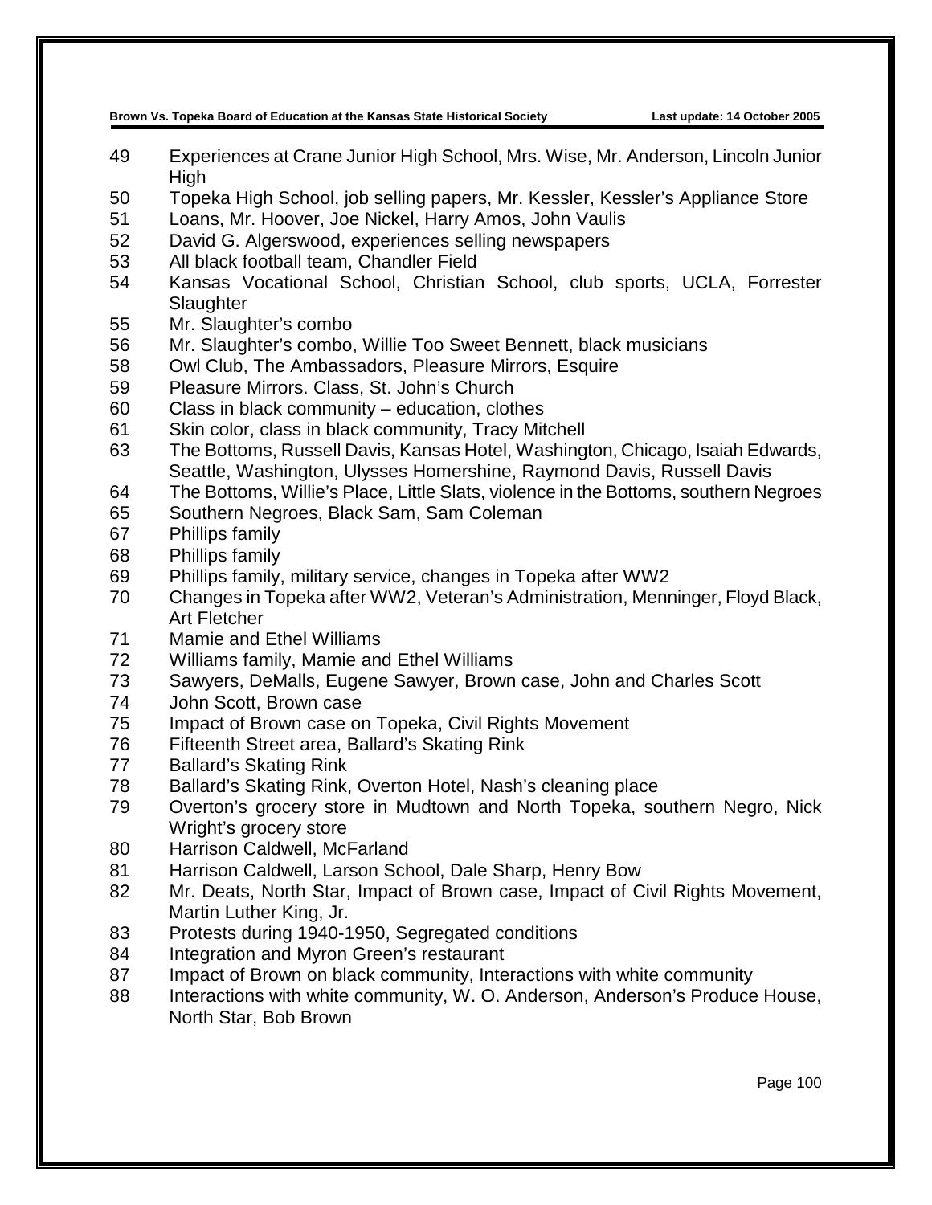49 Experiences at Crane Junior High School, Mrs. Wise, Mr. Anderson, Lincoln Junior High

50 Topeka High School, job selling papers, Mr. Kessler, Kessler's Appliance Store

51 Loans, Mr. Hoover, Joe Nickel, Harry Amos, John Vaulis

52 David G. Algerswood, experiences selling newspapers

53 All black football team, Chandler Field

54 Kansas Vocational School, Christian School, club sports, UCLA, Forrester Slaughter

55 Mr. Slaughter's combo

56 Mr. Slaughter's combo, Willie Too Sweet Bennett, black musicians

58 Owl Club, The Ambassadors, Pleasure Mirrors, Esquire

59 Pleasure Mirrors. Class, St. John's Church

60 Class in black community – education, clothes

61 Skin color, class in black community, Tracy Mitchell

63 The Bottoms, Russell Davis, Kansas Hotel, Washington, Chicago, Isaiah Edwards, Seattle, Washington, Ulysses Homershine, Raymond Davis, Russell Davis

64 The Bottoms, Willie's Place, Little Slats, violence in the Bottoms, southern Negroes

65 Southern Negroes, Black Sam, Sam Coleman

67 Phillips family

68 Phillips family

69 Phillips family, military service, changes in Topeka after WW2

70 Changes in Topeka after WW2, Veteran's Administration, Menninger, Floyd Black, Art Fletcher

71 Mamie and Ethel Williams

72 Williams family, Mamie and Ethel Williams

73 Sawyers, DeMalls, Eugene Sawyer, Brown case, John and Charles Scott

74 John Scott, Brown case

75 Impact of Brown case on Topeka, Civil Rights Movement

76 Fifteenth Street area, Ballard's Skating Rink

77 Ballard's Skating Rink

78 Ballard's Skating Rink, Overton Hotel, Nash's cleaning place

79 Overton's grocery store in Mudtown and North Topeka, southern Negro, Nick Wright's grocery store

80 Harrison Caldwell, McFarland

81 Harrison Caldwell, Larson School, Dale Sharp, Henry Bow

82 Mr. Deats, North Star, Impact of Brown case, Impact of Civil Rights Movement, Martin Luther King, Jr.

83 Protests during 1940-1950, Segregated conditions

84 Integration and Myron Green's restaurant

87 Impact of Brown on black community, Interactions with white community

88 Interactions with white community, W. O. Anderson, Anderson's Produce House, North Star, Bob Brown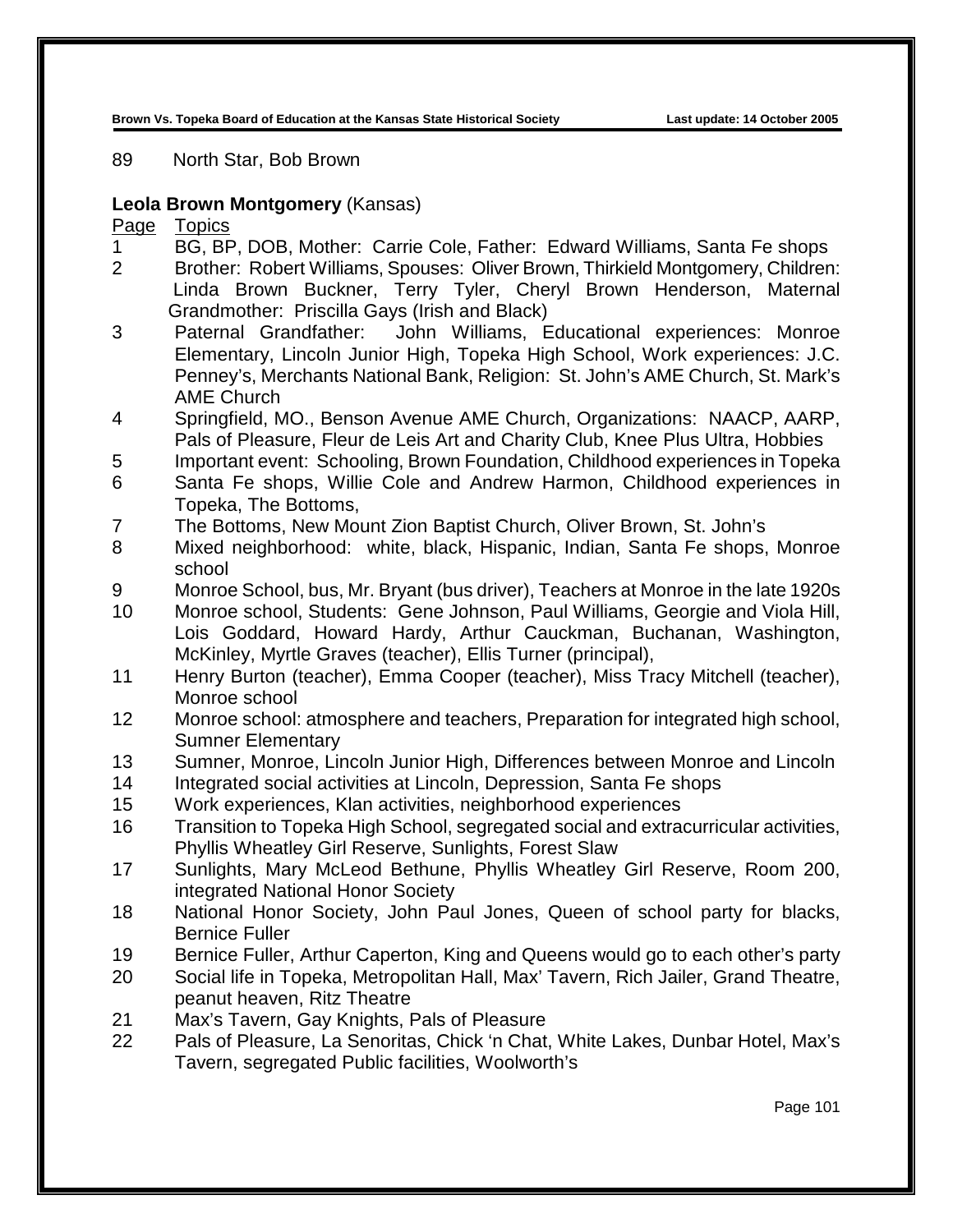89 North Star, Bob Brown

**Leola Brown Montgomery** (Kansas)

| Page | Topics |
|---|---|
| 1 | BG, BP, DOB, Mother: Carrie Cole, Father: Edward Williams, Santa Fe shops |
| 2 | Brother: Robert Williams, Spouses: Oliver Brown, Thirkield Montgomery, Children: Linda Brown Buckner, Terry Tyler, Cheryl Brown Henderson, Maternal Grandmother: Priscilla Gays (Irish and Black) |
| 3 | Paternal Grandfather: John Williams, Educational experiences: Monroe Elementary, Lincoln Junior High, Topeka High School, Work experiences: J.C. Penney's, Merchants National Bank, Religion: St. John's AME Church, St. Mark's AME Church |
| 4 | Springfield, MO., Benson Avenue AME Church, Organizations: NAACP, AARP, Pals of Pleasure, Fleur de Leis Art and Charity Club, Knee Plus Ultra, Hobbies |
| 5 | Important event: Schooling, Brown Foundation, Childhood experiences in Topeka |
| 6 | Santa Fe shops, Willie Cole and Andrew Harmon, Childhood experiences in Topeka, The Bottoms, |
| 7 | The Bottoms, New Mount Zion Baptist Church, Oliver Brown, St. John's |
| 8 | Mixed neighborhood: white, black, Hispanic, Indian, Santa Fe shops, Monroe school |
| 9 | Monroe School, bus, Mr. Bryant (bus driver), Teachers at Monroe in the late 1920s |
| 10 | Monroe school, Students: Gene Johnson, Paul Williams, Georgie and Viola Hill, Lois Goddard, Howard Hardy, Arthur Cauckman, Buchanan, Washington, McKinley, Myrtle Graves (teacher), Ellis Turner (principal), |
| 11 | Henry Burton (teacher), Emma Cooper (teacher), Miss Tracy Mitchell (teacher), Monroe school |
| 12 | Monroe school: atmosphere and teachers, Preparation for integrated high school, Sumner Elementary |
| 13 | Sumner, Monroe, Lincoln Junior High, Differences between Monroe and Lincoln |
| 14 | Integrated social activities at Lincoln, Depression, Santa Fe shops |
| 15 | Work experiences, Klan activities, neighborhood experiences |
| 16 | Transition to Topeka High School, segregated social and extracurricular activities, Phyllis Wheatley Girl Reserve, Sunlights, Forest Slaw |
| 17 | Sunlights, Mary McLeod Bethune, Phyllis Wheatley Girl Reserve, Room 200, integrated National Honor Society |
| 18 | National Honor Society, John Paul Jones, Queen of school party for blacks, Bernice Fuller |
| 19 | Bernice Fuller, Arthur Caperton, King and Queens would go to each other's party |
| 20 | Social life in Topeka, Metropolitan Hall, Max' Tavern, Rich Jailer, Grand Theatre, peanut heaven, Ritz Theatre |
| 21 | Max's Tavern, Gay Knights, Pals of Pleasure |
| 22 | Pals of Pleasure, La Senoritas, Chick 'n Chat, White Lakes, Dunbar Hotel, Max's Tavern, segregated Public facilities, Woolworth's |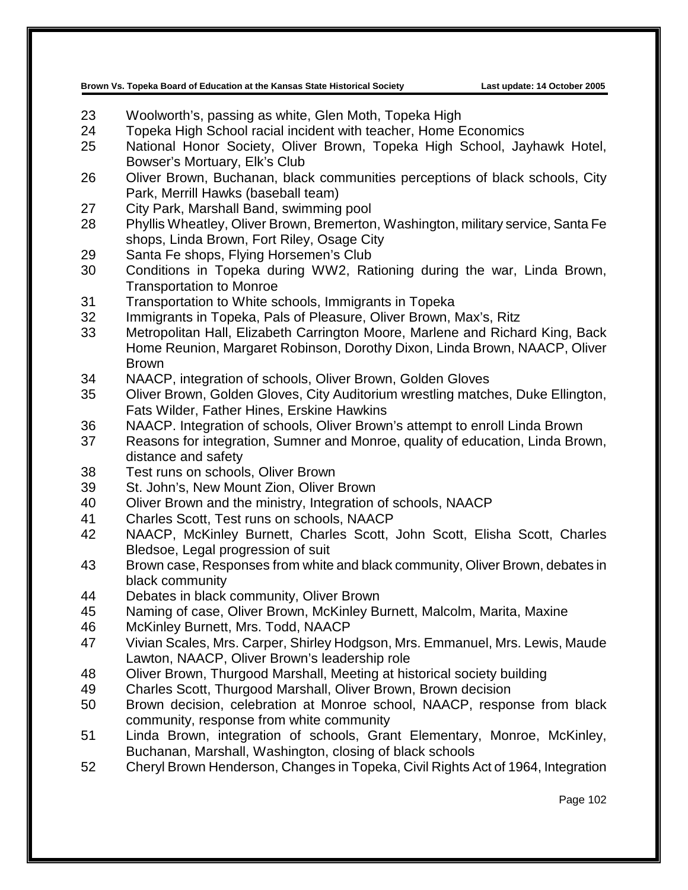23 Woolworth's, passing as white, Glen Moth, Topeka High
24 Topeka High School racial incident with teacher, Home Economics
25 National Honor Society, Oliver Brown, Topeka High School, Jayhawk Hotel, Bowser's Mortuary, Elk's Club
26 Oliver Brown, Buchanan, black communities perceptions of black schools, City Park, Merrill Hawks (baseball team)
27 City Park, Marshall Band, swimming pool
28 Phyllis Wheatley, Oliver Brown, Bremerton, Washington, military service, Santa Fe shops, Linda Brown, Fort Riley, Osage City
29 Santa Fe shops, Flying Horsemen's Club
30 Conditions in Topeka during WW2, Rationing during the war, Linda Brown, Transportation to Monroe
31 Transportation to White schools, Immigrants in Topeka
32 Immigrants in Topeka, Pals of Pleasure, Oliver Brown, Max's, Ritz
33 Metropolitan Hall, Elizabeth Carrington Moore, Marlene and Richard King, Back Home Reunion, Margaret Robinson, Dorothy Dixon, Linda Brown, NAACP, Oliver Brown
34 NAACP, integration of schools, Oliver Brown, Golden Gloves
35 Oliver Brown, Golden Gloves, City Auditorium wrestling matches, Duke Ellington, Fats Wilder, Father Hines, Erskine Hawkins
36 NAACP. Integration of schools, Oliver Brown's attempt to enroll Linda Brown
37 Reasons for integration, Sumner and Monroe, quality of education, Linda Brown, distance and safety
38 Test runs on schools, Oliver Brown
39 St. John's, New Mount Zion, Oliver Brown
40 Oliver Brown and the ministry, Integration of schools, NAACP
41 Charles Scott, Test runs on schools, NAACP
42 NAACP, McKinley Burnett, Charles Scott, John Scott, Elisha Scott, Charles Bledsoe, Legal progression of suit
43 Brown case, Responses from white and black community, Oliver Brown, debates in black community
44 Debates in black community, Oliver Brown
45 Naming of case, Oliver Brown, McKinley Burnett, Malcolm, Marita, Maxine
46 McKinley Burnett, Mrs. Todd, NAACP
47 Vivian Scales, Mrs. Carper, Shirley Hodgson, Mrs. Emmanuel, Mrs. Lewis, Maude Lawton, NAACP, Oliver Brown's leadership role
48 Oliver Brown, Thurgood Marshall, Meeting at historical society building
49 Charles Scott, Thurgood Marshall, Oliver Brown, Brown decision
50 Brown decision, celebration at Monroe school, NAACP, response from black community, response from white community
51 Linda Brown, integration of schools, Grant Elementary, Monroe, McKinley, Buchanan, Marshall, Washington, closing of black schools
52 Cheryl Brown Henderson, Changes in Topeka, Civil Rights Act of 1964, Integration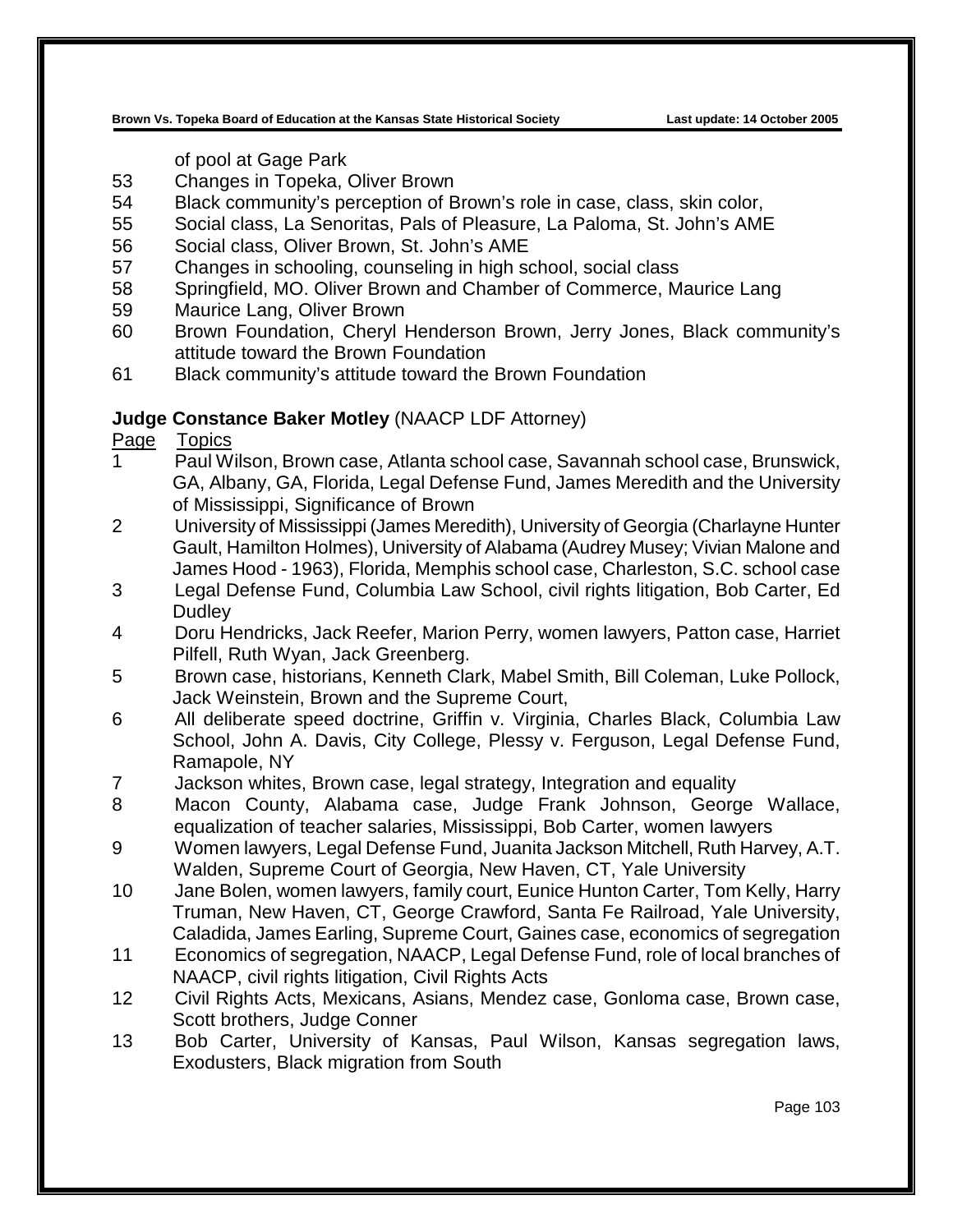of pool at Gage Park

53 Changes in Topeka, Oliver Brown

54 Black community's perception of Brown's role in case, class, skin color,

55 Social class, La Senoritas, Pals of Pleasure, La Paloma, St. John's AME

56 Social class, Oliver Brown, St. John's AME

57 Changes in schooling, counseling in high school, social class

58 Springfield, MO. Oliver Brown and Chamber of Commerce, Maurice Lang

59 Maurice Lang, Oliver Brown

60 Brown Foundation, Cheryl Henderson Brown, Jerry Jones, Black community's attitude toward the Brown Foundation

61 Black community's attitude toward the Brown Foundation

**Judge Constance Baker Motley** (NAACP LDF Attorney)

Page Topics

1 Paul Wilson, Brown case, Atlanta school case, Savannah school case, Brunswick, GA, Albany, GA, Florida, Legal Defense Fund, James Meredith and the University of Mississippi, Significance of Brown

2 University of Mississippi (James Meredith), University of Georgia (Charlayne Hunter Gault, Hamilton Holmes), University of Alabama (Audrey Musey; Vivian Malone and James Hood - 1963), Florida, Memphis school case, Charleston, S.C. school case

3 Legal Defense Fund, Columbia Law School, civil rights litigation, Bob Carter, Ed Dudley

4 Doru Hendricks, Jack Reefer, Marion Perry, women lawyers, Patton case, Harriet Pilfell, Ruth Wyan, Jack Greenberg.

5 Brown case, historians, Kenneth Clark, Mabel Smith, Bill Coleman, Luke Pollock, Jack Weinstein, Brown and the Supreme Court,

6 All deliberate speed doctrine, Griffin v. Virginia, Charles Black, Columbia Law School, John A. Davis, City College, Plessy v. Ferguson, Legal Defense Fund, Ramapole, NY

7 Jackson whites, Brown case, legal strategy, Integration and equality

8 Macon County, Alabama case, Judge Frank Johnson, George Wallace, equalization of teacher salaries, Mississippi, Bob Carter, women lawyers

9 Women lawyers, Legal Defense Fund, Juanita Jackson Mitchell, Ruth Harvey, A.T. Walden, Supreme Court of Georgia, New Haven, CT, Yale University

10 Jane Bolen, women lawyers, family court, Eunice Hunton Carter, Tom Kelly, Harry Truman, New Haven, CT, George Crawford, Santa Fe Railroad, Yale University, Caladida, James Earling, Supreme Court, Gaines case, economics of segregation

11 Economics of segregation, NAACP, Legal Defense Fund, role of local branches of NAACP, civil rights litigation, Civil Rights Acts

12 Civil Rights Acts, Mexicans, Asians, Mendez case, Gonloma case, Brown case, Scott brothers, Judge Conner

13 Bob Carter, University of Kansas, Paul Wilson, Kansas segregation laws, Exodusters, Black migration from South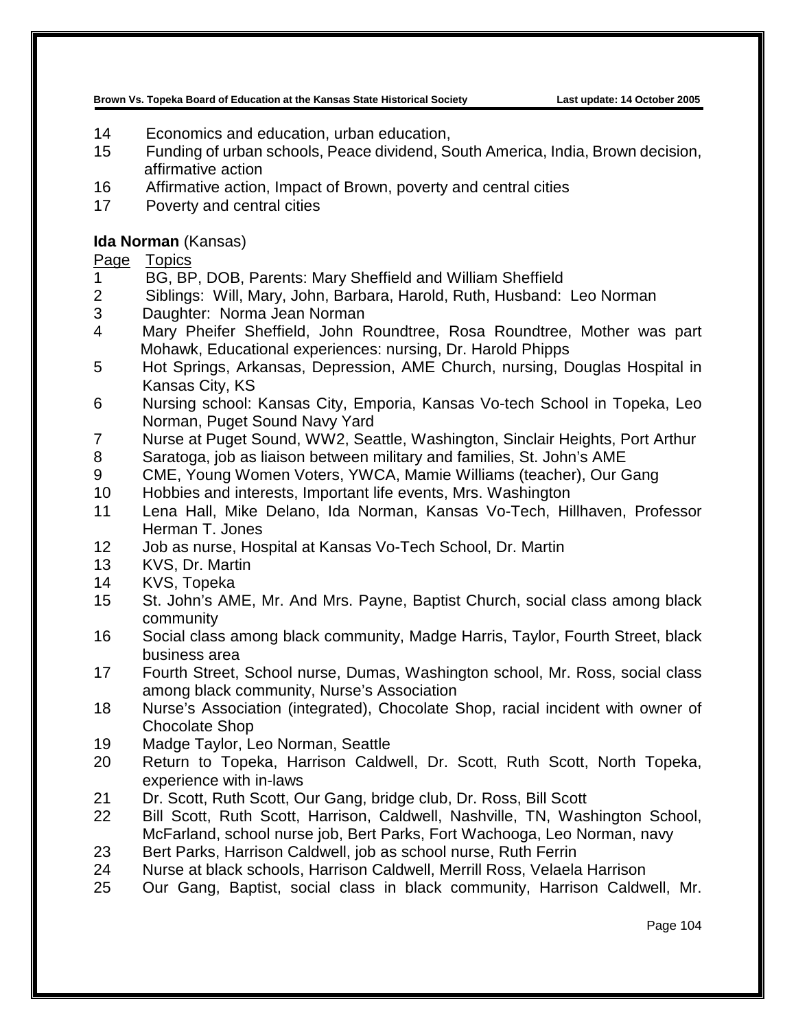14 Economics and education, urban education,
15 Funding of urban schools, Peace dividend, South America, India, Brown decision, affirmative action
16 Affirmative action, Impact of Brown, poverty and central cities
17 Poverty and central cities

**Ida Norman** (Kansas)

Page Topics
1 BG, BP, DOB, Parents: Mary Sheffield and William Sheffield
2 Siblings: Will, Mary, John, Barbara, Harold, Ruth, Husband: Leo Norman
3 Daughter: Norma Jean Norman
4 Mary Pheifer Sheffield, John Roundtree, Rosa Roundtree, Mother was part Mohawk, Educational experiences: nursing, Dr. Harold Phipps
5 Hot Springs, Arkansas, Depression, AME Church, nursing, Douglas Hospital in Kansas City, KS
6 Nursing school: Kansas City, Emporia, Kansas Vo-tech School in Topeka, Leo Norman, Puget Sound Navy Yard
7 Nurse at Puget Sound, WW2, Seattle, Washington, Sinclair Heights, Port Arthur
8 Saratoga, job as liaison between military and families, St. John's AME
9 CME, Young Women Voters, YWCA, Mamie Williams (teacher), Our Gang
10 Hobbies and interests, Important life events, Mrs. Washington
11 Lena Hall, Mike Delano, Ida Norman, Kansas Vo-Tech, Hillhaven, Professor Herman T. Jones
12 Job as nurse, Hospital at Kansas Vo-Tech School, Dr. Martin
13 KVS, Dr. Martin
14 KVS, Topeka
15 St. John's AME, Mr. And Mrs. Payne, Baptist Church, social class among black community
16 Social class among black community, Madge Harris, Taylor, Fourth Street, black business area
17 Fourth Street, School nurse, Dumas, Washington school, Mr. Ross, social class among black community, Nurse's Association
18 Nurse's Association (integrated), Chocolate Shop, racial incident with owner of Chocolate Shop
19 Madge Taylor, Leo Norman, Seattle
20 Return to Topeka, Harrison Caldwell, Dr. Scott, Ruth Scott, North Topeka, experience with in-laws
21 Dr. Scott, Ruth Scott, Our Gang, bridge club, Dr. Ross, Bill Scott
22 Bill Scott, Ruth Scott, Harrison, Caldwell, Nashville, TN, Washington School, McFarland, school nurse job, Bert Parks, Fort Wachooga, Leo Norman, navy
23 Bert Parks, Harrison Caldwell, job as school nurse, Ruth Ferrin
24 Nurse at black schools, Harrison Caldwell, Merrill Ross, Velaela Harrison
25 Our Gang, Baptist, social class in black community, Harrison Caldwell, Mr.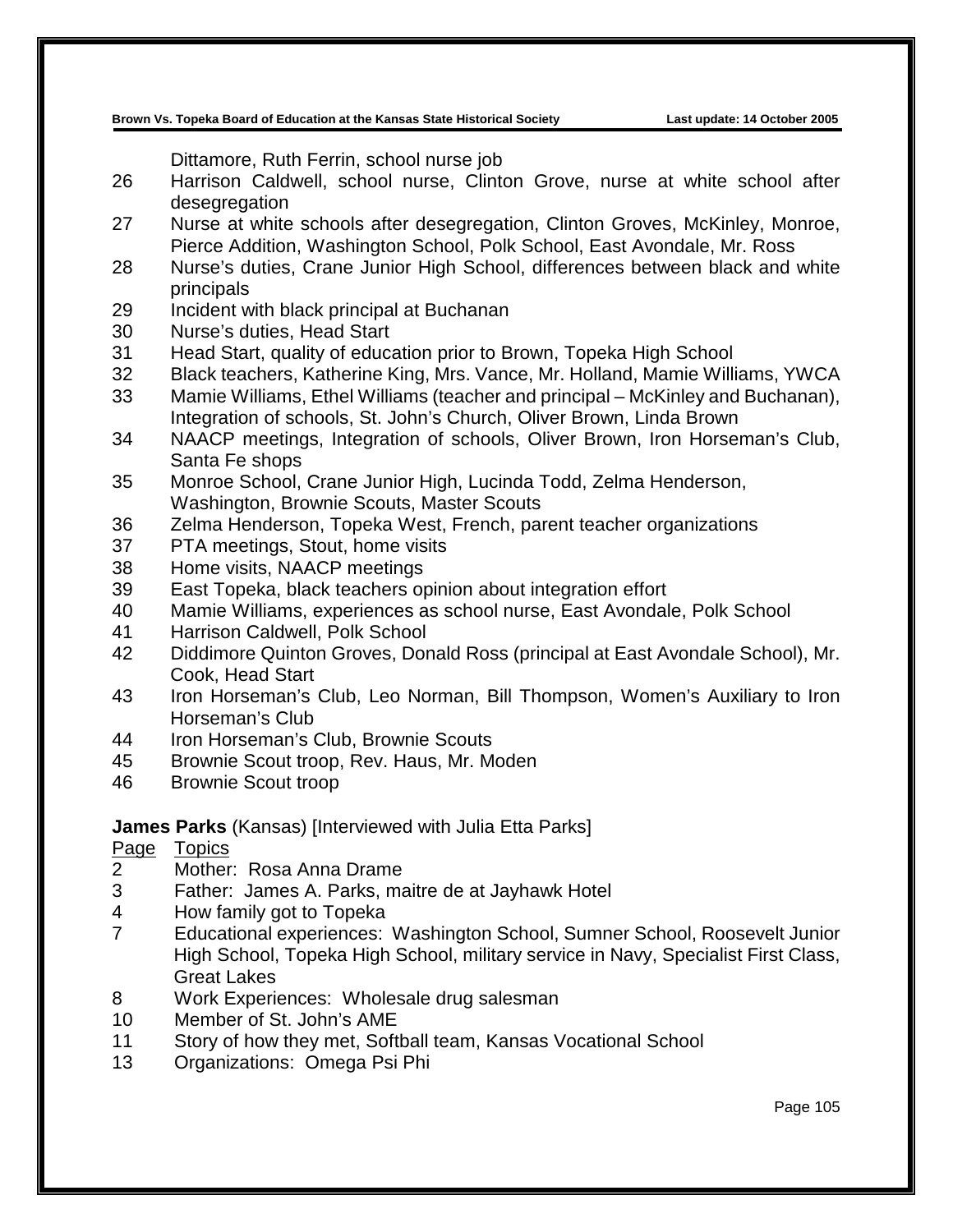Dittamore, Ruth Ferrin, school nurse job

26 Harrison Caldwell, school nurse, Clinton Grove, nurse at white school after desegregation

27 Nurse at white schools after desegregation, Clinton Groves, McKinley, Monroe, Pierce Addition, Washington School, Polk School, East Avondale, Mr. Ross

28 Nurse's duties, Crane Junior High School, differences between black and white principals

29 Incident with black principal at Buchanan

30 Nurse's duties, Head Start

31 Head Start, quality of education prior to Brown, Topeka High School

32 Black teachers, Katherine King, Mrs. Vance, Mr. Holland, Mamie Williams, YWCA

33 Mamie Williams, Ethel Williams (teacher and principal – McKinley and Buchanan), Integration of schools, St. John's Church, Oliver Brown, Linda Brown

34 NAACP meetings, Integration of schools, Oliver Brown, Iron Horseman's Club, Santa Fe shops

35 Monroe School, Crane Junior High, Lucinda Todd, Zelma Henderson, Washington, Brownie Scouts, Master Scouts

36 Zelma Henderson, Topeka West, French, parent teacher organizations

37 PTA meetings, Stout, home visits

38 Home visits, NAACP meetings

39 East Topeka, black teachers opinion about integration effort

40 Mamie Williams, experiences as school nurse, East Avondale, Polk School

41 Harrison Caldwell, Polk School

42 Diddimore Quinton Groves, Donald Ross (principal at East Avondale School), Mr. Cook, Head Start

43 Iron Horseman's Club, Leo Norman, Bill Thompson, Women's Auxiliary to Iron Horseman's Club

44 Iron Horseman's Club, Brownie Scouts

45 Brownie Scout troop, Rev. Haus, Mr. Moden

46 Brownie Scout troop

**James Parks** (Kansas) [Interviewed with Julia Etta Parks]

<u>Page</u> <u>Topics</u>

2 Mother: Rosa Anna Drame

3 Father: James A. Parks, maitre de at Jayhawk Hotel

4 How family got to Topeka

7 Educational experiences: Washington School, Sumner School, Roosevelt Junior High School, Topeka High School, military service in Navy, Specialist First Class, Great Lakes

8 Work Experiences: Wholesale drug salesman

10 Member of St. John's AME

11 Story of how they met, Softball team, Kansas Vocational School

13 Organizations: Omega Psi Phi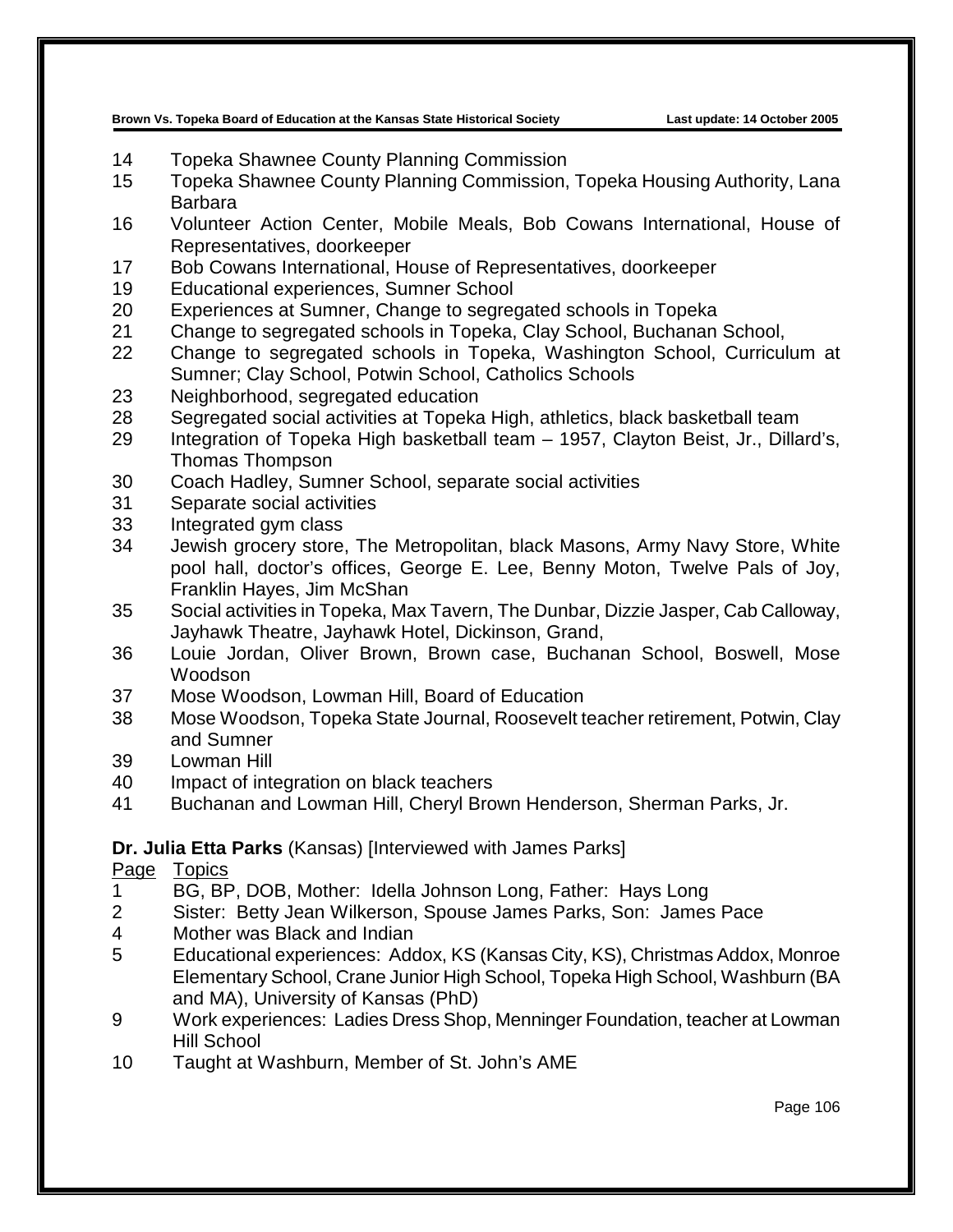| Page | Topics |
|---|---|
| 14 | Topeka Shawnee County Planning Commission |
| 15 | Topeka Shawnee County Planning Commission, Topeka Housing Authority, Lana Barbara |
| 16 | Volunteer Action Center, Mobile Meals, Bob Cowans International, House of Representatives, doorkeeper |
| 17 | Bob Cowans International, House of Representatives, doorkeeper |
| 19 | Educational experiences, Sumner School |
| 20 | Experiences at Sumner, Change to segregated schools in Topeka |
| 21 | Change to segregated schools in Topeka, Clay School, Buchanan School, |
| 22 | Change to segregated schools in Topeka, Washington School, Curriculum at Sumner; Clay School, Potwin School, Catholics Schools |
| 23 | Neighborhood, segregated education |
| 28 | Segregated social activities at Topeka High, athletics, black basketball team |
| 29 | Integration of Topeka High basketball team – 1957, Clayton Beist, Jr., Dillard's, Thomas Thompson |
| 30 | Coach Hadley, Sumner School, separate social activities |
| 31 | Separate social activities |
| 33 | Integrated gym class |
| 34 | Jewish grocery store, The Metropolitan, black Masons, Army Navy Store, White pool hall, doctor's offices, George E. Lee, Benny Moton, Twelve Pals of Joy, Franklin Hayes, Jim McShan |
| 35 | Social activities in Topeka, Max Tavern, The Dunbar, Dizzie Jasper, Cab Calloway, Jayhawk Theatre, Jayhawk Hotel, Dickinson, Grand, |
| 36 | Louie Jordan, Oliver Brown, Brown case, Buchanan School, Boswell, Mose Woodson |
| 37 | Mose Woodson, Lowman Hill, Board of Education |
| 38 | Mose Woodson, Topeka State Journal, Roosevelt teacher retirement, Potwin, Clay and Sumner |
| 39 | Lowman Hill |
| 40 | Impact of integration on black teachers |
| 41 | Buchanan and Lowman Hill, Cheryl Brown Henderson, Sherman Parks, Jr. |

**Dr. Julia Etta Parks** (Kansas) [Interviewed with James Parks]

| Page | Topics |
|---|---|
| 1 | BG, BP, DOB, Mother: Idella Johnson Long, Father: Hays Long |
| 2 | Sister: Betty Jean Wilkerson, Spouse James Parks, Son: James Pace |
| 4 | Mother was Black and Indian |
| 5 | Educational experiences: Addox, KS (Kansas City, KS), Christmas Addox, Monroe Elementary School, Crane Junior High School, Topeka High School, Washburn (BA and MA), University of Kansas (PhD) |
| 9 | Work experiences: Ladies Dress Shop, Menninger Foundation, teacher at Lowman Hill School |
| 10 | Taught at Washburn, Member of St. John's AME |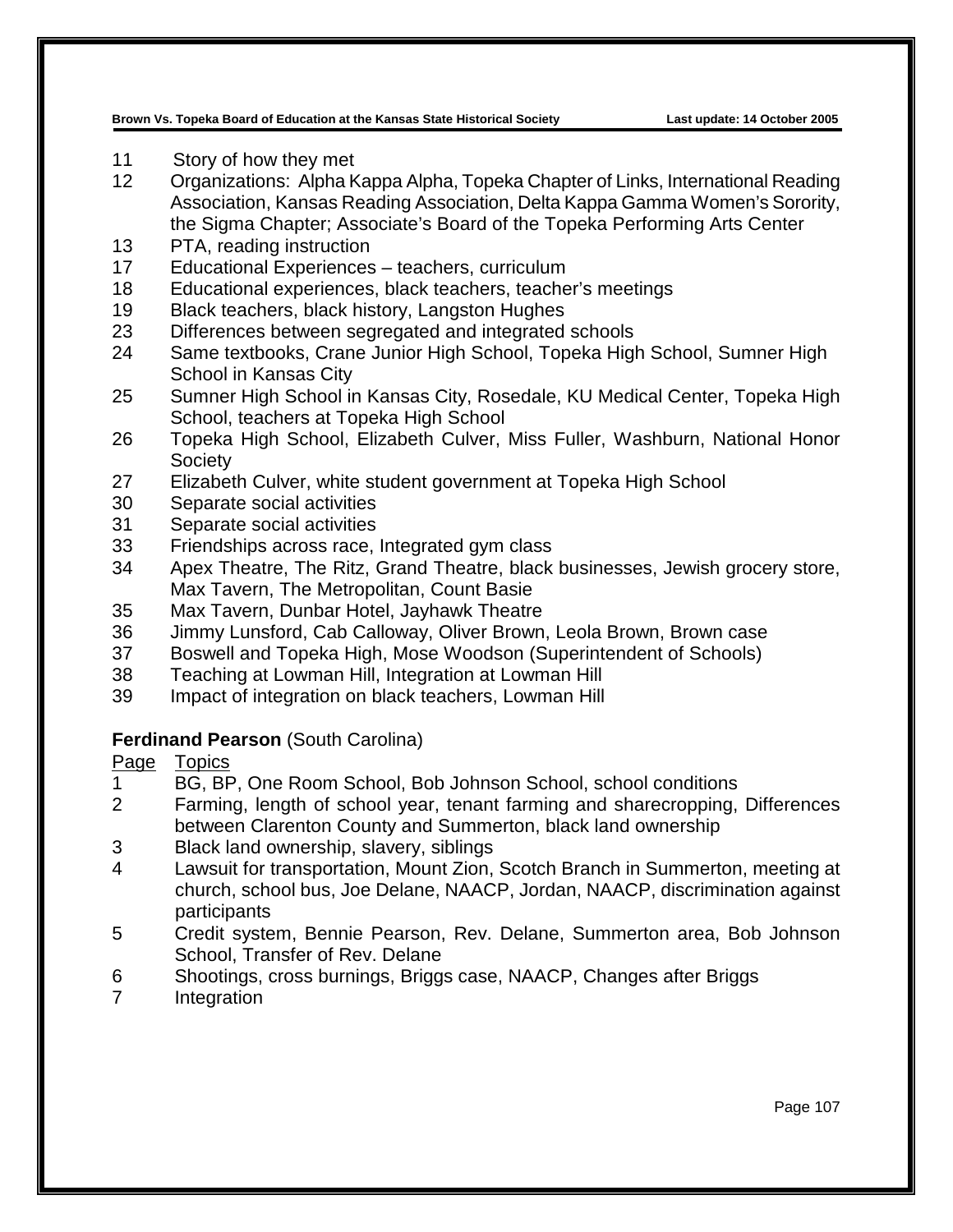| | |
|---|---|
| 11 | Story of how they met |
| 12 | Organizations: Alpha Kappa Alpha, Topeka Chapter of Links, International Reading Association, Kansas Reading Association, Delta Kappa Gamma Women's Sorority, the Sigma Chapter; Associate's Board of the Topeka Performing Arts Center |
| 13 | PTA, reading instruction |
| 17 | Educational Experiences – teachers, curriculum |
| 18 | Educational experiences, black teachers, teacher's meetings |
| 19 | Black teachers, black history, Langston Hughes |
| 23 | Differences between segregated and integrated schools |
| 24 | Same textbooks, Crane Junior High School, Topeka High School, Sumner High School in Kansas City |
| 25 | Sumner High School in Kansas City, Rosedale, KU Medical Center, Topeka High School, teachers at Topeka High School |
| 26 | Topeka High School, Elizabeth Culver, Miss Fuller, Washburn, National Honor Society |
| 27 | Elizabeth Culver, white student government at Topeka High School |
| 30 | Separate social activities |
| 31 | Separate social activities |
| 33 | Friendships across race, Integrated gym class |
| 34 | Apex Theatre, The Ritz, Grand Theatre, black businesses, Jewish grocery store, Max Tavern, The Metropolitan, Count Basie |
| 35 | Max Tavern, Dunbar Hotel, Jayhawk Theatre |
| 36 | Jimmy Lunsford, Cab Calloway, Oliver Brown, Leola Brown, Brown case |
| 37 | Boswell and Topeka High, Mose Woodson (Superintendent of Schools) |
| 38 | Teaching at Lowman Hill, Integration at Lowman Hill |
| 39 | Impact of integration on black teachers, Lowman Hill |

**Ferdinand Pearson** (South Carolina)

| Page | Topics |
|---|---|
| 1 | BG, BP, One Room School, Bob Johnson School, school conditions |
| 2 | Farming, length of school year, tenant farming and sharecropping, Differences between Clarenton County and Summerton, black land ownership |
| 3 | Black land ownership, slavery, siblings |
| 4 | Lawsuit for transportation, Mount Zion, Scotch Branch in Summerton, meeting at church, school bus, Joe Delane, NAACP, Jordan, NAACP, discrimination against participants |
| 5 | Credit system, Bennie Pearson, Rev. Delane, Summerton area, Bob Johnson School, Transfer of Rev. Delane |
| 6 | Shootings, cross burnings, Briggs case, NAACP, Changes after Briggs |
| 7 | Integration |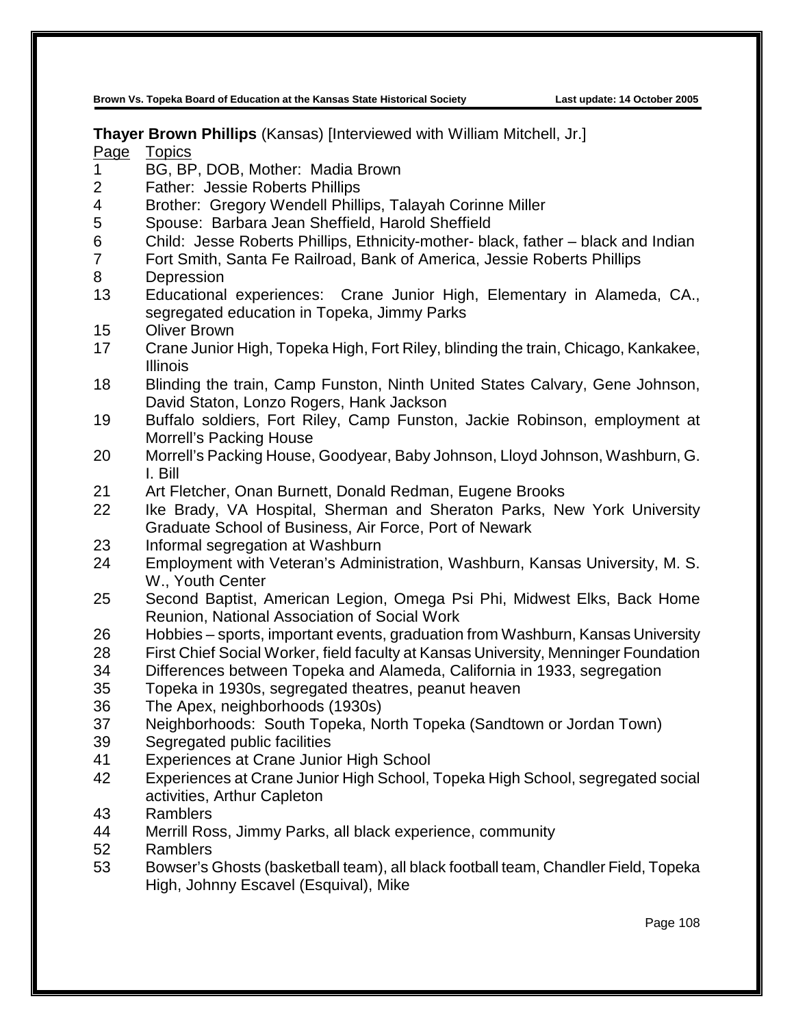**Thayer Brown Phillips** (Kansas) [Interviewed with William Mitchell, Jr.]

| Page | Topics |
|---|---|
| 1 | BG, BP, DOB, Mother: Madia Brown |
| 2 | Father: Jessie Roberts Phillips |
| 4 | Brother: Gregory Wendell Phillips, Talayah Corinne Miller |
| 5 | Spouse: Barbara Jean Sheffield, Harold Sheffield |
| 6 | Child: Jesse Roberts Phillips, Ethnicity-mother- black, father – black and Indian |
| 7 | Fort Smith, Santa Fe Railroad, Bank of America, Jessie Roberts Phillips |
| 8 | Depression |
| 13 | Educational experiences: Crane Junior High, Elementary in Alameda, CA., segregated education in Topeka, Jimmy Parks |
| 15 | Oliver Brown |
| 17 | Crane Junior High, Topeka High, Fort Riley, blinding the train, Chicago, Kankakee, Illinois |
| 18 | Blinding the train, Camp Funston, Ninth United States Calvary, Gene Johnson, David Staton, Lonzo Rogers, Hank Jackson |
| 19 | Buffalo soldiers, Fort Riley, Camp Funston, Jackie Robinson, employment at Morrell's Packing House |
| 20 | Morrell's Packing House, Goodyear, Baby Johnson, Lloyd Johnson, Washburn, G. I. Bill |
| 21 | Art Fletcher, Onan Burnett, Donald Redman, Eugene Brooks |
| 22 | Ike Brady, VA Hospital, Sherman and Sheraton Parks, New York University Graduate School of Business, Air Force, Port of Newark |
| 23 | Informal segregation at Washburn |
| 24 | Employment with Veteran's Administration, Washburn, Kansas University, M. S. W., Youth Center |
| 25 | Second Baptist, American Legion, Omega Psi Phi, Midwest Elks, Back Home Reunion, National Association of Social Work |
| 26 | Hobbies – sports, important events, graduation from Washburn, Kansas University |
| 28 | First Chief Social Worker, field faculty at Kansas University, Menninger Foundation |
| 34 | Differences between Topeka and Alameda, California in 1933, segregation |
| 35 | Topeka in 1930s, segregated theatres, peanut heaven |
| 36 | The Apex, neighborhoods (1930s) |
| 37 | Neighborhoods: South Topeka, North Topeka (Sandtown or Jordan Town) |
| 39 | Segregated public facilities |
| 41 | Experiences at Crane Junior High School |
| 42 | Experiences at Crane Junior High School, Topeka High School, segregated social activities, Arthur Capleton |
| 43 | Ramblers |
| 44 | Merrill Ross, Jimmy Parks, all black experience, community |
| 52 | Ramblers |
| 53 | Bowser's Ghosts (basketball team), all black football team, Chandler Field, Topeka High, Johnny Escavel (Esquival), Mike |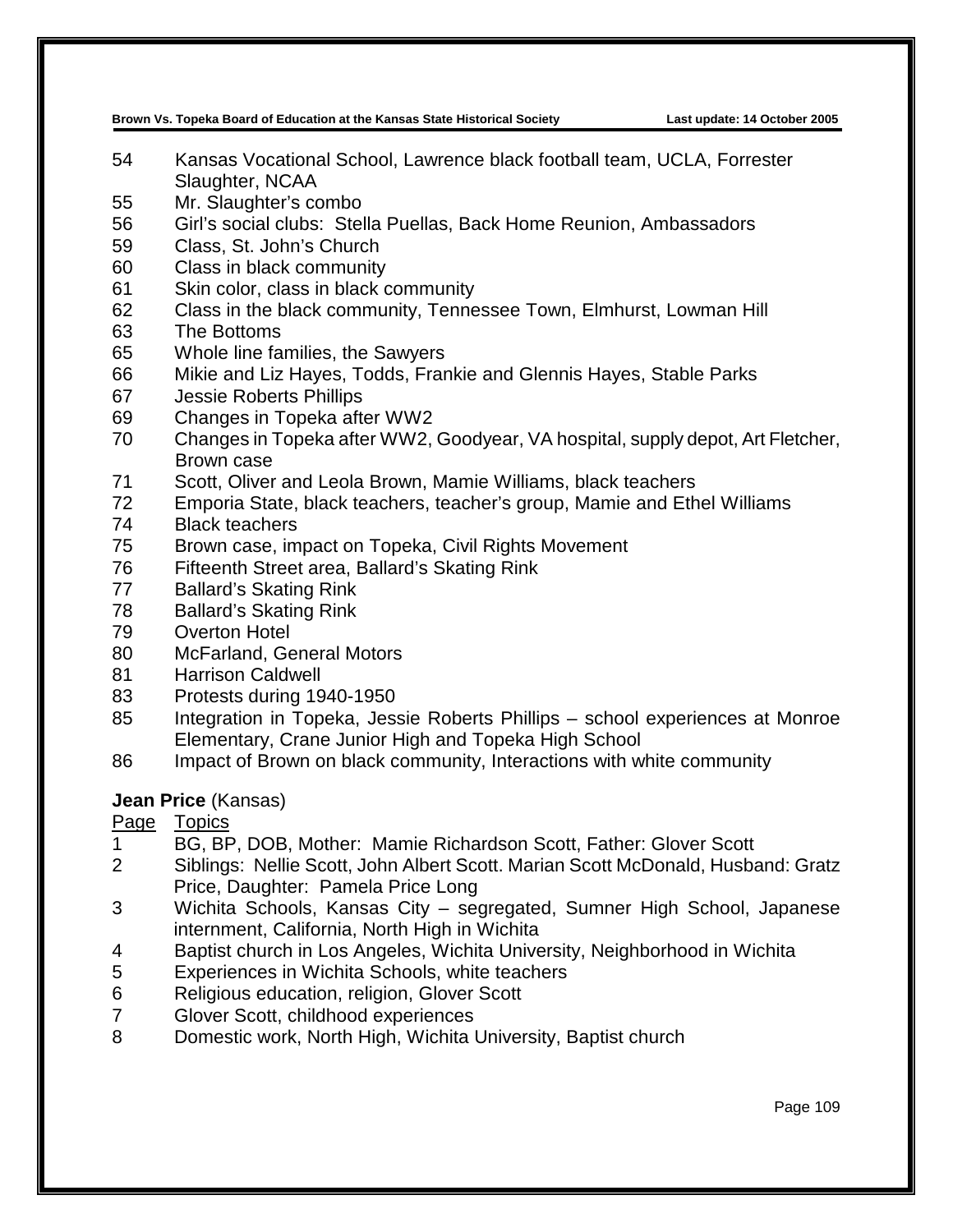54 Kansas Vocational School, Lawrence black football team, UCLA, Forrester Slaughter, NCAA
55 Mr. Slaughter's combo
56 Girl's social clubs: Stella Puellas, Back Home Reunion, Ambassadors
59 Class, St. John's Church
60 Class in black community
61 Skin color, class in black community
62 Class in the black community, Tennessee Town, Elmhurst, Lowman Hill
63 The Bottoms
65 Whole line families, the Sawyers
66 Mikie and Liz Hayes, Todds, Frankie and Glennis Hayes, Stable Parks
67 Jessie Roberts Phillips
69 Changes in Topeka after WW2
70 Changes in Topeka after WW2, Goodyear, VA hospital, supply depot, Art Fletcher, Brown case
71 Scott, Oliver and Leola Brown, Mamie Williams, black teachers
72 Emporia State, black teachers, teacher's group, Mamie and Ethel Williams
74 Black teachers
75 Brown case, impact on Topeka, Civil Rights Movement
76 Fifteenth Street area, Ballard's Skating Rink
77 Ballard's Skating Rink
78 Ballard's Skating Rink
79 Overton Hotel
80 McFarland, General Motors
81 Harrison Caldwell
83 Protests during 1940-1950
85 Integration in Topeka, Jessie Roberts Phillips – school experiences at Monroe Elementary, Crane Junior High and Topeka High School
86 Impact of Brown on black community, Interactions with white community

**Jean Price** (Kansas)

Page Topics
1 BG, BP, DOB, Mother: Mamie Richardson Scott, Father: Glover Scott
2 Siblings: Nellie Scott, John Albert Scott. Marian Scott McDonald, Husband: Gratz Price, Daughter: Pamela Price Long
3 Wichita Schools, Kansas City – segregated, Sumner High School, Japanese internment, California, North High in Wichita
4 Baptist church in Los Angeles, Wichita University, Neighborhood in Wichita
5 Experiences in Wichita Schools, white teachers
6 Religious education, religion, Glover Scott
7 Glover Scott, childhood experiences
8 Domestic work, North High, Wichita University, Baptist church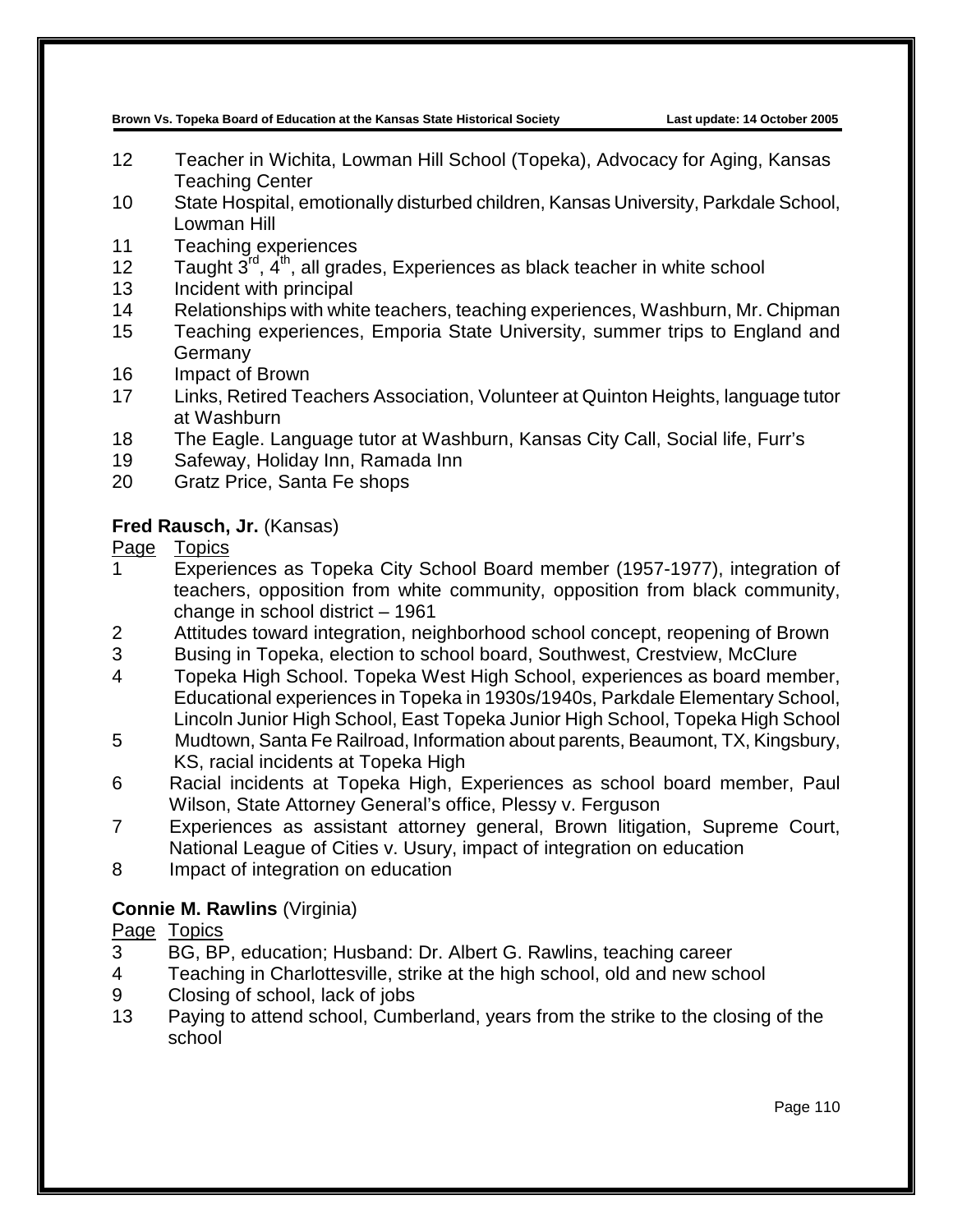12 Teacher in Wichita, Lowman Hill School (Topeka), Advocacy for Aging, Kansas Teaching Center
10 State Hospital, emotionally disturbed children, Kansas University, Parkdale School, Lowman Hill
11 Teaching experiences
12 Taught 3rd, 4th, all grades, Experiences as black teacher in white school
13 Incident with principal
14 Relationships with white teachers, teaching experiences, Washburn, Mr. Chipman
15 Teaching experiences, Emporia State University, summer trips to England and Germany
16 Impact of Brown
17 Links, Retired Teachers Association, Volunteer at Quinton Heights, language tutor at Washburn
18 The Eagle. Language tutor at Washburn, Kansas City Call, Social life, Furr's
19 Safeway, Holiday Inn, Ramada Inn
20 Gratz Price, Santa Fe shops

**Fred Rausch, Jr.** (Kansas)

Page Topics
1 Experiences as Topeka City School Board member (1957-1977), integration of teachers, opposition from white community, opposition from black community, change in school district – 1961
2 Attitudes toward integration, neighborhood school concept, reopening of Brown
3 Busing in Topeka, election to school board, Southwest, Crestview, McClure
4 Topeka High School. Topeka West High School, experiences as board member, Educational experiences in Topeka in 1930s/1940s, Parkdale Elementary School, Lincoln Junior High School, East Topeka Junior High School, Topeka High School
5 Mudtown, Santa Fe Railroad, Information about parents, Beaumont, TX, Kingsbury, KS, racial incidents at Topeka High
6 Racial incidents at Topeka High, Experiences as school board member, Paul Wilson, State Attorney General's office, Plessy v. Ferguson
7 Experiences as assistant attorney general, Brown litigation, Supreme Court, National League of Cities v. Usury, impact of integration on education
8 Impact of integration on education

**Connie M. Rawlins** (Virginia)

Page Topics
3 BG, BP, education; Husband: Dr. Albert G. Rawlins, teaching career
4 Teaching in Charlottesville, strike at the high school, old and new school
9 Closing of school, lack of jobs
13 Paying to attend school, Cumberland, years from the strike to the closing of the school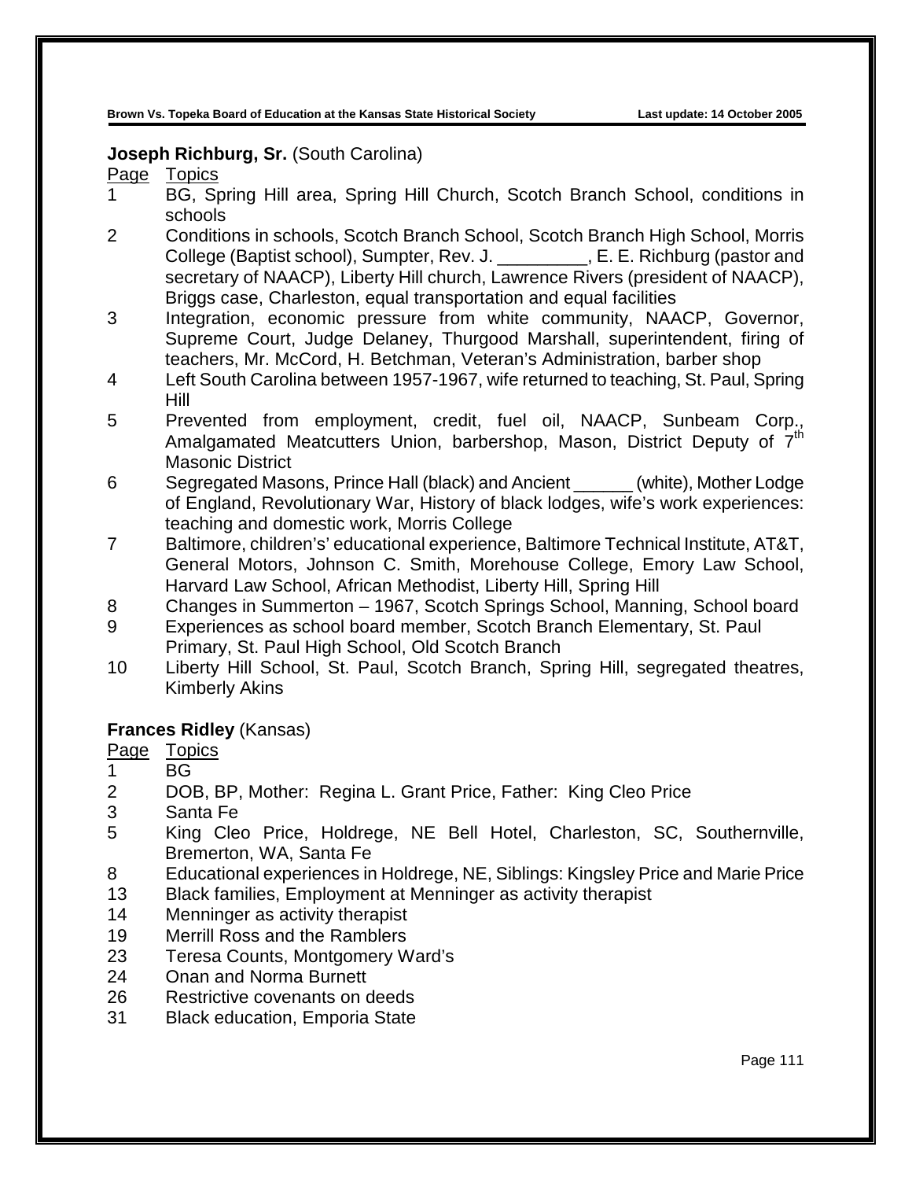**Joseph Richburg, Sr.** (South Carolina)

| Page | Topics |
|---|---|
| 1 | BG, Spring Hill area, Spring Hill Church, Scotch Branch School, conditions in schools |
| 2 | Conditions in schools, Scotch Branch School, Scotch Branch High School, Morris College (Baptist school), Sumpter, Rev. J. _________, E. E. Richburg (pastor and secretary of NAACP), Liberty Hill church, Lawrence Rivers (president of NAACP), Briggs case, Charleston, equal transportation and equal facilities |
| 3 | Integration, economic pressure from white community, NAACP, Governor, Supreme Court, Judge Delaney, Thurgood Marshall, superintendent, firing of teachers, Mr. McCord, H. Betchman, Veteran's Administration, barber shop |
| 4 | Left South Carolina between 1957-1967, wife returned to teaching, St. Paul, Spring Hill |
| 5 | Prevented from employment, credit, fuel oil, NAACP, Sunbeam Corp., Amalgamated Meatcutters Union, barbershop, Mason, District Deputy of 7th Masonic District |
| 6 | Segregated Masons, Prince Hall (black) and Ancient ______ (white), Mother Lodge of England, Revolutionary War, History of black lodges, wife's work experiences: teaching and domestic work, Morris College |
| 7 | Baltimore, children's' educational experience, Baltimore Technical Institute, AT&T, General Motors, Johnson C. Smith, Morehouse College, Emory Law School, Harvard Law School, African Methodist, Liberty Hill, Spring Hill |
| 8 | Changes in Summerton – 1967, Scotch Springs School, Manning, School board |
| 9 | Experiences as school board member, Scotch Branch Elementary, St. Paul Primary, St. Paul High School, Old Scotch Branch |
| 10 | Liberty Hill School, St. Paul, Scotch Branch, Spring Hill, segregated theatres, Kimberly Akins |

**Frances Ridley** (Kansas)

| Page | Topics |
|---|---|
| 1 | BG |
| 2 | DOB, BP, Mother: Regina L. Grant Price, Father: King Cleo Price |
| 3 | Santa Fe |
| 5 | King Cleo Price, Holdrege, NE Bell Hotel, Charleston, SC, Southernville, Bremerton, WA, Santa Fe |
| 8 | Educational experiences in Holdrege, NE, Siblings: Kingsley Price and Marie Price |
| 13 | Black families, Employment at Menninger as activity therapist |
| 14 | Menninger as activity therapist |
| 19 | Merrill Ross and the Ramblers |
| 23 | Teresa Counts, Montgomery Ward's |
| 24 | Onan and Norma Burnett |
| 26 | Restrictive covenants on deeds |
| 31 | Black education, Emporia State |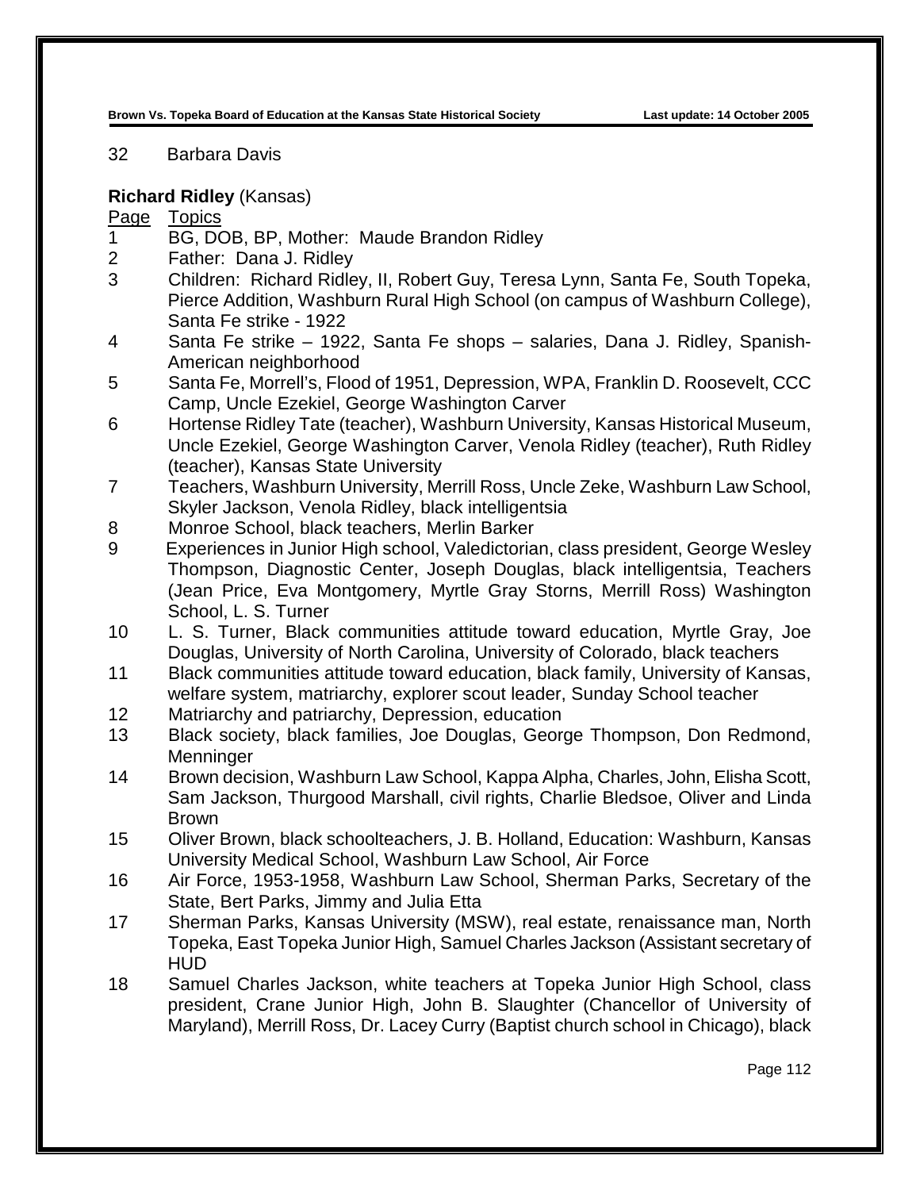32 Barbara Davis

**Richard Ridley** (Kansas)

| Page | Topics |
|---|---|
| 1 | BG, DOB, BP, Mother: Maude Brandon Ridley |
| 2 | Father: Dana J. Ridley |
| 3 | Children: Richard Ridley, II, Robert Guy, Teresa Lynn, Santa Fe, South Topeka, Pierce Addition, Washburn Rural High School (on campus of Washburn College), Santa Fe strike - 1922 |
| 4 | Santa Fe strike – 1922, Santa Fe shops – salaries, Dana J. Ridley, Spanish-American neighborhood |
| 5 | Santa Fe, Morrell's, Flood of 1951, Depression, WPA, Franklin D. Roosevelt, CCC Camp, Uncle Ezekiel, George Washington Carver |
| 6 | Hortense Ridley Tate (teacher), Washburn University, Kansas Historical Museum, Uncle Ezekiel, George Washington Carver, Venola Ridley (teacher), Ruth Ridley (teacher), Kansas State University |
| 7 | Teachers, Washburn University, Merrill Ross, Uncle Zeke, Washburn Law School, Skyler Jackson, Venola Ridley, black intelligentsia |
| 8 | Monroe School, black teachers, Merlin Barker |
| 9 | Experiences in Junior High school, Valedictorian, class president, George Wesley Thompson, Diagnostic Center, Joseph Douglas, black intelligentsia, Teachers (Jean Price, Eva Montgomery, Myrtle Gray Storns, Merrill Ross) Washington School, L. S. Turner |
| 10 | L. S. Turner, Black communities attitude toward education, Myrtle Gray, Joe Douglas, University of North Carolina, University of Colorado, black teachers |
| 11 | Black communities attitude toward education, black family, University of Kansas, welfare system, matriarchy, explorer scout leader, Sunday School teacher |
| 12 | Matriarchy and patriarchy, Depression, education |
| 13 | Black society, black families, Joe Douglas, George Thompson, Don Redmond, Menninger |
| 14 | Brown decision, Washburn Law School, Kappa Alpha, Charles, John, Elisha Scott, Sam Jackson, Thurgood Marshall, civil rights, Charlie Bledsoe, Oliver and Linda Brown |
| 15 | Oliver Brown, black schoolteachers, J. B. Holland, Education: Washburn, Kansas University Medical School, Washburn Law School, Air Force |
| 16 | Air Force, 1953-1958, Washburn Law School, Sherman Parks, Secretary of the State, Bert Parks, Jimmy and Julia Etta |
| 17 | Sherman Parks, Kansas University (MSW), real estate, renaissance man, North Topeka, East Topeka Junior High, Samuel Charles Jackson (Assistant secretary of HUD |
| 18 | Samuel Charles Jackson, white teachers at Topeka Junior High School, class president, Crane Junior High, John B. Slaughter (Chancellor of University of Maryland), Merrill Ross, Dr. Lacey Curry (Baptist church school in Chicago), black |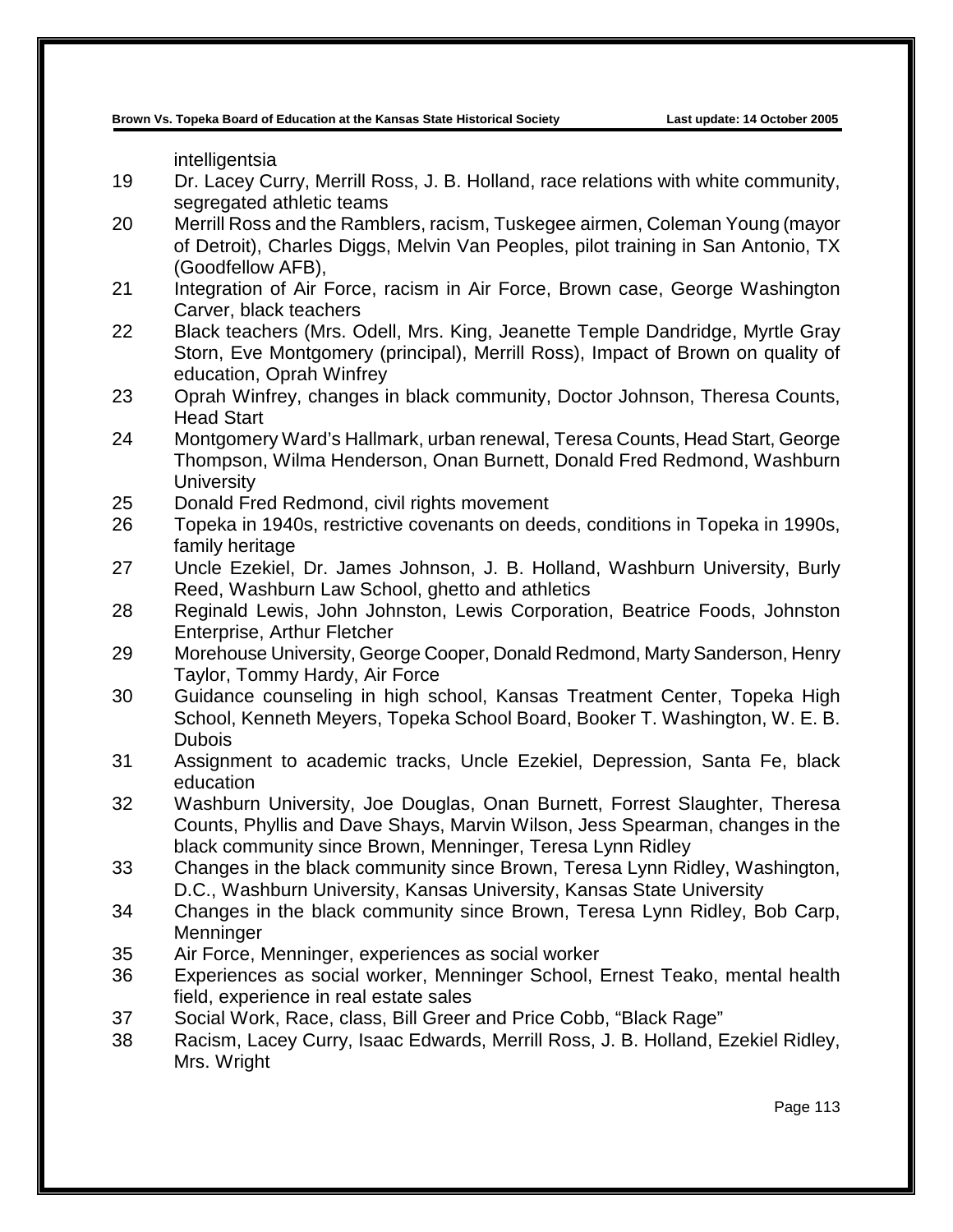intelligentsia

19 Dr. Lacey Curry, Merrill Ross, J. B. Holland, race relations with white community, segregated athletic teams

20 Merrill Ross and the Ramblers, racism, Tuskegee airmen, Coleman Young (mayor of Detroit), Charles Diggs, Melvin Van Peoples, pilot training in San Antonio, TX (Goodfellow AFB),

21 Integration of Air Force, racism in Air Force, Brown case, George Washington Carver, black teachers

22 Black teachers (Mrs. Odell, Mrs. King, Jeanette Temple Dandridge, Myrtle Gray Storn, Eve Montgomery (principal), Merrill Ross), Impact of Brown on quality of education, Oprah Winfrey

23 Oprah Winfrey, changes in black community, Doctor Johnson, Theresa Counts, Head Start

24 Montgomery Ward's Hallmark, urban renewal, Teresa Counts, Head Start, George Thompson, Wilma Henderson, Onan Burnett, Donald Fred Redmond, Washburn University

25 Donald Fred Redmond, civil rights movement

26 Topeka in 1940s, restrictive covenants on deeds, conditions in Topeka in 1990s, family heritage

27 Uncle Ezekiel, Dr. James Johnson, J. B. Holland, Washburn University, Burly Reed, Washburn Law School, ghetto and athletics

28 Reginald Lewis, John Johnston, Lewis Corporation, Beatrice Foods, Johnston Enterprise, Arthur Fletcher

29 Morehouse University, George Cooper, Donald Redmond, Marty Sanderson, Henry Taylor, Tommy Hardy, Air Force

30 Guidance counseling in high school, Kansas Treatment Center, Topeka High School, Kenneth Meyers, Topeka School Board, Booker T. Washington, W. E. B. Dubois

31 Assignment to academic tracks, Uncle Ezekiel, Depression, Santa Fe, black education

32 Washburn University, Joe Douglas, Onan Burnett, Forrest Slaughter, Theresa Counts, Phyllis and Dave Shays, Marvin Wilson, Jess Spearman, changes in the black community since Brown, Menninger, Teresa Lynn Ridley

33 Changes in the black community since Brown, Teresa Lynn Ridley, Washington, D.C., Washburn University, Kansas University, Kansas State University

34 Changes in the black community since Brown, Teresa Lynn Ridley, Bob Carp, Menninger

35 Air Force, Menninger, experiences as social worker

36 Experiences as social worker, Menninger School, Ernest Teako, mental health field, experience in real estate sales

37 Social Work, Race, class, Bill Greer and Price Cobb, "Black Rage"

38 Racism, Lacey Curry, Isaac Edwards, Merrill Ross, J. B. Holland, Ezekiel Ridley, Mrs. Wright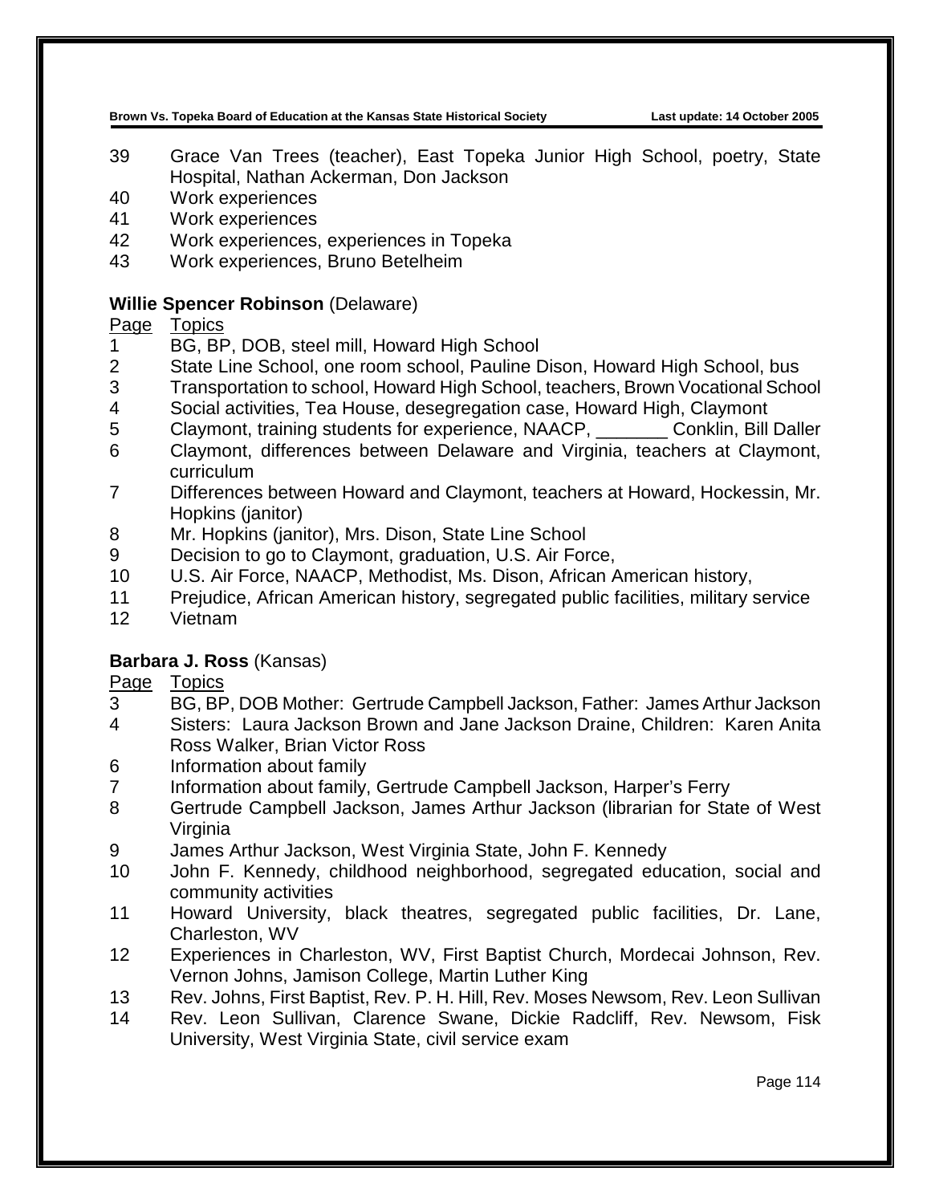| | |
|---|---|
| 39 | Grace Van Trees (teacher), East Topeka Junior High School, poetry, State Hospital, Nathan Ackerman, Don Jackson |
| 40 | Work experiences |
| 41 | Work experiences |
| 42 | Work experiences, experiences in Topeka |
| 43 | Work experiences, Bruno Betelheim |

**Willie Spencer Robinson** (Delaware)

| Page | Topics |
|---|---|
| 1 | BG, BP, DOB, steel mill, Howard High School |
| 2 | State Line School, one room school, Pauline Dison, Howard High School, bus |
| 3 | Transportation to school, Howard High School, teachers, Brown Vocational School |
| 4 | Social activities, Tea House, desegregation case, Howard High, Claymont |
| 5 | Claymont, training students for experience, NAACP, _______ Conklin, Bill Daller |
| 6 | Claymont, differences between Delaware and Virginia, teachers at Claymont, curriculum |
| 7 | Differences between Howard and Claymont, teachers at Howard, Hockessin, Mr. Hopkins (janitor) |
| 8 | Mr. Hopkins (janitor), Mrs. Dison, State Line School |
| 9 | Decision to go to Claymont, graduation, U.S. Air Force, |
| 10 | U.S. Air Force, NAACP, Methodist, Ms. Dison, African American history, |
| 11 | Prejudice, African American history, segregated public facilities, military service |
| 12 | Vietnam |

**Barbara J. Ross** (Kansas)

| Page | Topics |
|---|---|
| 3 | BG, BP, DOB Mother: Gertrude Campbell Jackson, Father: James Arthur Jackson |
| 4 | Sisters: Laura Jackson Brown and Jane Jackson Draine, Children: Karen Anita Ross Walker, Brian Victor Ross |
| 6 | Information about family |
| 7 | Information about family, Gertrude Campbell Jackson, Harper's Ferry |
| 8 | Gertrude Campbell Jackson, James Arthur Jackson (librarian for State of West Virginia |
| 9 | James Arthur Jackson, West Virginia State, John F. Kennedy |
| 10 | John F. Kennedy, childhood neighborhood, segregated education, social and community activities |
| 11 | Howard University, black theatres, segregated public facilities, Dr. Lane, Charleston, WV |
| 12 | Experiences in Charleston, WV, First Baptist Church, Mordecai Johnson, Rev. Vernon Johns, Jamison College, Martin Luther King |
| 13 | Rev. Johns, First Baptist, Rev. P. H. Hill, Rev. Moses Newsom, Rev. Leon Sullivan |
| 14 | Rev. Leon Sullivan, Clarence Swane, Dickie Radcliff, Rev. Newsom, Fisk University, West Virginia State, civil service exam |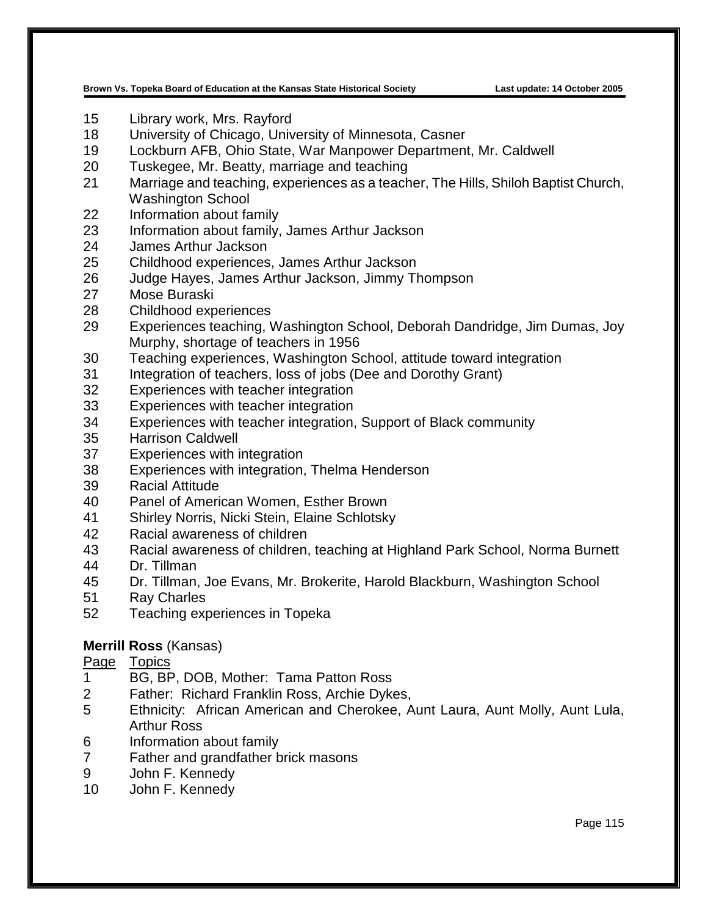15	Library work, Mrs. Rayford
18	University of Chicago, University of Minnesota, Casner
19	Lockburn AFB, Ohio State, War Manpower Department, Mr. Caldwell
20	Tuskegee, Mr. Beatty, marriage and teaching
21	Marriage and teaching, experiences as a teacher, The Hills, Shiloh Baptist Church, Washington School
22	Information about family
23	Information about family, James Arthur Jackson
24	James Arthur Jackson
25	Childhood experiences, James Arthur Jackson
26	Judge Hayes, James Arthur Jackson, Jimmy Thompson
27	Mose Buraski
28	Childhood experiences
29	Experiences teaching, Washington School, Deborah Dandridge, Jim Dumas, Joy Murphy, shortage of teachers in 1956
30	Teaching experiences, Washington School, attitude toward integration
31	Integration of teachers, loss of jobs (Dee and Dorothy Grant)
32	Experiences with teacher integration
33	Experiences with teacher integration
34	Experiences with teacher integration, Support of Black community
35	Harrison Caldwell
37	Experiences with integration
38	Experiences with integration, Thelma Henderson
39	Racial Attitude
40	Panel of American Women, Esther Brown
41	Shirley Norris, Nicki Stein, Elaine Schlotsky
42	Racial awareness of children
43	Racial awareness of children, teaching at Highland Park School, Norma Burnett
44	Dr. Tillman
45	Dr. Tillman, Joe Evans, Mr. Brokerite, Harold Blackburn, Washington School
51	Ray Charles
52	Teaching experiences in Topeka

**Merrill Ross** (Kansas)

<u>Page</u>	<u>Topics</u>
1	BG, BP, DOB, Mother: Tama Patton Ross
2	Father: Richard Franklin Ross, Archie Dykes,
5	Ethnicity: African American and Cherokee, Aunt Laura, Aunt Molly, Aunt Lula, Arthur Ross
6	Information about family
7	Father and grandfather brick masons
9	John F. Kennedy
10	John F. Kennedy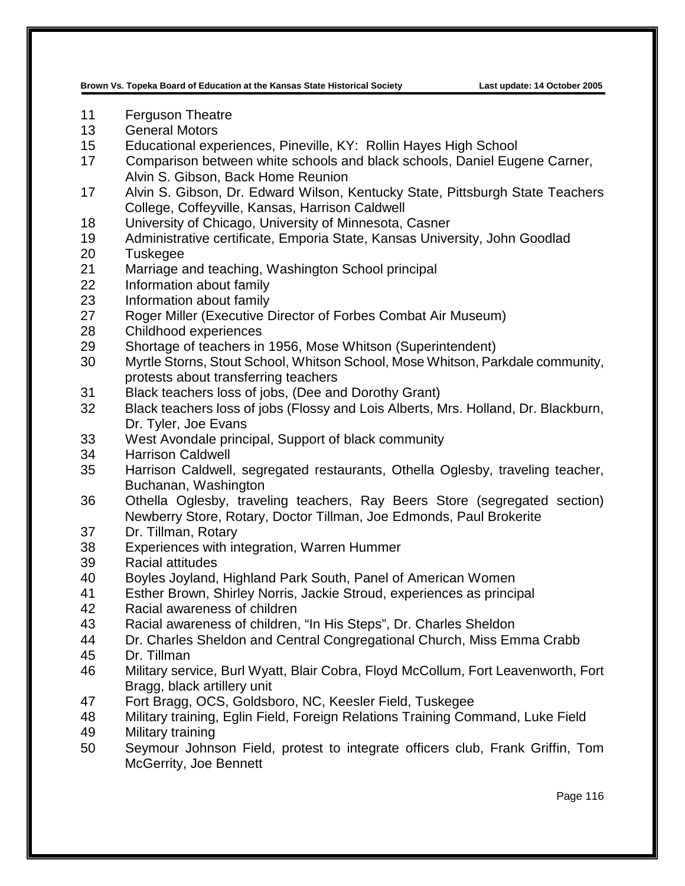11 Ferguson Theatre
13 General Motors
15 Educational experiences, Pineville, KY: Rollin Hayes High School
17 Comparison between white schools and black schools, Daniel Eugene Carner, Alvin S. Gibson, Back Home Reunion
17 Alvin S. Gibson, Dr. Edward Wilson, Kentucky State, Pittsburgh State Teachers College, Coffeyville, Kansas, Harrison Caldwell
18 University of Chicago, University of Minnesota, Casner
19 Administrative certificate, Emporia State, Kansas University, John Goodlad
20 Tuskegee
21 Marriage and teaching, Washington School principal
22 Information about family
23 Information about family
27 Roger Miller (Executive Director of Forbes Combat Air Museum)
28 Childhood experiences
29 Shortage of teachers in 1956, Mose Whitson (Superintendent)
30 Myrtle Storns, Stout School, Whitson School, Mose Whitson, Parkdale community, protests about transferring teachers
31 Black teachers loss of jobs, (Dee and Dorothy Grant)
32 Black teachers loss of jobs (Flossy and Lois Alberts, Mrs. Holland, Dr. Blackburn, Dr. Tyler, Joe Evans
33 West Avondale principal, Support of black community
34 Harrison Caldwell
35 Harrison Caldwell, segregated restaurants, Othella Oglesby, traveling teacher, Buchanan, Washington
36 Othella Oglesby, traveling teachers, Ray Beers Store (segregated section) Newberry Store, Rotary, Doctor Tillman, Joe Edmonds, Paul Brokerite
37 Dr. Tillman, Rotary
38 Experiences with integration, Warren Hummer
39 Racial attitudes
40 Boyles Joyland, Highland Park South, Panel of American Women
41 Esther Brown, Shirley Norris, Jackie Stroud, experiences as principal
42 Racial awareness of children
43 Racial awareness of children, "In His Steps", Dr. Charles Sheldon
44 Dr. Charles Sheldon and Central Congregational Church, Miss Emma Crabb
45 Dr. Tillman
46 Military service, Burl Wyatt, Blair Cobra, Floyd McCollum, Fort Leavenworth, Fort Bragg, black artillery unit
47 Fort Bragg, OCS, Goldsboro, NC, Keesler Field, Tuskegee
48 Military training, Eglin Field, Foreign Relations Training Command, Luke Field
49 Military training
50 Seymour Johnson Field, protest to integrate officers club, Frank Griffin, Tom McGerrity, Joe Bennett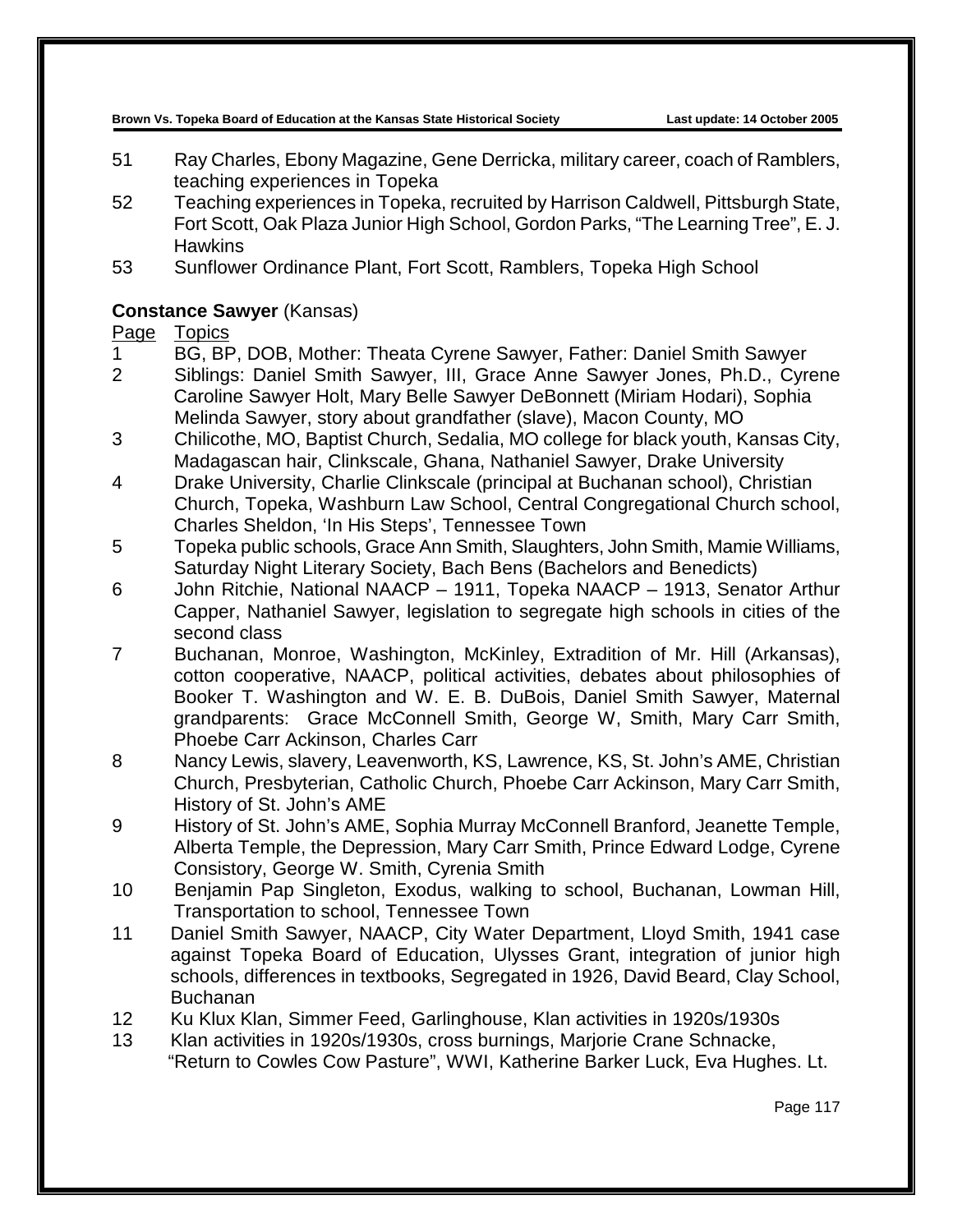51 Ray Charles, Ebony Magazine, Gene Derricka, military career, coach of Ramblers, teaching experiences in Topeka

52 Teaching experiences in Topeka, recruited by Harrison Caldwell, Pittsburgh State, Fort Scott, Oak Plaza Junior High School, Gordon Parks, "The Learning Tree", E. J. Hawkins

53 Sunflower Ordinance Plant, Fort Scott, Ramblers, Topeka High School

**Constance Sawyer** (Kansas)

| Page | Topics |
|---|---|
| 1 | BG, BP, DOB, Mother: Theata Cyrene Sawyer, Father: Daniel Smith Sawyer |
| 2 | Siblings: Daniel Smith Sawyer, III, Grace Anne Sawyer Jones, Ph.D., Cyrene Caroline Sawyer Holt, Mary Belle Sawyer DeBonnett (Miriam Hodari), Sophia Melinda Sawyer, story about grandfather (slave), Macon County, MO |
| 3 | Chilicothe, MO, Baptist Church, Sedalia, MO college for black youth, Kansas City, Madagascan hair, Clinkscale, Ghana, Nathaniel Sawyer, Drake University |
| 4 | Drake University, Charlie Clinkscale (principal at Buchanan school), Christian Church, Topeka, Washburn Law School, Central Congregational Church school, Charles Sheldon, 'In His Steps', Tennessee Town |
| 5 | Topeka public schools, Grace Ann Smith, Slaughters, John Smith, Mamie Williams, Saturday Night Literary Society, Bach Bens (Bachelors and Benedicts) |
| 6 | John Ritchie, National NAACP – 1911, Topeka NAACP – 1913, Senator Arthur Capper, Nathaniel Sawyer, legislation to segregate high schools in cities of the second class |
| 7 | Buchanan, Monroe, Washington, McKinley, Extradition of Mr. Hill (Arkansas), cotton cooperative, NAACP, political activities, debates about philosophies of Booker T. Washington and W. E. B. DuBois, Daniel Smith Sawyer, Maternal grandparents: Grace McConnell Smith, George W, Smith, Mary Carr Smith, Phoebe Carr Ackinson, Charles Carr |
| 8 | Nancy Lewis, slavery, Leavenworth, KS, Lawrence, KS, St. John's AME, Christian Church, Presbyterian, Catholic Church, Phoebe Carr Ackinson, Mary Carr Smith, History of St. John's AME |
| 9 | History of St. John's AME, Sophia Murray McConnell Branford, Jeanette Temple, Alberta Temple, the Depression, Mary Carr Smith, Prince Edward Lodge, Cyrene Consistory, George W. Smith, Cyrenia Smith |
| 10 | Benjamin Pap Singleton, Exodus, walking to school, Buchanan, Lowman Hill, Transportation to school, Tennessee Town |
| 11 | Daniel Smith Sawyer, NAACP, City Water Department, Lloyd Smith, 1941 case against Topeka Board of Education, Ulysses Grant, integration of junior high schools, differences in textbooks, Segregated in 1926, David Beard, Clay School, Buchanan |
| 12 | Ku Klux Klan, Simmer Feed, Garlinghouse, Klan activities in 1920s/1930s |
| 13 | Klan activities in 1920s/1930s, cross burnings, Marjorie Crane Schnacke, "Return to Cowles Cow Pasture", WWI, Katherine Barker Luck, Eva Hughes. Lt. |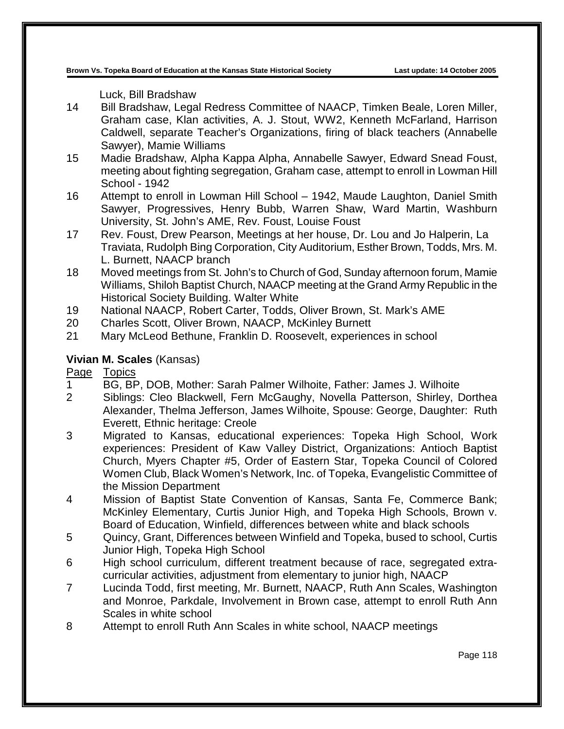Luck, Bill Bradshaw

| Page | Topics |
|---|---|
| 14 | Bill Bradshaw, Legal Redress Committee of NAACP, Timken Beale, Loren Miller, Graham case, Klan activities, A. J. Stout, WW2, Kenneth McFarland, Harrison Caldwell, separate Teacher's Organizations, firing of black teachers (Annabelle Sawyer), Mamie Williams |
| 15 | Madie Bradshaw, Alpha Kappa Alpha, Annabelle Sawyer, Edward Snead Foust, meeting about fighting segregation, Graham case, attempt to enroll in Lowman Hill School - 1942 |
| 16 | Attempt to enroll in Lowman Hill School – 1942, Maude Laughton, Daniel Smith Sawyer, Progressives, Henry Bubb, Warren Shaw, Ward Martin, Washburn University, St. John's AME, Rev. Foust, Louise Foust |
| 17 | Rev. Foust, Drew Pearson, Meetings at her house, Dr. Lou and Jo Halperin, La Traviata, Rudolph Bing Corporation, City Auditorium, Esther Brown, Todds, Mrs. M. L. Burnett, NAACP branch |
| 18 | Moved meetings from St. John's to Church of God, Sunday afternoon forum, Mamie Williams, Shiloh Baptist Church, NAACP meeting at the Grand Army Republic in the Historical Society Building. Walter White |
| 19 | National NAACP, Robert Carter, Todds, Oliver Brown, St. Mark's AME |
| 20 | Charles Scott, Oliver Brown, NAACP, McKinley Burnett |
| 21 | Mary McLeod Bethune, Franklin D. Roosevelt, experiences in school |

**Vivian M. Scales** (Kansas)

| Page | Topics |
|---|---|
| 1 | BG, BP, DOB, Mother: Sarah Palmer Wilhoite, Father: James J. Wilhoite |
| 2 | Siblings: Cleo Blackwell, Fern McGaughy, Novella Patterson, Shirley, Dorthea Alexander, Thelma Jefferson, James Wilhoite, Spouse: George, Daughter: Ruth Everett, Ethnic heritage: Creole |
| 3 | Migrated to Kansas, educational experiences: Topeka High School, Work experiences: President of Kaw Valley District, Organizations: Antioch Baptist Church, Myers Chapter #5, Order of Eastern Star, Topeka Council of Colored Women Club, Black Women's Network, Inc. of Topeka, Evangelistic Committee of the Mission Department |
| 4 | Mission of Baptist State Convention of Kansas, Santa Fe, Commerce Bank; McKinley Elementary, Curtis Junior High, and Topeka High Schools, Brown v. Board of Education, Winfield, differences between white and black schools |
| 5 | Quincy, Grant, Differences between Winfield and Topeka, bused to school, Curtis Junior High, Topeka High School |
| 6 | High school curriculum, different treatment because of race, segregated extra-curricular activities, adjustment from elementary to junior high, NAACP |
| 7 | Lucinda Todd, first meeting, Mr. Burnett, NAACP, Ruth Ann Scales, Washington and Monroe, Parkdale, Involvement in Brown case, attempt to enroll Ruth Ann Scales in white school |
| 8 | Attempt to enroll Ruth Ann Scales in white school, NAACP meetings |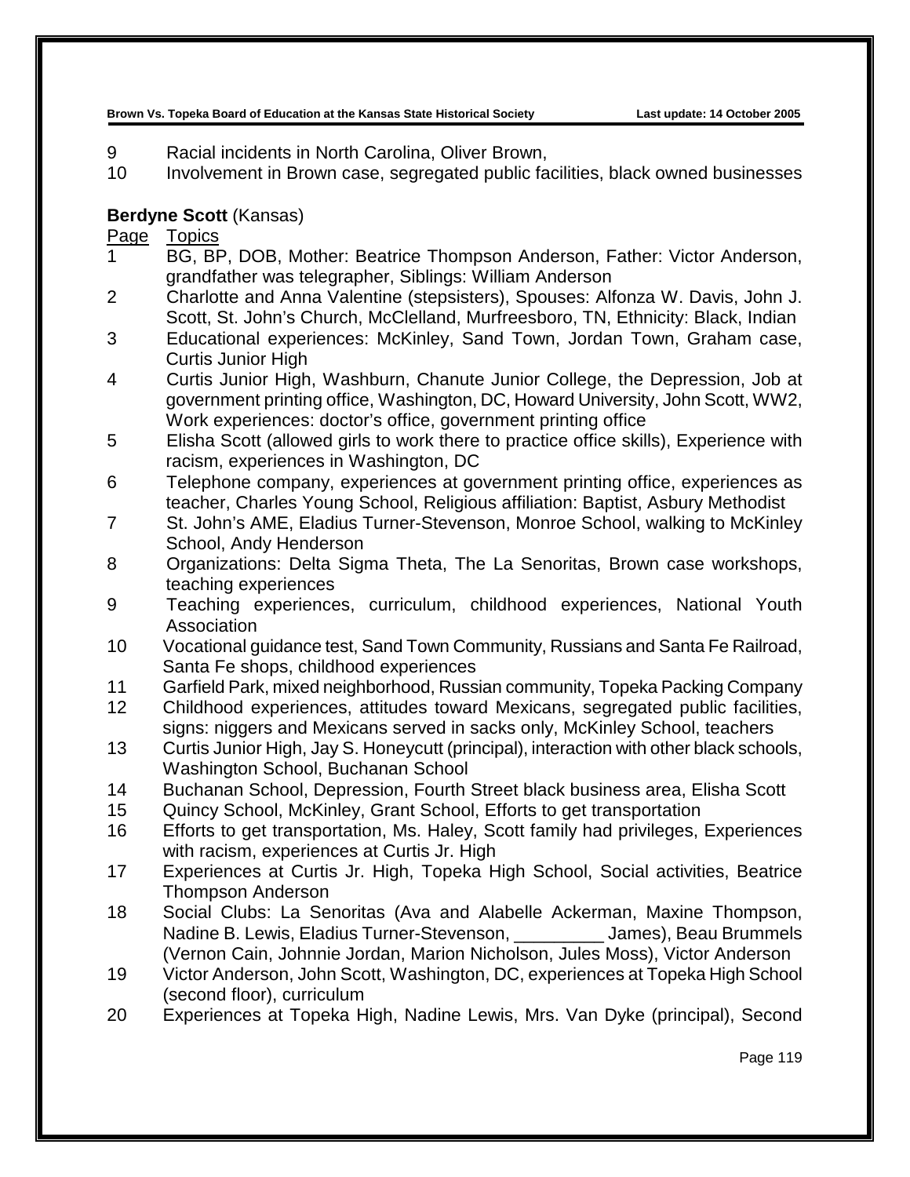9 Racial incidents in North Carolina, Oliver Brown,
10 Involvement in Brown case, segregated public facilities, black owned businesses

**Berdyne Scott** (Kansas)

| Page | Topics |
|---|---|
| 1 | BG, BP, DOB, Mother: Beatrice Thompson Anderson, Father: Victor Anderson, grandfather was telegrapher, Siblings: William Anderson |
| 2 | Charlotte and Anna Valentine (stepsisters), Spouses: Alfonza W. Davis, John J. Scott, St. John's Church, McClelland, Murfreesboro, TN, Ethnicity: Black, Indian |
| 3 | Educational experiences: McKinley, Sand Town, Jordan Town, Graham case, Curtis Junior High |
| 4 | Curtis Junior High, Washburn, Chanute Junior College, the Depression, Job at government printing office, Washington, DC, Howard University, John Scott, WW2, Work experiences: doctor's office, government printing office |
| 5 | Elisha Scott (allowed girls to work there to practice office skills), Experience with racism, experiences in Washington, DC |
| 6 | Telephone company, experiences at government printing office, experiences as teacher, Charles Young School, Religious affiliation: Baptist, Asbury Methodist |
| 7 | St. John's AME, Eladius Turner-Stevenson, Monroe School, walking to McKinley School, Andy Henderson |
| 8 | Organizations: Delta Sigma Theta, The La Senoritas, Brown case workshops, teaching experiences |
| 9 | Teaching experiences, curriculum, childhood experiences, National Youth Association |
| 10 | Vocational guidance test, Sand Town Community, Russians and Santa Fe Railroad, Santa Fe shops, childhood experiences |
| 11 | Garfield Park, mixed neighborhood, Russian community, Topeka Packing Company |
| 12 | Childhood experiences, attitudes toward Mexicans, segregated public facilities, signs: niggers and Mexicans served in sacks only, McKinley School, teachers |
| 13 | Curtis Junior High, Jay S. Honeycutt (principal), interaction with other black schools, Washington School, Buchanan School |
| 14 | Buchanan School, Depression, Fourth Street black business area, Elisha Scott |
| 15 | Quincy School, McKinley, Grant School, Efforts to get transportation |
| 16 | Efforts to get transportation, Ms. Haley, Scott family had privileges, Experiences with racism, experiences at Curtis Jr. High |
| 17 | Experiences at Curtis Jr. High, Topeka High School, Social activities, Beatrice Thompson Anderson |
| 18 | Social Clubs: La Senoritas (Ava and Alabelle Ackerman, Maxine Thompson, Nadine B. Lewis, Eladius Turner-Stevenson, _________ James), Beau Brummels (Vernon Cain, Johnnie Jordan, Marion Nicholson, Jules Moss), Victor Anderson |
| 19 | Victor Anderson, John Scott, Washington, DC, experiences at Topeka High School (second floor), curriculum |
| 20 | Experiences at Topeka High, Nadine Lewis, Mrs. Van Dyke (principal), Second |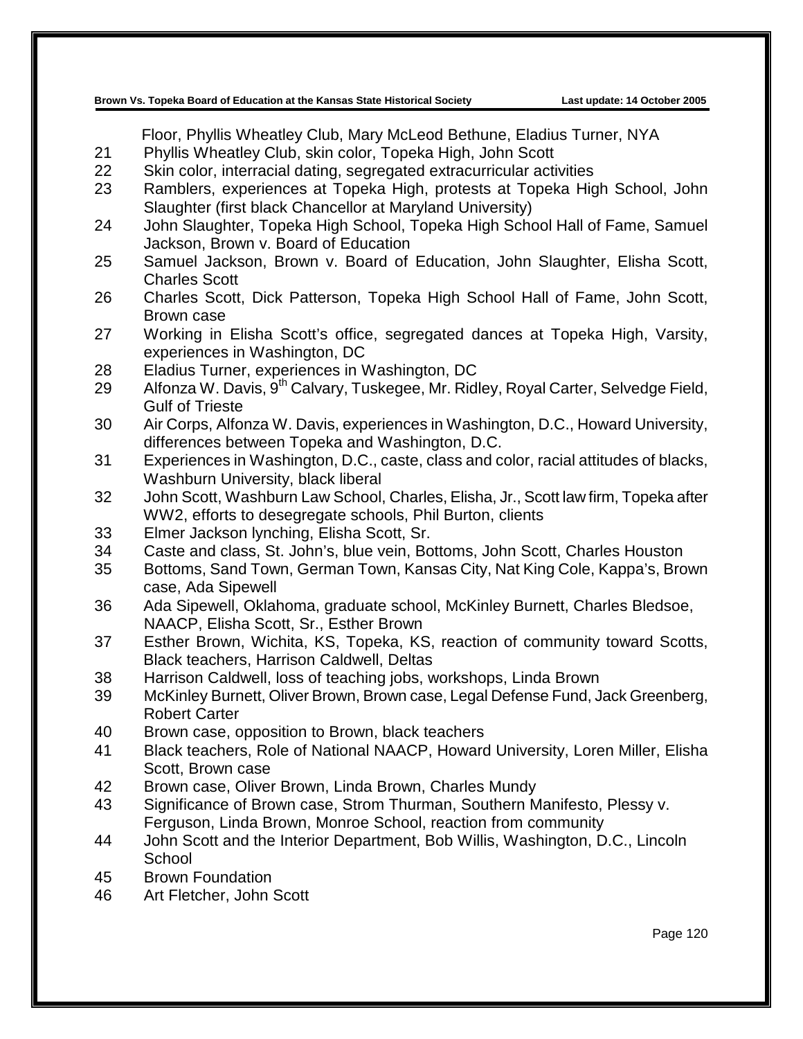Floor, Phyllis Wheatley Club, Mary McLeod Bethune, Eladius Turner, NYA

21 Phyllis Wheatley Club, skin color, Topeka High, John Scott

22 Skin color, interracial dating, segregated extracurricular activities

23 Ramblers, experiences at Topeka High, protests at Topeka High School, John Slaughter (first black Chancellor at Maryland University)

24 John Slaughter, Topeka High School, Topeka High School Hall of Fame, Samuel Jackson, Brown v. Board of Education

25 Samuel Jackson, Brown v. Board of Education, John Slaughter, Elisha Scott, Charles Scott

26 Charles Scott, Dick Patterson, Topeka High School Hall of Fame, John Scott, Brown case

27 Working in Elisha Scott's office, segregated dances at Topeka High, Varsity, experiences in Washington, DC

28 Eladius Turner, experiences in Washington, DC

29 Alfonza W. Davis, 9th Calvary, Tuskegee, Mr. Ridley, Royal Carter, Selvedge Field, Gulf of Trieste

30 Air Corps, Alfonza W. Davis, experiences in Washington, D.C., Howard University, differences between Topeka and Washington, D.C.

31 Experiences in Washington, D.C., caste, class and color, racial attitudes of blacks, Washburn University, black liberal

32 John Scott, Washburn Law School, Charles, Elisha, Jr., Scott law firm, Topeka after WW2, efforts to desegregate schools, Phil Burton, clients

33 Elmer Jackson lynching, Elisha Scott, Sr.

34 Caste and class, St. John's, blue vein, Bottoms, John Scott, Charles Houston

35 Bottoms, Sand Town, German Town, Kansas City, Nat King Cole, Kappa's, Brown case, Ada Sipewell

36 Ada Sipewell, Oklahoma, graduate school, McKinley Burnett, Charles Bledsoe, NAACP, Elisha Scott, Sr., Esther Brown

37 Esther Brown, Wichita, KS, Topeka, KS, reaction of community toward Scotts, Black teachers, Harrison Caldwell, Deltas

38 Harrison Caldwell, loss of teaching jobs, workshops, Linda Brown

39 McKinley Burnett, Oliver Brown, Brown case, Legal Defense Fund, Jack Greenberg, Robert Carter

40 Brown case, opposition to Brown, black teachers

41 Black teachers, Role of National NAACP, Howard University, Loren Miller, Elisha Scott, Brown case

42 Brown case, Oliver Brown, Linda Brown, Charles Mundy

43 Significance of Brown case, Strom Thurman, Southern Manifesto, Plessy v. Ferguson, Linda Brown, Monroe School, reaction from community

44 John Scott and the Interior Department, Bob Willis, Washington, D.C., Lincoln School

45 Brown Foundation

46 Art Fletcher, John Scott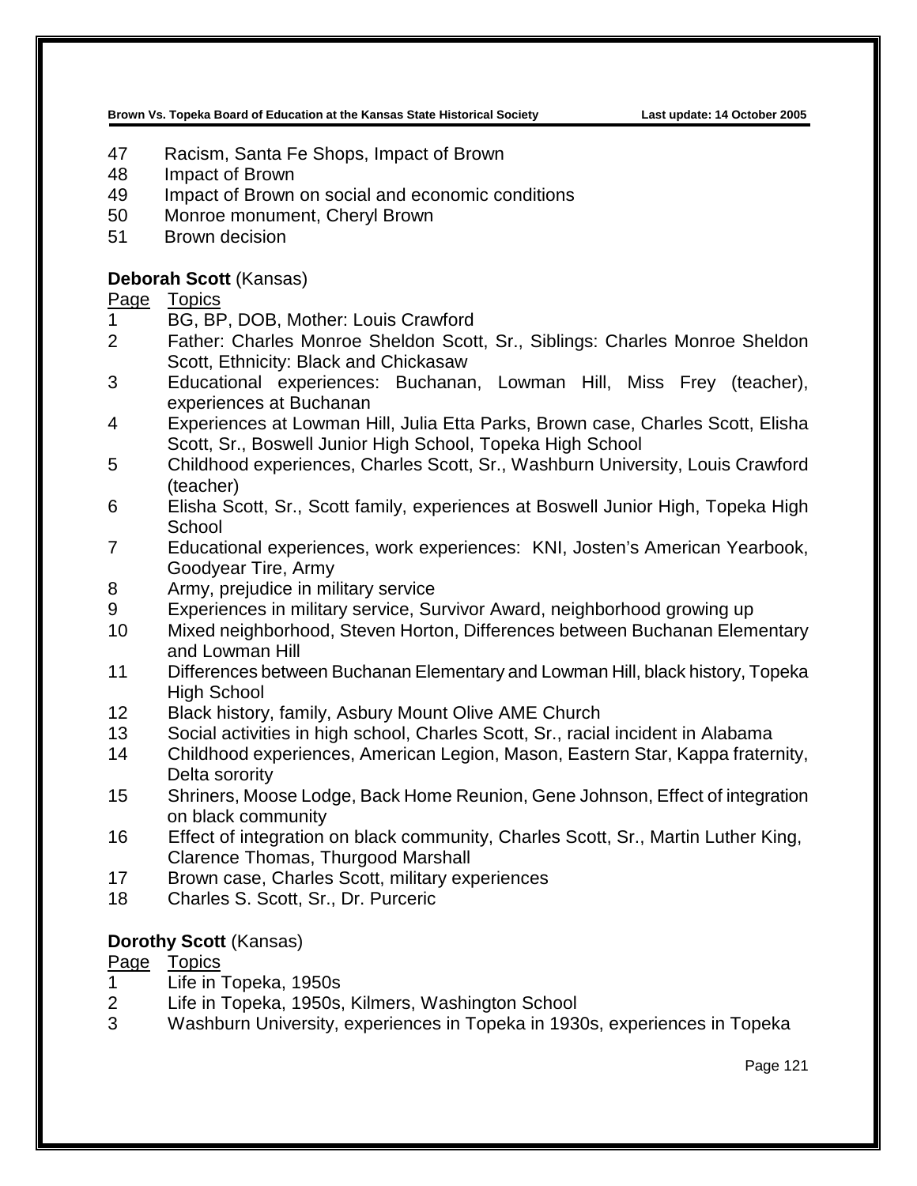47 Racism, Santa Fe Shops, Impact of Brown
48 Impact of Brown
49 Impact of Brown on social and economic conditions
50 Monroe monument, Cheryl Brown
51 Brown decision

**Deborah Scott** (Kansas)

| Page | Topics |
|---|---|
| 1 | BG, BP, DOB, Mother: Louis Crawford |
| 2 | Father: Charles Monroe Sheldon Scott, Sr., Siblings: Charles Monroe Sheldon Scott, Ethnicity: Black and Chickasaw |
| 3 | Educational experiences: Buchanan, Lowman Hill, Miss Frey (teacher), experiences at Buchanan |
| 4 | Experiences at Lowman Hill, Julia Etta Parks, Brown case, Charles Scott, Elisha Scott, Sr., Boswell Junior High School, Topeka High School |
| 5 | Childhood experiences, Charles Scott, Sr., Washburn University, Louis Crawford (teacher) |
| 6 | Elisha Scott, Sr., Scott family, experiences at Boswell Junior High, Topeka High School |
| 7 | Educational experiences, work experiences: KNI, Josten's American Yearbook, Goodyear Tire, Army |
| 8 | Army, prejudice in military service |
| 9 | Experiences in military service, Survivor Award, neighborhood growing up |
| 10 | Mixed neighborhood, Steven Horton, Differences between Buchanan Elementary and Lowman Hill |
| 11 | Differences between Buchanan Elementary and Lowman Hill, black history, Topeka High School |
| 12 | Black history, family, Asbury Mount Olive AME Church |
| 13 | Social activities in high school, Charles Scott, Sr., racial incident in Alabama |
| 14 | Childhood experiences, American Legion, Mason, Eastern Star, Kappa fraternity, Delta sorority |
| 15 | Shriners, Moose Lodge, Back Home Reunion, Gene Johnson, Effect of integration on black community |
| 16 | Effect of integration on black community, Charles Scott, Sr., Martin Luther King, Clarence Thomas, Thurgood Marshall |
| 17 | Brown case, Charles Scott, military experiences |
| 18 | Charles S. Scott, Sr., Dr. Purceric |

**Dorothy Scott** (Kansas)

| Page | Topics |
|---|---|
| 1 | Life in Topeka, 1950s |
| 2 | Life in Topeka, 1950s, Kilmers, Washington School |
| 3 | Washburn University, experiences in Topeka in 1930s, experiences in Topeka |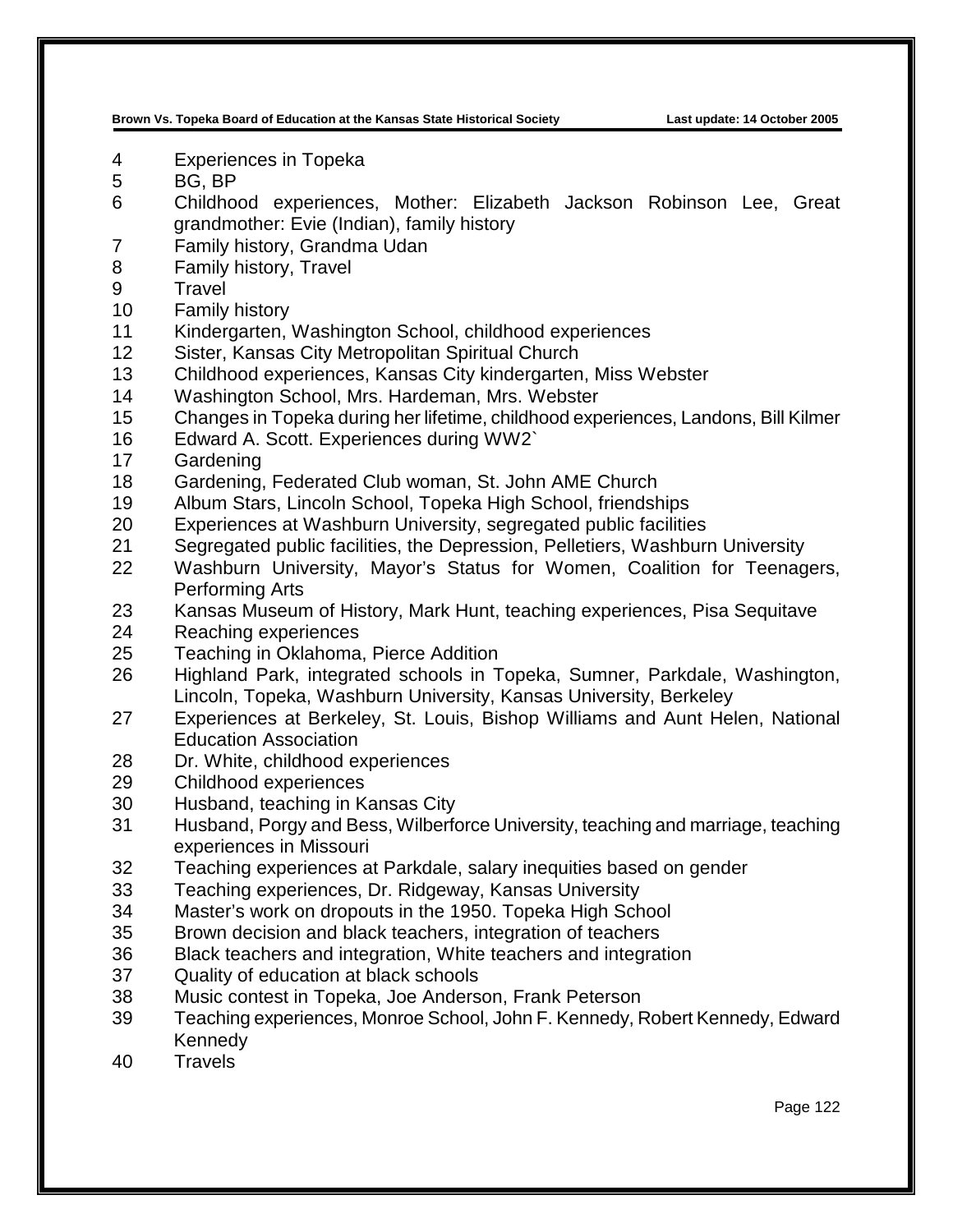4 Experiences in Topeka
5 BG, BP
6 Childhood experiences, Mother: Elizabeth Jackson Robinson Lee, Great grandmother: Evie (Indian), family history
7 Family history, Grandma Udan
8 Family history, Travel
9 Travel
10 Family history
11 Kindergarten, Washington School, childhood experiences
12 Sister, Kansas City Metropolitan Spiritual Church
13 Childhood experiences, Kansas City kindergarten, Miss Webster
14 Washington School, Mrs. Hardeman, Mrs. Webster
15 Changes in Topeka during her lifetime, childhood experiences, Landons, Bill Kilmer
16 Edward A. Scott. Experiences during WW2`
17 Gardening
18 Gardening, Federated Club woman, St. John AME Church
19 Album Stars, Lincoln School, Topeka High School, friendships
20 Experiences at Washburn University, segregated public facilities
21 Segregated public facilities, the Depression, Pelletiers, Washburn University
22 Washburn University, Mayor's Status for Women, Coalition for Teenagers, Performing Arts
23 Kansas Museum of History, Mark Hunt, teaching experiences, Pisa Sequitave
24 Reaching experiences
25 Teaching in Oklahoma, Pierce Addition
26 Highland Park, integrated schools in Topeka, Sumner, Parkdale, Washington, Lincoln, Topeka, Washburn University, Kansas University, Berkeley
27 Experiences at Berkeley, St. Louis, Bishop Williams and Aunt Helen, National Education Association
28 Dr. White, childhood experiences
29 Childhood experiences
30 Husband, teaching in Kansas City
31 Husband, Porgy and Bess, Wilberforce University, teaching and marriage, teaching experiences in Missouri
32 Teaching experiences at Parkdale, salary inequities based on gender
33 Teaching experiences, Dr. Ridgeway, Kansas University
34 Master's work on dropouts in the 1950. Topeka High School
35 Brown decision and black teachers, integration of teachers
36 Black teachers and integration, White teachers and integration
37 Quality of education at black schools
38 Music contest in Topeka, Joe Anderson, Frank Peterson
39 Teaching experiences, Monroe School, John F. Kennedy, Robert Kennedy, Edward Kennedy
40 Travels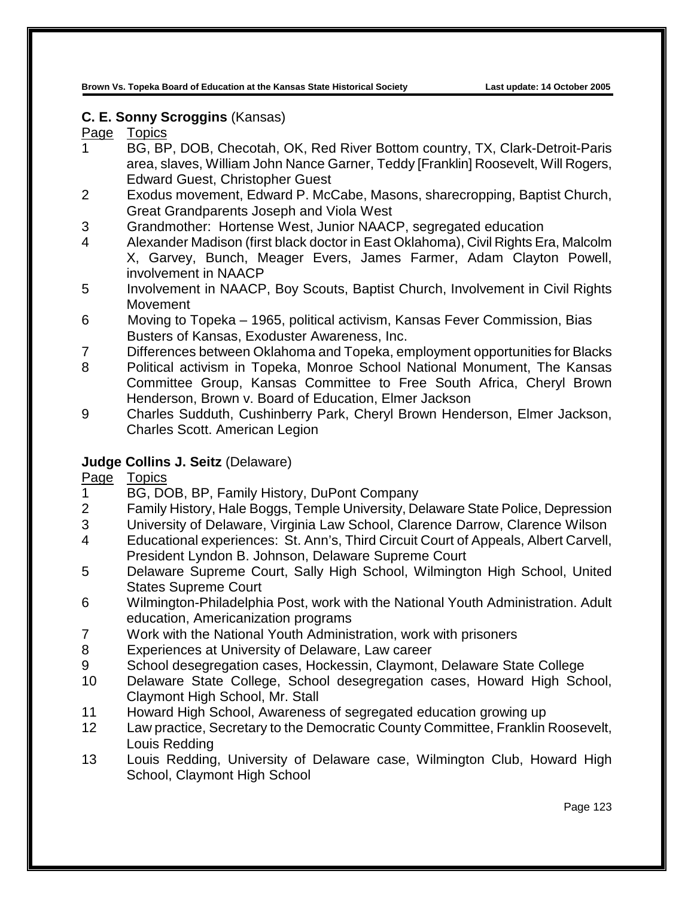**C. E. Sonny Scroggins** (Kansas)

| Page | Topics |
|---|---|
| 1 | BG, BP, DOB, Checotah, OK, Red River Bottom country, TX, Clark-Detroit-Paris area, slaves, William John Nance Garner, Teddy [Franklin] Roosevelt, Will Rogers, Edward Guest, Christopher Guest |
| 2 | Exodus movement, Edward P. McCabe, Masons, sharecropping, Baptist Church, Great Grandparents Joseph and Viola West |
| 3 | Grandmother: Hortense West, Junior NAACP, segregated education |
| 4 | Alexander Madison (first black doctor in East Oklahoma), Civil Rights Era, Malcolm X, Garvey, Bunch, Meager Evers, James Farmer, Adam Clayton Powell, involvement in NAACP |
| 5 | Involvement in NAACP, Boy Scouts, Baptist Church, Involvement in Civil Rights Movement |
| 6 | Moving to Topeka – 1965, political activism, Kansas Fever Commission, Bias Busters of Kansas, Exoduster Awareness, Inc. |
| 7 | Differences between Oklahoma and Topeka, employment opportunities for Blacks |
| 8 | Political activism in Topeka, Monroe School National Monument, The Kansas Committee Group, Kansas Committee to Free South Africa, Cheryl Brown Henderson, Brown v. Board of Education, Elmer Jackson |
| 9 | Charles Sudduth, Cushinberry Park, Cheryl Brown Henderson, Elmer Jackson, Charles Scott. American Legion |

**Judge Collins J. Seitz** (Delaware)

| Page | Topics |
|---|---|
| 1 | BG, DOB, BP, Family History, DuPont Company |
| 2 | Family History, Hale Boggs, Temple University, Delaware State Police, Depression |
| 3 | University of Delaware, Virginia Law School, Clarence Darrow, Clarence Wilson |
| 4 | Educational experiences: St. Ann's, Third Circuit Court of Appeals, Albert Carvell, President Lyndon B. Johnson, Delaware Supreme Court |
| 5 | Delaware Supreme Court, Sally High School, Wilmington High School, United States Supreme Court |
| 6 | Wilmington-Philadelphia Post, work with the National Youth Administration. Adult education, Americanization programs |
| 7 | Work with the National Youth Administration, work with prisoners |
| 8 | Experiences at University of Delaware, Law career |
| 9 | School desegregation cases, Hockessin, Claymont, Delaware State College |
| 10 | Delaware State College, School desegregation cases, Howard High School, Claymont High School, Mr. Stall |
| 11 | Howard High School, Awareness of segregated education growing up |
| 12 | Law practice, Secretary to the Democratic County Committee, Franklin Roosevelt, Louis Redding |
| 13 | Louis Redding, University of Delaware case, Wilmington Club, Howard High School, Claymont High School |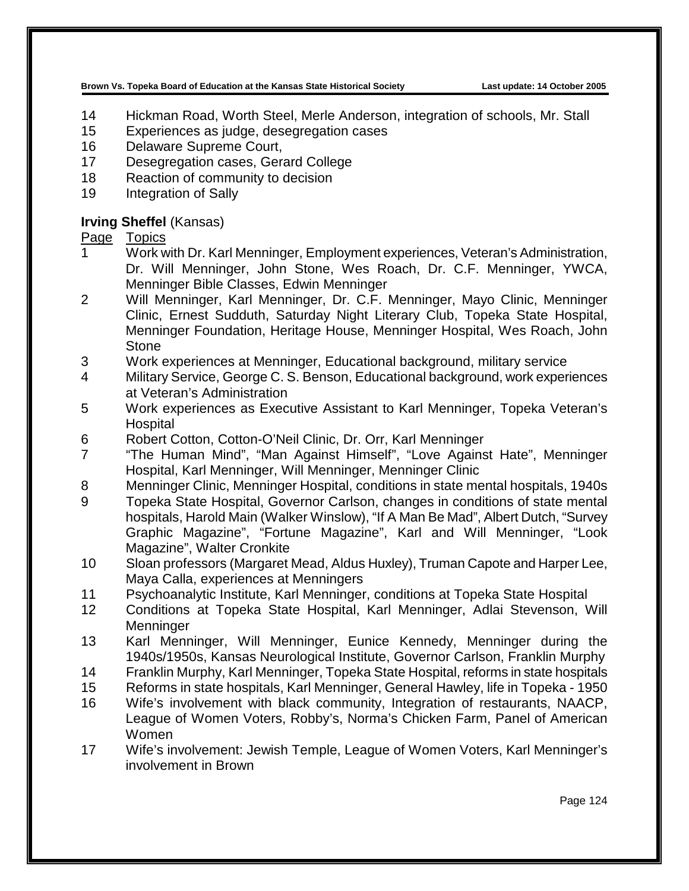| Page | Topics |
|---|---|
| 14 | Hickman Road, Worth Steel, Merle Anderson, integration of schools, Mr. Stall |
| 15 | Experiences as judge, desegregation cases |
| 16 | Delaware Supreme Court, |
| 17 | Desegregation cases, Gerard College |
| 18 | Reaction of community to decision |
| 19 | Integration of Sally |

**Irving Sheffel** (Kansas)

| Page | Topics |
|---|---|
| 1 | Work with Dr. Karl Menninger, Employment experiences, Veteran's Administration, Dr. Will Menninger, John Stone, Wes Roach, Dr. C.F. Menninger, YWCA, Menninger Bible Classes, Edwin Menninger |
| 2 | Will Menninger, Karl Menninger, Dr. C.F. Menninger, Mayo Clinic, Menninger Clinic, Ernest Sudduth, Saturday Night Literary Club, Topeka State Hospital, Menninger Foundation, Heritage House, Menninger Hospital, Wes Roach, John Stone |
| 3 | Work experiences at Menninger, Educational background, military service |
| 4 | Military Service, George C. S. Benson, Educational background, work experiences at Veteran's Administration |
| 5 | Work experiences as Executive Assistant to Karl Menninger, Topeka Veteran's Hospital |
| 6 | Robert Cotton, Cotton-O'Neil Clinic, Dr. Orr, Karl Menninger |
| 7 | "The Human Mind", "Man Against Himself", "Love Against Hate", Menninger Hospital, Karl Menninger, Will Menninger, Menninger Clinic |
| 8 | Menninger Clinic, Menninger Hospital, conditions in state mental hospitals, 1940s |
| 9 | Topeka State Hospital, Governor Carlson, changes in conditions of state mental hospitals, Harold Main (Walker Winslow), "If A Man Be Mad", Albert Dutch, "Survey Graphic Magazine", "Fortune Magazine", Karl and Will Menninger, "Look Magazine", Walter Cronkite |
| 10 | Sloan professors (Margaret Mead, Aldus Huxley), Truman Capote and Harper Lee, Maya Calla, experiences at Menningers |
| 11 | Psychoanalytic Institute, Karl Menninger, conditions at Topeka State Hospital |
| 12 | Conditions at Topeka State Hospital, Karl Menninger, Adlai Stevenson, Will Menninger |
| 13 | Karl Menninger, Will Menninger, Eunice Kennedy, Menninger during the 1940s/1950s, Kansas Neurological Institute, Governor Carlson, Franklin Murphy |
| 14 | Franklin Murphy, Karl Menninger, Topeka State Hospital, reforms in state hospitals |
| 15 | Reforms in state hospitals, Karl Menninger, General Hawley, life in Topeka - 1950 |
| 16 | Wife's involvement with black community, Integration of restaurants, NAACP, League of Women Voters, Robby's, Norma's Chicken Farm, Panel of American Women |
| 17 | Wife's involvement: Jewish Temple, League of Women Voters, Karl Menninger's involvement in Brown |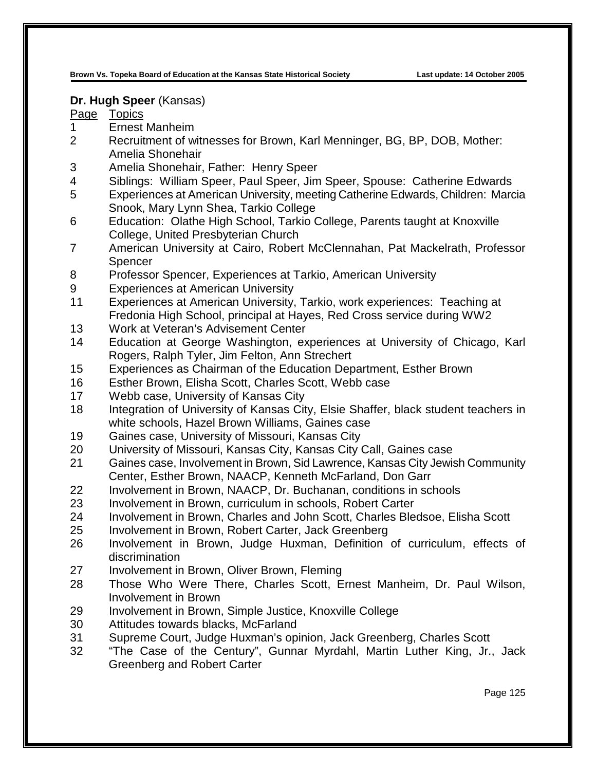**Dr. Hugh Speer** (Kansas)

| Page | Topics |
|---|---|
| 1 | Ernest Manheim |
| 2 | Recruitment of witnesses for Brown, Karl Menninger, BG, BP, DOB, Mother: Amelia Shonehair |
| 3 | Amelia Shonehair, Father: Henry Speer |
| 4 | Siblings: William Speer, Paul Speer, Jim Speer, Spouse: Catherine Edwards |
| 5 | Experiences at American University, meeting Catherine Edwards, Children: Marcia Snook, Mary Lynn Shea, Tarkio College |
| 6 | Education: Olathe High School, Tarkio College, Parents taught at Knoxville College, United Presbyterian Church |
| 7 | American University at Cairo, Robert McClennahan, Pat Mackelrath, Professor Spencer |
| 8 | Professor Spencer, Experiences at Tarkio, American University |
| 9 | Experiences at American University |
| 11 | Experiences at American University, Tarkio, work experiences: Teaching at Fredonia High School, principal at Hayes, Red Cross service during WW2 |
| 13 | Work at Veteran's Advisement Center |
| 14 | Education at George Washington, experiences at University of Chicago, Karl Rogers, Ralph Tyler, Jim Felton, Ann Strechert |
| 15 | Experiences as Chairman of the Education Department, Esther Brown |
| 16 | Esther Brown, Elisha Scott, Charles Scott, Webb case |
| 17 | Webb case, University of Kansas City |
| 18 | Integration of University of Kansas City, Elsie Shaffer, black student teachers in white schools, Hazel Brown Williams, Gaines case |
| 19 | Gaines case, University of Missouri, Kansas City |
| 20 | University of Missouri, Kansas City, Kansas City Call, Gaines case |
| 21 | Gaines case, Involvement in Brown, Sid Lawrence, Kansas City Jewish Community Center, Esther Brown, NAACP, Kenneth McFarland, Don Garr |
| 22 | Involvement in Brown, NAACP, Dr. Buchanan, conditions in schools |
| 23 | Involvement in Brown, curriculum in schools, Robert Carter |
| 24 | Involvement in Brown, Charles and John Scott, Charles Bledsoe, Elisha Scott |
| 25 | Involvement in Brown, Robert Carter, Jack Greenberg |
| 26 | Involvement in Brown, Judge Huxman, Definition of curriculum, effects of discrimination |
| 27 | Involvement in Brown, Oliver Brown, Fleming |
| 28 | Those Who Were There, Charles Scott, Ernest Manheim, Dr. Paul Wilson, Involvement in Brown |
| 29 | Involvement in Brown, Simple Justice, Knoxville College |
| 30 | Attitudes towards blacks, McFarland |
| 31 | Supreme Court, Judge Huxman's opinion, Jack Greenberg, Charles Scott |
| 32 | "The Case of the Century", Gunnar Myrdahl, Martin Luther King, Jr., Jack Greenberg and Robert Carter |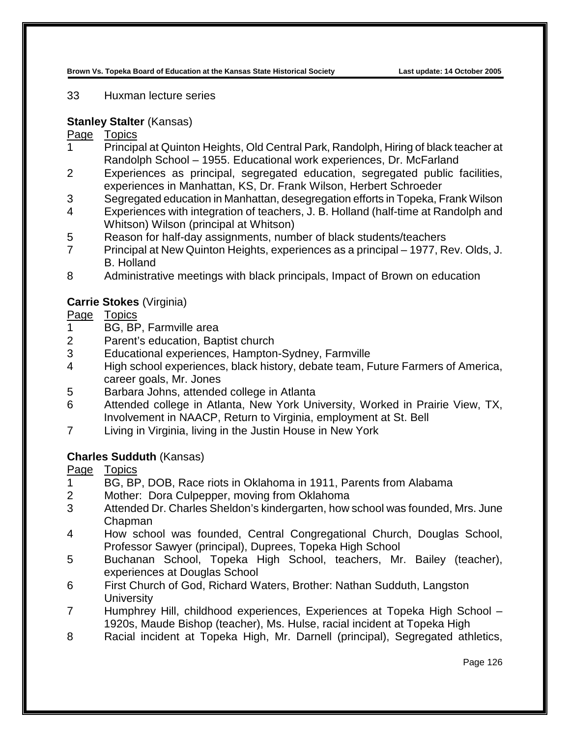33 Huxman lecture series

**Stanley Stalter** (Kansas)

| Page | Topics |
|---|---|
| 1 | Principal at Quinton Heights, Old Central Park, Randolph, Hiring of black teacher at Randolph School – 1955. Educational work experiences, Dr. McFarland |
| 2 | Experiences as principal, segregated education, segregated public facilities, experiences in Manhattan, KS, Dr. Frank Wilson, Herbert Schroeder |
| 3 | Segregated education in Manhattan, desegregation efforts in Topeka, Frank Wilson |
| 4 | Experiences with integration of teachers, J. B. Holland (half-time at Randolph and Whitson) Wilson (principal at Whitson) |
| 5 | Reason for half-day assignments, number of black students/teachers |
| 7 | Principal at New Quinton Heights, experiences as a principal – 1977, Rev. Olds, J. B. Holland |
| 8 | Administrative meetings with black principals, Impact of Brown on education |

**Carrie Stokes** (Virginia)

| Page | Topics |
|---|---|
| 1 | BG, BP, Farmville area |
| 2 | Parent's education, Baptist church |
| 3 | Educational experiences, Hampton-Sydney, Farmville |
| 4 | High school experiences, black history, debate team, Future Farmers of America, career goals, Mr. Jones |
| 5 | Barbara Johns, attended college in Atlanta |
| 6 | Attended college in Atlanta, New York University, Worked in Prairie View, TX, Involvement in NAACP, Return to Virginia, employment at St. Bell |
| 7 | Living in Virginia, living in the Justin House in New York |

**Charles Sudduth** (Kansas)

| Page | Topics |
|---|---|
| 1 | BG, BP, DOB, Race riots in Oklahoma in 1911, Parents from Alabama |
| 2 | Mother: Dora Culpepper, moving from Oklahoma |
| 3 | Attended Dr. Charles Sheldon's kindergarten, how school was founded, Mrs. June Chapman |
| 4 | How school was founded, Central Congregational Church, Douglas School, Professor Sawyer (principal), Duprees, Topeka High School |
| 5 | Buchanan School, Topeka High School, teachers, Mr. Bailey (teacher), experiences at Douglas School |
| 6 | First Church of God, Richard Waters, Brother: Nathan Sudduth, Langston University |
| 7 | Humphrey Hill, childhood experiences, Experiences at Topeka High School – 1920s, Maude Bishop (teacher), Ms. Hulse, racial incident at Topeka High |
| 8 | Racial incident at Topeka High, Mr. Darnell (principal), Segregated athletics, |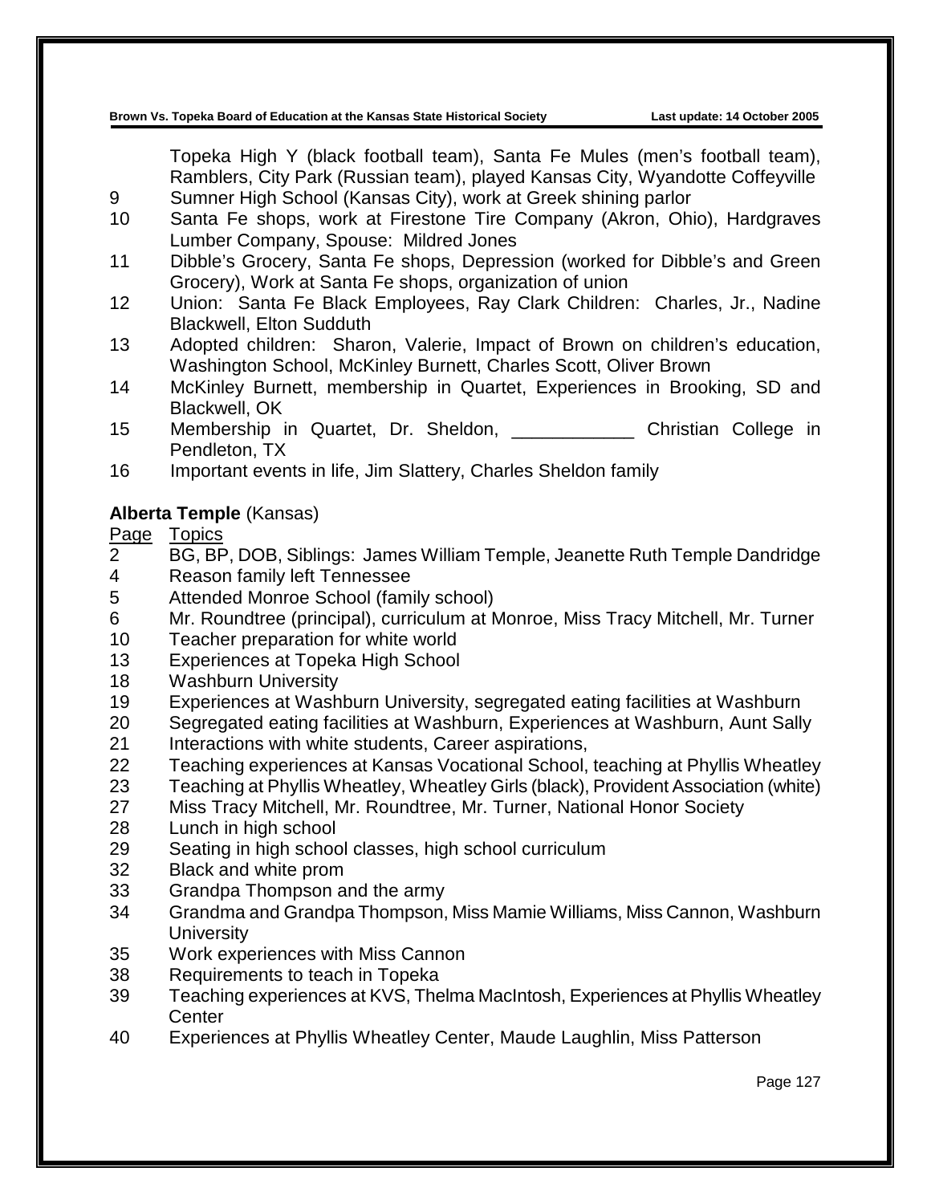Topeka High Y (black football team), Santa Fe Mules (men's football team), Ramblers, City Park (Russian team), played Kansas City, Wyandotte Coffeyville

| | |
|---|---|
| 9 | Sumner High School (Kansas City), work at Greek shining parlor |
| 10 | Santa Fe shops, work at Firestone Tire Company (Akron, Ohio), Hardgraves Lumber Company, Spouse: Mildred Jones |
| 11 | Dibble's Grocery, Santa Fe shops, Depression (worked for Dibble's and Green Grocery), Work at Santa Fe shops, organization of union |
| 12 | Union: Santa Fe Black Employees, Ray Clark Children: Charles, Jr., Nadine Blackwell, Elton Sudduth |
| 13 | Adopted children: Sharon, Valerie, Impact of Brown on children's education, Washington School, McKinley Burnett, Charles Scott, Oliver Brown |
| 14 | McKinley Burnett, membership in Quartet, Experiences in Brooking, SD and Blackwell, OK |
| 15 | Membership in Quartet, Dr. Sheldon, ____________ Christian College in Pendleton, TX |
| 16 | Important events in life, Jim Slattery, Charles Sheldon family |

**Alberta Temple** (Kansas)

| Page | Topics |
|---|---|
| 2 | BG, BP, DOB, Siblings: James William Temple, Jeanette Ruth Temple Dandridge |
| 4 | Reason family left Tennessee |
| 5 | Attended Monroe School (family school) |
| 6 | Mr. Roundtree (principal), curriculum at Monroe, Miss Tracy Mitchell, Mr. Turner |
| 10 | Teacher preparation for white world |
| 13 | Experiences at Topeka High School |
| 18 | Washburn University |
| 19 | Experiences at Washburn University, segregated eating facilities at Washburn |
| 20 | Segregated eating facilities at Washburn, Experiences at Washburn, Aunt Sally |
| 21 | Interactions with white students, Career aspirations, |
| 22 | Teaching experiences at Kansas Vocational School, teaching at Phyllis Wheatley |
| 23 | Teaching at Phyllis Wheatley, Wheatley Girls (black), Provident Association (white) |
| 27 | Miss Tracy Mitchell, Mr. Roundtree, Mr. Turner, National Honor Society |
| 28 | Lunch in high school |
| 29 | Seating in high school classes, high school curriculum |
| 32 | Black and white prom |
| 33 | Grandpa Thompson and the army |
| 34 | Grandma and Grandpa Thompson, Miss Mamie Williams, Miss Cannon, Washburn University |
| 35 | Work experiences with Miss Cannon |
| 38 | Requirements to teach in Topeka |
| 39 | Teaching experiences at KVS, Thelma MacIntosh, Experiences at Phyllis Wheatley Center |
| 40 | Experiences at Phyllis Wheatley Center, Maude Laughlin, Miss Patterson |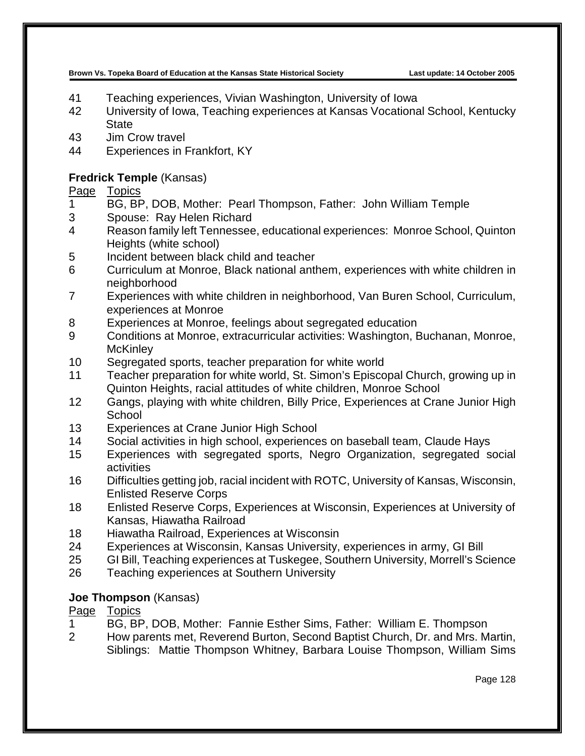41 Teaching experiences, Vivian Washington, University of Iowa
42 University of Iowa, Teaching experiences at Kansas Vocational School, Kentucky State
43 Jim Crow travel
44 Experiences in Frankfort, KY

**Fredrick Temple** (Kansas)

| Page | Topics |
|---|---|
| 1 | BG, BP, DOB, Mother: Pearl Thompson, Father: John William Temple |
| 3 | Spouse: Ray Helen Richard |
| 4 | Reason family left Tennessee, educational experiences: Monroe School, Quinton Heights (white school) |
| 5 | Incident between black child and teacher |
| 6 | Curriculum at Monroe, Black national anthem, experiences with white children in neighborhood |
| 7 | Experiences with white children in neighborhood, Van Buren School, Curriculum, experiences at Monroe |
| 8 | Experiences at Monroe, feelings about segregated education |
| 9 | Conditions at Monroe, extracurricular activities: Washington, Buchanan, Monroe, McKinley |
| 10 | Segregated sports, teacher preparation for white world |
| 11 | Teacher preparation for white world, St. Simon's Episcopal Church, growing up in Quinton Heights, racial attitudes of white children, Monroe School |
| 12 | Gangs, playing with white children, Billy Price, Experiences at Crane Junior High School |
| 13 | Experiences at Crane Junior High School |
| 14 | Social activities in high school, experiences on baseball team, Claude Hays |
| 15 | Experiences with segregated sports, Negro Organization, segregated social activities |
| 16 | Difficulties getting job, racial incident with ROTC, University of Kansas, Wisconsin, Enlisted Reserve Corps |
| 18 | Enlisted Reserve Corps, Experiences at Wisconsin, Experiences at University of Kansas, Hiawatha Railroad |
| 18 | Hiawatha Railroad, Experiences at Wisconsin |
| 24 | Experiences at Wisconsin, Kansas University, experiences in army, GI Bill |
| 25 | GI Bill, Teaching experiences at Tuskegee, Southern University, Morrell's Science |
| 26 | Teaching experiences at Southern University |

**Joe Thompson** (Kansas)

| Page | Topics |
|---|---|
| 1 | BG, BP, DOB, Mother: Fannie Esther Sims, Father: William E. Thompson |
| 2 | How parents met, Reverend Burton, Second Baptist Church, Dr. and Mrs. Martin, Siblings: Mattie Thompson Whitney, Barbara Louise Thompson, William Sims |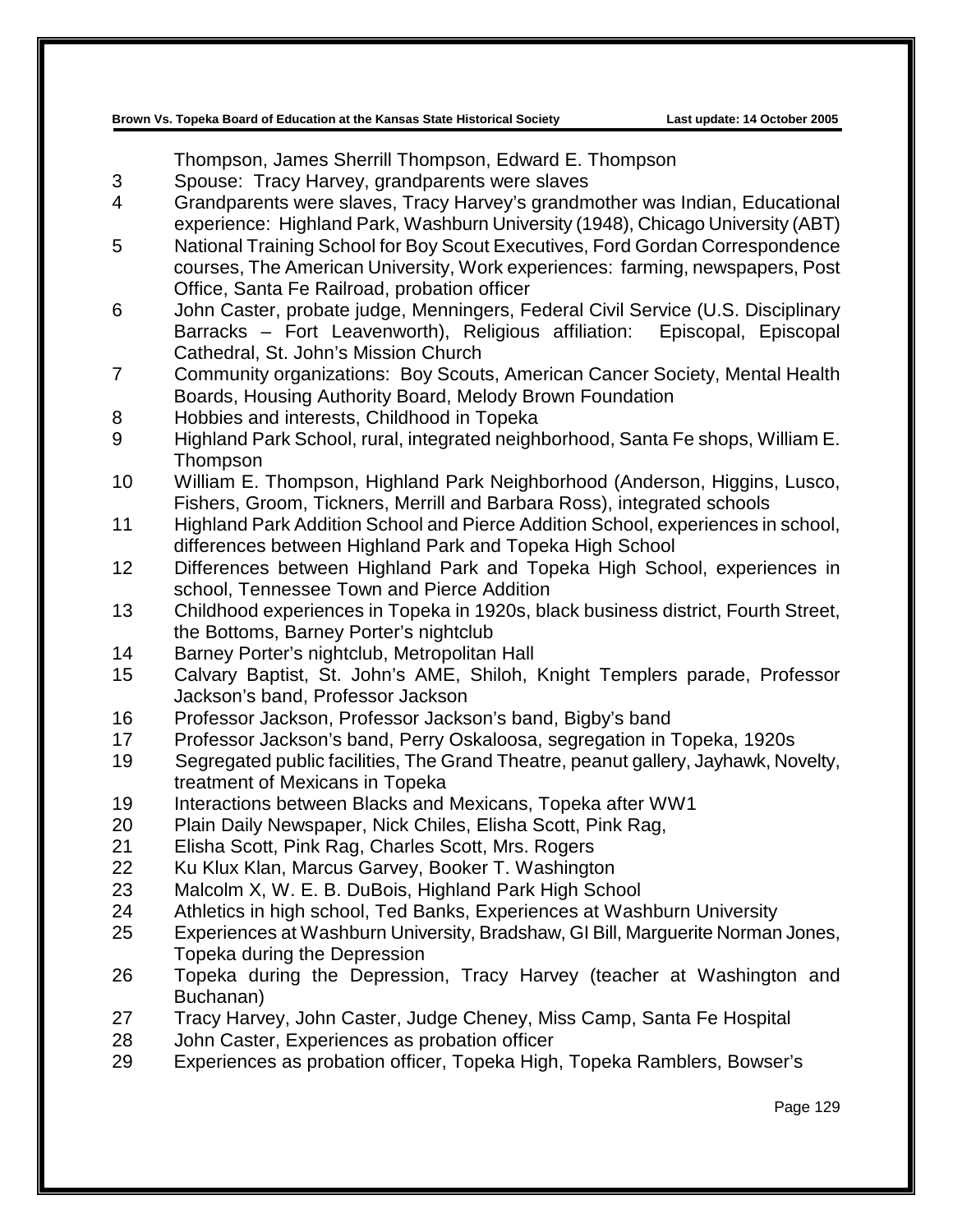Thompson, James Sherrill Thompson, Edward E. Thompson

3 Spouse: Tracy Harvey, grandparents were slaves

4 Grandparents were slaves, Tracy Harvey's grandmother was Indian, Educational experience: Highland Park, Washburn University (1948), Chicago University (ABT)

5 National Training School for Boy Scout Executives, Ford Gordan Correspondence courses, The American University, Work experiences: farming, newspapers, Post Office, Santa Fe Railroad, probation officer

6 John Caster, probate judge, Menningers, Federal Civil Service (U.S. Disciplinary Barracks – Fort Leavenworth), Religious affiliation: Episcopal, Episcopal Cathedral, St. John's Mission Church

7 Community organizations: Boy Scouts, American Cancer Society, Mental Health Boards, Housing Authority Board, Melody Brown Foundation

8 Hobbies and interests, Childhood in Topeka

9 Highland Park School, rural, integrated neighborhood, Santa Fe shops, William E. Thompson

10 William E. Thompson, Highland Park Neighborhood (Anderson, Higgins, Lusco, Fishers, Groom, Tickners, Merrill and Barbara Ross), integrated schools

11 Highland Park Addition School and Pierce Addition School, experiences in school, differences between Highland Park and Topeka High School

12 Differences between Highland Park and Topeka High School, experiences in school, Tennessee Town and Pierce Addition

13 Childhood experiences in Topeka in 1920s, black business district, Fourth Street, the Bottoms, Barney Porter's nightclub

14 Barney Porter's nightclub, Metropolitan Hall

15 Calvary Baptist, St. John's AME, Shiloh, Knight Templers parade, Professor Jackson's band, Professor Jackson

16 Professor Jackson, Professor Jackson's band, Bigby's band

17 Professor Jackson's band, Perry Oskaloosa, segregation in Topeka, 1920s

19 Segregated public facilities, The Grand Theatre, peanut gallery, Jayhawk, Novelty, treatment of Mexicans in Topeka

19 Interactions between Blacks and Mexicans, Topeka after WW1

20 Plain Daily Newspaper, Nick Chiles, Elisha Scott, Pink Rag,

21 Elisha Scott, Pink Rag, Charles Scott, Mrs. Rogers

22 Ku Klux Klan, Marcus Garvey, Booker T. Washington

23 Malcolm X, W. E. B. DuBois, Highland Park High School

24 Athletics in high school, Ted Banks, Experiences at Washburn University

25 Experiences at Washburn University, Bradshaw, GI Bill, Marguerite Norman Jones, Topeka during the Depression

26 Topeka during the Depression, Tracy Harvey (teacher at Washington and Buchanan)

27 Tracy Harvey, John Caster, Judge Cheney, Miss Camp, Santa Fe Hospital

28 John Caster, Experiences as probation officer

29 Experiences as probation officer, Topeka High, Topeka Ramblers, Bowser's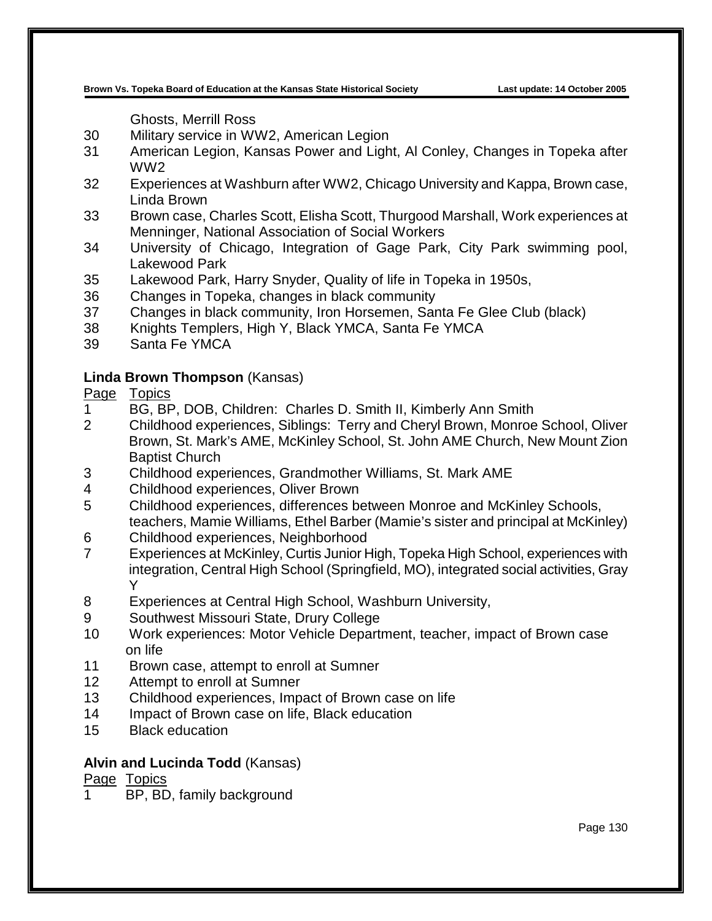Ghosts, Merrill Ross

30 Military service in WW2, American Legion
31 American Legion, Kansas Power and Light, Al Conley, Changes in Topeka after WW2
32 Experiences at Washburn after WW2, Chicago University and Kappa, Brown case, Linda Brown
33 Brown case, Charles Scott, Elisha Scott, Thurgood Marshall, Work experiences at Menninger, National Association of Social Workers
34 University of Chicago, Integration of Gage Park, City Park swimming pool, Lakewood Park
35 Lakewood Park, Harry Snyder, Quality of life in Topeka in 1950s,
36 Changes in Topeka, changes in black community
37 Changes in black community, Iron Horsemen, Santa Fe Glee Club (black)
38 Knights Templers, High Y, Black YMCA, Santa Fe YMCA
39 Santa Fe YMCA

**Linda Brown Thompson** (Kansas)

Page Topics

1 BG, BP, DOB, Children: Charles D. Smith II, Kimberly Ann Smith
2 Childhood experiences, Siblings: Terry and Cheryl Brown, Monroe School, Oliver Brown, St. Mark's AME, McKinley School, St. John AME Church, New Mount Zion Baptist Church
3 Childhood experiences, Grandmother Williams, St. Mark AME
4 Childhood experiences, Oliver Brown
5 Childhood experiences, differences between Monroe and McKinley Schools, teachers, Mamie Williams, Ethel Barber (Mamie's sister and principal at McKinley)
6 Childhood experiences, Neighborhood
7 Experiences at McKinley, Curtis Junior High, Topeka High School, experiences with integration, Central High School (Springfield, MO), integrated social activities, Gray Y
8 Experiences at Central High School, Washburn University,
9 Southwest Missouri State, Drury College
10 Work experiences: Motor Vehicle Department, teacher, impact of Brown case on life
11 Brown case, attempt to enroll at Sumner
12 Attempt to enroll at Sumner
13 Childhood experiences, Impact of Brown case on life
14 Impact of Brown case on life, Black education
15 Black education

**Alvin and Lucinda Todd** (Kansas)

Page Topics

1 BP, BD, family background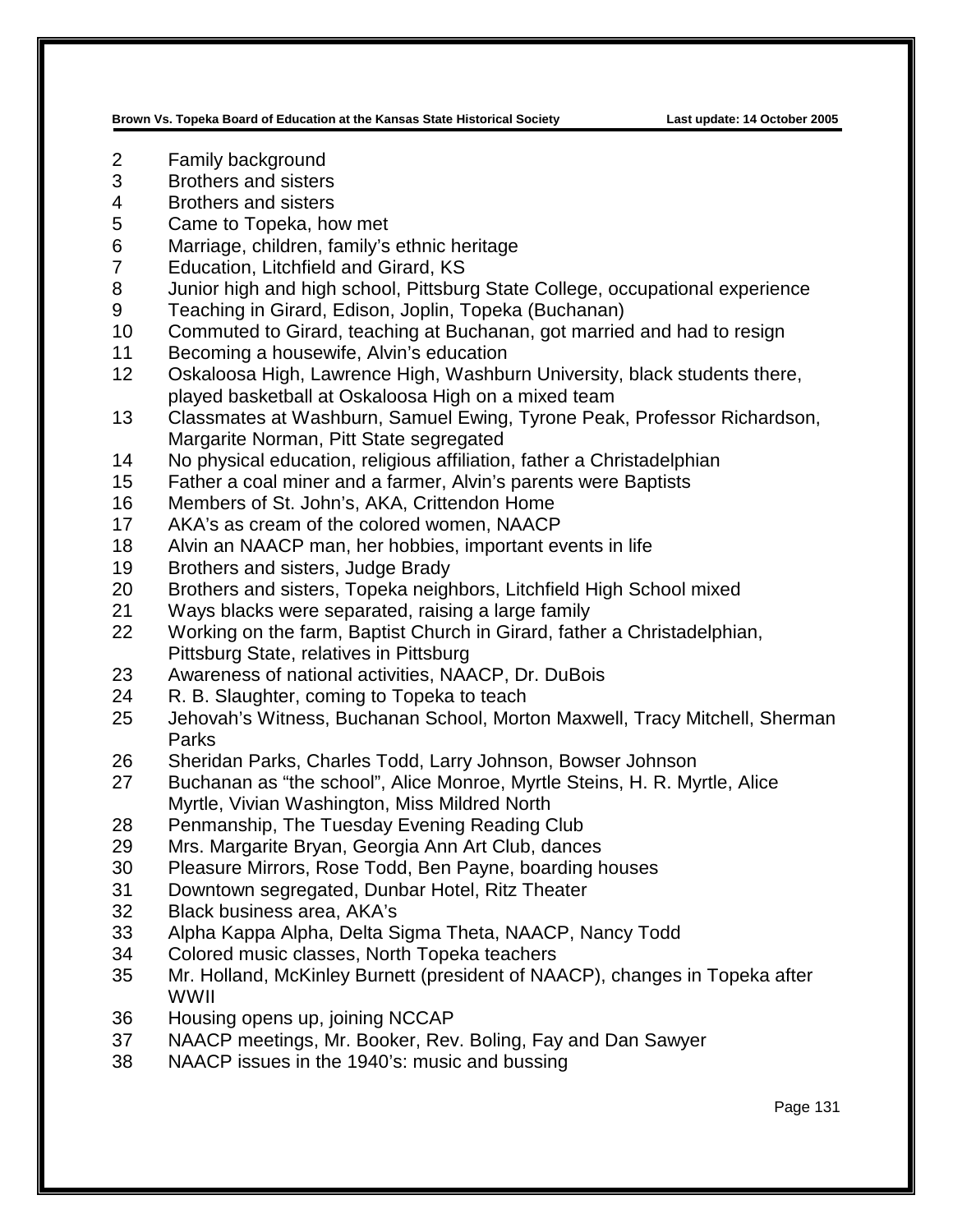2 Family background
3 Brothers and sisters
4 Brothers and sisters
5 Came to Topeka, how met
6 Marriage, children, family's ethnic heritage
7 Education, Litchfield and Girard, KS
8 Junior high and high school, Pittsburg State College, occupational experience
9 Teaching in Girard, Edison, Joplin, Topeka (Buchanan)
10 Commuted to Girard, teaching at Buchanan, got married and had to resign
11 Becoming a housewife, Alvin's education
12 Oskaloosa High, Lawrence High, Washburn University, black students there, played basketball at Oskaloosa High on a mixed team
13 Classmates at Washburn, Samuel Ewing, Tyrone Peak, Professor Richardson, Margarite Norman, Pitt State segregated
14 No physical education, religious affiliation, father a Christadelphian
15 Father a coal miner and a farmer, Alvin's parents were Baptists
16 Members of St. John's, AKA, Crittendon Home
17 AKA's as cream of the colored women, NAACP
18 Alvin an NAACP man, her hobbies, important events in life
19 Brothers and sisters, Judge Brady
20 Brothers and sisters, Topeka neighbors, Litchfield High School mixed
21 Ways blacks were separated, raising a large family
22 Working on the farm, Baptist Church in Girard, father a Christadelphian, Pittsburg State, relatives in Pittsburg
23 Awareness of national activities, NAACP, Dr. DuBois
24 R. B. Slaughter, coming to Topeka to teach
25 Jehovah's Witness, Buchanan School, Morton Maxwell, Tracy Mitchell, Sherman Parks
26 Sheridan Parks, Charles Todd, Larry Johnson, Bowser Johnson
27 Buchanan as "the school", Alice Monroe, Myrtle Steins, H. R. Myrtle, Alice Myrtle, Vivian Washington, Miss Mildred North
28 Penmanship, The Tuesday Evening Reading Club
29 Mrs. Margarite Bryan, Georgia Ann Art Club, dances
30 Pleasure Mirrors, Rose Todd, Ben Payne, boarding houses
31 Downtown segregated, Dunbar Hotel, Ritz Theater
32 Black business area, AKA's
33 Alpha Kappa Alpha, Delta Sigma Theta, NAACP, Nancy Todd
34 Colored music classes, North Topeka teachers
35 Mr. Holland, McKinley Burnett (president of NAACP), changes in Topeka after WWII
36 Housing opens up, joining NCCAP
37 NAACP meetings, Mr. Booker, Rev. Boling, Fay and Dan Sawyer
38 NAACP issues in the 1940's: music and bussing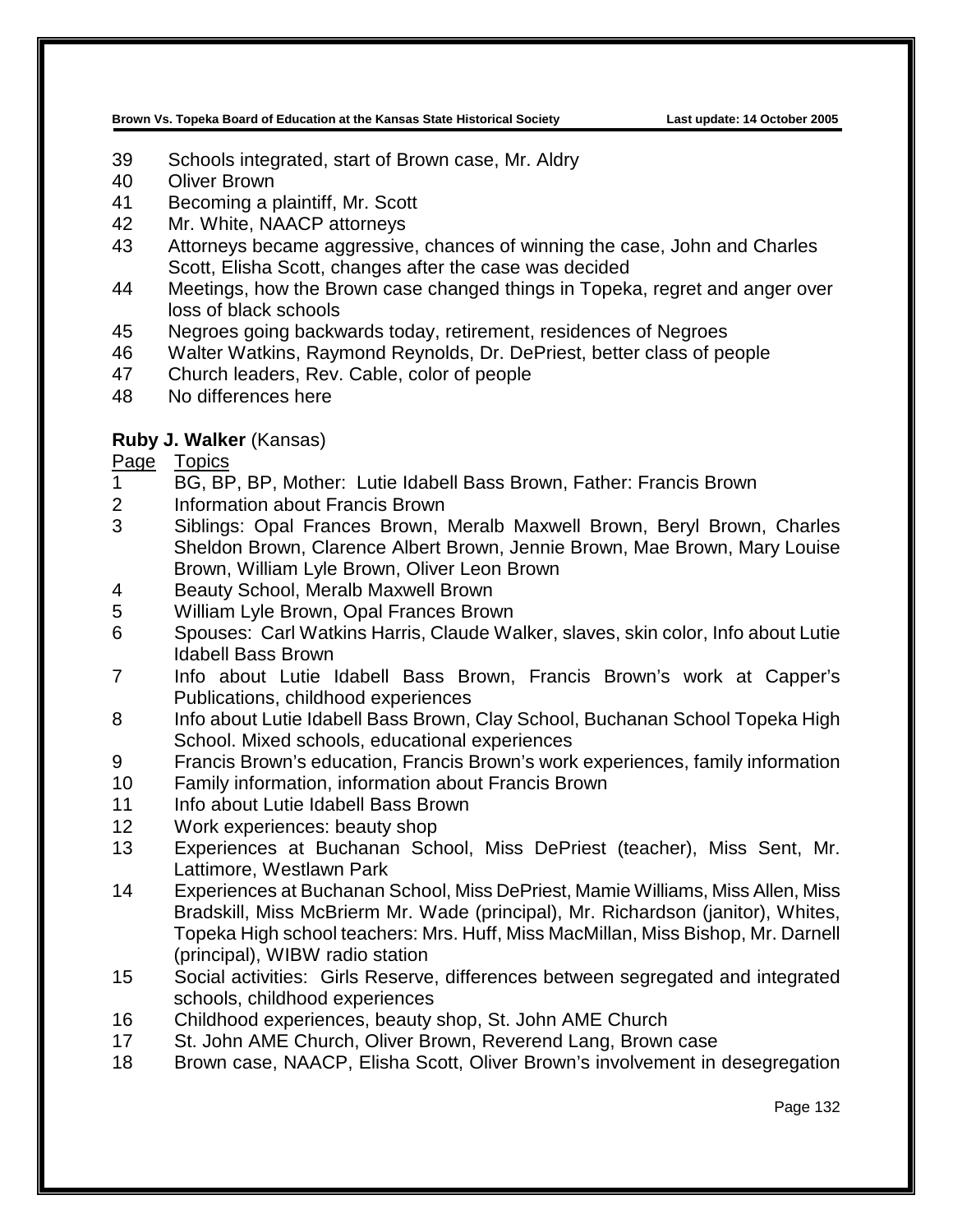39 Schools integrated, start of Brown case, Mr. Aldry
40 Oliver Brown
41 Becoming a plaintiff, Mr. Scott
42 Mr. White, NAACP attorneys
43 Attorneys became aggressive, chances of winning the case, John and Charles Scott, Elisha Scott, changes after the case was decided
44 Meetings, how the Brown case changed things in Topeka, regret and anger over loss of black schools
45 Negroes going backwards today, retirement, residences of Negroes
46 Walter Watkins, Raymond Reynolds, Dr. DePriest, better class of people
47 Church leaders, Rev. Cable, color of people
48 No differences here

**Ruby J. Walker** (Kansas)

Page Topics
1 BG, BP, BP, Mother: Lutie Idabell Bass Brown, Father: Francis Brown
2 Information about Francis Brown
3 Siblings: Opal Frances Brown, Meralb Maxwell Brown, Beryl Brown, Charles Sheldon Brown, Clarence Albert Brown, Jennie Brown, Mae Brown, Mary Louise Brown, William Lyle Brown, Oliver Leon Brown
4 Beauty School, Meralb Maxwell Brown
5 William Lyle Brown, Opal Frances Brown
6 Spouses: Carl Watkins Harris, Claude Walker, slaves, skin color, Info about Lutie Idabell Bass Brown
7 Info about Lutie Idabell Bass Brown, Francis Brown's work at Capper's Publications, childhood experiences
8 Info about Lutie Idabell Bass Brown, Clay School, Buchanan School Topeka High School. Mixed schools, educational experiences
9 Francis Brown's education, Francis Brown's work experiences, family information
10 Family information, information about Francis Brown
11 Info about Lutie Idabell Bass Brown
12 Work experiences: beauty shop
13 Experiences at Buchanan School, Miss DePriest (teacher), Miss Sent, Mr. Lattimore, Westlawn Park
14 Experiences at Buchanan School, Miss DePriest, Mamie Williams, Miss Allen, Miss Bradskill, Miss McBrierm Mr. Wade (principal), Mr. Richardson (janitor), Whites, Topeka High school teachers: Mrs. Huff, Miss MacMillan, Miss Bishop, Mr. Darnell (principal), WIBW radio station
15 Social activities: Girls Reserve, differences between segregated and integrated schools, childhood experiences
16 Childhood experiences, beauty shop, St. John AME Church
17 St. John AME Church, Oliver Brown, Reverend Lang, Brown case
18 Brown case, NAACP, Elisha Scott, Oliver Brown's involvement in desegregation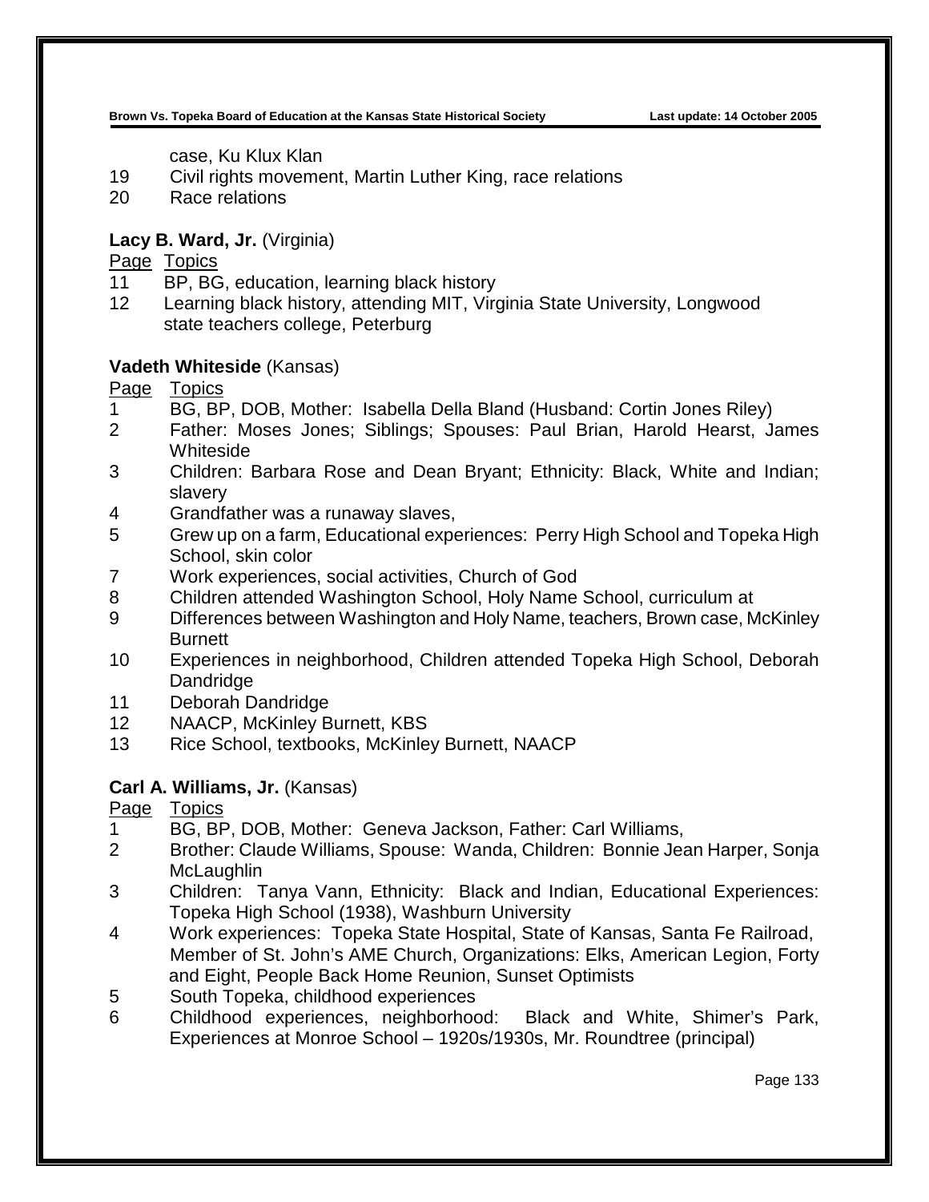case, Ku Klux Klan
19 Civil rights movement, Martin Luther King, race relations
20 Race relations

**Lacy B. Ward, Jr.** (Virginia)

Page Topics
11 BP, BG, education, learning black history
12 Learning black history, attending MIT, Virginia State University, Longwood state teachers college, Peterburg

**Vadeth Whiteside** (Kansas)

Page Topics
1 BG, BP, DOB, Mother: Isabella Della Bland (Husband: Cortin Jones Riley)
2 Father: Moses Jones; Siblings; Spouses: Paul Brian, Harold Hearst, James Whiteside
3 Children: Barbara Rose and Dean Bryant; Ethnicity: Black, White and Indian; slavery
4 Grandfather was a runaway slaves,
5 Grew up on a farm, Educational experiences: Perry High School and Topeka High School, skin color
7 Work experiences, social activities, Church of God
8 Children attended Washington School, Holy Name School, curriculum at
9 Differences between Washington and Holy Name, teachers, Brown case, McKinley Burnett
10 Experiences in neighborhood, Children attended Topeka High School, Deborah Dandridge
11 Deborah Dandridge
12 NAACP, McKinley Burnett, KBS
13 Rice School, textbooks, McKinley Burnett, NAACP

**Carl A. Williams, Jr.** (Kansas)

Page Topics
1 BG, BP, DOB, Mother: Geneva Jackson, Father: Carl Williams,
2 Brother: Claude Williams, Spouse: Wanda, Children: Bonnie Jean Harper, Sonja McLaughlin
3 Children: Tanya Vann, Ethnicity: Black and Indian, Educational Experiences: Topeka High School (1938), Washburn University
4 Work experiences: Topeka State Hospital, State of Kansas, Santa Fe Railroad, Member of St. John's AME Church, Organizations: Elks, American Legion, Forty and Eight, People Back Home Reunion, Sunset Optimists
5 South Topeka, childhood experiences
6 Childhood experiences, neighborhood: Black and White, Shimer's Park, Experiences at Monroe School – 1920s/1930s, Mr. Roundtree (principal)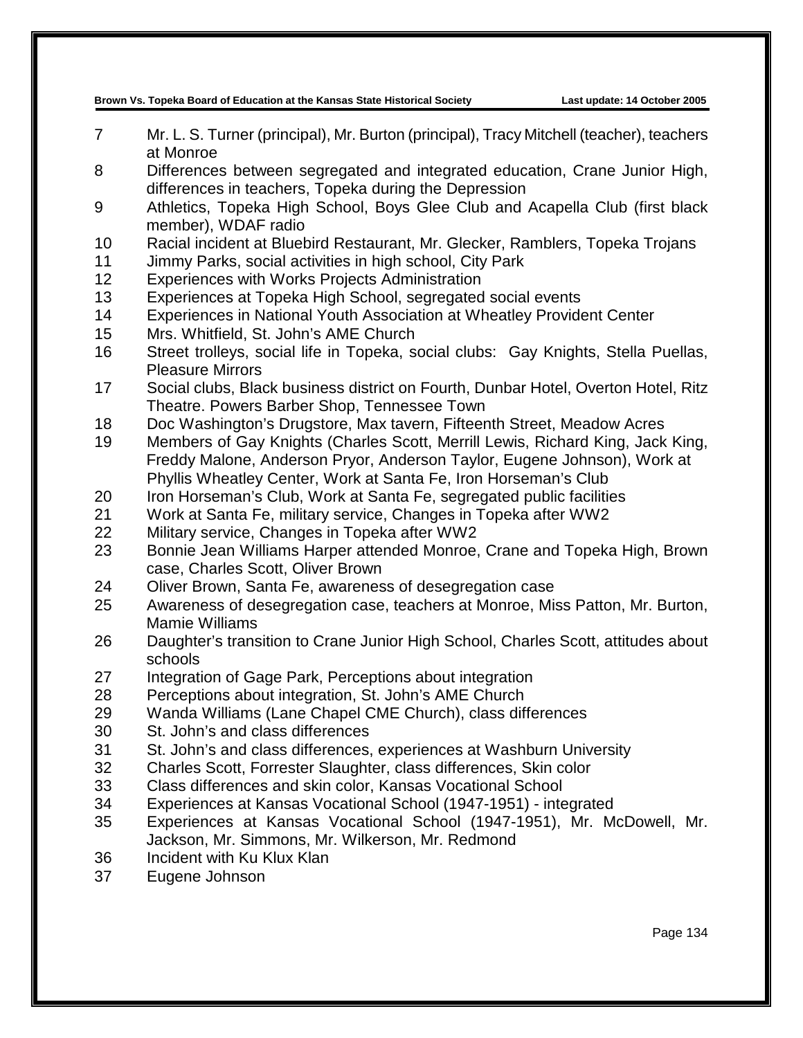| | |
|---|---|
| 7 | Mr. L. S. Turner (principal), Mr. Burton (principal), Tracy Mitchell (teacher), teachers at Monroe |
| 8 | Differences between segregated and integrated education, Crane Junior High, differences in teachers, Topeka during the Depression |
| 9 | Athletics, Topeka High School, Boys Glee Club and Acapella Club (first black member), WDAF radio |
| 10 | Racial incident at Bluebird Restaurant, Mr. Glecker, Ramblers, Topeka Trojans |
| 11 | Jimmy Parks, social activities in high school, City Park |
| 12 | Experiences with Works Projects Administration |
| 13 | Experiences at Topeka High School, segregated social events |
| 14 | Experiences in National Youth Association at Wheatley Provident Center |
| 15 | Mrs. Whitfield, St. John's AME Church |
| 16 | Street trolleys, social life in Topeka, social clubs: Gay Knights, Stella Puellas, Pleasure Mirrors |
| 17 | Social clubs, Black business district on Fourth, Dunbar Hotel, Overton Hotel, Ritz Theatre. Powers Barber Shop, Tennessee Town |
| 18 | Doc Washington's Drugstore, Max tavern, Fifteenth Street, Meadow Acres |
| 19 | Members of Gay Knights (Charles Scott, Merrill Lewis, Richard King, Jack King, Freddy Malone, Anderson Pryor, Anderson Taylor, Eugene Johnson), Work at Phyllis Wheatley Center, Work at Santa Fe, Iron Horseman's Club |
| 20 | Iron Horseman's Club, Work at Santa Fe, segregated public facilities |
| 21 | Work at Santa Fe, military service, Changes in Topeka after WW2 |
| 22 | Military service, Changes in Topeka after WW2 |
| 23 | Bonnie Jean Williams Harper attended Monroe, Crane and Topeka High, Brown case, Charles Scott, Oliver Brown |
| 24 | Oliver Brown, Santa Fe, awareness of desegregation case |
| 25 | Awareness of desegregation case, teachers at Monroe, Miss Patton, Mr. Burton, Mamie Williams |
| 26 | Daughter's transition to Crane Junior High School, Charles Scott, attitudes about schools |
| 27 | Integration of Gage Park, Perceptions about integration |
| 28 | Perceptions about integration, St. John's AME Church |
| 29 | Wanda Williams (Lane Chapel CME Church), class differences |
| 30 | St. John's and class differences |
| 31 | St. John's and class differences, experiences at Washburn University |
| 32 | Charles Scott, Forrester Slaughter, class differences, Skin color |
| 33 | Class differences and skin color, Kansas Vocational School |
| 34 | Experiences at Kansas Vocational School (1947-1951) - integrated |
| 35 | Experiences at Kansas Vocational School (1947-1951), Mr. McDowell, Mr. Jackson, Mr. Simmons, Mr. Wilkerson, Mr. Redmond |
| 36 | Incident with Ku Klux Klan |
| 37 | Eugene Johnson |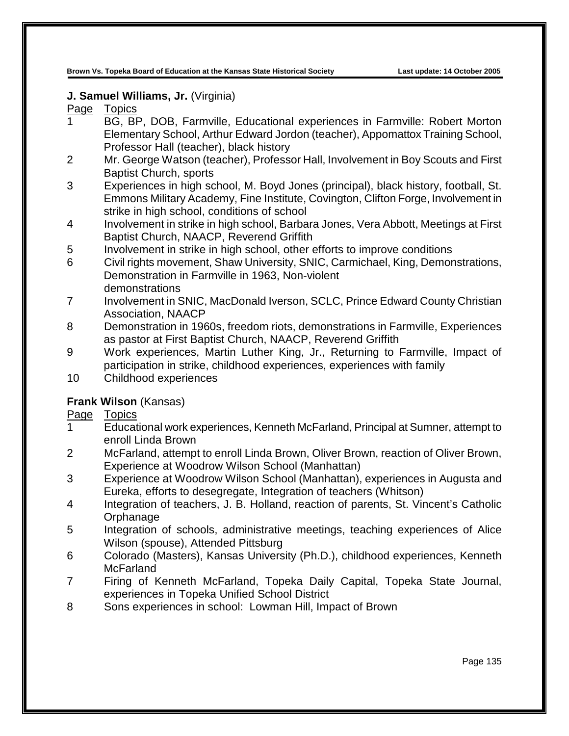**J. Samuel Williams, Jr.** (Virginia)

| Page | Topics |
|---|---|
| 1 | BG, BP, DOB, Farmville, Educational experiences in Farmville: Robert Morton Elementary School, Arthur Edward Jordon (teacher), Appomattox Training School, Professor Hall (teacher), black history |
| 2 | Mr. George Watson (teacher), Professor Hall, Involvement in Boy Scouts and First Baptist Church, sports |
| 3 | Experiences in high school, M. Boyd Jones (principal), black history, football, St. Emmons Military Academy, Fine Institute, Covington, Clifton Forge, Involvement in strike in high school, conditions of school |
| 4 | Involvement in strike in high school, Barbara Jones, Vera Abbott, Meetings at First Baptist Church, NAACP, Reverend Griffith |
| 5 | Involvement in strike in high school, other efforts to improve conditions |
| 6 | Civil rights movement, Shaw University, SNIC, Carmichael, King, Demonstrations, Demonstration in Farmville in 1963, Non-violent demonstrations |
| 7 | Involvement in SNIC, MacDonald Iverson, SCLC, Prince Edward County Christian Association, NAACP |
| 8 | Demonstration in 1960s, freedom riots, demonstrations in Farmville, Experiences as pastor at First Baptist Church, NAACP, Reverend Griffith |
| 9 | Work experiences, Martin Luther King, Jr., Returning to Farmville, Impact of participation in strike, childhood experiences, experiences with family |
| 10 | Childhood experiences |

**Frank Wilson** (Kansas)

| Page | Topics |
|---|---|
| 1 | Educational work experiences, Kenneth McFarland, Principal at Sumner, attempt to enroll Linda Brown |
| 2 | McFarland, attempt to enroll Linda Brown, Oliver Brown, reaction of Oliver Brown, Experience at Woodrow Wilson School (Manhattan) |
| 3 | Experience at Woodrow Wilson School (Manhattan), experiences in Augusta and Eureka, efforts to desegregate, Integration of teachers (Whitson) |
| 4 | Integration of teachers, J. B. Holland, reaction of parents, St. Vincent's Catholic Orphanage |
| 5 | Integration of schools, administrative meetings, teaching experiences of Alice Wilson (spouse), Attended Pittsburg |
| 6 | Colorado (Masters), Kansas University (Ph.D.), childhood experiences, Kenneth McFarland |
| 7 | Firing of Kenneth McFarland, Topeka Daily Capital, Topeka State Journal, experiences in Topeka Unified School District |
| 8 | Sons experiences in school: Lowman Hill, Impact of Brown |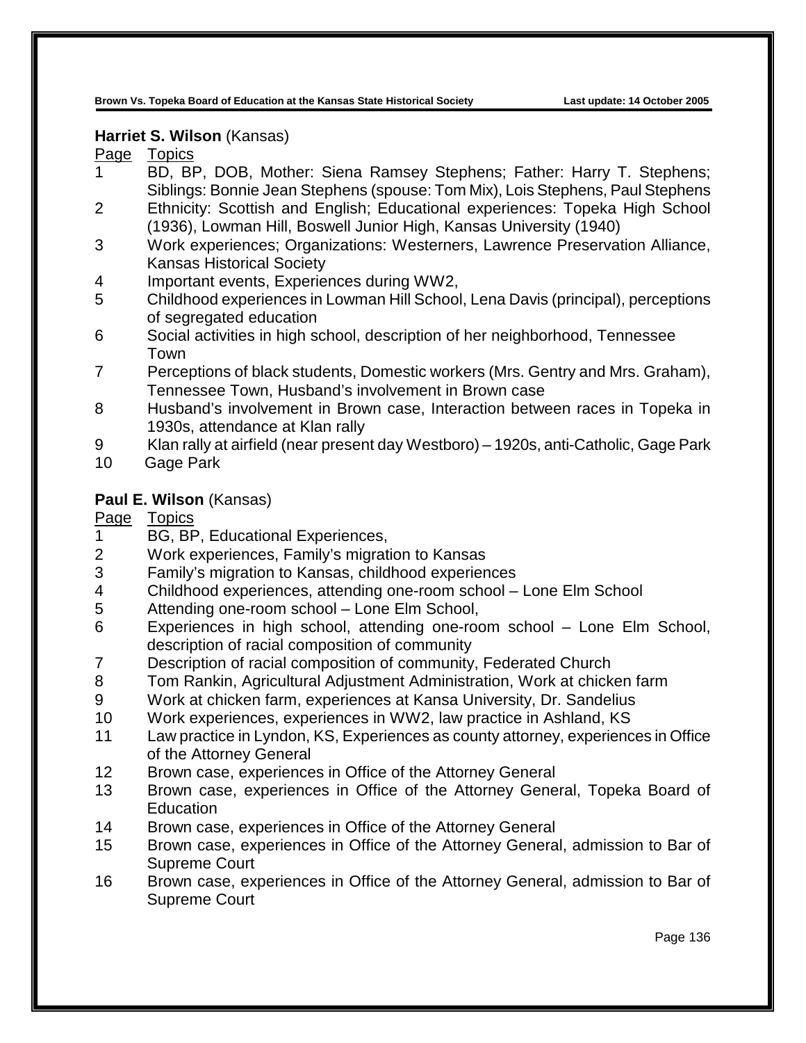**Harriet S. Wilson** (Kansas)

| Page | Topics |
|---|---|
| 1 | BD, BP, DOB, Mother: Siena Ramsey Stephens; Father: Harry T. Stephens; Siblings: Bonnie Jean Stephens (spouse: Tom Mix), Lois Stephens, Paul Stephens |
| 2 | Ethnicity: Scottish and English; Educational experiences: Topeka High School (1936), Lowman Hill, Boswell Junior High, Kansas University (1940) |
| 3 | Work experiences; Organizations: Westerners, Lawrence Preservation Alliance, Kansas Historical Society |
| 4 | Important events, Experiences during WW2, |
| 5 | Childhood experiences in Lowman Hill School, Lena Davis (principal), perceptions of segregated education |
| 6 | Social activities in high school, description of her neighborhood, Tennessee Town |
| 7 | Perceptions of black students, Domestic workers (Mrs. Gentry and Mrs. Graham), Tennessee Town, Husband's involvement in Brown case |
| 8 | Husband's involvement in Brown case, Interaction between races in Topeka in 1930s, attendance at Klan rally |
| 9 | Klan rally at airfield (near present day Westboro) – 1920s, anti-Catholic, Gage Park |
| 10 | Gage Park |

**Paul E. Wilson** (Kansas)

| Page | Topics |
|---|---|
| 1 | BG, BP, Educational Experiences, |
| 2 | Work experiences, Family's migration to Kansas |
| 3 | Family's migration to Kansas, childhood experiences |
| 4 | Childhood experiences, attending one-room school – Lone Elm School |
| 5 | Attending one-room school – Lone Elm School, |
| 6 | Experiences in high school, attending one-room school – Lone Elm School, description of racial composition of community |
| 7 | Description of racial composition of community, Federated Church |
| 8 | Tom Rankin, Agricultural Adjustment Administration, Work at chicken farm |
| 9 | Work at chicken farm, experiences at Kansa University, Dr. Sandelius |
| 10 | Work experiences, experiences in WW2, law practice in Ashland, KS |
| 11 | Law practice in Lyndon, KS, Experiences as county attorney, experiences in Office of the Attorney General |
| 12 | Brown case, experiences in Office of the Attorney General |
| 13 | Brown case, experiences in Office of the Attorney General, Topeka Board of Education |
| 14 | Brown case, experiences in Office of the Attorney General |
| 15 | Brown case, experiences in Office of the Attorney General, admission to Bar of Supreme Court |
| 16 | Brown case, experiences in Office of the Attorney General, admission to Bar of Supreme Court |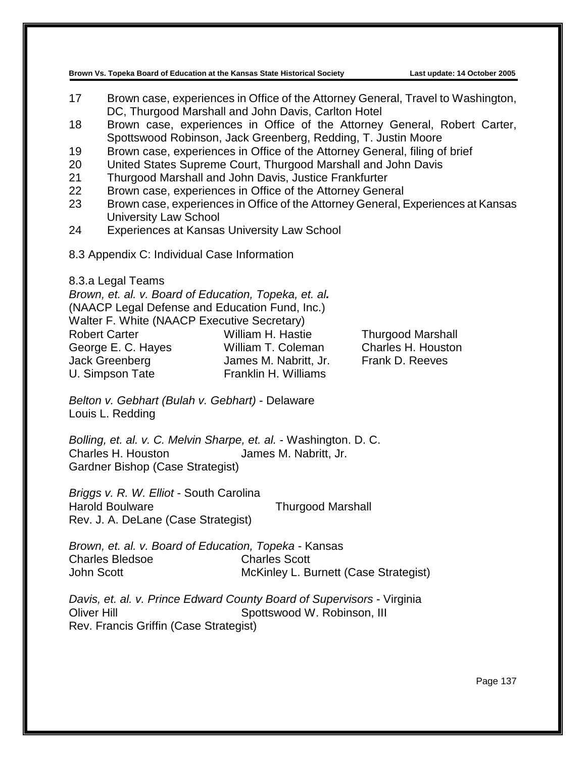17 Brown case, experiences in Office of the Attorney General, Travel to Washington, DC, Thurgood Marshall and John Davis, Carlton Hotel
18 Brown case, experiences in Office of the Attorney General, Robert Carter, Spottswood Robinson, Jack Greenberg, Redding, T. Justin Moore
19 Brown case, experiences in Office of the Attorney General, filing of brief
20 United States Supreme Court, Thurgood Marshall and John Davis
21 Thurgood Marshall and John Davis, Justice Frankfurter
22 Brown case, experiences in Office of the Attorney General
23 Brown case, experiences in Office of the Attorney General, Experiences at Kansas University Law School
24 Experiences at Kansas University Law School

8.3 Appendix C: Individual Case Information

8.3.a Legal Teams

*Brown, et. al. v. Board of Education, Topeka, et. al.*
(NAACP Legal Defense and Education Fund, Inc.)
Walter F. White (NAACP Executive Secretary)

| | | |
|---|---|---|
| Robert Carter | William H. Hastie | Thurgood Marshall |
| George E. C. Hayes | William T. Coleman | Charles H. Houston |
| Jack Greenberg | James M. Nabritt, Jr. | Frank D. Reeves |
| U. Simpson Tate | Franklin H. Williams | |

*Belton v. Gebhart (Bulah v. Gebhart)* - Delaware
Louis L. Redding

*Bolling, et. al. v. C. Melvin Sharpe, et. al.* - Washington. D. C.
Charles H. Houston — James M. Nabritt, Jr.
Gardner Bishop (Case Strategist)

*Briggs v. R. W. Elliot* - South Carolina
Harold Boulware — Thurgood Marshall
Rev. J. A. DeLane (Case Strategist)

*Brown, et. al. v. Board of Education, Topeka* - Kansas
Charles Bledsoe — Charles Scott
John Scott — McKinley L. Burnett (Case Strategist)

*Davis, et. al. v. Prince Edward County Board of Supervisors* - Virginia
Oliver Hill — Spottswood W. Robinson, III
Rev. Francis Griffin (Case Strategist)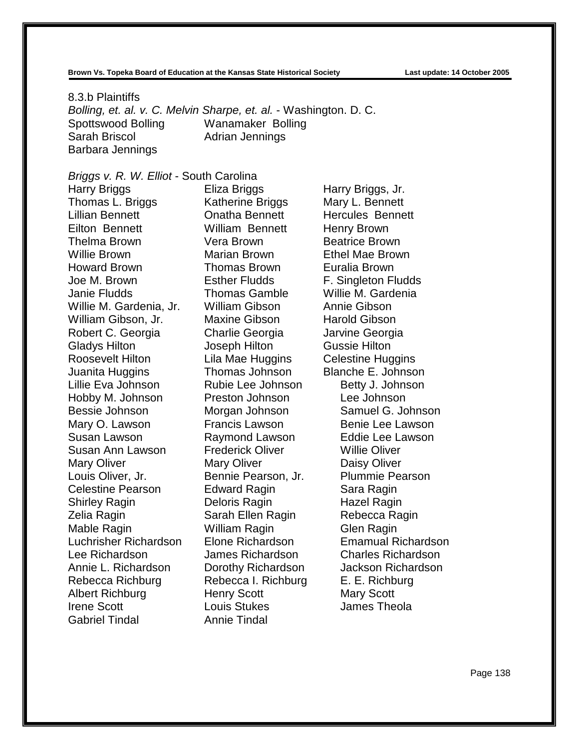8.3.b Plaintiffs

*Bolling, et. al. v. C. Melvin Sharpe, et. al.* - Washington. D. C.

| | |
|---|---|
| Spottswood Bolling | Wanamaker Bolling |
| Sarah Briscol | Adrian Jennings |
| Barbara Jennings | |

*Briggs v. R. W. Elliot* - South Carolina

| | | |
|---|---|---|
| Harry Briggs | Eliza Briggs | Harry Briggs, Jr. |
| Thomas L. Briggs | Katherine Briggs | Mary L. Bennett |
| Lillian Bennett | Onatha Bennett | Hercules Bennett |
| Eilton Bennett | William Bennett | Henry Brown |
| Thelma Brown | Vera Brown | Beatrice Brown |
| Willie Brown | Marian Brown | Ethel Mae Brown |
| Howard Brown | Thomas Brown | Euralia Brown |
| Joe M. Brown | Esther Fludds | F. Singleton Fludds |
| Janie Fludds | Thomas Gamble | Willie M. Gardenia |
| Willie M. Gardenia, Jr. | William Gibson | Annie Gibson |
| William Gibson, Jr. | Maxine Gibson | Harold Gibson |
| Robert C. Georgia | Charlie Georgia | Jarvine Georgia |
| Gladys Hilton | Joseph Hilton | Gussie Hilton |
| Roosevelt Hilton | Lila Mae Huggins | Celestine Huggins |
| Juanita Huggins | Thomas Johnson | Blanche E. Johnson |
| Lillie Eva Johnson | Rubie Lee Johnson | Betty J. Johnson |
| Hobby M. Johnson | Preston Johnson | Lee Johnson |
| Bessie Johnson | Morgan Johnson | Samuel G. Johnson |
| Mary O. Lawson | Francis Lawson | Benie Lee Lawson |
| Susan Lawson | Raymond Lawson | Eddie Lee Lawson |
| Susan Ann Lawson | Frederick Oliver | Willie Oliver |
| Mary Oliver | Mary Oliver | Daisy Oliver |
| Louis Oliver, Jr. | Bennie Pearson, Jr. | Plummie Pearson |
| Celestine Pearson | Edward Ragin | Sara Ragin |
| Shirley Ragin | Deloris Ragin | Hazel Ragin |
| Zelia Ragin | Sarah Ellen Ragin | Rebecca Ragin |
| Mable Ragin | William Ragin | Glen Ragin |
| Luchrisher Richardson | Elone Richardson | Emamual Richardson |
| Lee Richardson | James Richardson | Charles Richardson |
| Annie L. Richardson | Dorothy Richardson | Jackson Richardson |
| Rebecca Richburg | Rebecca I. Richburg | E. E. Richburg |
| Albert Richburg | Henry Scott | Mary Scott |
| Irene Scott | Louis Stukes | James Theola |
| Gabriel Tindal | Annie Tindal | |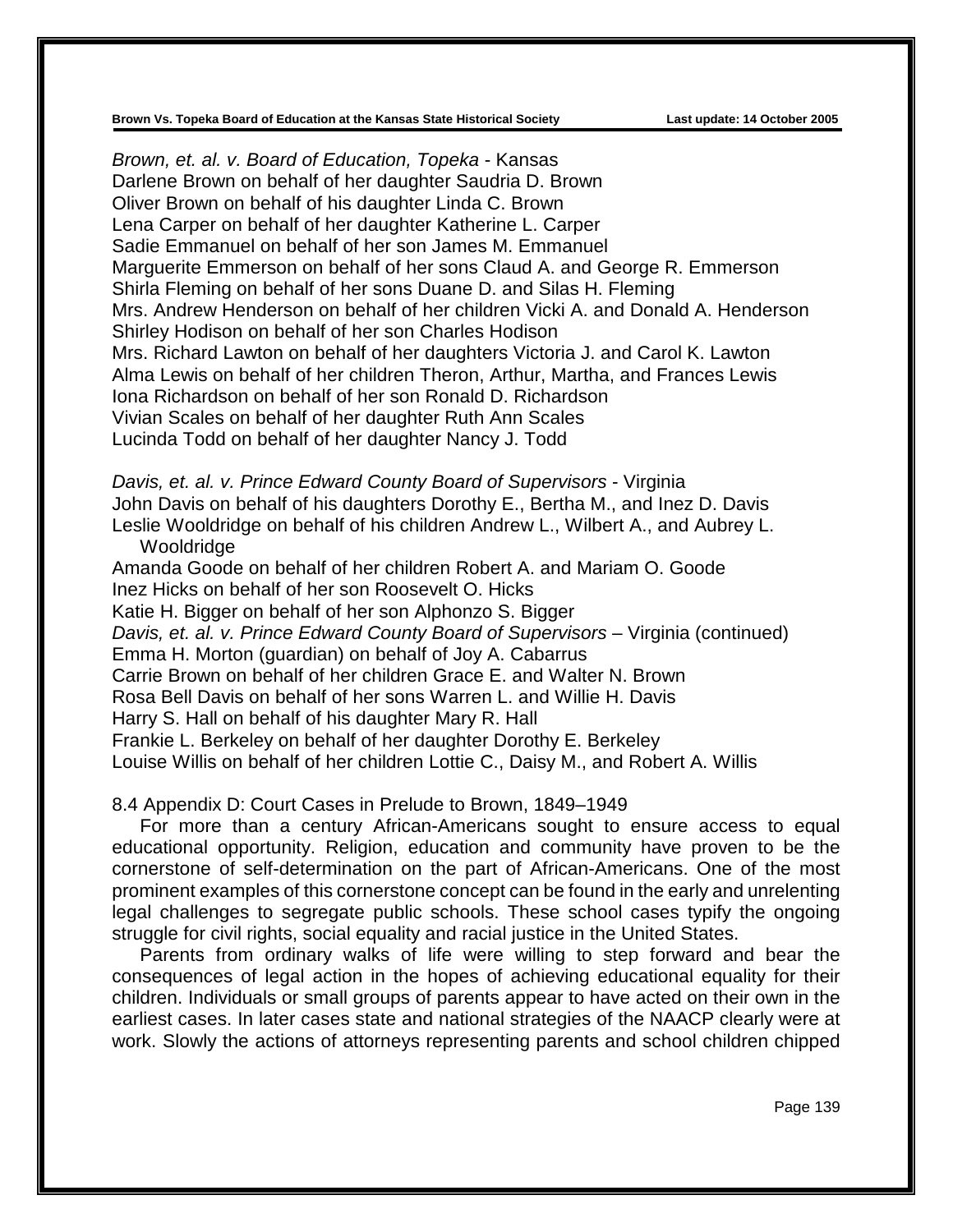*Brown, et. al. v. Board of Education, Topeka* - Kansas
Darlene Brown on behalf of her daughter Saudria D. Brown
Oliver Brown on behalf of his daughter Linda C. Brown
Lena Carper on behalf of her daughter Katherine L. Carper
Sadie Emmanuel on behalf of her son James M. Emmanuel
Marguerite Emmerson on behalf of her sons Claud A. and George R. Emmerson
Shirla Fleming on behalf of her sons Duane D. and Silas H. Fleming
Mrs. Andrew Henderson on behalf of her children Vicki A. and Donald A. Henderson
Shirley Hodison on behalf of her son Charles Hodison
Mrs. Richard Lawton on behalf of her daughters Victoria J. and Carol K. Lawton
Alma Lewis on behalf of her children Theron, Arthur, Martha, and Frances Lewis
Iona Richardson on behalf of her son Ronald D. Richardson
Vivian Scales on behalf of her daughter Ruth Ann Scales
Lucinda Todd on behalf of her daughter Nancy J. Todd

*Davis, et. al. v. Prince Edward County Board of Supervisors* - Virginia
John Davis on behalf of his daughters Dorothy E., Bertha M., and Inez D. Davis
Leslie Wooldridge on behalf of his children Andrew L., Wilbert A., and Aubrey L. Wooldridge
Amanda Goode on behalf of her children Robert A. and Mariam O. Goode
Inez Hicks on behalf of her son Roosevelt O. Hicks
Katie H. Bigger on behalf of her son Alphonzo S. Bigger
*Davis, et. al. v. Prince Edward County Board of Supervisors* – Virginia (continued)
Emma H. Morton (guardian) on behalf of Joy A. Cabarrus
Carrie Brown on behalf of her children Grace E. and Walter N. Brown
Rosa Bell Davis on behalf of her sons Warren L. and Willie H. Davis
Harry S. Hall on behalf of his daughter Mary R. Hall
Frankie L. Berkeley on behalf of her daughter Dorothy E. Berkeley
Louise Willis on behalf of her children Lottie C., Daisy M., and Robert A. Willis

## 8.4 Appendix D: Court Cases in Prelude to Brown, 1849–1949

For more than a century African-Americans sought to ensure access to equal educational opportunity. Religion, education and community have proven to be the cornerstone of self-determination on the part of African-Americans. One of the most prominent examples of this cornerstone concept can be found in the early and unrelenting legal challenges to segregate public schools. These school cases typify the ongoing struggle for civil rights, social equality and racial justice in the United States.

Parents from ordinary walks of life were willing to step forward and bear the consequences of legal action in the hopes of achieving educational equality for their children. Individuals or small groups of parents appear to have acted on their own in the earliest cases. In later cases state and national strategies of the NAACP clearly were at work. Slowly the actions of attorneys representing parents and school children chipped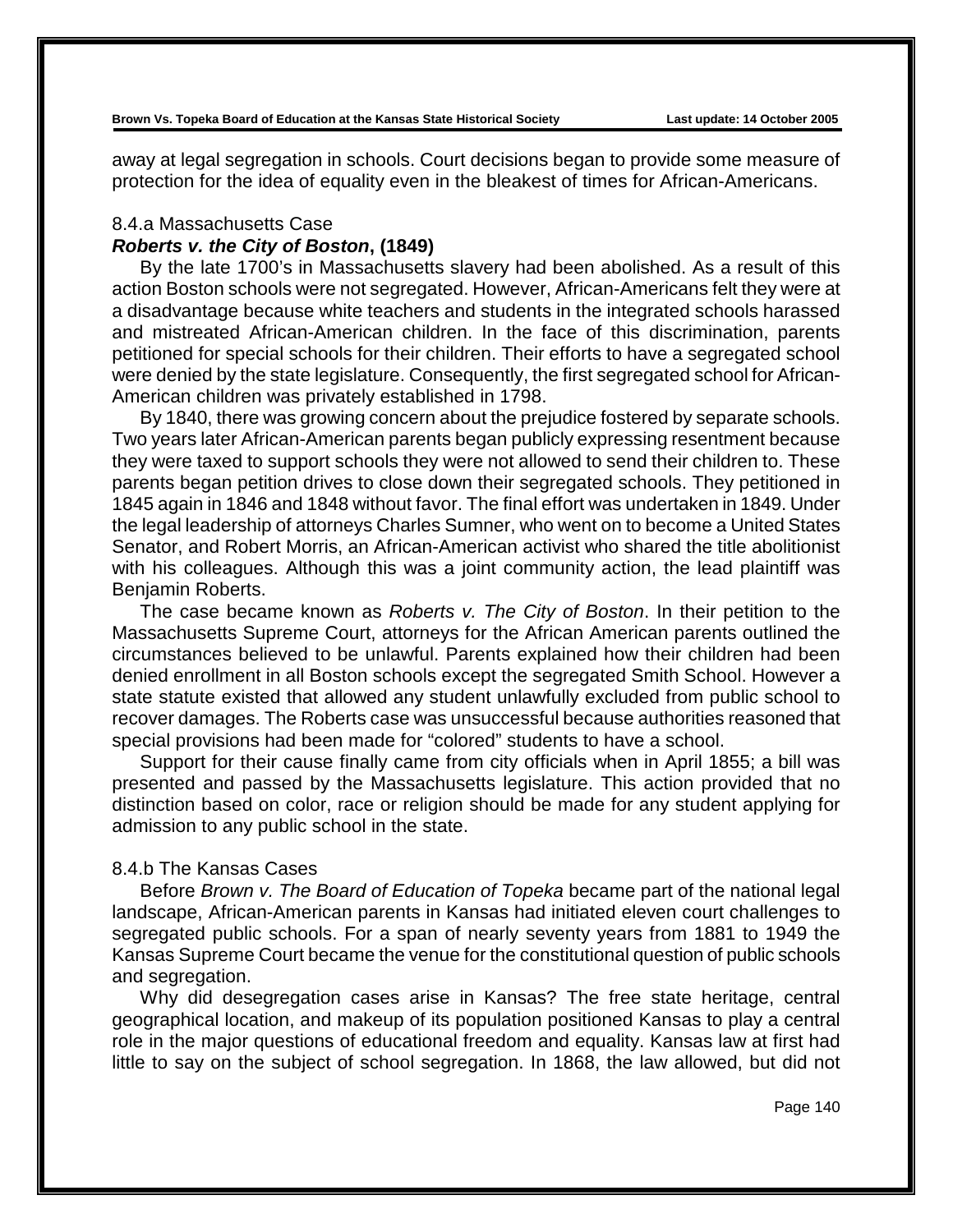away at legal segregation in schools. Court decisions began to provide some measure of protection for the idea of equality even in the bleakest of times for African-Americans.

8.4.a Massachusetts Case

***Roberts v. the City of Boston*, (1849)**

By the late 1700's in Massachusetts slavery had been abolished. As a result of this action Boston schools were not segregated. However, African-Americans felt they were at a disadvantage because white teachers and students in the integrated schools harassed and mistreated African-American children. In the face of this discrimination, parents petitioned for special schools for their children. Their efforts to have a segregated school were denied by the state legislature. Consequently, the first segregated school for African-American children was privately established in 1798.

By 1840, there was growing concern about the prejudice fostered by separate schools. Two years later African-American parents began publicly expressing resentment because they were taxed to support schools they were not allowed to send their children to. These parents began petition drives to close down their segregated schools. They petitioned in 1845 again in 1846 and 1848 without favor. The final effort was undertaken in 1849. Under the legal leadership of attorneys Charles Sumner, who went on to become a United States Senator, and Robert Morris, an African-American activist who shared the title abolitionist with his colleagues. Although this was a joint community action, the lead plaintiff was Benjamin Roberts.

The case became known as *Roberts v. The City of Boston*. In their petition to the Massachusetts Supreme Court, attorneys for the African American parents outlined the circumstances believed to be unlawful. Parents explained how their children had been denied enrollment in all Boston schools except the segregated Smith School. However a state statute existed that allowed any student unlawfully excluded from public school to recover damages. The Roberts case was unsuccessful because authorities reasoned that special provisions had been made for "colored" students to have a school.

Support for their cause finally came from city officials when in April 1855; a bill was presented and passed by the Massachusetts legislature. This action provided that no distinction based on color, race or religion should be made for any student applying for admission to any public school in the state.

8.4.b The Kansas Cases

Before *Brown v. The Board of Education of Topeka* became part of the national legal landscape, African-American parents in Kansas had initiated eleven court challenges to segregated public schools. For a span of nearly seventy years from 1881 to 1949 the Kansas Supreme Court became the venue for the constitutional question of public schools and segregation.

Why did desegregation cases arise in Kansas? The free state heritage, central geographical location, and makeup of its population positioned Kansas to play a central role in the major questions of educational freedom and equality. Kansas law at first had little to say on the subject of school segregation. In 1868, the law allowed, but did not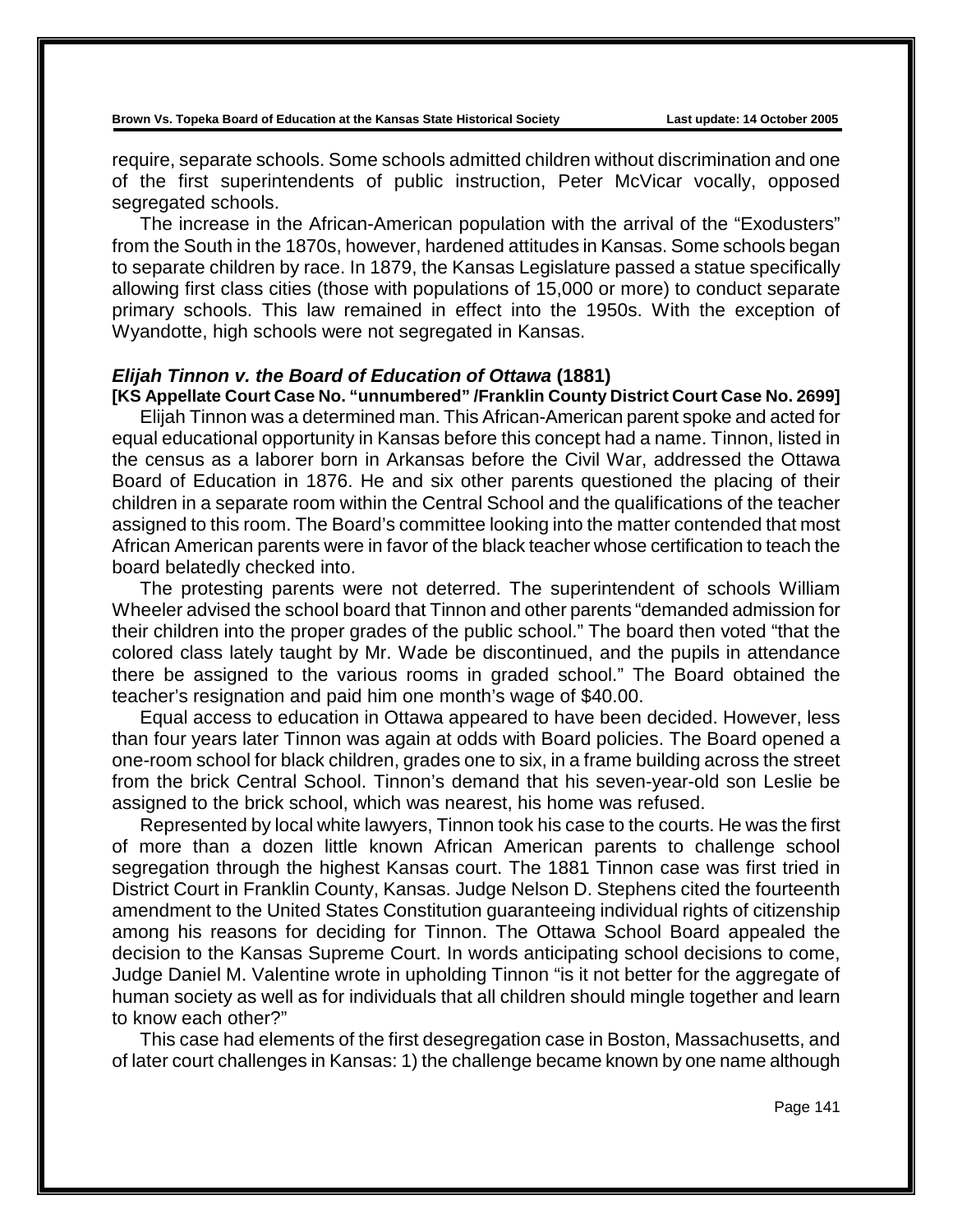require, separate schools. Some schools admitted children without discrimination and one of the first superintendents of public instruction, Peter McVicar vocally, opposed segregated schools.

The increase in the African-American population with the arrival of the "Exodusters" from the South in the 1870s, however, hardened attitudes in Kansas. Some schools began to separate children by race. In 1879, the Kansas Legislature passed a statue specifically allowing first class cities (those with populations of 15,000 or more) to conduct separate primary schools. This law remained in effect into the 1950s. With the exception of Wyandotte, high schools were not segregated in Kansas.

### *Elijah Tinnon v. the Board of Education of Ottawa* (1881)

**[KS Appellate Court Case No. "unnumbered" /Franklin County District Court Case No. 2699]**

Elijah Tinnon was a determined man. This African-American parent spoke and acted for equal educational opportunity in Kansas before this concept had a name. Tinnon, listed in the census as a laborer born in Arkansas before the Civil War, addressed the Ottawa Board of Education in 1876. He and six other parents questioned the placing of their children in a separate room within the Central School and the qualifications of the teacher assigned to this room. The Board's committee looking into the matter contended that most African American parents were in favor of the black teacher whose certification to teach the board belatedly checked into.

The protesting parents were not deterred. The superintendent of schools William Wheeler advised the school board that Tinnon and other parents "demanded admission for their children into the proper grades of the public school." The board then voted "that the colored class lately taught by Mr. Wade be discontinued, and the pupils in attendance there be assigned to the various rooms in graded school." The Board obtained the teacher's resignation and paid him one month's wage of $40.00.

Equal access to education in Ottawa appeared to have been decided. However, less than four years later Tinnon was again at odds with Board policies. The Board opened a one-room school for black children, grades one to six, in a frame building across the street from the brick Central School. Tinnon's demand that his seven-year-old son Leslie be assigned to the brick school, which was nearest, his home was refused.

Represented by local white lawyers, Tinnon took his case to the courts. He was the first of more than a dozen little known African American parents to challenge school segregation through the highest Kansas court. The 1881 Tinnon case was first tried in District Court in Franklin County, Kansas. Judge Nelson D. Stephens cited the fourteenth amendment to the United States Constitution guaranteeing individual rights of citizenship among his reasons for deciding for Tinnon. The Ottawa School Board appealed the decision to the Kansas Supreme Court. In words anticipating school decisions to come, Judge Daniel M. Valentine wrote in upholding Tinnon "is it not better for the aggregate of human society as well as for individuals that all children should mingle together and learn to know each other?"

This case had elements of the first desegregation case in Boston, Massachusetts, and of later court challenges in Kansas: 1) the challenge became known by one name although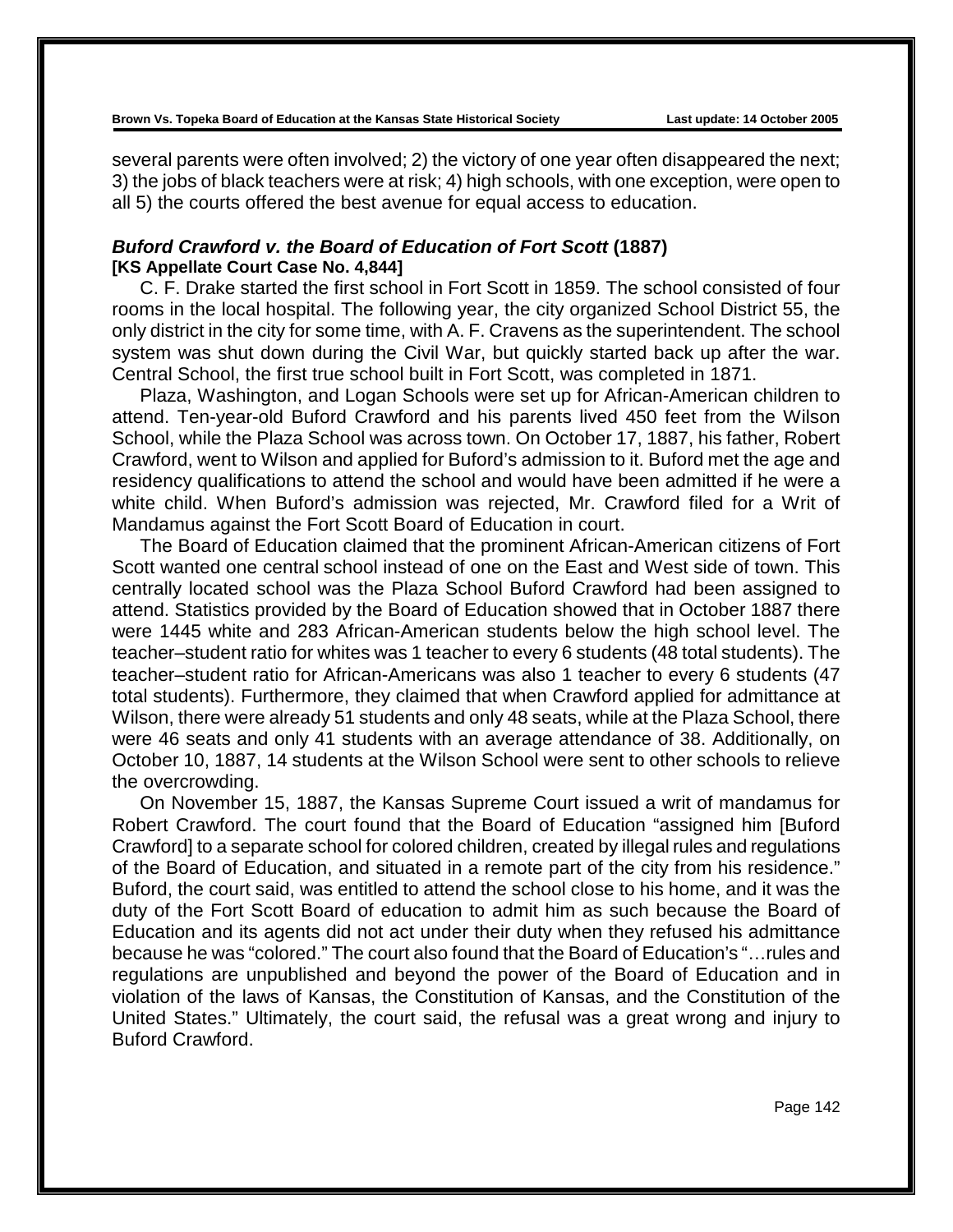several parents were often involved; 2) the victory of one year often disappeared the next; 3) the jobs of black teachers were at risk; 4) high schools, with one exception, were open to all 5) the courts offered the best avenue for equal access to education.

### ***Buford Crawford v. the Board of Education of Fort Scott*** **(1887)**
**[KS Appellate Court Case No. 4,844]**

C. F. Drake started the first school in Fort Scott in 1859. The school consisted of four rooms in the local hospital. The following year, the city organized School District 55, the only district in the city for some time, with A. F. Cravens as the superintendent. The school system was shut down during the Civil War, but quickly started back up after the war. Central School, the first true school built in Fort Scott, was completed in 1871.

Plaza, Washington, and Logan Schools were set up for African-American children to attend. Ten-year-old Buford Crawford and his parents lived 450 feet from the Wilson School, while the Plaza School was across town. On October 17, 1887, his father, Robert Crawford, went to Wilson and applied for Buford's admission to it. Buford met the age and residency qualifications to attend the school and would have been admitted if he were a white child. When Buford's admission was rejected, Mr. Crawford filed for a Writ of Mandamus against the Fort Scott Board of Education in court.

The Board of Education claimed that the prominent African-American citizens of Fort Scott wanted one central school instead of one on the East and West side of town. This centrally located school was the Plaza School Buford Crawford had been assigned to attend. Statistics provided by the Board of Education showed that in October 1887 there were 1445 white and 283 African-American students below the high school level. The teacher–student ratio for whites was 1 teacher to every 6 students (48 total students). The teacher–student ratio for African-Americans was also 1 teacher to every 6 students (47 total students). Furthermore, they claimed that when Crawford applied for admittance at Wilson, there were already 51 students and only 48 seats, while at the Plaza School, there were 46 seats and only 41 students with an average attendance of 38. Additionally, on October 10, 1887, 14 students at the Wilson School were sent to other schools to relieve the overcrowding.

On November 15, 1887, the Kansas Supreme Court issued a writ of mandamus for Robert Crawford. The court found that the Board of Education "assigned him [Buford Crawford] to a separate school for colored children, created by illegal rules and regulations of the Board of Education, and situated in a remote part of the city from his residence." Buford, the court said, was entitled to attend the school close to his home, and it was the duty of the Fort Scott Board of education to admit him as such because the Board of Education and its agents did not act under their duty when they refused his admittance because he was "colored." The court also found that the Board of Education's "…rules and regulations are unpublished and beyond the power of the Board of Education and in violation of the laws of Kansas, the Constitution of Kansas, and the Constitution of the United States." Ultimately, the court said, the refusal was a great wrong and injury to Buford Crawford.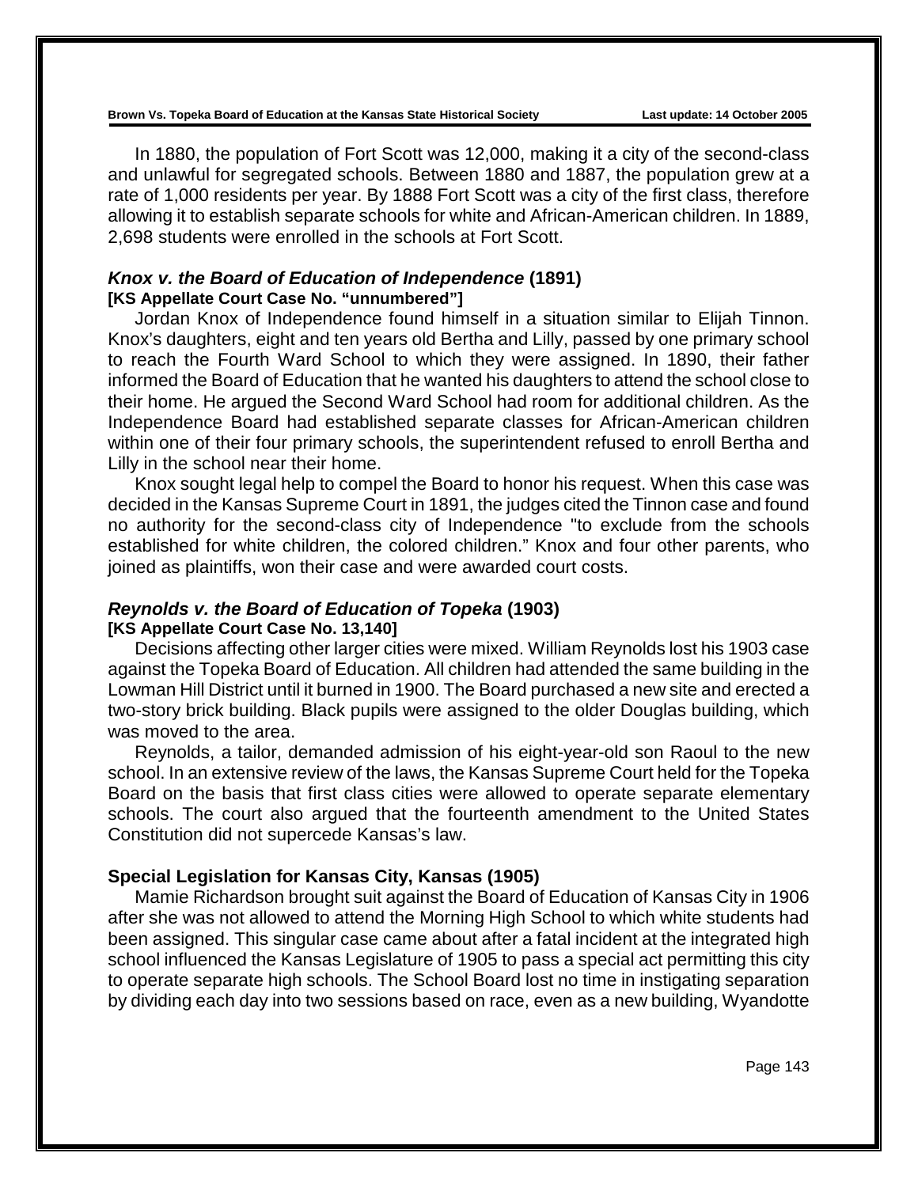In 1880, the population of Fort Scott was 12,000, making it a city of the second-class and unlawful for segregated schools. Between 1880 and 1887, the population grew at a rate of 1,000 residents per year. By 1888 Fort Scott was a city of the first class, therefore allowing it to establish separate schools for white and African-American children. In 1889, 2,698 students were enrolled in the schools at Fort Scott.

### *Knox v. the Board of Education of Independence* (1891)

**[KS Appellate Court Case No. "unnumbered"]**

Jordan Knox of Independence found himself in a situation similar to Elijah Tinnon. Knox's daughters, eight and ten years old Bertha and Lilly, passed by one primary school to reach the Fourth Ward School to which they were assigned. In 1890, their father informed the Board of Education that he wanted his daughters to attend the school close to their home. He argued the Second Ward School had room for additional children. As the Independence Board had established separate classes for African-American children within one of their four primary schools, the superintendent refused to enroll Bertha and Lilly in the school near their home.

Knox sought legal help to compel the Board to honor his request. When this case was decided in the Kansas Supreme Court in 1891, the judges cited the Tinnon case and found no authority for the second-class city of Independence "to exclude from the schools established for white children, the colored children." Knox and four other parents, who joined as plaintiffs, won their case and were awarded court costs.

### *Reynolds v. the Board of Education of Topeka* (1903)

**[KS Appellate Court Case No. 13,140]**

Decisions affecting other larger cities were mixed. William Reynolds lost his 1903 case against the Topeka Board of Education. All children had attended the same building in the Lowman Hill District until it burned in 1900. The Board purchased a new site and erected a two-story brick building. Black pupils were assigned to the older Douglas building, which was moved to the area.

Reynolds, a tailor, demanded admission of his eight-year-old son Raoul to the new school. In an extensive review of the laws, the Kansas Supreme Court held for the Topeka Board on the basis that first class cities were allowed to operate separate elementary schools. The court also argued that the fourteenth amendment to the United States Constitution did not supercede Kansas's law.

### Special Legislation for Kansas City, Kansas (1905)

Mamie Richardson brought suit against the Board of Education of Kansas City in 1906 after she was not allowed to attend the Morning High School to which white students had been assigned. This singular case came about after a fatal incident at the integrated high school influenced the Kansas Legislature of 1905 to pass a special act permitting this city to operate separate high schools. The School Board lost no time in instigating separation by dividing each day into two sessions based on race, even as a new building, Wyandotte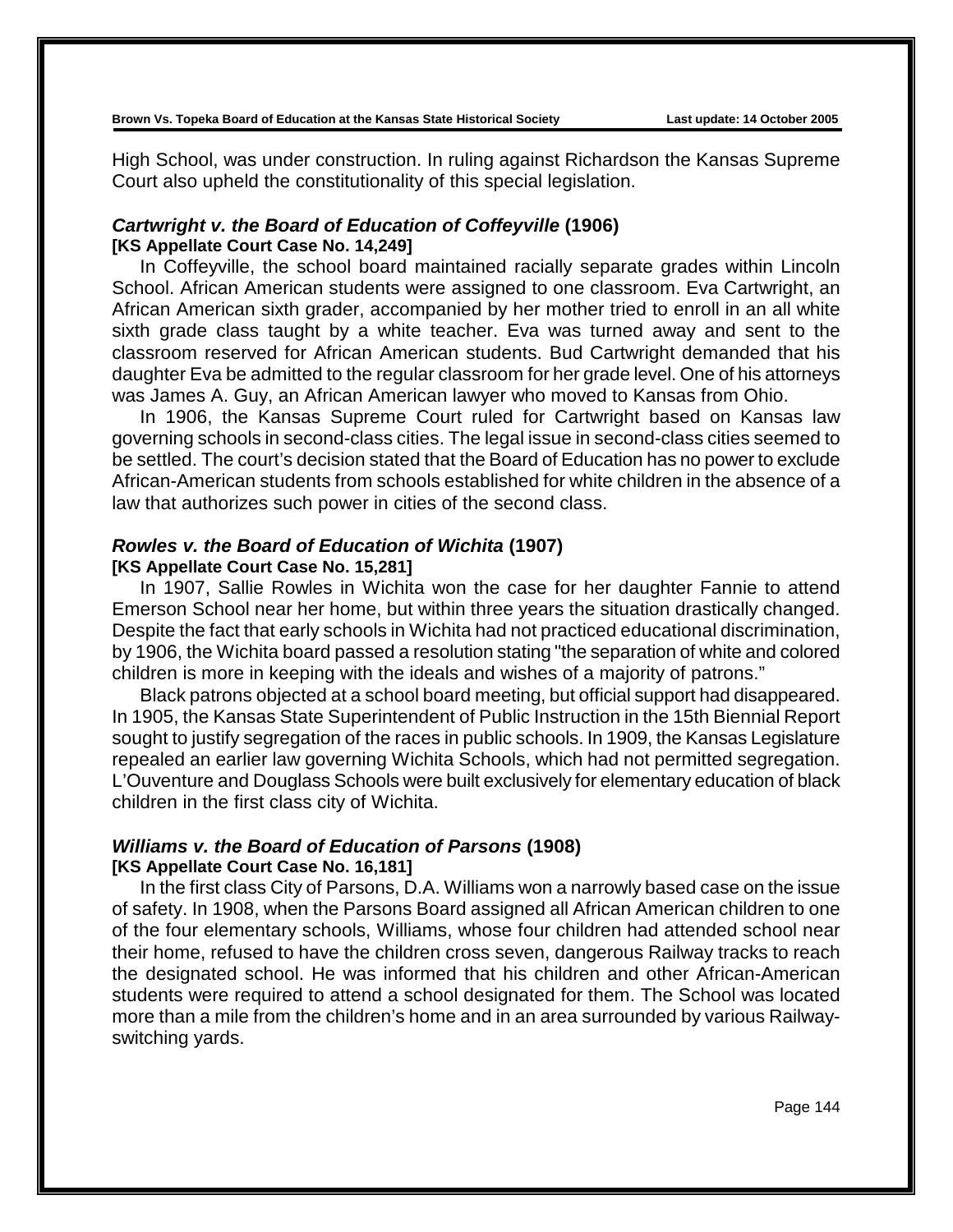High School, was under construction. In ruling against Richardson the Kansas Supreme Court also upheld the constitutionality of this special legislation.

### *Cartwright v. the Board of Education of Coffeyville* (1906)
**[KS Appellate Court Case No. 14,249]**

In Coffeyville, the school board maintained racially separate grades within Lincoln School. African American students were assigned to one classroom. Eva Cartwright, an African American sixth grader, accompanied by her mother tried to enroll in an all white sixth grade class taught by a white teacher. Eva was turned away and sent to the classroom reserved for African American students. Bud Cartwright demanded that his daughter Eva be admitted to the regular classroom for her grade level. One of his attorneys was James A. Guy, an African American lawyer who moved to Kansas from Ohio.

In 1906, the Kansas Supreme Court ruled for Cartwright based on Kansas law governing schools in second-class cities. The legal issue in second-class cities seemed to be settled. The court's decision stated that the Board of Education has no power to exclude African-American students from schools established for white children in the absence of a law that authorizes such power in cities of the second class.

### *Rowles v. the Board of Education of Wichita* (1907)
**[KS Appellate Court Case No. 15,281]**

In 1907, Sallie Rowles in Wichita won the case for her daughter Fannie to attend Emerson School near her home, but within three years the situation drastically changed. Despite the fact that early schools in Wichita had not practiced educational discrimination, by 1906, the Wichita board passed a resolution stating "the separation of white and colored children is more in keeping with the ideals and wishes of a majority of patrons."

Black patrons objected at a school board meeting, but official support had disappeared. In 1905, the Kansas State Superintendent of Public Instruction in the 15th Biennial Report sought to justify segregation of the races in public schools. In 1909, the Kansas Legislature repealed an earlier law governing Wichita Schools, which had not permitted segregation. L'Ouventure and Douglass Schools were built exclusively for elementary education of black children in the first class city of Wichita.

### *Williams v. the Board of Education of Parsons* (1908)
**[KS Appellate Court Case No. 16,181]**

In the first class City of Parsons, D.A. Williams won a narrowly based case on the issue of safety. In 1908, when the Parsons Board assigned all African American children to one of the four elementary schools, Williams, whose four children had attended school near their home, refused to have the children cross seven, dangerous Railway tracks to reach the designated school. He was informed that his children and other African-American students were required to attend a school designated for them. The School was located more than a mile from the children's home and in an area surrounded by various Railway-switching yards.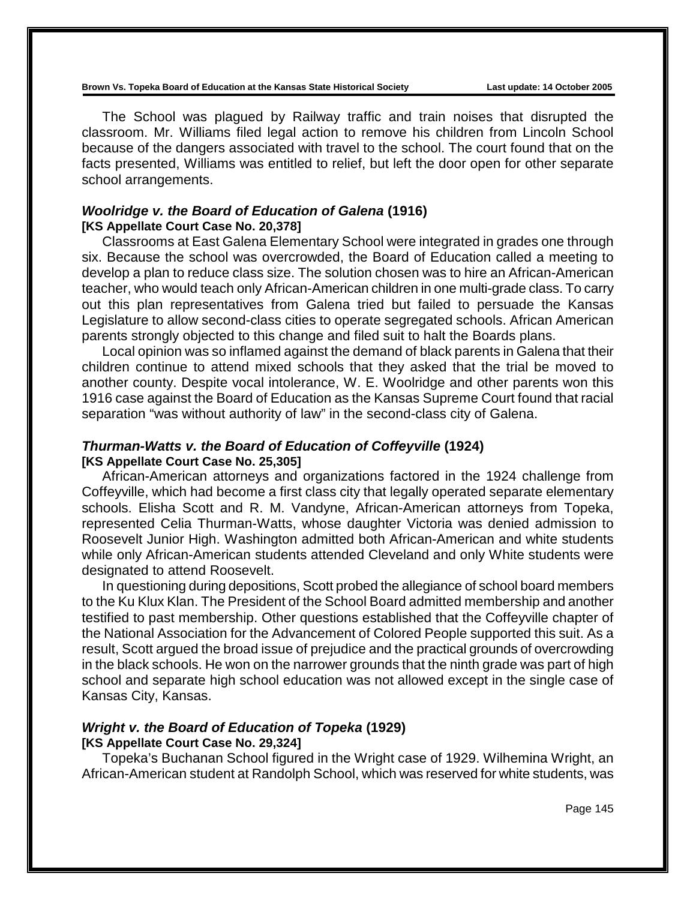The School was plagued by Railway traffic and train noises that disrupted the classroom. Mr. Williams filed legal action to remove his children from Lincoln School because of the dangers associated with travel to the school. The court found that on the facts presented, Williams was entitled to relief, but left the door open for other separate school arrangements.

### *Woolridge v. the Board of Education of Galena* (1916)
**[KS Appellate Court Case No. 20,378]**

Classrooms at East Galena Elementary School were integrated in grades one through six. Because the school was overcrowded, the Board of Education called a meeting to develop a plan to reduce class size. The solution chosen was to hire an African-American teacher, who would teach only African-American children in one multi-grade class. To carry out this plan representatives from Galena tried but failed to persuade the Kansas Legislature to allow second-class cities to operate segregated schools. African American parents strongly objected to this change and filed suit to halt the Boards plans.

Local opinion was so inflamed against the demand of black parents in Galena that their children continue to attend mixed schools that they asked that the trial be moved to another county. Despite vocal intolerance, W. E. Woolridge and other parents won this 1916 case against the Board of Education as the Kansas Supreme Court found that racial separation "was without authority of law" in the second-class city of Galena.

### *Thurman-Watts v. the Board of Education of Coffeyville* (1924)
**[KS Appellate Court Case No. 25,305]**

African-American attorneys and organizations factored in the 1924 challenge from Coffeyville, which had become a first class city that legally operated separate elementary schools. Elisha Scott and R. M. Vandyne, African-American attorneys from Topeka, represented Celia Thurman-Watts, whose daughter Victoria was denied admission to Roosevelt Junior High. Washington admitted both African-American and white students while only African-American students attended Cleveland and only White students were designated to attend Roosevelt.

In questioning during depositions, Scott probed the allegiance of school board members to the Ku Klux Klan. The President of the School Board admitted membership and another testified to past membership. Other questions established that the Coffeyville chapter of the National Association for the Advancement of Colored People supported this suit. As a result, Scott argued the broad issue of prejudice and the practical grounds of overcrowding in the black schools. He won on the narrower grounds that the ninth grade was part of high school and separate high school education was not allowed except in the single case of Kansas City, Kansas.

### *Wright v. the Board of Education of Topeka* (1929)
**[KS Appellate Court Case No. 29,324]**

Topeka's Buchanan School figured in the Wright case of 1929. Wilhemina Wright, an African-American student at Randolph School, which was reserved for white students, was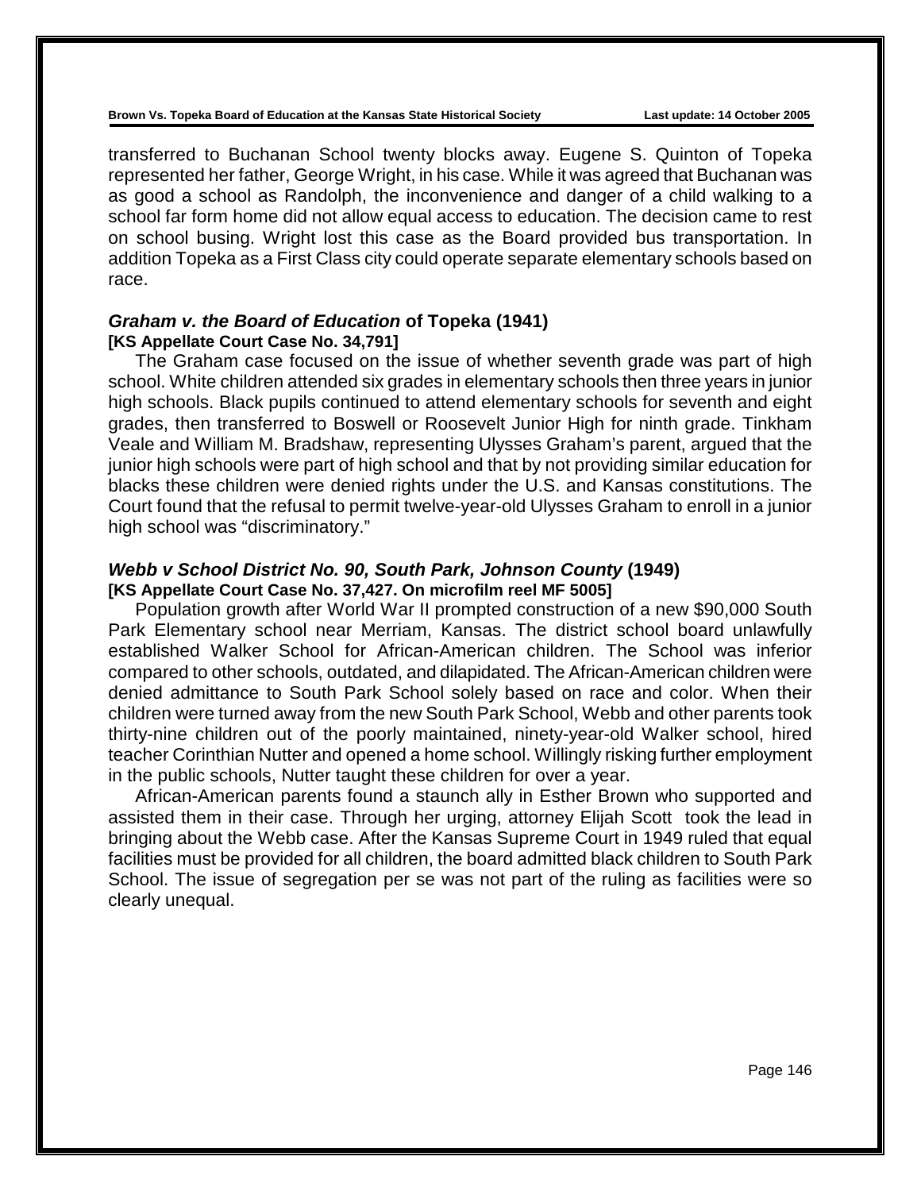transferred to Buchanan School twenty blocks away. Eugene S. Quinton of Topeka represented her father, George Wright, in his case. While it was agreed that Buchanan was as good a school as Randolph, the inconvenience and danger of a child walking to a school far form home did not allow equal access to education. The decision came to rest on school busing. Wright lost this case as the Board provided bus transportation. In addition Topeka as a First Class city could operate separate elementary schools based on race.

### *Graham v. the Board of Education* of Topeka (1941)
**[KS Appellate Court Case No. 34,791]**

The Graham case focused on the issue of whether seventh grade was part of high school. White children attended six grades in elementary schools then three years in junior high schools. Black pupils continued to attend elementary schools for seventh and eight grades, then transferred to Boswell or Roosevelt Junior High for ninth grade. Tinkham Veale and William M. Bradshaw, representing Ulysses Graham's parent, argued that the junior high schools were part of high school and that by not providing similar education for blacks these children were denied rights under the U.S. and Kansas constitutions. The Court found that the refusal to permit twelve-year-old Ulysses Graham to enroll in a junior high school was "discriminatory."

### *Webb v School District No. 90, South Park, Johnson County* (1949)
**[KS Appellate Court Case No. 37,427. On microfilm reel MF 5005]**

Population growth after World War II prompted construction of a new $90,000 South Park Elementary school near Merriam, Kansas. The district school board unlawfully established Walker School for African-American children. The School was inferior compared to other schools, outdated, and dilapidated. The African-American children were denied admittance to South Park School solely based on race and color. When their children were turned away from the new South Park School, Webb and other parents took thirty-nine children out of the poorly maintained, ninety-year-old Walker school, hired teacher Corinthian Nutter and opened a home school. Willingly risking further employment in the public schools, Nutter taught these children for over a year.

African-American parents found a staunch ally in Esther Brown who supported and assisted them in their case. Through her urging, attorney Elijah Scott took the lead in bringing about the Webb case. After the Kansas Supreme Court in 1949 ruled that equal facilities must be provided for all children, the board admitted black children to South Park School. The issue of segregation per se was not part of the ruling as facilities were so clearly unequal.